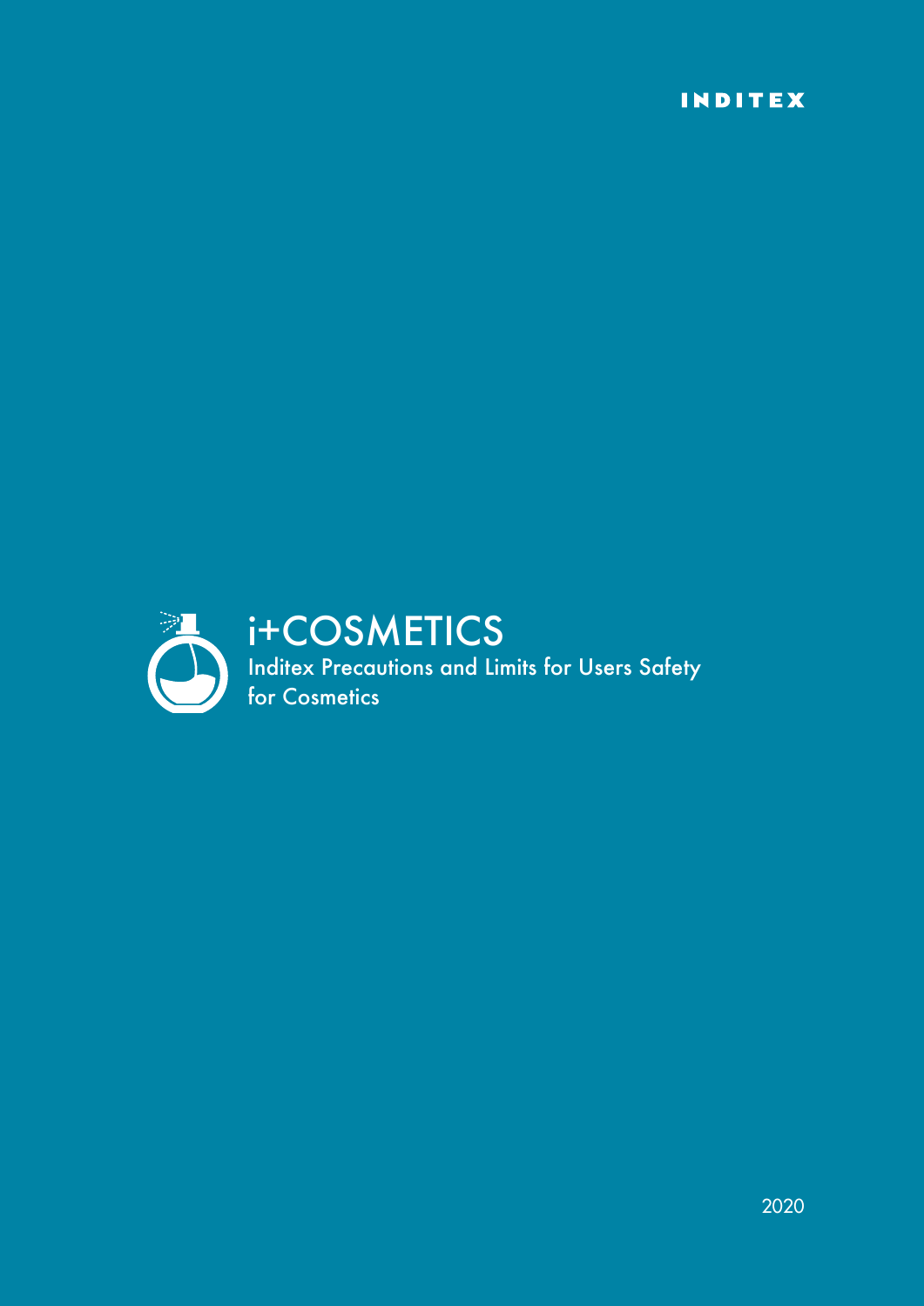INDITEX

# i+COSMETICS

Inditex Precautions and Limits for Users Safety for Cosmetics

2020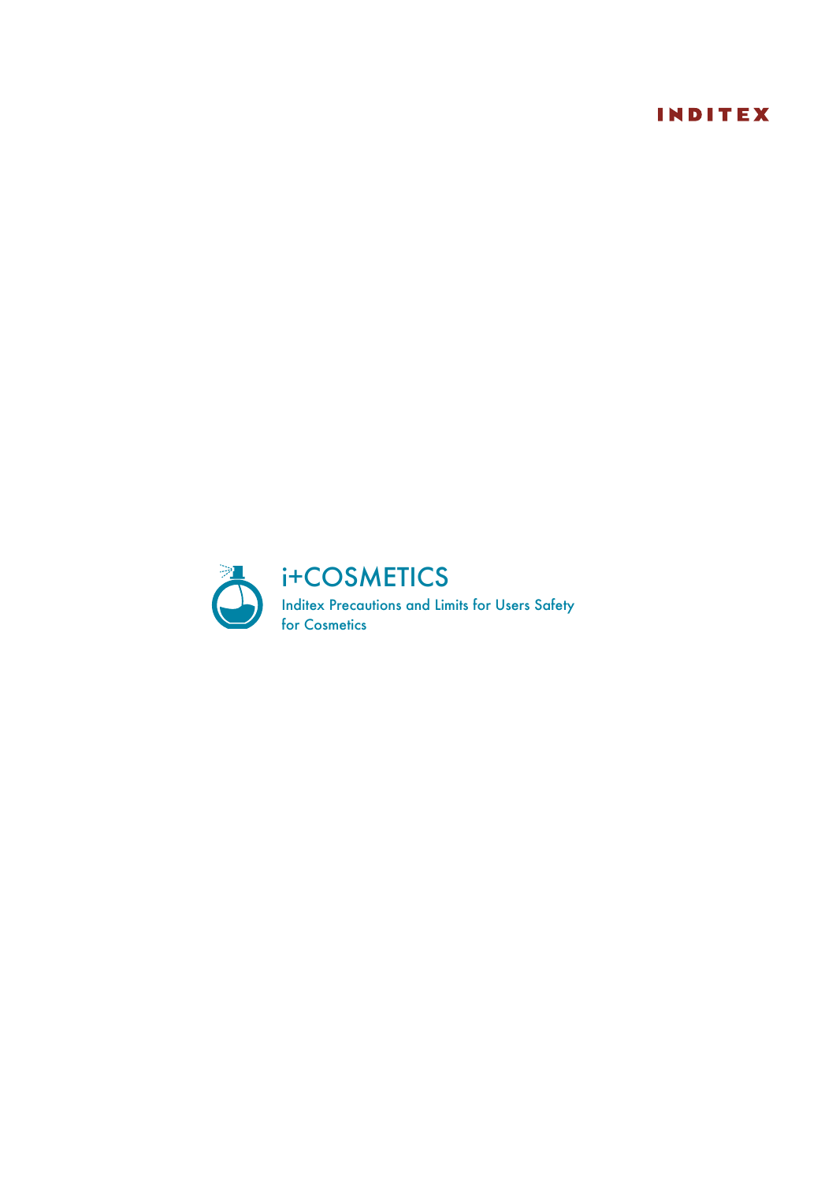INDITEX

# i+COSMETICS

Inditex Precautions and Limits for Users Safety for Cosmetics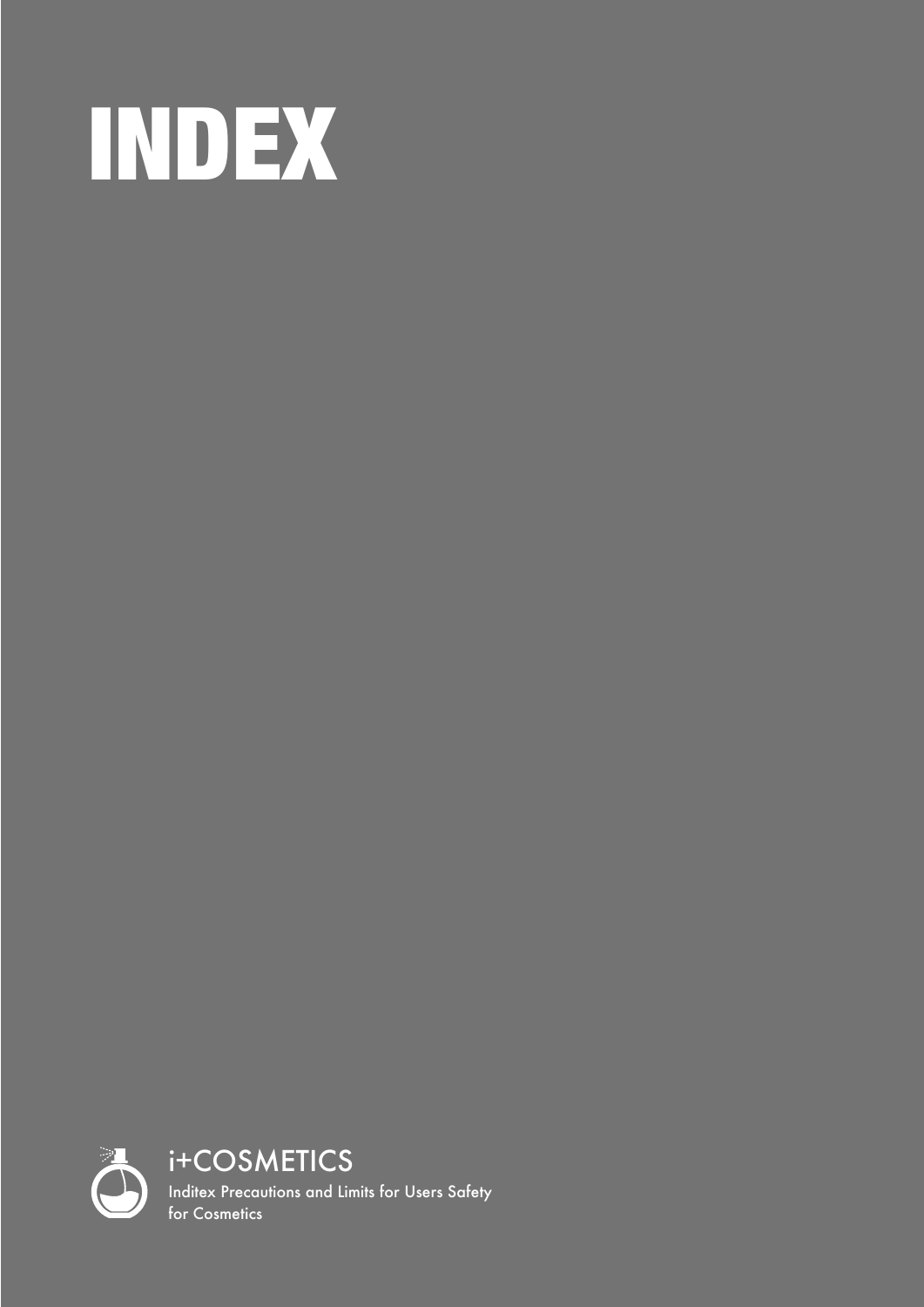# INDEX

i+COSMETICS

Inditex Precautions and Limits for Users Safety for Cosmetics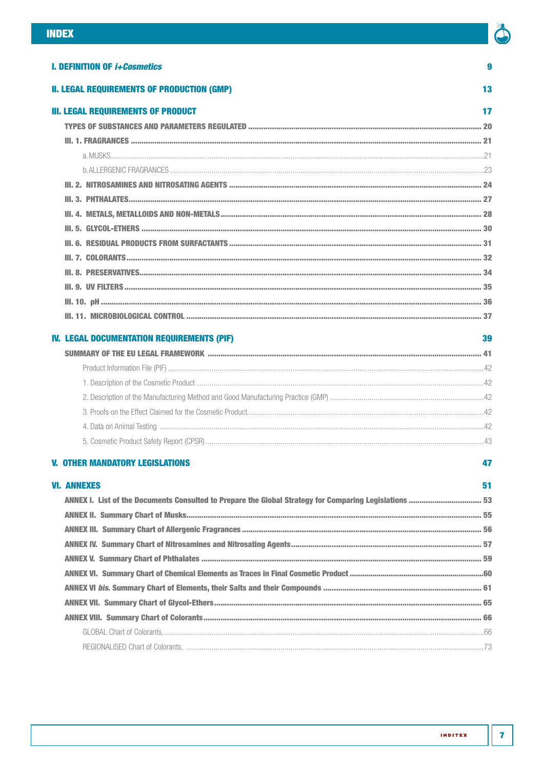# INDEX

**I. DEFINITION OF *i+Cosmetics*** 9

**II. LEGAL REQUIREMENTS OF PRODUCTION (GMP)** 13

**III. LEGAL REQUIREMENTS OF PRODUCT** 17

- **TYPES OF SUBSTANCES AND PARAMETERS REGULATED** ........ 20
- **III. 1. FRAGRANCES** ........ 21
  - a. MUSKS ........ 21
  - b. ALLERGENIC FRAGRANCES ........ 23
- **III. 2. NITROSAMINES AND NITROSATING AGENTS** ........ 24
- **III. 3. PHTHALATES** ........ 27
- **III. 4. METALS, METALLOIDS AND NON-METALS** ........ 28
- **III. 5. GLYCOL-ETHERS** ........ 30
- **III. 6. RESIDUAL PRODUCTS FROM SURFACTANTS** ........ 31
- **III. 7. COLORANTS** ........ 32
- **III. 8. PRESERVATIVES** ........ 34
- **III. 9. UV FILTERS** ........ 35
- **III. 10. pH** ........ 36
- **III. 11. MICROBIOLOGICAL CONTROL** ........ 37

**IV. LEGAL DOCUMENTATION REQUIREMENTS (PIF)** 39

- **SUMMARY OF THE EU LEGAL FRAMEWORK** ........ 41
  - Product Information File (PIF) ........ 42
  - 1. Description of the Cosmetic Product ........ 42
  - 2. Description of the Manufacturing Method and Good Manufacturing Practice (GMP) ........ 42
  - 3. Proofs on the Effect Claimed for the Cosmetic Product ........ 42
  - 4. Data on Animal Testing ........ 42
  - 5. Cosmetic Product Safety Report (CPSR) ........ 43

**V. OTHER MANDATORY LEGISLATIONS** 47

**VI. ANNEXES** 51

- **ANNEX I. List of the Documents Consulted to Prepare the Global Strategy for Comparing Legislations** ........ 53
- **ANNEX II. Summary Chart of Musks** ........ 55
- **ANNEX III. Summary Chart of Allergenic Fragrances** ........ 56
- **ANNEX IV. Summary Chart of Nitrosamines and Nitrosating Agents** ........ 57
- **ANNEX V. Summary Chart of Phthalates** ........ 59
- **ANNEX VI. Summary Chart of Chemical Elements as Traces in Final Cosmetic Product** ........ 60
- **ANNEX VI *bis*. Summary Chart of Elements, their Salts and their Compounds** ........ 61
- **ANNEX VII. Summary Chart of Glycol-Ethers** ........ 65
- **ANNEX VIII. Summary Chart of Colorants** ........ 66
  - GLOBAL Chart of Colorants, ........ 66
  - REGIONALISED Chart of Colorants, ........ 73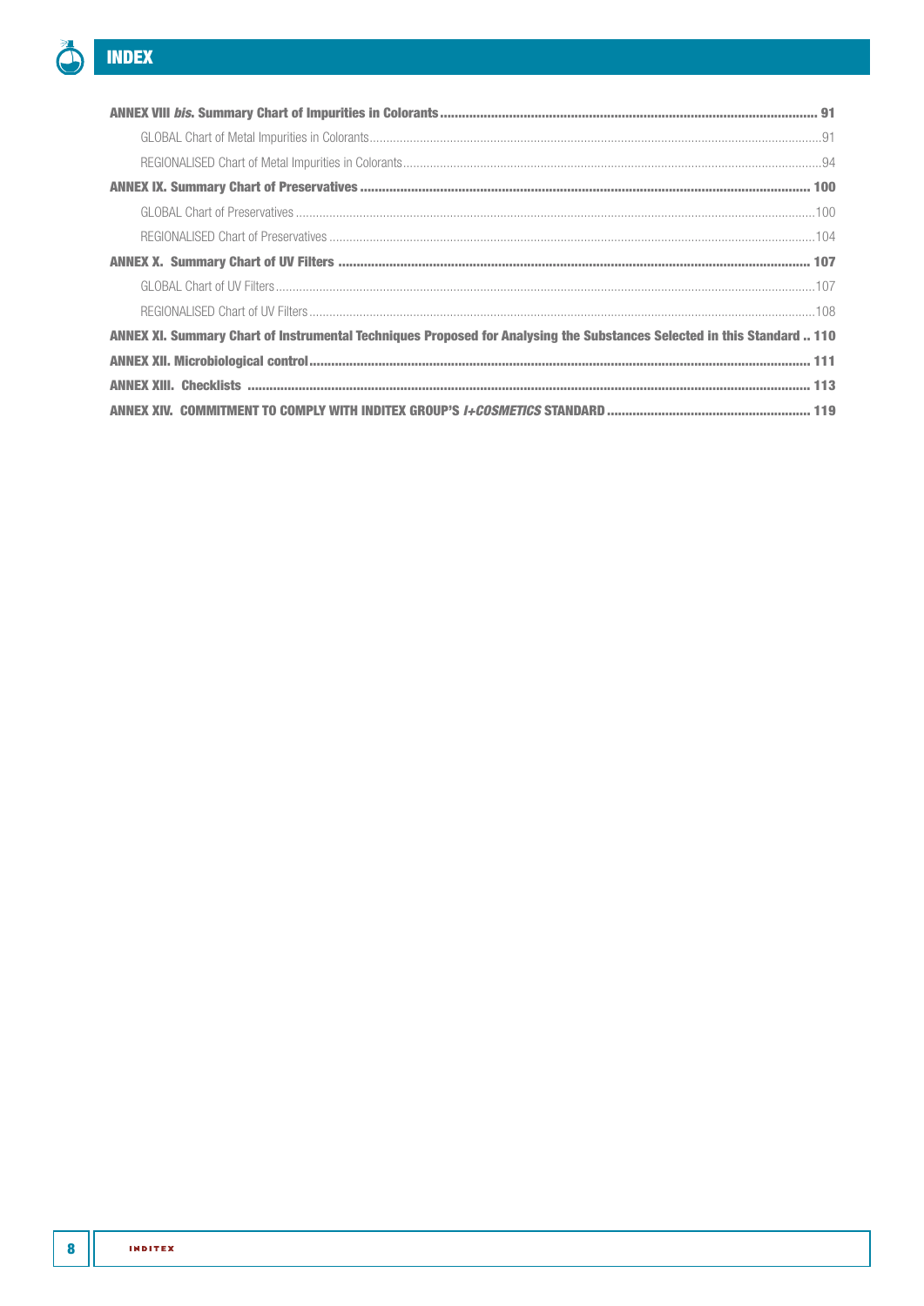# INDEX

**ANNEX VIII *bis*. Summary Chart of Impurities in Colorants** ........ **91**

GLOBAL Chart of Metal Impurities in Colorants ........ 91

REGIONALISED Chart of Metal Impurities in Colorants ........ 94

**ANNEX IX. Summary Chart of Preservatives** ........ **100**

GLOBAL Chart of Preservatives ........ 100

REGIONALISED Chart of Preservatives ........ 104

**ANNEX X. Summary Chart of UV Filters** ........ **107**

GLOBAL Chart of UV Filters ........ 107

REGIONALISED Chart of UV Filters ........ 108

**ANNEX XI. Summary Chart of Instrumental Techniques Proposed for Analysing the Substances Selected in this Standard** .. **110**

**ANNEX XII. Microbiological control** ........ **111**

**ANNEX XIII. Checklists** ........ **113**

**ANNEX XIV. COMMITMENT TO COMPLY WITH INDITEX GROUP'S *I+COSMETICS* STANDARD** ........ **119**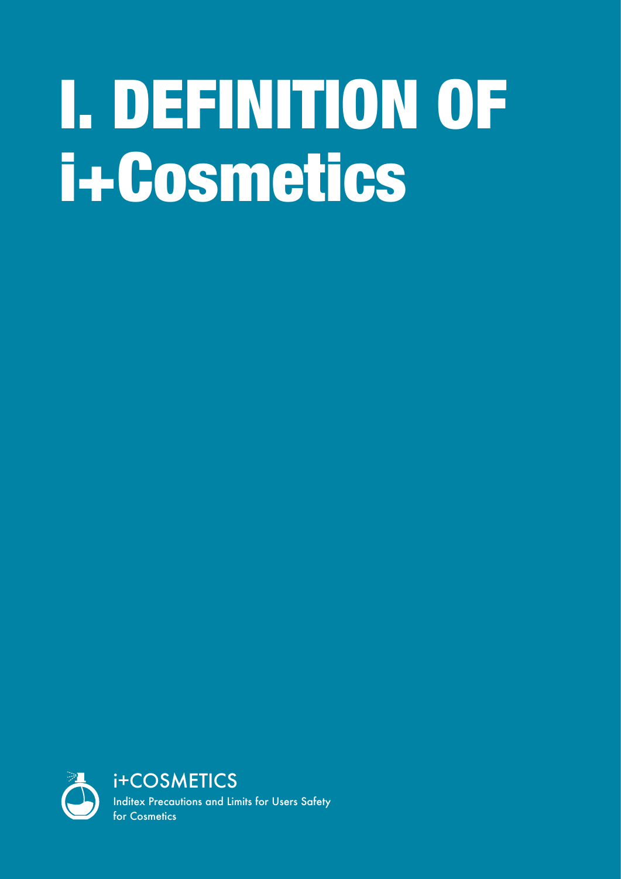# I. DEFINITION OF i+Cosmetics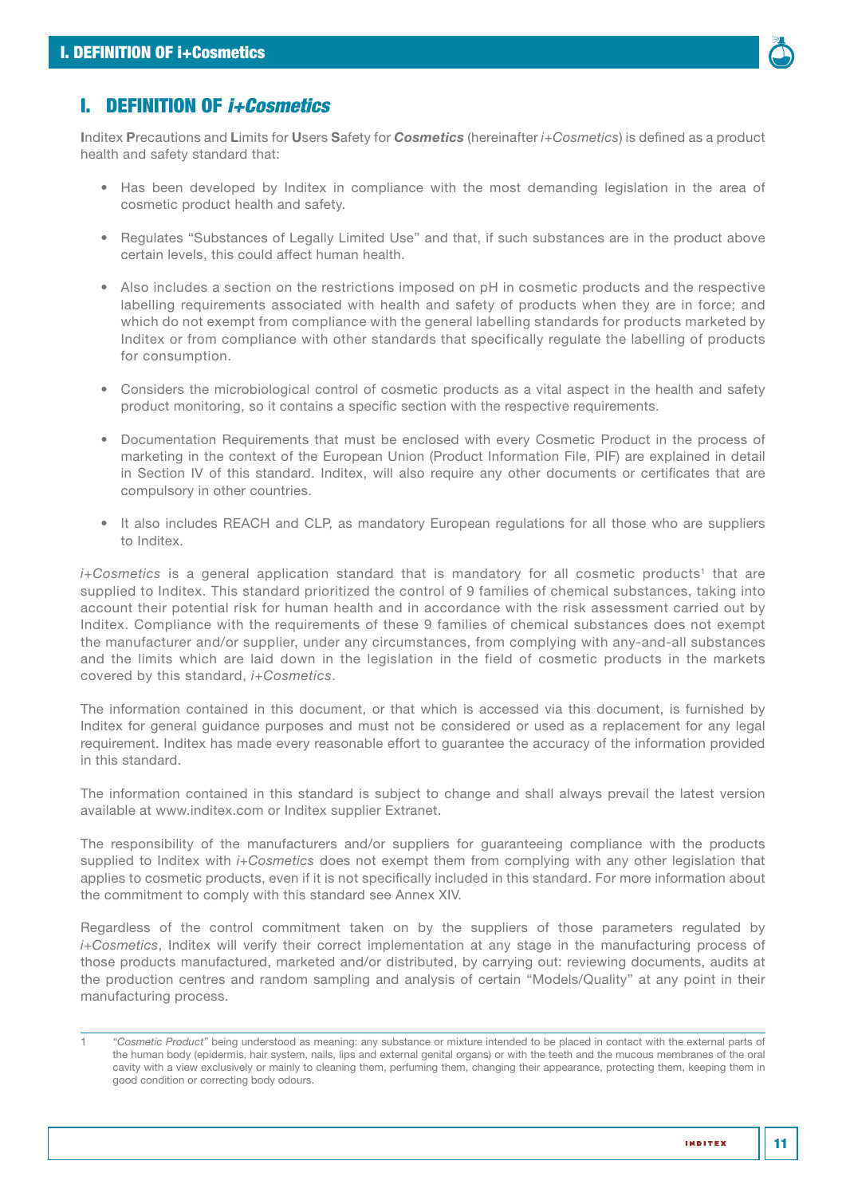# I. DEFINITION OF *i+Cosmetics*

**I**nditex **P**recautions and **L**imits for **U**sers **S**afety for ***Cosmetics*** (hereinafter *i+Cosmetics*) is defined as a product health and safety standard that:

- Has been developed by Inditex in compliance with the most demanding legislation in the area of cosmetic product health and safety.
- Regulates "Substances of Legally Limited Use" and that, if such substances are in the product above certain levels, this could affect human health.
- Also includes a section on the restrictions imposed on pH in cosmetic products and the respective labelling requirements associated with health and safety of products when they are in force; and which do not exempt from compliance with the general labelling standards for products marketed by Inditex or from compliance with other standards that specifically regulate the labelling of products for consumption.
- Considers the microbiological control of cosmetic products as a vital aspect in the health and safety product monitoring, so it contains a specific section with the respective requirements.
- Documentation Requirements that must be enclosed with every Cosmetic Product in the process of marketing in the context of the European Union (Product Information File, PIF) are explained in detail in Section IV of this standard. Inditex, will also require any other documents or certificates that are compulsory in other countries.
- It also includes REACH and CLP, as mandatory European regulations for all those who are suppliers to Inditex.

*i+Cosmetics* is a general application standard that is mandatory for all cosmetic products[1] that are supplied to Inditex. This standard prioritized the control of 9 families of chemical substances, taking into account their potential risk for human health and in accordance with the risk assessment carried out by Inditex. Compliance with the requirements of these 9 families of chemical substances does not exempt the manufacturer and/or supplier, under any circumstances, from complying with any-and-all substances and the limits which are laid down in the legislation in the field of cosmetic products in the markets covered by this standard, *i+Cosmetics*.

The information contained in this document, or that which is accessed via this document, is furnished by Inditex for general guidance purposes and must not be considered or used as a replacement for any legal requirement. Inditex has made every reasonable effort to guarantee the accuracy of the information provided in this standard.

The information contained in this standard is subject to change and shall always prevail the latest version available at www.inditex.com or Inditex supplier Extranet.

The responsibility of the manufacturers and/or suppliers for guaranteeing compliance with the products supplied to Inditex with *i+Cosmetics* does not exempt them from complying with any other legislation that applies to cosmetic products, even if it is not specifically included in this standard. For more information about the commitment to comply with this standard see Annex XIV.

Regardless of the control commitment taken on by the suppliers of those parameters regulated by *i+Cosmetics*, Inditex will verify their correct implementation at any stage in the manufacturing process of those products manufactured, marketed and/or distributed, by carrying out: reviewing documents, audits at the production centres and random sampling and analysis of certain "Models/Quality" at any point in their manufacturing process.

---

[1] *"Cosmetic Product"* being understood as meaning: any substance or mixture intended to be placed in contact with the external parts of the human body (epidermis, hair system, nails, lips and external genital organs) or with the teeth and the mucous membranes of the oral cavity with a view exclusively or mainly to cleaning them, perfuming them, changing their appearance, protecting them, keeping them in good condition or correcting body odours.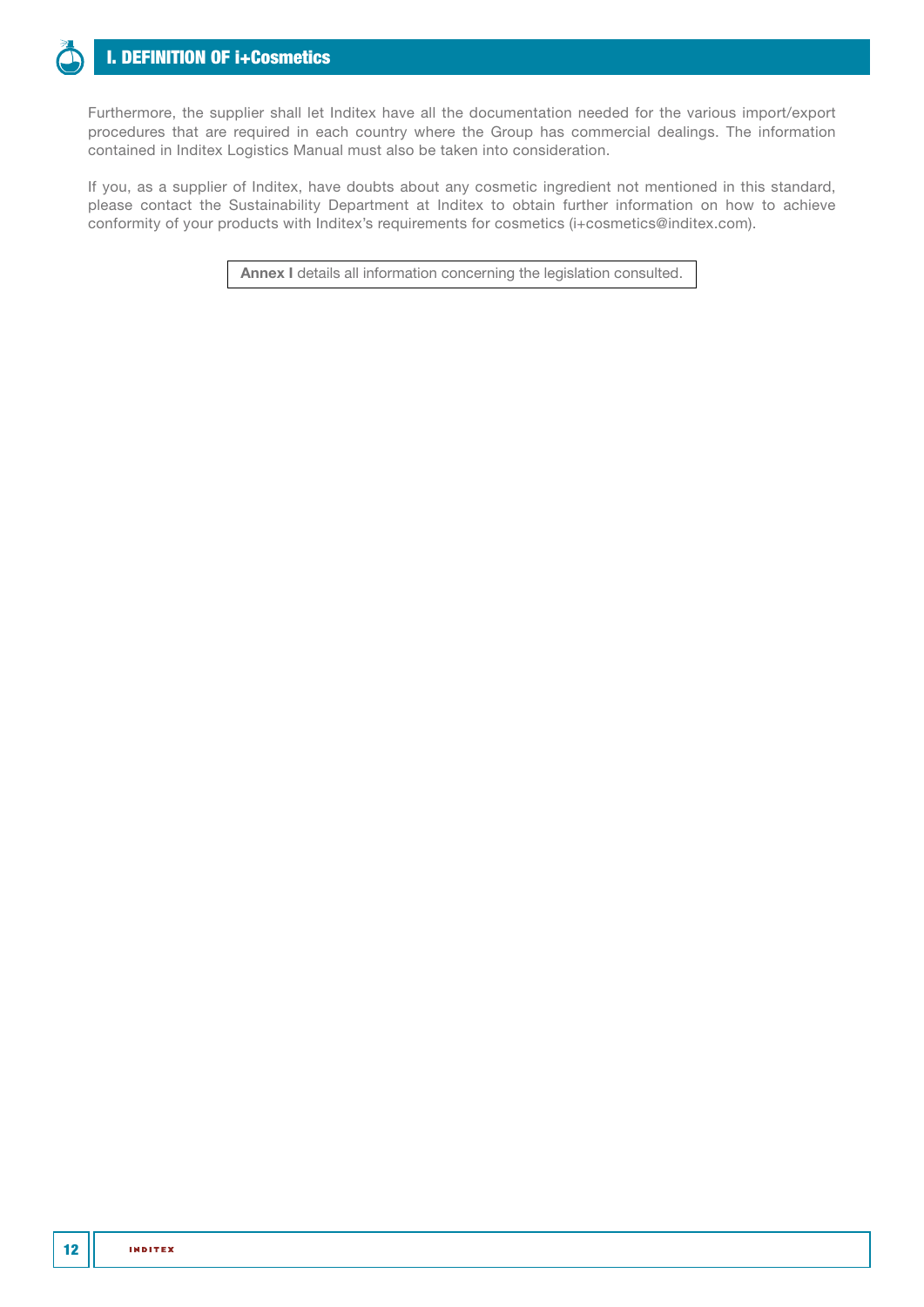Furthermore, the supplier shall let Inditex have all the documentation needed for the various import/export procedures that are required in each country where the Group has commercial dealings. The information contained in Inditex Logistics Manual must also be taken into consideration.

If you, as a supplier of Inditex, have doubts about any cosmetic ingredient not mentioned in this standard, please contact the Sustainability Department at Inditex to obtain further information on how to achieve conformity of your products with Inditex's requirements for cosmetics (i+cosmetics@inditex.com).

**Annex I** details all information concerning the legislation consulted.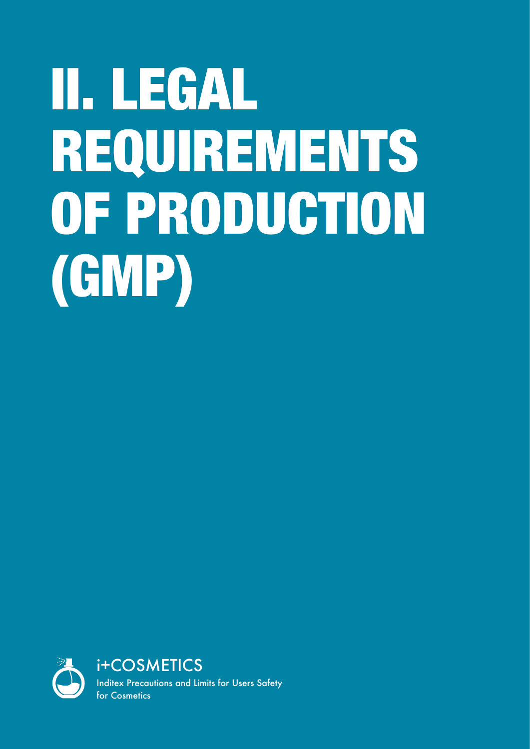# II. LEGAL REQUIREMENTS OF PRODUCTION (GMP)

i+COSMETICS

Inditex Precautions and Limits for Users Safety for Cosmetics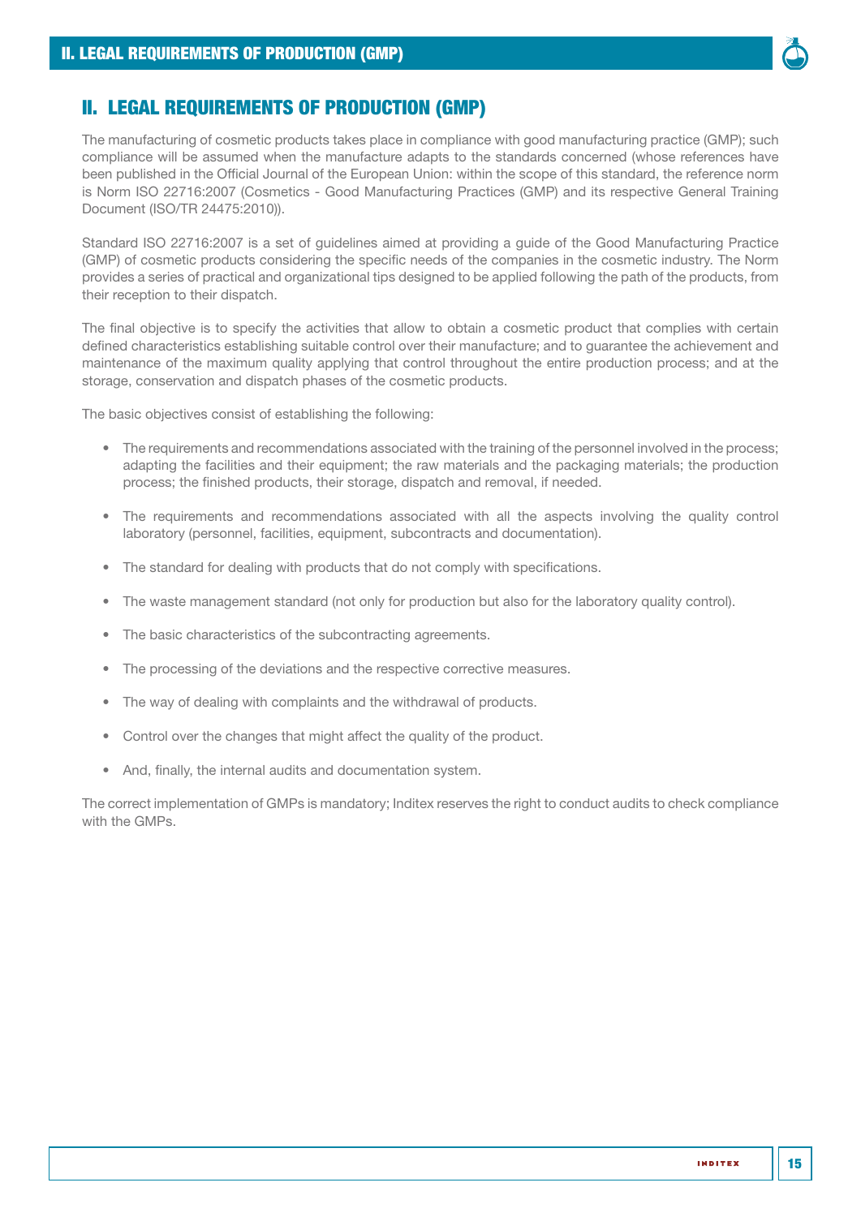# II. LEGAL REQUIREMENTS OF PRODUCTION (GMP)

The manufacturing of cosmetic products takes place in compliance with good manufacturing practice (GMP); such compliance will be assumed when the manufacture adapts to the standards concerned (whose references have been published in the Official Journal of the European Union: within the scope of this standard, the reference norm is Norm ISO 22716:2007 (Cosmetics - Good Manufacturing Practices (GMP) and its respective General Training Document (ISO/TR 24475:2010)).

Standard ISO 22716:2007 is a set of guidelines aimed at providing a guide of the Good Manufacturing Practice (GMP) of cosmetic products considering the specific needs of the companies in the cosmetic industry. The Norm provides a series of practical and organizational tips designed to be applied following the path of the products, from their reception to their dispatch.

The final objective is to specify the activities that allow to obtain a cosmetic product that complies with certain defined characteristics establishing suitable control over their manufacture; and to guarantee the achievement and maintenance of the maximum quality applying that control throughout the entire production process; and at the storage, conservation and dispatch phases of the cosmetic products.

The basic objectives consist of establishing the following:

- The requirements and recommendations associated with the training of the personnel involved in the process; adapting the facilities and their equipment; the raw materials and the packaging materials; the production process; the finished products, their storage, dispatch and removal, if needed.
- The requirements and recommendations associated with all the aspects involving the quality control laboratory (personnel, facilities, equipment, subcontracts and documentation).
- The standard for dealing with products that do not comply with specifications.
- The waste management standard (not only for production but also for the laboratory quality control).
- The basic characteristics of the subcontracting agreements.
- The processing of the deviations and the respective corrective measures.
- The way of dealing with complaints and the withdrawal of products.
- Control over the changes that might affect the quality of the product.
- And, finally, the internal audits and documentation system.

The correct implementation of GMPs is mandatory; Inditex reserves the right to conduct audits to check compliance with the GMPs.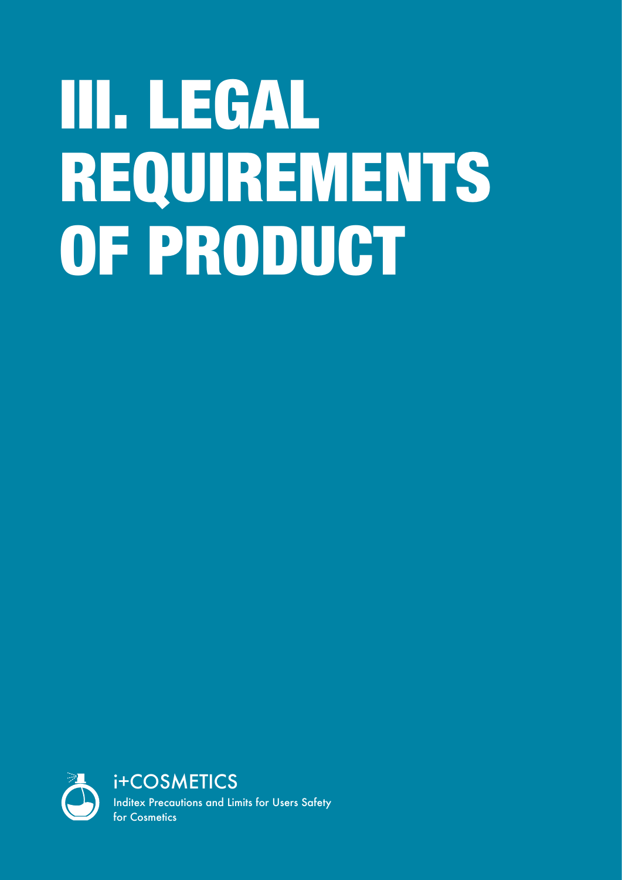# III. LEGAL REQUIREMENTS OF PRODUCT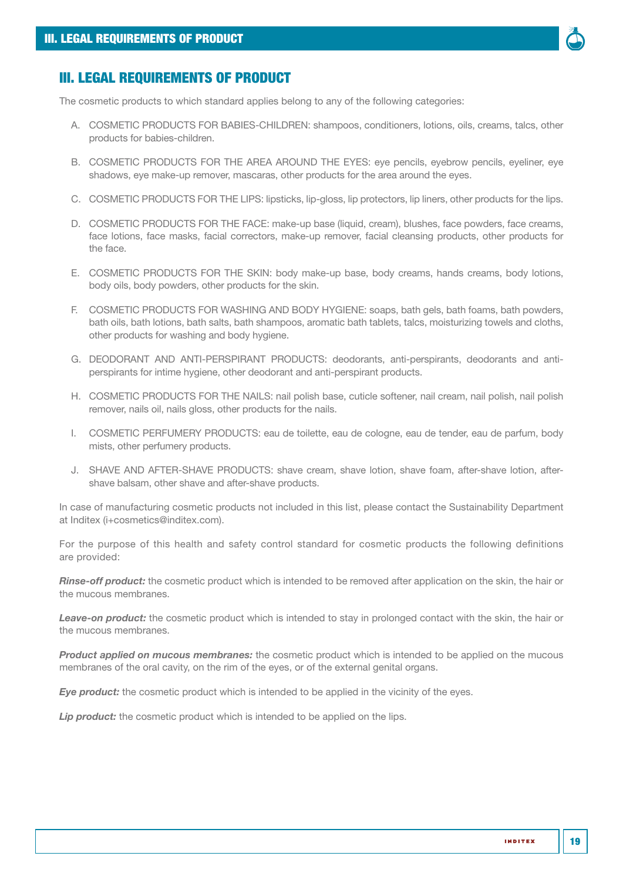# III. LEGAL REQUIREMENTS OF PRODUCT

The cosmetic products to which standard applies belong to any of the following categories:

A. COSMETIC PRODUCTS FOR BABIES-CHILDREN: shampoos, conditioners, lotions, oils, creams, talcs, other products for babies-children.

B. COSMETIC PRODUCTS FOR THE AREA AROUND THE EYES: eye pencils, eyebrow pencils, eyeliner, eye shadows, eye make-up remover, mascaras, other products for the area around the eyes.

C. COSMETIC PRODUCTS FOR THE LIPS: lipsticks, lip-gloss, lip protectors, lip liners, other products for the lips.

D. COSMETIC PRODUCTS FOR THE FACE: make-up base (liquid, cream), blushes, face powders, face creams, face lotions, face masks, facial correctors, make-up remover, facial cleansing products, other products for the face.

E. COSMETIC PRODUCTS FOR THE SKIN: body make-up base, body creams, hands creams, body lotions, body oils, body powders, other products for the skin.

F. COSMETIC PRODUCTS FOR WASHING AND BODY HYGIENE: soaps, bath gels, bath foams, bath powders, bath oils, bath lotions, bath salts, bath shampoos, aromatic bath tablets, talcs, moisturizing towels and cloths, other products for washing and body hygiene.

G. DEODORANT AND ANTI-PERSPIRANT PRODUCTS: deodorants, anti-perspirants, deodorants and anti-perspirants for intime hygiene, other deodorant and anti-perspirant products.

H. COSMETIC PRODUCTS FOR THE NAILS: nail polish base, cuticle softener, nail cream, nail polish, nail polish remover, nails oil, nails gloss, other products for the nails.

I. COSMETIC PERFUMERY PRODUCTS: eau de toilette, eau de cologne, eau de tender, eau de parfum, body mists, other perfumery products.

J. SHAVE AND AFTER-SHAVE PRODUCTS: shave cream, shave lotion, shave foam, after-shave lotion, after-shave balsam, other shave and after-shave products.

In case of manufacturing cosmetic products not included in this list, please contact the Sustainability Department at Inditex (i+cosmetics@inditex.com).

For the purpose of this health and safety control standard for cosmetic products the following definitions are provided:

***Rinse-off product:*** the cosmetic product which is intended to be removed after application on the skin, the hair or the mucous membranes.

***Leave-on product:*** the cosmetic product which is intended to stay in prolonged contact with the skin, the hair or the mucous membranes.

***Product applied on mucous membranes:*** the cosmetic product which is intended to be applied on the mucous membranes of the oral cavity, on the rim of the eyes, or of the external genital organs.

***Eye product:*** the cosmetic product which is intended to be applied in the vicinity of the eyes.

***Lip product:*** the cosmetic product which is intended to be applied on the lips.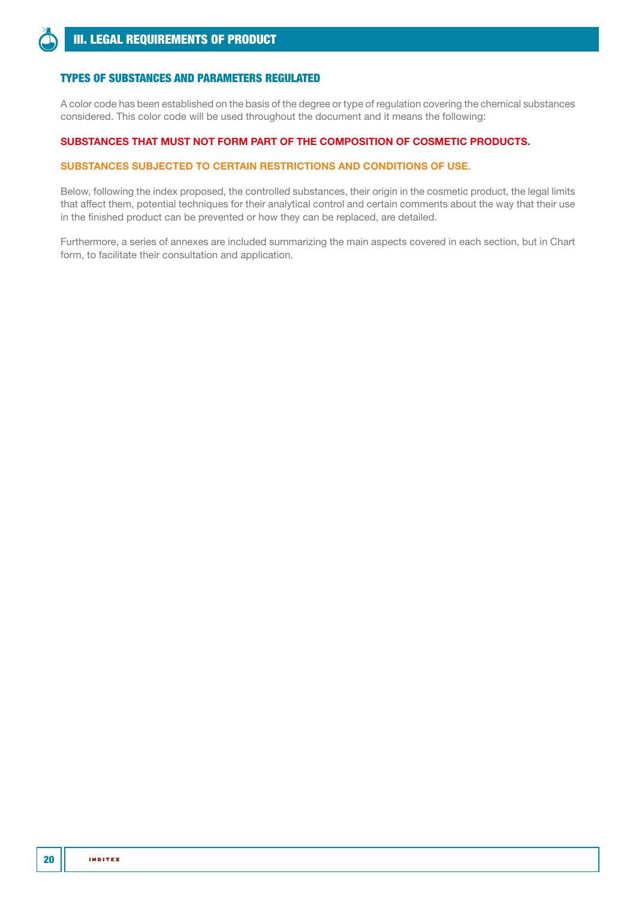# III. LEGAL REQUIREMENTS OF PRODUCT

## TYPES OF SUBSTANCES AND PARAMETERS REGULATED

A color code has been established on the basis of the degree or type of regulation covering the chemical substances considered. This color code will be used throughout the document and it means the following:

**SUBSTANCES THAT MUST NOT FORM PART OF THE COMPOSITION OF COSMETIC PRODUCTS.**

**SUBSTANCES SUBJECTED TO CERTAIN RESTRICTIONS AND CONDITIONS OF USE.**

Below, following the index proposed, the controlled substances, their origin in the cosmetic product, the legal limits that affect them, potential techniques for their analytical control and certain comments about the way that their use in the finished product can be prevented or how they can be replaced, are detailed.

Furthermore, a series of annexes are included summarizing the main aspects covered in each section, but in Chart form, to facilitate their consultation and application.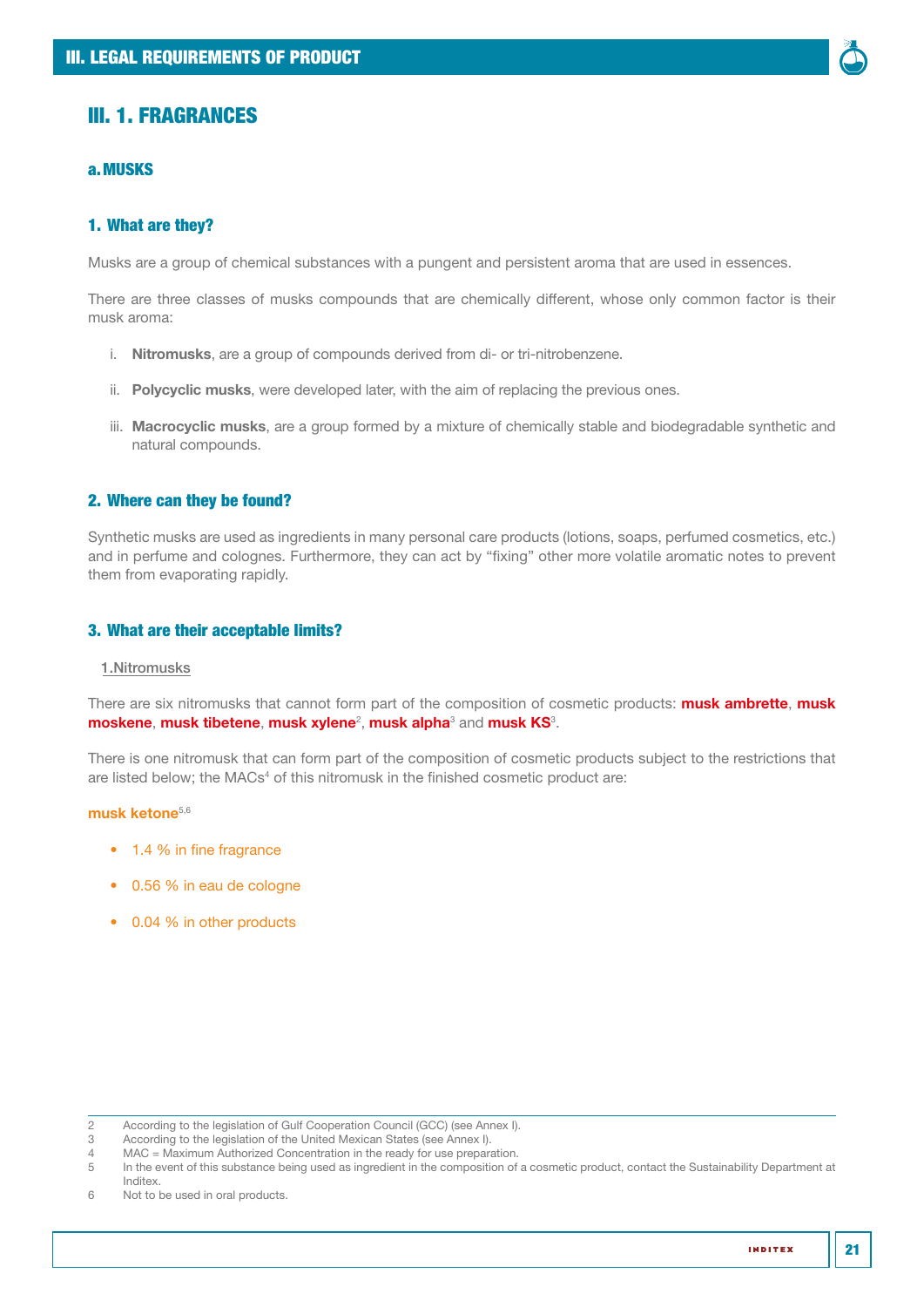# III. 1. FRAGRANCES

## a. MUSKS

### 1. What are they?

Musks are a group of chemical substances with a pungent and persistent aroma that are used in essences.

There are three classes of musks compounds that are chemically different, whose only common factor is their musk aroma:

i. **Nitromusks**, are a group of compounds derived from di- or tri-nitrobenzene.

ii. **Polycyclic musks**, were developed later, with the aim of replacing the previous ones.

iii. **Macrocyclic musks**, are a group formed by a mixture of chemically stable and biodegradable synthetic and natural compounds.

### 2. Where can they be found?

Synthetic musks are used as ingredients in many personal care products (lotions, soaps, perfumed cosmetics, etc.) and in perfume and colognes. Furthermore, they can act by "fixing" other more volatile aromatic notes to prevent them from evaporating rapidly.

### 3. What are their acceptable limits?

1.Nitromusks

There are six nitromusks that cannot form part of the composition of cosmetic products: **musk ambrette**, **musk moskene**, **musk tibetene**, **musk xylene**[2], **musk alpha**[3] and **musk KS**[3].

There is one nitromusk that can form part of the composition of cosmetic products subject to the restrictions that are listed below; the MACs[4] of this nitromusk in the finished cosmetic product are:

**musk ketone**[5,6]

- 1.4 % in fine fragrance
- 0.56 % in eau de cologne
- 0.04 % in other products

---

2 According to the legislation of Gulf Cooperation Council (GCC) (see Annex I).
3 According to the legislation of the United Mexican States (see Annex I).
4 MAC = Maximum Authorized Concentration in the ready for use preparation.
5 In the event of this substance being used as ingredient in the composition of a cosmetic product, contact the Sustainability Department at Inditex.
6 Not to be used in oral products.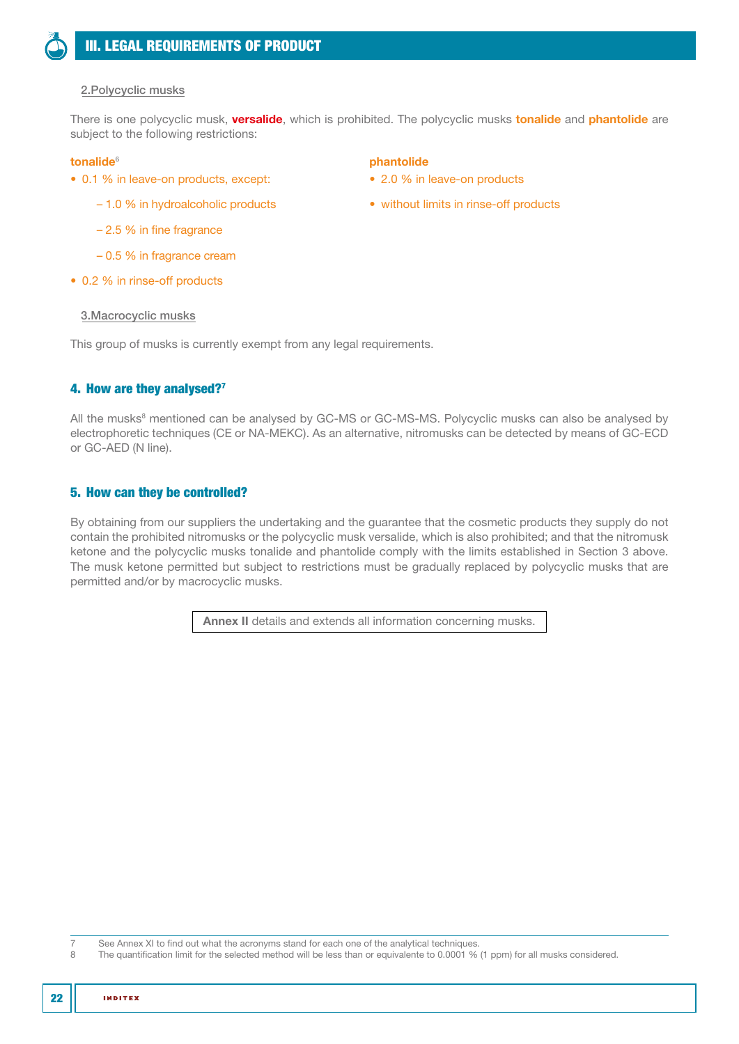### 2. Polycyclic musks

There is one polycyclic musk, **versalide**, which is prohibited. The polycyclic musks **tonalide** and **phantolide** are subject to the following restrictions:

**tonalide**[6]

- 0.1 % in leave-on products, except:
  - 1.0 % in hydroalcoholic products
  - 2.5 % in fine fragrance
  - 0.5 % in fragrance cream
- 0.2 % in rinse-off products

**phantolide**

- 2.0 % in leave-on products
- without limits in rinse-off products

### 3. Macrocyclic musks

This group of musks is currently exempt from any legal requirements.

## 4. How are they analysed?[7]

All the musks[8] mentioned can be analysed by GC-MS or GC-MS-MS. Polycyclic musks can also be analysed by electrophoretic techniques (CE or NA-MEKC). As an alternative, nitromusks can be detected by means of GC-ECD or GC-AED (N line).

## 5. How can they be controlled?

By obtaining from our suppliers the undertaking and the guarantee that the cosmetic products they supply do not contain the prohibited nitromusks or the polycyclic musk versalide, which is also prohibited; and that the nitromusk ketone and the polycyclic musks tonalide and phantolide comply with the limits established in Section 3 above. The musk ketone permitted but subject to restrictions must be gradually replaced by polycyclic musks that are permitted and/or by macrocyclic musks.

**Annex II** details and extends all information concerning musks.

---

7 See Annex XI to find out what the acronyms stand for each one of the analytical techniques.

8 The quantification limit for the selected method will be less than or equivalente to 0.0001 % (1 ppm) for all musks considered.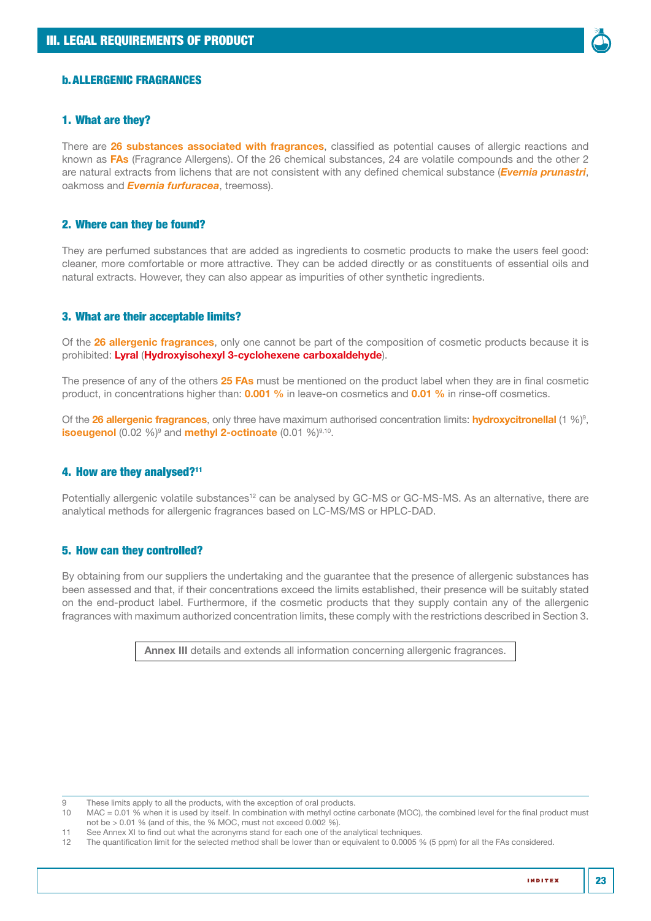## III. LEGAL REQUIREMENTS OF PRODUCT

### b. ALLERGENIC FRAGRANCES

#### 1. What are they?

There are **26 substances associated with fragrances**, classified as potential causes of allergic reactions and known as **FAs** (Fragrance Allergens). Of the 26 chemical substances, 24 are volatile compounds and the other 2 are natural extracts from lichens that are not consistent with any defined chemical substance (***Evernia prunastri***, oakmoss and ***Evernia furfuracea***, treemoss).

#### 2. Where can they be found?

They are perfumed substances that are added as ingredients to cosmetic products to make the users feel good: cleaner, more comfortable or more attractive. They can be added directly or as constituents of essential oils and natural extracts. However, they can also appear as impurities of other synthetic ingredients.

#### 3. What are their acceptable limits?

Of the **26 allergenic fragrances**, only one cannot be part of the composition of cosmetic products because it is prohibited: **Lyral** (**Hydroxyisohexyl 3-cyclohexene carboxaldehyde**).

The presence of any of the others **25 FAs** must be mentioned on the product label when they are in final cosmetic product, in concentrations higher than: **0.001 %** in leave-on cosmetics and **0.01 %** in rinse-off cosmetics.

Of the **26 allergenic fragrances**, only three have maximum authorised concentration limits: **hydroxycitronellal** (1 %)[9], **isoeugenol** (0.02 %)[9] and **methyl 2-octinoate** (0.01 %)[9,10].

#### 4. How are they analysed?[11]

Potentially allergenic volatile substances[12] can be analysed by GC-MS or GC-MS-MS. As an alternative, there are analytical methods for allergenic fragrances based on LC-MS/MS or HPLC-DAD.

#### 5. How can they controlled?

By obtaining from our suppliers the undertaking and the guarantee that the presence of allergenic substances has been assessed and that, if their concentrations exceed the limits established, their presence will be suitably stated on the end-product label. Furthermore, if the cosmetic products that they supply contain any of the allergenic fragrances with maximum authorized concentration limits, these comply with the restrictions described in Section 3.

**Annex III** details and extends all information concerning allergenic fragrances.

---

9 These limits apply to all the products, with the exception of oral products.

10 MAC = 0.01 % when it is used by itself. In combination with methyl octine carbonate (MOC), the combined level for the final product must not be > 0.01 % (and of this, the % MOC, must not exceed 0.002 %).

11 See Annex XI to find out what the acronyms stand for each one of the analytical techniques.

12 The quantification limit for the selected method shall be lower than or equivalent to 0.0005 % (5 ppm) for all the FAs considered.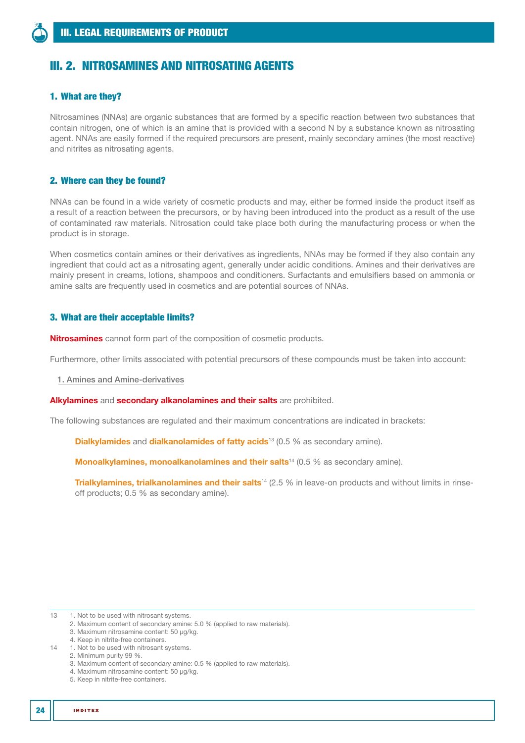# III. 2. NITROSAMINES AND NITROSATING AGENTS

## 1. What are they?

Nitrosamines (NNAs) are organic substances that are formed by a specific reaction between two substances that contain nitrogen, one of which is an amine that is provided with a second N by a substance known as nitrosating agent. NNAs are easily formed if the required precursors are present, mainly secondary amines (the most reactive) and nitrites as nitrosating agents.

## 2. Where can they be found?

NNAs can be found in a wide variety of cosmetic products and may, either be formed inside the product itself as a result of a reaction between the precursors, or by having been introduced into the product as a result of the use of contaminated raw materials. Nitrosation could take place both during the manufacturing process or when the product is in storage.

When cosmetics contain amines or their derivatives as ingredients, NNAs may be formed if they also contain any ingredient that could act as a nitrosating agent, generally under acidic conditions. Amines and their derivatives are mainly present in creams, lotions, shampoos and conditioners. Surfactants and emulsifiers based on ammonia or amine salts are frequently used in cosmetics and are potential sources of NNAs.

## 3. What are their acceptable limits?

**Nitrosamines** cannot form part of the composition of cosmetic products.

Furthermore, other limits associated with potential precursors of these compounds must be taken into account:

1. Amines and Amine-derivatives

**Alkylamines** and **secondary alkanolamines and their salts** are prohibited.

The following substances are regulated and their maximum concentrations are indicated in brackets:

> **Dialkylamides** and **dialkanolamides of fatty acids**[13] (0.5 % as secondary amine).
>
> **Monoalkylamines, monoalkanolamines and their salts**[14] (0.5 % as secondary amine).
>
> **Trialkylamines, trialkanolamines and their salts**[14] (2.5 % in leave-on products and without limits in rinse-off products; 0.5 % as secondary amine).

---

13 1. Not to be used with nitrosant systems.
2. Maximum content of secondary amine: 5.0 % (applied to raw materials).
3. Maximum nitrosamine content: 50 µg/kg.
4. Keep in nitrite-free containers.

14 1. Not to be used with nitrosant systems.
2. Minimum purity 99 %.
3. Maximum content of secondary amine: 0.5 % (applied to raw materials).
4. Maximum nitrosamine content: 50 µg/kg.
5. Keep in nitrite-free containers.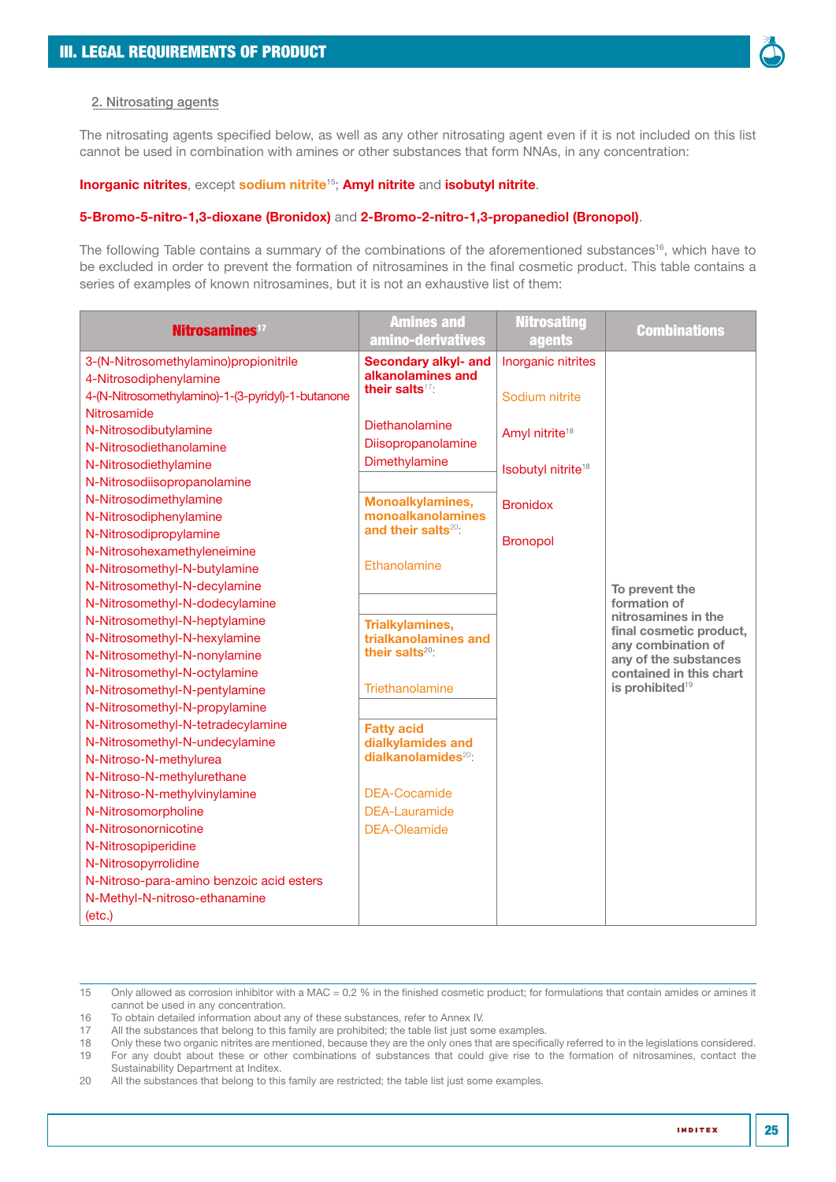## 2. Nitrosating agents

The nitrosating agents specified below, as well as any other nitrosating agent even if it is not included on this list cannot be used in combination with amines or other substances that form NNAs, in any concentration:

**Inorganic nitrites**, except **sodium nitrite**[15]; **Amyl nitrite** and **isobutyl nitrite**.

**5-Bromo-5-nitro-1,3-dioxane (Bronidox)** and **2-Bromo-2-nitro-1,3-propanediol (Bronopol)**.

The following Table contains a summary of the combinations of the aforementioned substances[16], which have to be excluded in order to prevent the formation of nitrosamines in the final cosmetic product. This table contains a series of examples of known nitrosamines, but it is not an exhaustive list of them:

| Nitrosamines[17] | Amines and amino-derivatives | Nitrosating agents | Combinations |
|---|---|---|---|
| 3-(N-Nitrosomethylamino)propionitrile<br>4-Nitrosodiphenylamine<br>4-(N-Nitrosomethylamino)-1-(3-pyridyl)-1-butanone<br>Nitrosamide<br>N-Nitrosodibutylamine<br>N-Nitrosodiethanolamine<br>N-Nitrosodiethylamine<br>N-Nitrosodiisopropanolamine<br>N-Nitrosodimethylamine<br>N-Nitrosodiphenylamine<br>N-Nitrosodipropylamine<br>N-Nitrosohexamethyleneimine<br>N-Nitrosomethyl-N-butylamine<br>N-Nitrosomethyl-N-decylamine<br>N-Nitrosomethyl-N-dodecylamine<br>N-Nitrosomethyl-N-heptylamine<br>N-Nitrosomethyl-N-hexylamine<br>N-Nitrosomethyl-N-nonylamine<br>N-Nitrosomethyl-N-octylamine<br>N-Nitrosomethyl-N-pentylamine<br>N-Nitrosomethyl-N-propylamine<br>N-Nitrosomethyl-N-tetradecylamine<br>N-Nitrosomethyl-N-undecylamine<br>N-Nitroso-N-methylurea<br>N-Nitroso-N-methylurethane<br>N-Nitroso-N-methylvinylamine<br>N-Nitrosomorpholine<br>N-Nitrosonornicotine<br>N-Nitrosopiperidine<br>N-Nitrosopyrrolidine<br>N-Nitroso-para-amino benzoic acid esters<br>N-Methyl-N-nitroso-ethanamine<br>(etc.) | **Secondary alkyl- and alkanolamines and their salts**[17]:<br>Diethanolamine<br>Diisopropanolamine<br>Dimethylamine<br><br>**Monoalkylamines, monoalkanolamines and their salts**[20]:<br>Ethanolamine<br><br>**Trialkylamines, trialkanolamines and their salts**[20]:<br>Triethanolamine<br><br>**Fatty acid dialkylamides and dialkanolamides**[20]:<br>DEA-Cocamide<br>DEA-Lauramide<br>DEA-Oleamide | Inorganic nitrites<br>Sodium nitrite<br>Amyl nitrite[18]<br>Isobutyl nitrite[18]<br>Bronidox<br>Bronopol | **To prevent the formation of nitrosamines in the final cosmetic product, any combination of any of the substances contained in this chart is prohibited**[19] |

15 Only allowed as corrosion inhibitor with a MAC = 0.2 % in the finished cosmetic product; for formulations that contain amides or amines it cannot be used in any concentration.

16 To obtain detailed information about any of these substances, refer to Annex IV.

17 All the substances that belong to this family are prohibited; the table list just some examples.

18 Only these two organic nitrites are mentioned, because they are the only ones that are specifically referred to in the legislations considered.

19 For any doubt about these or other combinations of substances that could give rise to the formation of nitrosamines, contact the Sustainability Department at Inditex.

20 All the substances that belong to this family are restricted; the table list just some examples.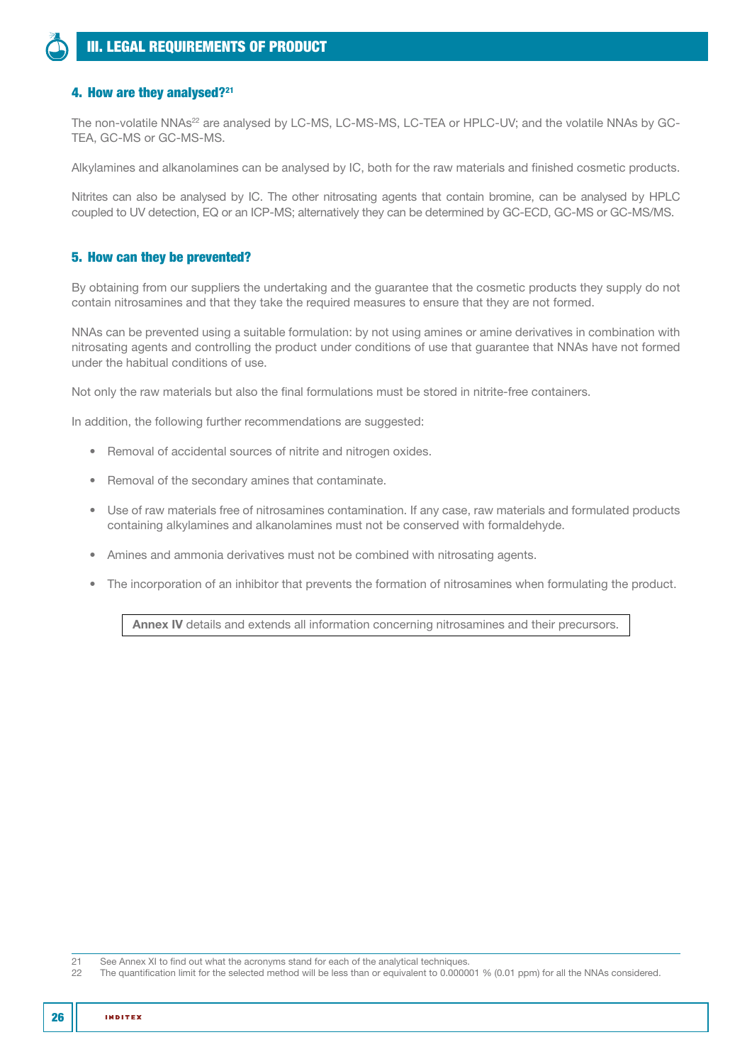### 4. How are they analysed?[21]

The non-volatile NNAs[22] are analysed by LC-MS, LC-MS-MS, LC-TEA or HPLC-UV; and the volatile NNAs by GC-TEA, GC-MS or GC-MS-MS.

Alkylamines and alkanolamines can be analysed by IC, both for the raw materials and finished cosmetic products.

Nitrites can also be analysed by IC. The other nitrosating agents that contain bromine, can be analysed by HPLC coupled to UV detection, EQ or an ICP-MS; alternatively they can be determined by GC-ECD, GC-MS or GC-MS/MS.

### 5. How can they be prevented?

By obtaining from our suppliers the undertaking and the guarantee that the cosmetic products they supply do not contain nitrosamines and that they take the required measures to ensure that they are not formed.

NNAs can be prevented using a suitable formulation: by not using amines or amine derivatives in combination with nitrosating agents and controlling the product under conditions of use that guarantee that NNAs have not formed under the habitual conditions of use.

Not only the raw materials but also the final formulations must be stored in nitrite-free containers.

In addition, the following further recommendations are suggested:

- Removal of accidental sources of nitrite and nitrogen oxides.
- Removal of the secondary amines that contaminate.
- Use of raw materials free of nitrosamines contamination. If any case, raw materials and formulated products containing alkylamines and alkanolamines must not be conserved with formaldehyde.
- Amines and ammonia derivatives must not be combined with nitrosating agents.
- The incorporation of an inhibitor that prevents the formation of nitrosamines when formulating the product.

**Annex IV** details and extends all information concerning nitrosamines and their precursors.

---

21 See Annex XI to find out what the acronyms stand for each of the analytical techniques.

22 The quantification limit for the selected method will be less than or equivalent to 0.000001 % (0.01 ppm) for all the NNAs considered.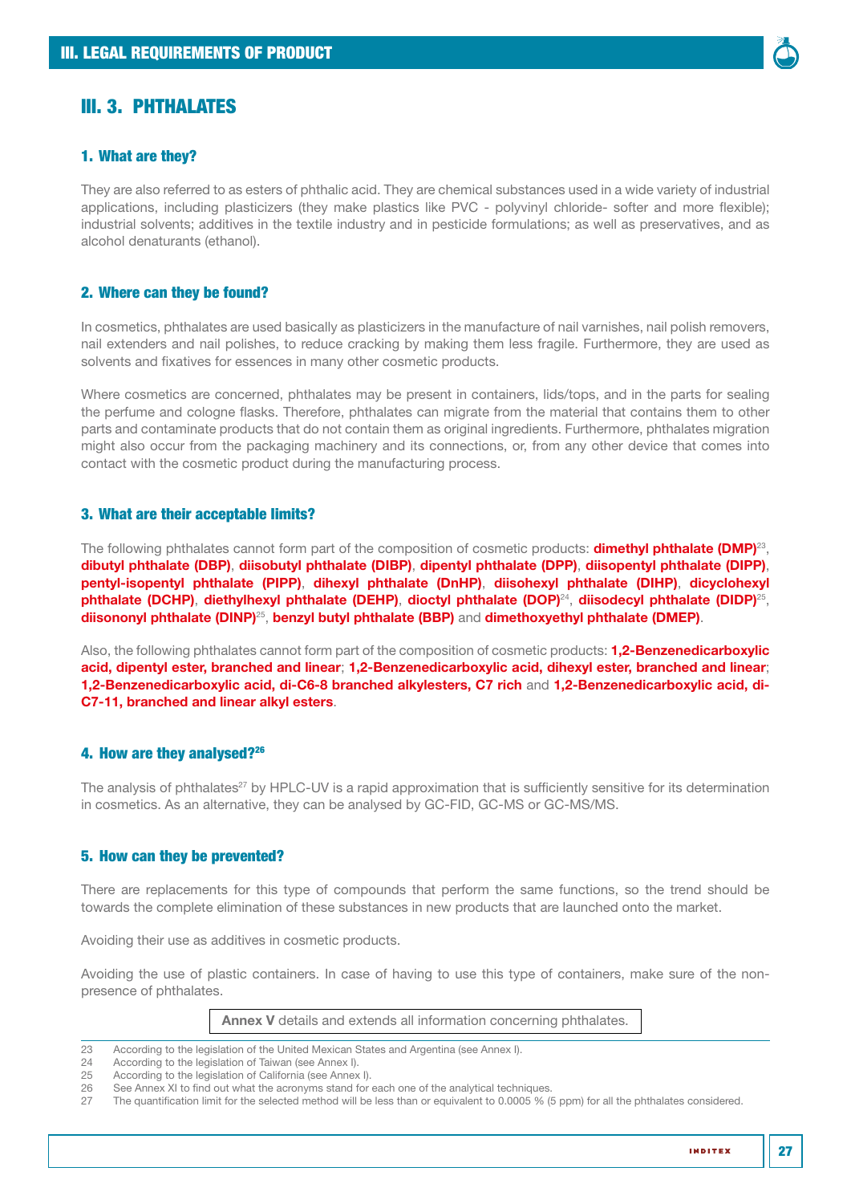## III. 3. PHTHALATES

### 1. What are they?

They are also referred to as esters of phthalic acid. They are chemical substances used in a wide variety of industrial applications, including plasticizers (they make plastics like PVC - polyvinyl chloride- softer and more flexible); industrial solvents; additives in the textile industry and in pesticide formulations; as well as preservatives, and as alcohol denaturants (ethanol).

### 2. Where can they be found?

In cosmetics, phthalates are used basically as plasticizers in the manufacture of nail varnishes, nail polish removers, nail extenders and nail polishes, to reduce cracking by making them less fragile. Furthermore, they are used as solvents and fixatives for essences in many other cosmetic products.

Where cosmetics are concerned, phthalates may be present in containers, lids/tops, and in the parts for sealing the perfume and cologne flasks. Therefore, phthalates can migrate from the material that contains them to other parts and contaminate products that do not contain them as original ingredients. Furthermore, phthalates migration might also occur from the packaging machinery and its connections, or, from any other device that comes into contact with the cosmetic product during the manufacturing process.

### 3. What are their acceptable limits?

The following phthalates cannot form part of the composition of cosmetic products: **dimethyl phthalate (DMP)**[23], **dibutyl phthalate (DBP)**, **diisobutyl phthalate (DIBP)**, **dipentyl phthalate (DPP)**, **diisopentyl phthalate (DIPP)**, **pentyl-isopentyl phthalate (PIPP)**, **dihexyl phthalate (DnHP)**, **diisohexyl phthalate (DIHP)**, **dicyclohexyl phthalate (DCHP)**, **diethylhexyl phthalate (DEHP)**, **dioctyl phthalate (DOP)**[24], **diisodecyl phthalate (DIDP)**[25], **diisononyl phthalate (DINP)**[25], **benzyl butyl phthalate (BBP)** and **dimethoxyethyl phthalate (DMEP)**.

Also, the following phthalates cannot form part of the composition of cosmetic products: **1,2-Benzenedicarboxylic acid, dipentyl ester, branched and linear**; **1,2-Benzenedicarboxylic acid, dihexyl ester, branched and linear**; **1,2-Benzenedicarboxylic acid, di-C6-8 branched alkylesters, C7 rich** and **1,2-Benzenedicarboxylic acid, di-C7-11, branched and linear alkyl esters**.

### 4. How are they analysed?[26]

The analysis of phthalates[27] by HPLC-UV is a rapid approximation that is sufficiently sensitive for its determination in cosmetics. As an alternative, they can be analysed by GC-FID, GC-MS or GC-MS/MS.

### 5. How can they be prevented?

There are replacements for this type of compounds that perform the same functions, so the trend should be towards the complete elimination of these substances in new products that are launched onto the market.

Avoiding their use as additives in cosmetic products.

Avoiding the use of plastic containers. In case of having to use this type of containers, make sure of the non-presence of phthalates.

**Annex V** details and extends all information concerning phthalates.

---

23 According to the legislation of the United Mexican States and Argentina (see Annex I).
24 According to the legislation of Taiwan (see Annex I).
25 According to the legislation of California (see Annex I).
26 See Annex XI to find out what the acronyms stand for each one of the analytical techniques.
27 The quantification limit for the selected method will be less than or equivalent to 0.0005 % (5 ppm) for all the phthalates considered.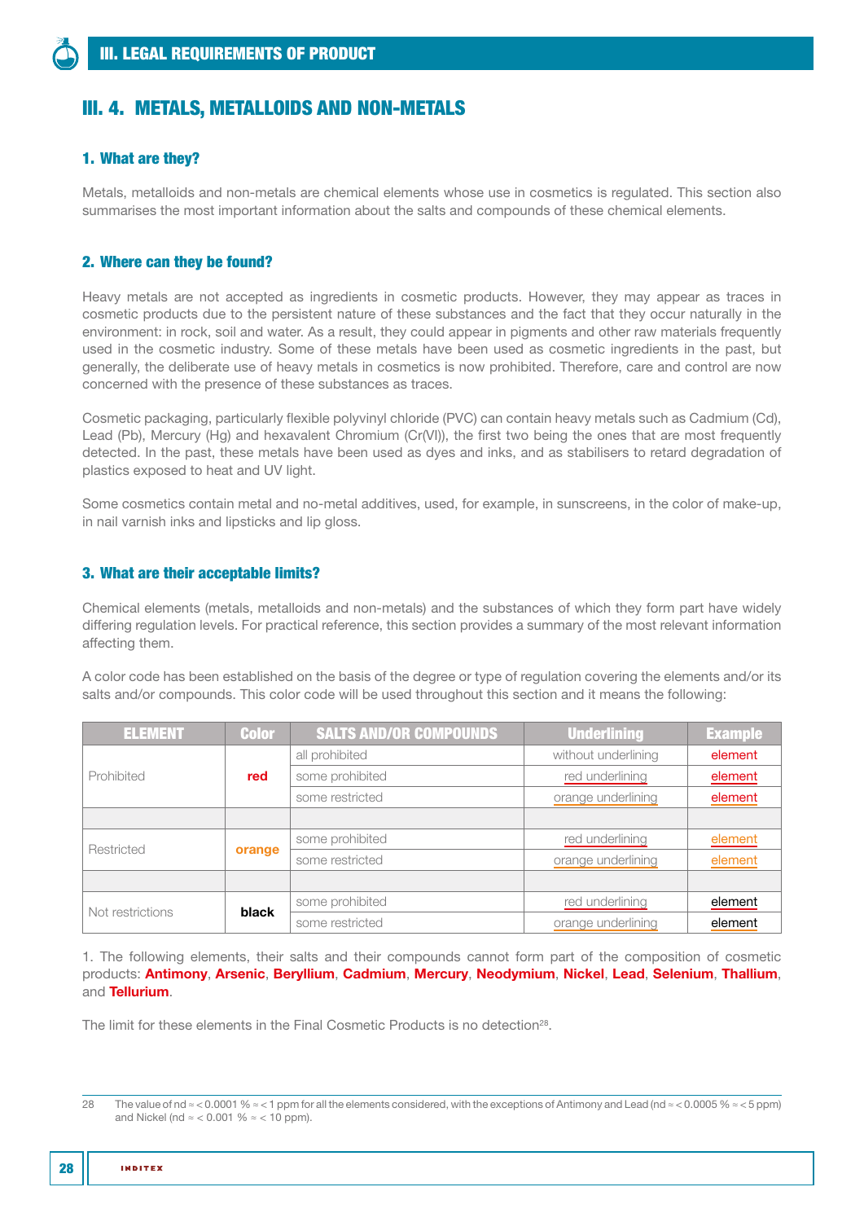## III. 4. METALS, METALLOIDS AND NON-METALS

### 1. What are they?

Metals, metalloids and non-metals are chemical elements whose use in cosmetics is regulated. This section also summarises the most important information about the salts and compounds of these chemical elements.

### 2. Where can they be found?

Heavy metals are not accepted as ingredients in cosmetic products. However, they may appear as traces in cosmetic products due to the persistent nature of these substances and the fact that they occur naturally in the environment: in rock, soil and water. As a result, they could appear in pigments and other raw materials frequently used in the cosmetic industry. Some of these metals have been used as cosmetic ingredients in the past, but generally, the deliberate use of heavy metals in cosmetics is now prohibited. Therefore, care and control are now concerned with the presence of these substances as traces.

Cosmetic packaging, particularly flexible polyvinyl chloride (PVC) can contain heavy metals such as Cadmium (Cd), Lead (Pb), Mercury (Hg) and hexavalent Chromium (Cr(VI)), the first two being the ones that are most frequently detected. In the past, these metals have been used as dyes and inks, and as stabilisers to retard degradation of plastics exposed to heat and UV light.

Some cosmetics contain metal and no-metal additives, used, for example, in sunscreens, in the color of make-up, in nail varnish inks and lipsticks and lip gloss.

### 3. What are their acceptable limits?

Chemical elements (metals, metalloids and non-metals) and the substances of which they form part have widely differing regulation levels. For practical reference, this section provides a summary of the most relevant information affecting them.

A color code has been established on the basis of the degree or type of regulation covering the elements and/or its salts and/or compounds. This color code will be used throughout this section and it means the following:

| ELEMENT | Color | SALTS AND/OR COMPOUNDS | Underlining | Example |
|---|---|---|---|---|
| Prohibited | red | all prohibited | without underlining | element |
| | | some prohibited | red underlining | element |
| | | some restricted | orange underlining | element |
| | | | | |
| Restricted | orange | some prohibited | red underlining | element |
| | | some restricted | orange underlining | element |
| | | | | |
| Not restrictions | black | some prohibited | red underlining | element |
| | | some restricted | orange underlining | element |

1. The following elements, their salts and their compounds cannot form part of the composition of cosmetic products: **Antimony**, **Arsenic**, **Beryllium**, **Cadmium**, **Mercury**, **Neodymium**, **Nickel**, **Lead**, **Selenium**, **Thallium**, and **Tellurium**.

The limit for these elements in the Final Cosmetic Products is no detection[28].

---

28 The value of nd ≈ < 0.0001 % ≈ < 1 ppm for all the elements considered, with the exceptions of Antimony and Lead (nd ≈ < 0.0005 % ≈ < 5 ppm) and Nickel (nd ≈ < 0.001 % ≈ < 10 ppm).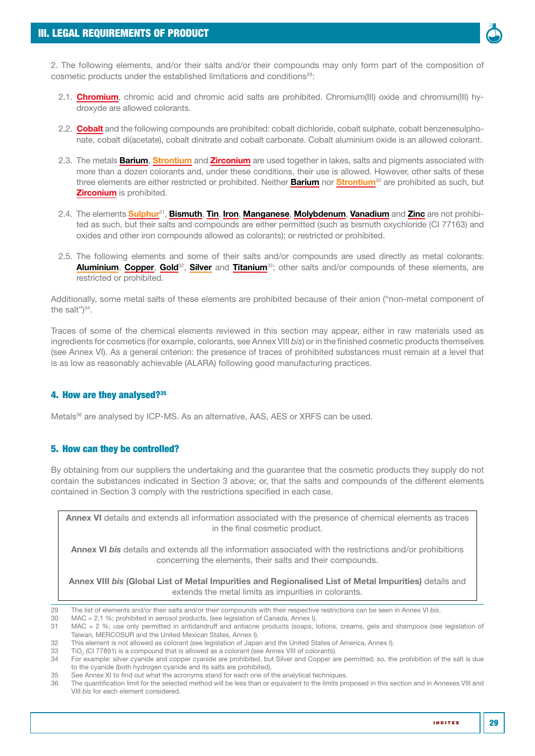2. The following elements, and/or their salts and/or their compounds may only form part of the composition of cosmetic products under the established limitations and conditions[29]:

2.1. **Chromium**, chromic acid and chromic acid salts are prohibited. Chromium(III) oxide and chromium(III) hydroxyde are allowed colorants.

2.2. **Cobalt** and the following compounds are prohibited: cobalt dichloride, cobalt sulphate, cobalt benzenesulphonate, cobalt di(acetate), cobalt dinitrate and cobalt carbonate. Cobalt aluminium oxide is an allowed colorant.

2.3. The metals **Barium**, **Strontium** and **Zirconium** are used together in lakes, salts and pigments associated with more than a dozen colorants and, under these conditions, their use is allowed. However, other salts of these three elements are either restricted or prohibited. Neither **Barium** nor **Strontium**[30] are prohibited as such, but **Zirconium** is prohibited.

2.4. The elements **Sulphur**[31], **Bismuth**, **Tin**, **Iron**, **Manganese**, **Molybdenum**, **Vanadium** and **Zinc** are not prohibited as such, but their salts and compounds are either permitted (such as bismuth oxychloride (CI 77163) and oxides and other iron compounds allowed as colorants); or restricted or prohibited.

2.5. The following elements and some of their salts and/or compounds are used directly as metal colorants: **Aluminium**, **Copper**, **Gold**[32], **Silver** and **Titanium**[33]; other salts and/or compounds of these elements, are restricted or prohibited.

Additionally, some metal salts of these elements are prohibited because of their anion ("non-metal component of the salt")[34].

Traces of some of the chemical elements reviewed in this section may appear, either in raw materials used as ingredients for cosmetics (for example, colorants, see Annex VIII *bis*) or in the finished cosmetic products themselves (see Annex VI). As a general criterion: the presence of traces of prohibited substances must remain at a level that is as low as reasonably achievable (ALARA) following good manufacturing practices.

## 4. How are they analysed?[35]

Metals[36] are analysed by ICP-MS. As an alternative, AAS, AES or XRFS can be used.

## 5. How can they be controlled?

By obtaining from our suppliers the undertaking and the guarantee that the cosmetic products they supply do not contain the substances indicated in Section 3 above; or, that the salts and compounds of the different elements contained in Section 3 comply with the restrictions specified in each case.

> **Annex VI** details and extends all information associated with the presence of chemical elements as traces in the final cosmetic product.
>
> **Annex VI *bis*** details and extends all the information associated with the restrictions and/or prohibitions concerning the elements, their salts and their compounds.
>
> **Annex VIII *bis* (Global List of Metal Impurities and Regionalised List of Metal Impurities)** details and extends the metal limits as impurities in colorants.

---

29 The list of elements and/or their salts and/or their compounds with their respective restrictions can be seen in Annex VI *bis*.

30 MAC = 2.1 %; prohibited in aerosol products, (see legislation of Canada, Annex I).

31 MAC = 2 %; use only permitted in antidandruff and antiacne products (soaps, lotions, creams, gels and shampoos (see legislation of Taiwan, MERCOSUR and the United Mexican States, Annex I).

32 This element is not allowed as colorant (see legislation of Japan and the United States of America, Annex I).

33 $TiO_2$ (CI 77891) is a compound that is allowed as a colorant (see Annex VIII of colorants).

34 For example: silver cyanide and copper cyanide are prohibited, but Silver and Copper are permitted; so, the prohibition of the salt is due to the cyanide (both hydrogen cyanide and its salts are prohibited).

35 See Annex XI to find out what the acronyms stand for each one of the analytical techniques.

36 The quantification limit for the selected method will be less than or equivalent to the limits proposed in this section and in Annexes VIII and VIII *bis* for each element considered.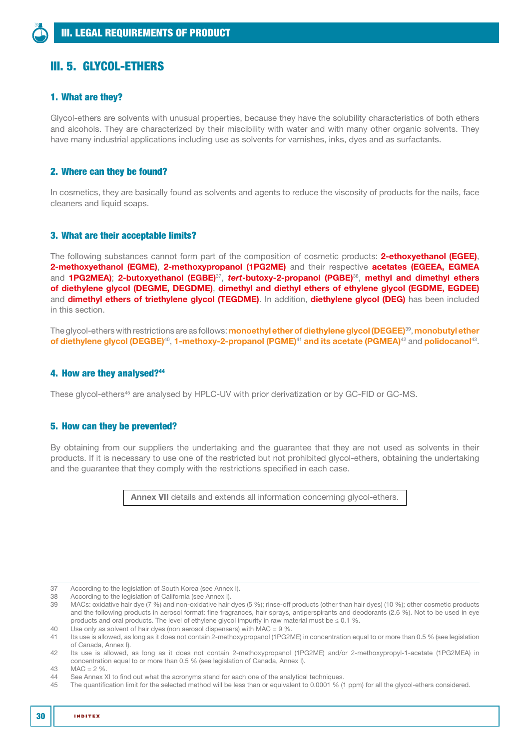## III. 5. GLYCOL-ETHERS

### 1. What are they?

Glycol-ethers are solvents with unusual properties, because they have the solubility characteristics of both ethers and alcohols. They are characterized by their miscibility with water and with many other organic solvents. They have many industrial applications including use as solvents for varnishes, inks, dyes and as surfactants.

### 2. Where can they be found?

In cosmetics, they are basically found as solvents and agents to reduce the viscosity of products for the nails, face cleaners and liquid soaps.

### 3. What are their acceptable limits?

The following substances cannot form part of the composition of cosmetic products: **2-ethoxyethanol (EGEE)**, **2-methoxyethanol (EGME)**, **2-methoxypropanol (1PG2ME)** and their respective **acetates (EGEEA, EGMEA** and **1PG2MEA)**; **2-butoxyethanol (EGBE)**[37], ***tert*-butoxy-2-propanol (PGBE)**[38], **methyl and dimethyl ethers of diethylene glycol (DEGME, DEGDME)**, **dimethyl and diethyl ethers of ethylene glycol (EGDME, EGDEE)** and **dimethyl ethers of triethylene glycol (TEGDME)**. In addition, **diethylene glycol (DEG)** has been included in this section.

The glycol-ethers with restrictions are as follows: **monoethyl ether of diethylene glycol (DEGEE)**[39], **monobutyl ether of diethylene glycol (DEGBE)**[40], **1-methoxy-2-propanol (PGME)**[41] **and its acetate (PGMEA)**[42] and **polidocanol**[43].

### 4. How are they analysed?[44]

These glycol-ethers[45] are analysed by HPLC-UV with prior derivatization or by GC-FID or GC-MS.

### 5. How can they be prevented?

By obtaining from our suppliers the undertaking and the guarantee that they are not used as solvents in their products. If it is necessary to use one of the restricted but not prohibited glycol-ethers, obtaining the undertaking and the guarantee that they comply with the restrictions specified in each case.

**Annex VII** details and extends all information concerning glycol-ethers.

---

37 According to the legislation of South Korea (see Annex I).
38 According to the legislation of California (see Annex I).
39 MACs: oxidative hair dye (7 %) and non-oxidative hair dyes (5 %); rinse-off products (other than hair dyes) (10 %); other cosmetic products and the following products in aerosol format: fine fragrances, hair sprays, antiperspirants and deodorants (2.6 %). Not to be used in eye products and oral products. The level of ethylene glycol impurity in raw material must be ≤ 0.1 %.
40 Use only as solvent of hair dyes (non aerosol dispensers) with MAC = 9 %.
41 Its use is allowed, as long as it does not contain 2-methoxypropanol (1PG2ME) in concentration equal to or more than 0.5 % (see legislation of Canada, Annex I).
42 Its use is allowed, as long as it does not contain 2-methoxypropanol (1PG2ME) and/or 2-methoxypropyl-1-acetate (1PG2MEA) in concentration equal to or more than 0.5 % (see legislation of Canada, Annex I).
43 MAC = 2 %.
44 See Annex XI to find out what the acronyms stand for each one of the analytical techniques.
45 The quantification limit for the selected method will be less than or equivalent to 0.0001 % (1 ppm) for all the glycol-ethers considered.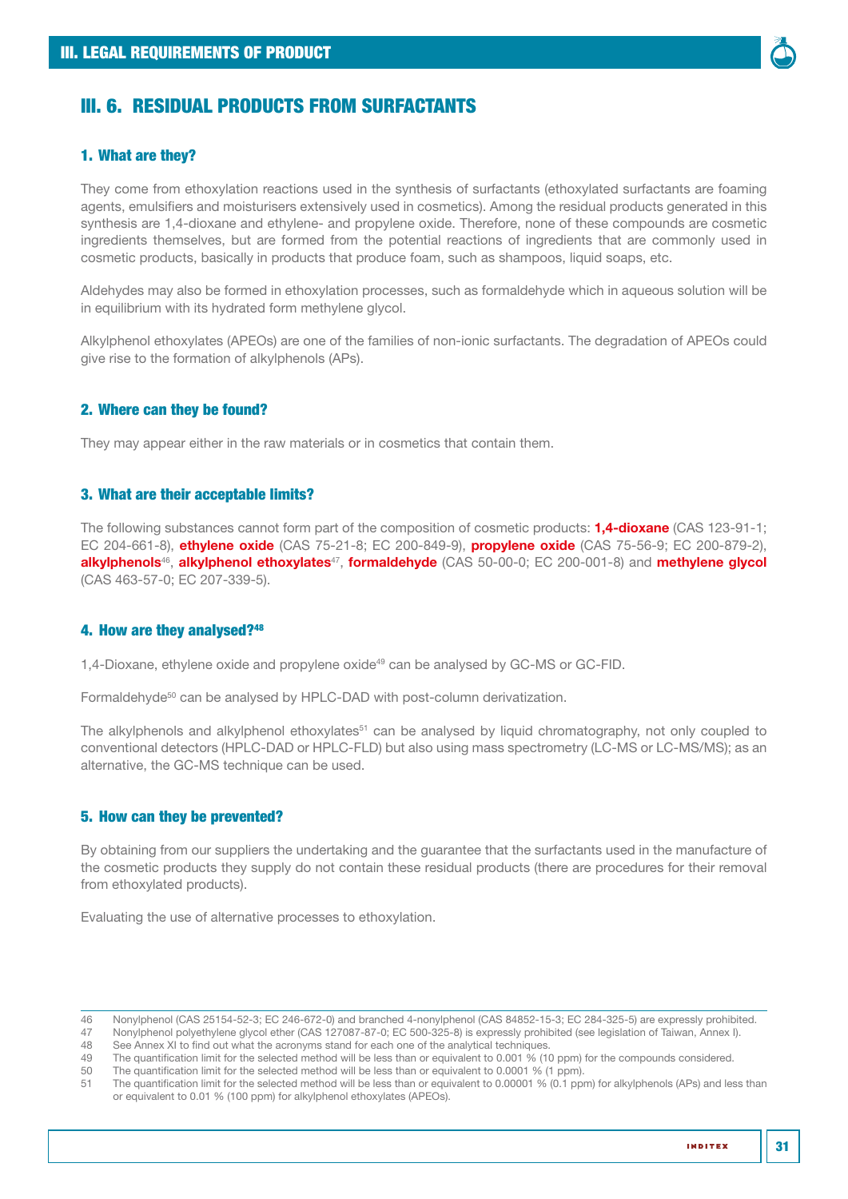# III. 6. RESIDUAL PRODUCTS FROM SURFACTANTS

## 1. What are they?

They come from ethoxylation reactions used in the synthesis of surfactants (ethoxylated surfactants are foaming agents, emulsifiers and moisturisers extensively used in cosmetics). Among the residual products generated in this synthesis are 1,4-dioxane and ethylene- and propylene oxide. Therefore, none of these compounds are cosmetic ingredients themselves, but are formed from the potential reactions of ingredients that are commonly used in cosmetic products, basically in products that produce foam, such as shampoos, liquid soaps, etc.

Aldehydes may also be formed in ethoxylation processes, such as formaldehyde which in aqueous solution will be in equilibrium with its hydrated form methylene glycol.

Alkylphenol ethoxylates (APEOs) are one of the families of non-ionic surfactants. The degradation of APEOs could give rise to the formation of alkylphenols (APs).

## 2. Where can they be found?

They may appear either in the raw materials or in cosmetics that contain them.

## 3. What are their acceptable limits?

The following substances cannot form part of the composition of cosmetic products: **1,4-dioxane** (CAS 123-91-1; EC 204-661-8), **ethylene oxide** (CAS 75-21-8; EC 200-849-9), **propylene oxide** (CAS 75-56-9; EC 200-879-2), **alkylphenols**[46], **alkylphenol ethoxylates**[47], **formaldehyde** (CAS 50-00-0; EC 200-001-8) and **methylene glycol** (CAS 463-57-0; EC 207-339-5).

## 4. How are they analysed?[48]

1,4-Dioxane, ethylene oxide and propylene oxide[49] can be analysed by GC-MS or GC-FID.

Formaldehyde[50] can be analysed by HPLC-DAD with post-column derivatization.

The alkylphenols and alkylphenol ethoxylates[51] can be analysed by liquid chromatography, not only coupled to conventional detectors (HPLC-DAD or HPLC-FLD) but also using mass spectrometry (LC-MS or LC-MS/MS); as an alternative, the GC-MS technique can be used.

## 5. How can they be prevented?

By obtaining from our suppliers the undertaking and the guarantee that the surfactants used in the manufacture of the cosmetic products they supply do not contain these residual products (there are procedures for their removal from ethoxylated products).

Evaluating the use of alternative processes to ethoxylation.

---

46 Nonylphenol (CAS 25154-52-3; EC 246-672-0) and branched 4-nonylphenol (CAS 84852-15-3; EC 284-325-5) are expressly prohibited.
47 Nonylphenol polyethylene glycol ether (CAS 127087-87-0; EC 500-325-8) is expressly prohibited (see legislation of Taiwan, Annex I).
48 See Annex XI to find out what the acronyms stand for each one of the analytical techniques.
49 The quantification limit for the selected method will be less than or equivalent to 0.001 % (10 ppm) for the compounds considered.
50 The quantification limit for the selected method will be less than or equivalent to 0.0001 % (1 ppm).
51 The quantification limit for the selected method will be less than or equivalent to 0.00001 % (0.1 ppm) for alkylphenols (APs) and less than or equivalent to 0.01 % (100 ppm) for alkylphenol ethoxylates (APEOs).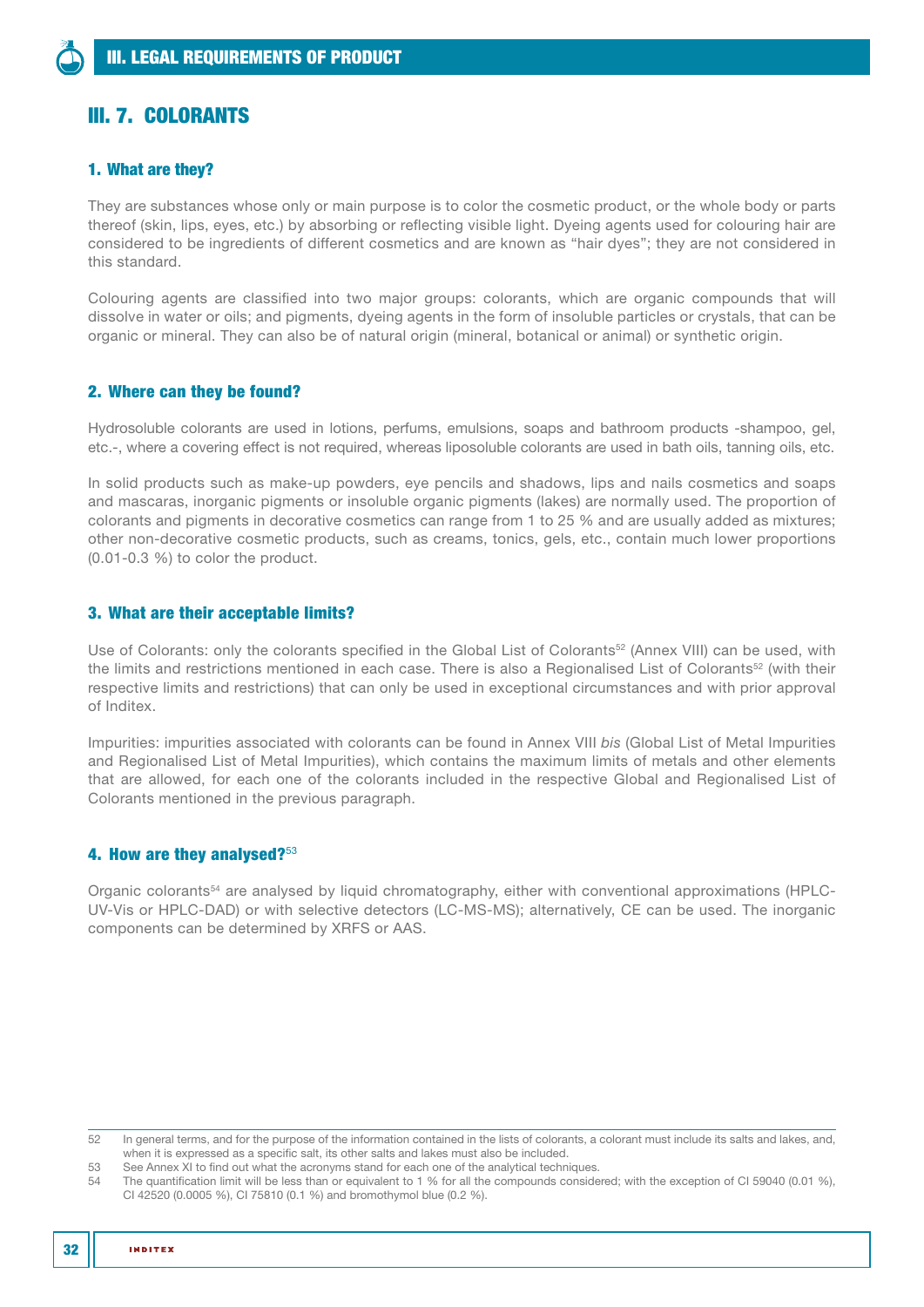# III. 7. COLORANTS

### 1. What are they?

They are substances whose only or main purpose is to color the cosmetic product, or the whole body or parts thereof (skin, lips, eyes, etc.) by absorbing or reflecting visible light. Dyeing agents used for colouring hair are considered to be ingredients of different cosmetics and are known as “hair dyes”; they are not considered in this standard.

Colouring agents are classified into two major groups: colorants, which are organic compounds that will dissolve in water or oils; and pigments, dyeing agents in the form of insoluble particles or crystals, that can be organic or mineral. They can also be of natural origin (mineral, botanical or animal) or synthetic origin.

### 2. Where can they be found?

Hydrosoluble colorants are used in lotions, perfums, emulsions, soaps and bathroom products -shampoo, gel, etc.-, where a covering effect is not required, whereas liposoluble colorants are used in bath oils, tanning oils, etc.

In solid products such as make-up powders, eye pencils and shadows, lips and nails cosmetics and soaps and mascaras, inorganic pigments or insoluble organic pigments (lakes) are normally used. The proportion of colorants and pigments in decorative cosmetics can range from 1 to 25 % and are usually added as mixtures; other non-decorative cosmetic products, such as creams, tonics, gels, etc., contain much lower proportions (0.01-0.3 %) to color the product.

### 3. What are their acceptable limits?

Use of Colorants: only the colorants specified in the Global List of Colorants[52] (Annex VIII) can be used, with the limits and restrictions mentioned in each case. There is also a Regionalised List of Colorants[52] (with their respective limits and restrictions) that can only be used in exceptional circumstances and with prior approval of Inditex.

Impurities: impurities associated with colorants can be found in Annex VIII *bis* (Global List of Metal Impurities and Regionalised List of Metal Impurities), which contains the maximum limits of metals and other elements that are allowed, for each one of the colorants included in the respective Global and Regionalised List of Colorants mentioned in the previous paragraph.

### 4. How are they analysed?[53]

Organic colorants[54] are analysed by liquid chromatography, either with conventional approximations (HPLC-UV-Vis or HPLC-DAD) or with selective detectors (LC-MS-MS); alternatively, CE can be used. The inorganic components can be determined by XRFS or AAS.

---

52 In general terms, and for the purpose of the information contained in the lists of colorants, a colorant must include its salts and lakes, and, when it is expressed as a specific salt, its other salts and lakes must also be included.

53 See Annex XI to find out what the acronyms stand for each one of the analytical techniques.

54 The quantification limit will be less than or equivalent to 1 % for all the compounds considered; with the exception of CI 59040 (0.01 %), CI 42520 (0.0005 %), CI 75810 (0.1 %) and bromothymol blue (0.2 %).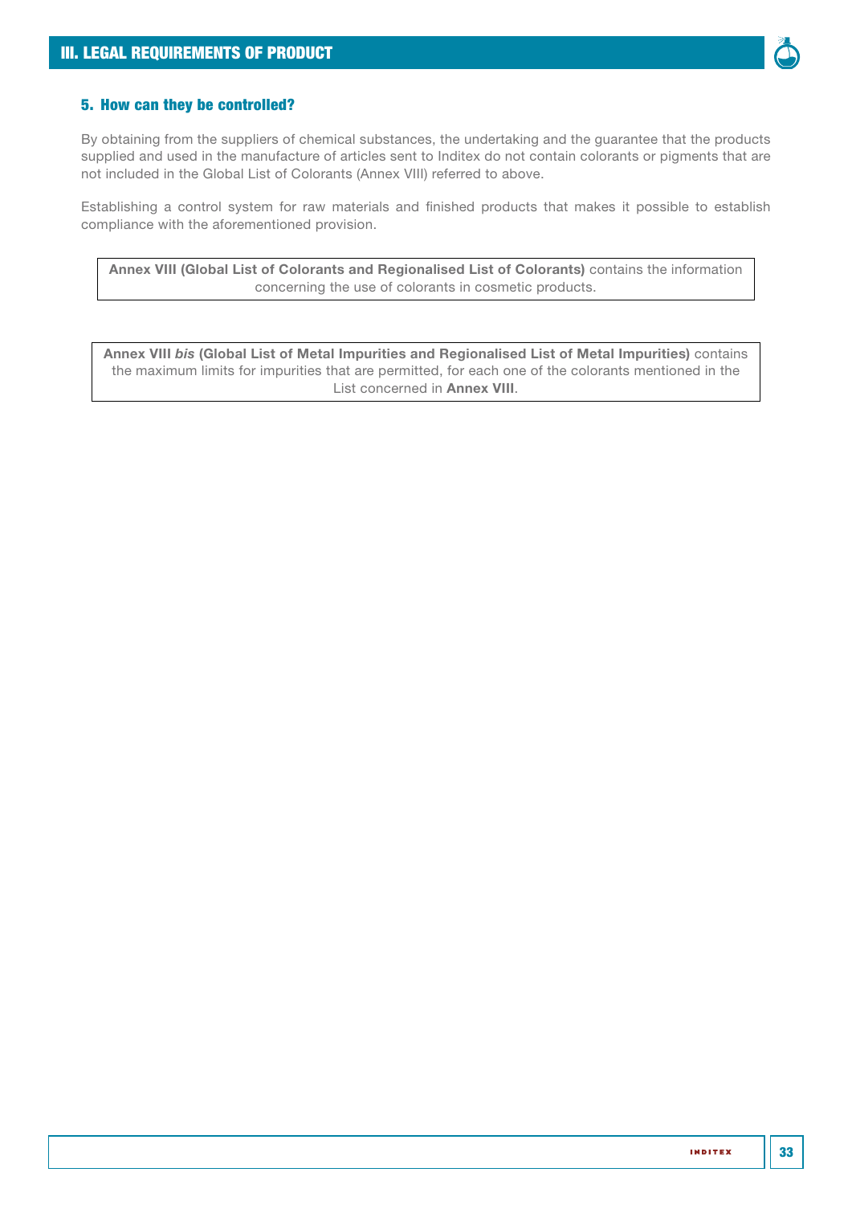### 5. How can they be controlled?

By obtaining from the suppliers of chemical substances, the undertaking and the guarantee that the products supplied and used in the manufacture of articles sent to Inditex do not contain colorants or pigments that are not included in the Global List of Colorants (Annex VIII) referred to above.

Establishing a control system for raw materials and finished products that makes it possible to establish compliance with the aforementioned provision.

**Annex VIII (Global List of Colorants and Regionalised List of Colorants)** contains the information concerning the use of colorants in cosmetic products.

**Annex VIII *bis* (Global List of Metal Impurities and Regionalised List of Metal Impurities)** contains the maximum limits for impurities that are permitted, for each one of the colorants mentioned in the List concerned in **Annex VIII**.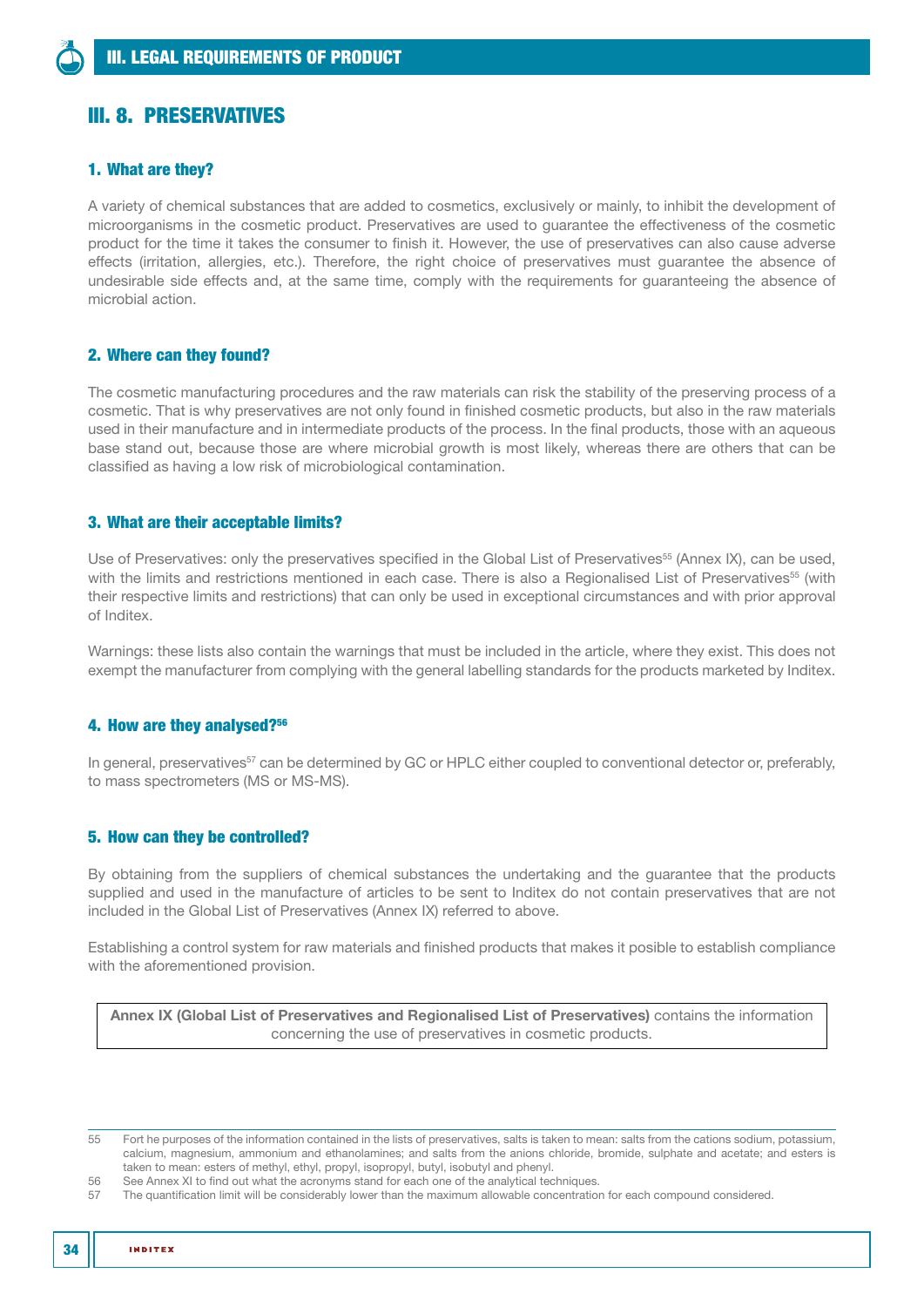# III. 8. PRESERVATIVES

## 1. What are they?

A variety of chemical substances that are added to cosmetics, exclusively or mainly, to inhibit the development of microorganisms in the cosmetic product. Preservatives are used to guarantee the effectiveness of the cosmetic product for the time it takes the consumer to finish it. However, the use of preservatives can also cause adverse effects (irritation, allergies, etc.). Therefore, the right choice of preservatives must guarantee the absence of undesirable side effects and, at the same time, comply with the requirements for guaranteeing the absence of microbial action.

## 2. Where can they found?

The cosmetic manufacturing procedures and the raw materials can risk the stability of the preserving process of a cosmetic. That is why preservatives are not only found in finished cosmetic products, but also in the raw materials used in their manufacture and in intermediate products of the process. In the final products, those with an aqueous base stand out, because those are where microbial growth is most likely, whereas there are others that can be classified as having a low risk of microbiological contamination.

## 3. What are their acceptable limits?

Use of Preservatives: only the preservatives specified in the Global List of Preservatives[55] (Annex IX), can be used, with the limits and restrictions mentioned in each case. There is also a Regionalised List of Preservatives[55] (with their respective limits and restrictions) that can only be used in exceptional circumstances and with prior approval of Inditex.

Warnings: these lists also contain the warnings that must be included in the article, where they exist. This does not exempt the manufacturer from complying with the general labelling standards for the products marketed by Inditex.

## 4. How are they analysed?[56]

In general, preservatives[57] can be determined by GC or HPLC either coupled to conventional detector or, preferably, to mass spectrometers (MS or MS-MS).

## 5. How can they be controlled?

By obtaining from the suppliers of chemical substances the undertaking and the guarantee that the products supplied and used in the manufacture of articles to be sent to Inditex do not contain preservatives that are not included in the Global List of Preservatives (Annex IX) referred to above.

Establishing a control system for raw materials and finished products that makes it posible to establish compliance with the aforementioned provision.

**Annex IX (Global List of Preservatives and Regionalised List of Preservatives)** contains the information concerning the use of preservatives in cosmetic products.

---

55 Fort he purposes of the information contained in the lists of preservatives, salts is taken to mean: salts from the cations sodium, potassium, calcium, magnesium, ammonium and ethanolamines; and salts from the anions chloride, bromide, sulphate and acetate; and esters is taken to mean: esters of methyl, ethyl, propyl, isopropyl, butyl, isobutyl and phenyl.

56 See Annex XI to find out what the acronyms stand for each one of the analytical techniques.

57 The quantification limit will be considerably lower than the maximum allowable concentration for each compound considered.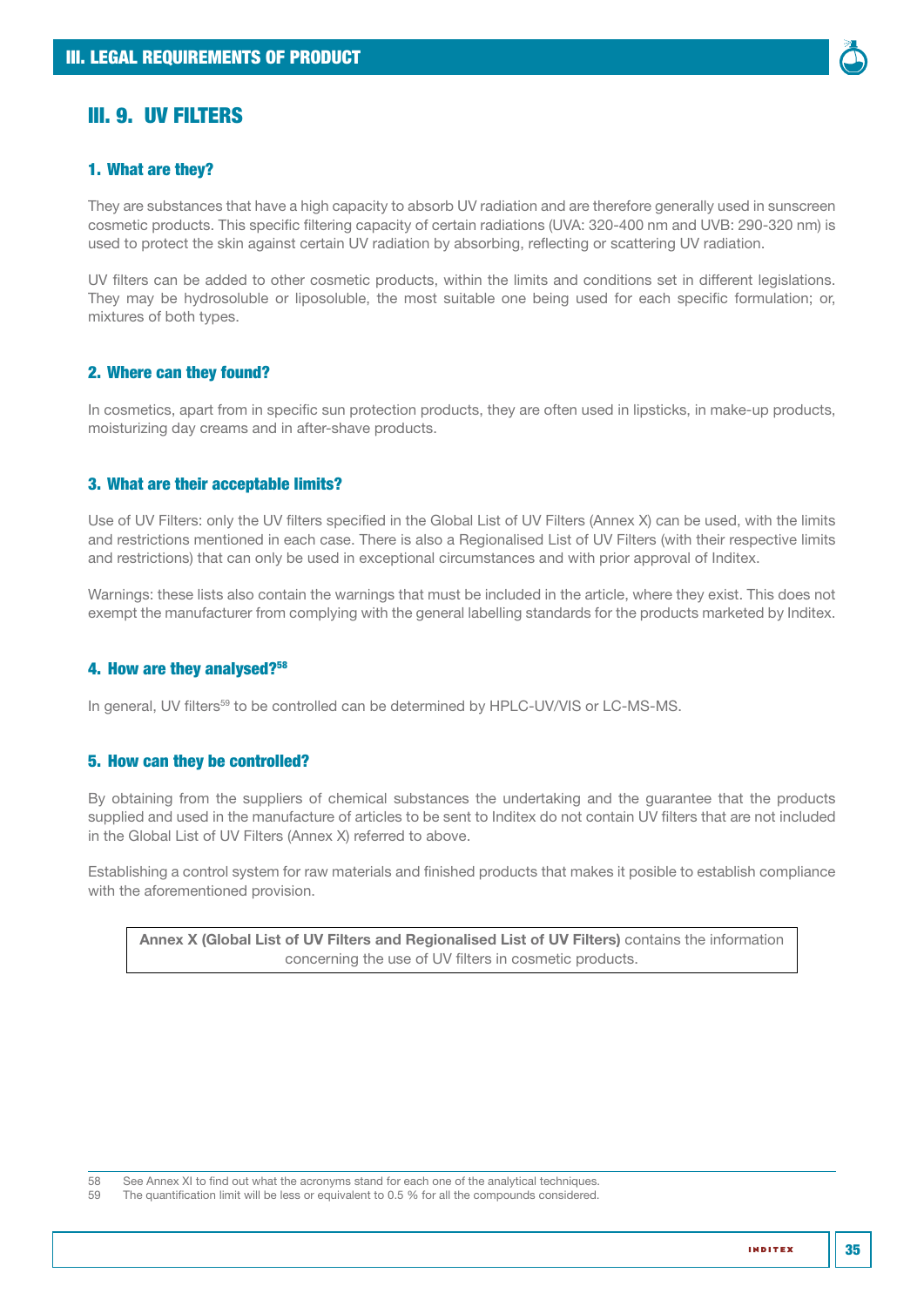## III. 9. UV FILTERS

### 1. What are they?

They are substances that have a high capacity to absorb UV radiation and are therefore generally used in sunscreen cosmetic products. This specific filtering capacity of certain radiations (UVA: 320-400 nm and UVB: 290-320 nm) is used to protect the skin against certain UV radiation by absorbing, reflecting or scattering UV radiation.

UV filters can be added to other cosmetic products, within the limits and conditions set in different legislations. They may be hydrosoluble or liposoluble, the most suitable one being used for each specific formulation; or, mixtures of both types.

### 2. Where can they found?

In cosmetics, apart from in specific sun protection products, they are often used in lipsticks, in make-up products, moisturizing day creams and in after-shave products.

### 3. What are their acceptable limits?

Use of UV Filters: only the UV filters specified in the Global List of UV Filters (Annex X) can be used, with the limits and restrictions mentioned in each case. There is also a Regionalised List of UV Filters (with their respective limits and restrictions) that can only be used in exceptional circumstances and with prior approval of Inditex.

Warnings: these lists also contain the warnings that must be included in the article, where they exist. This does not exempt the manufacturer from complying with the general labelling standards for the products marketed by Inditex.

### 4. How are they analysed?[58]

In general, UV filters[59] to be controlled can be determined by HPLC-UV/VIS or LC-MS-MS.

### 5. How can they be controlled?

By obtaining from the suppliers of chemical substances the undertaking and the guarantee that the products supplied and used in the manufacture of articles to be sent to Inditex do not contain UV filters that are not included in the Global List of UV Filters (Annex X) referred to above.

Establishing a control system for raw materials and finished products that makes it posible to establish compliance with the aforementioned provision.

> **Annex X (Global List of UV Filters and Regionalised List of UV Filters)** contains the information concerning the use of UV filters in cosmetic products.

58 See Annex XI to find out what the acronyms stand for each one of the analytical techniques.
59 The quantification limit will be less or equivalent to 0.5 % for all the compounds considered.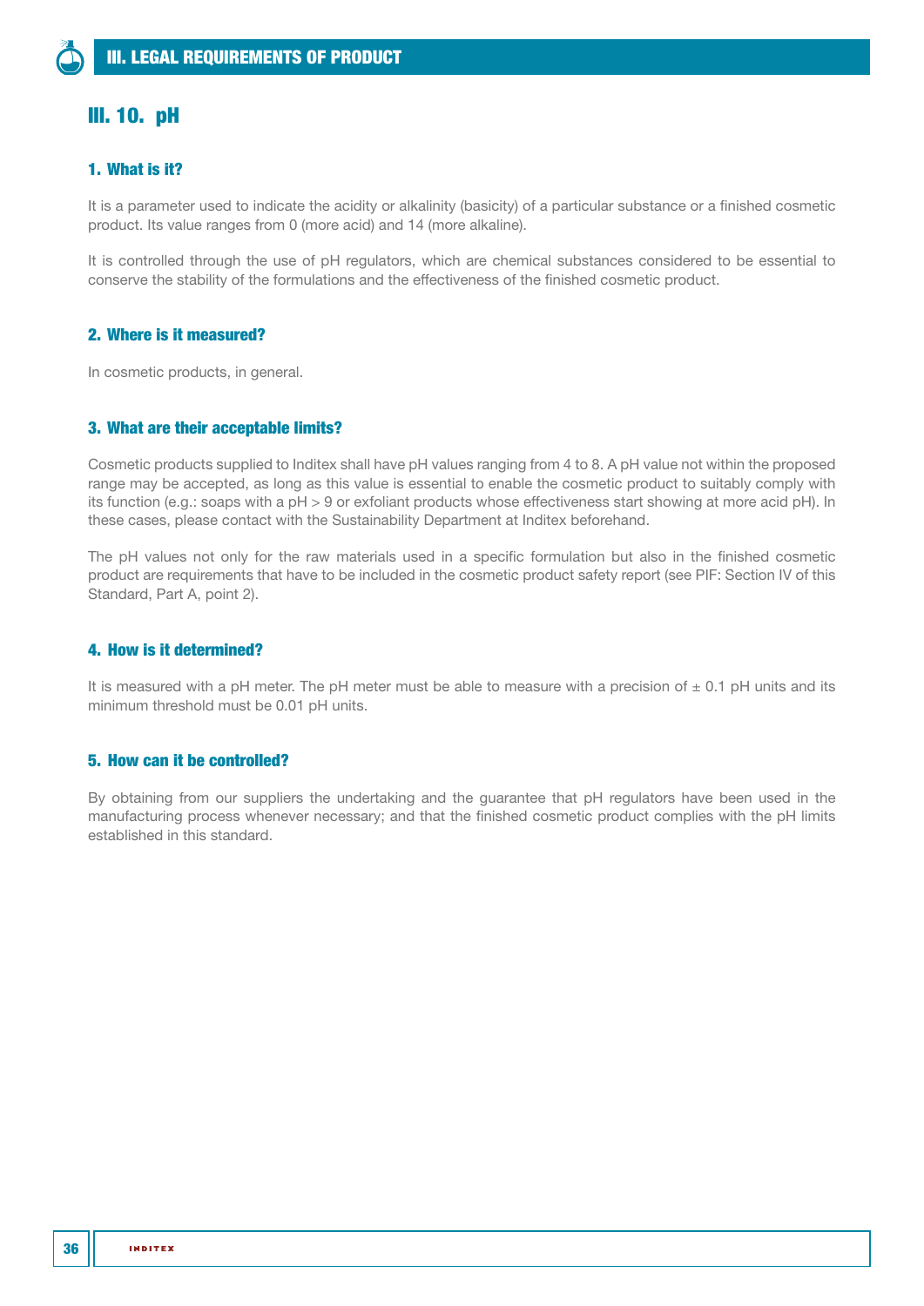# III. 10. pH

## 1. What is it?

It is a parameter used to indicate the acidity or alkalinity (basicity) of a particular substance or a finished cosmetic product. Its value ranges from 0 (more acid) and 14 (more alkaline).

It is controlled through the use of pH regulators, which are chemical substances considered to be essential to conserve the stability of the formulations and the effectiveness of the finished cosmetic product.

## 2. Where is it measured?

In cosmetic products, in general.

## 3. What are their acceptable limits?

Cosmetic products supplied to Inditex shall have pH values ranging from 4 to 8. A pH value not within the proposed range may be accepted, as long as this value is essential to enable the cosmetic product to suitably comply with its function (e.g.: soaps with a pH > 9 or exfoliant products whose effectiveness start showing at more acid pH). In these cases, please contact with the Sustainability Department at Inditex beforehand.

The pH values not only for the raw materials used in a specific formulation but also in the finished cosmetic product are requirements that have to be included in the cosmetic product safety report (see PIF: Section IV of this Standard, Part A, point 2).

## 4. How is it determined?

It is measured with a pH meter. The pH meter must be able to measure with a precision of ± 0.1 pH units and its minimum threshold must be 0.01 pH units.

## 5. How can it be controlled?

By obtaining from our suppliers the undertaking and the guarantee that pH regulators have been used in the manufacturing process whenever necessary; and that the finished cosmetic product complies with the pH limits established in this standard.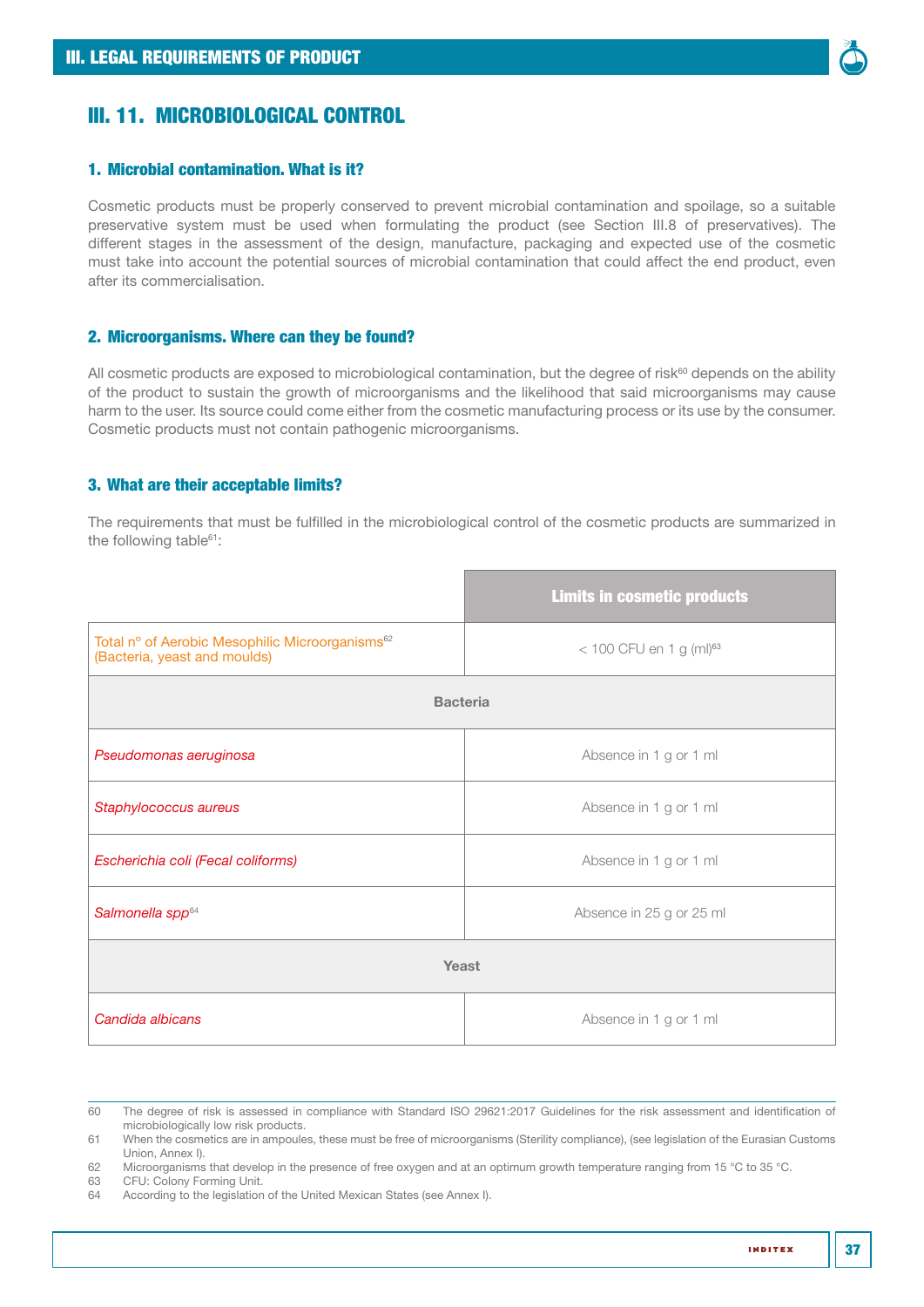## III. 11. MICROBIOLOGICAL CONTROL

### 1. Microbial contamination. What is it?

Cosmetic products must be properly conserved to prevent microbial contamination and spoilage, so a suitable preservative system must be used when formulating the product (see Section III.8 of preservatives). The different stages in the assessment of the design, manufacture, packaging and expected use of the cosmetic must take into account the potential sources of microbial contamination that could affect the end product, even after its commercialisation.

### 2. Microorganisms. Where can they be found?

All cosmetic products are exposed to microbiological contamination, but the degree of risk[60] depends on the ability of the product to sustain the growth of microorganisms and the likelihood that said microorganisms may cause harm to the user. Its source could come either from the cosmetic manufacturing process or its use by the consumer. Cosmetic products must not contain pathogenic microorganisms.

### 3. What are their acceptable limits?

The requirements that must be fulfilled in the microbiological control of the cosmetic products are summarized in the following table[61]:

| | Limits in cosmetic products |
|---|---|
| Total nº of Aerobic Mesophilic Microorganisms[62] (Bacteria, yeast and moulds) | < 100 CFU en 1 g (ml)[63] |
| **Bacteria** | |
| *Pseudomonas aeruginosa* | Absence in 1 g or 1 ml |
| *Staphylococcus aureus* | Absence in 1 g or 1 ml |
| *Escherichia coli (Fecal coliforms)* | Absence in 1 g or 1 ml |
| *Salmonella spp*[64] | Absence in 25 g or 25 ml |
| **Yeast** | |
| *Candida albicans* | Absence in 1 g or 1 ml |

60 The degree of risk is assessed in compliance with Standard ISO 29621:2017 Guidelines for the risk assessment and identification of microbiologically low risk products.

61 When the cosmetics are in ampoules, these must be free of microorganisms (Sterility compliance), (see legislation of the Eurasian Customs Union, Annex I).

62 Microorganisms that develop in the presence of free oxygen and at an optimum growth temperature ranging from 15 °C to 35 °C.

63 CFU: Colony Forming Unit.

64 According to the legislation of the United Mexican States (see Annex I).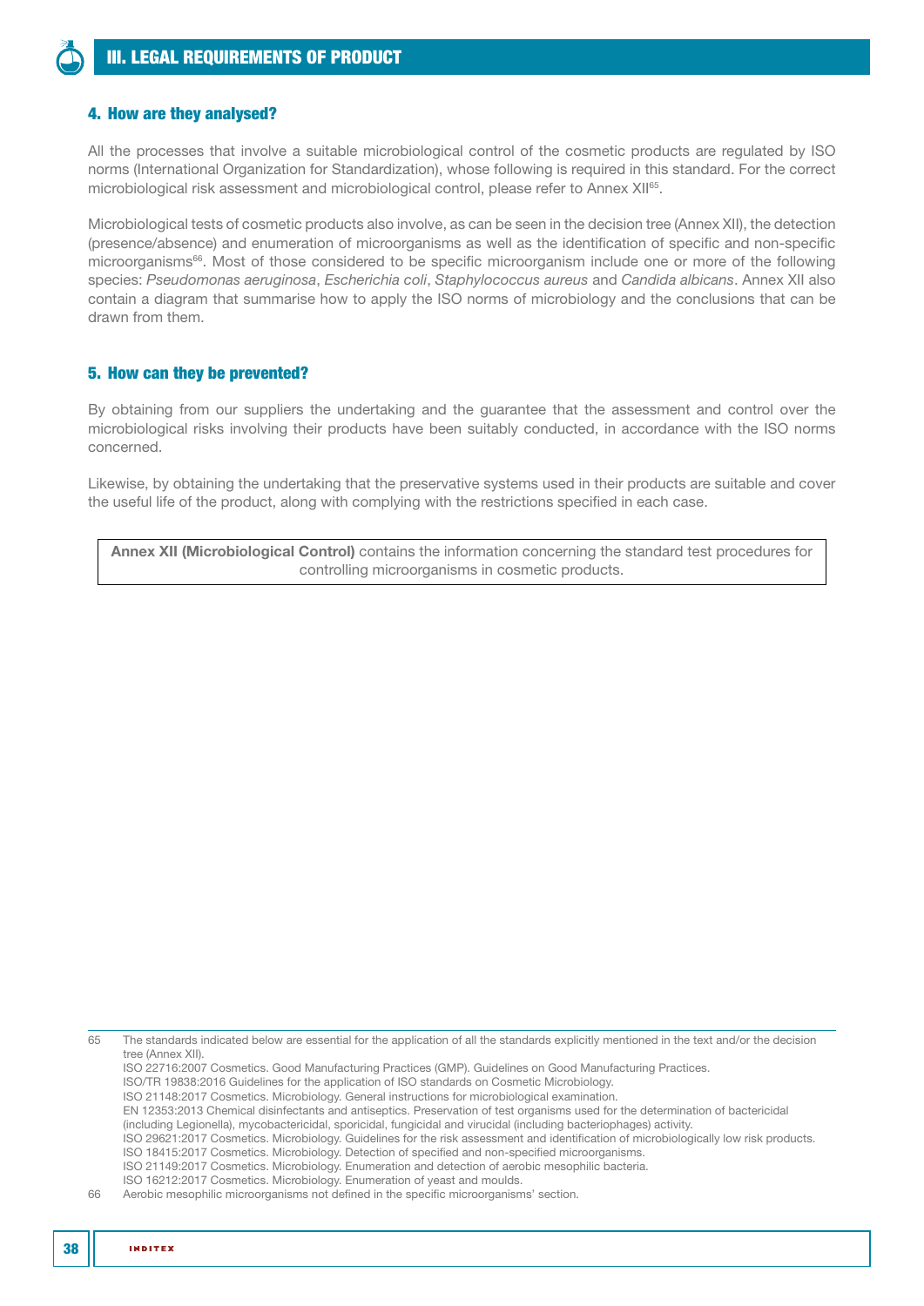## 4. How are they analysed?

All the processes that involve a suitable microbiological control of the cosmetic products are regulated by ISO norms (International Organization for Standardization), whose following is required in this standard. For the correct microbiological risk assessment and microbiological control, please refer to Annex XII[65].

Microbiological tests of cosmetic products also involve, as can be seen in the decision tree (Annex XII), the detection (presence/absence) and enumeration of microorganisms as well as the identification of specific and non-specific microorganisms[66]. Most of those considered to be specific microorganism include one or more of the following species: *Pseudomonas aeruginosa*, *Escherichia coli*, *Staphylococcus aureus* and *Candida albicans*. Annex XII also contain a diagram that summarise how to apply the ISO norms of microbiology and the conclusions that can be drawn from them.

## 5. How can they be prevented?

By obtaining from our suppliers the undertaking and the guarantee that the assessment and control over the microbiological risks involving their products have been suitably conducted, in accordance with the ISO norms concerned.

Likewise, by obtaining the undertaking that the preservative systems used in their products are suitable and cover the useful life of the product, along with complying with the restrictions specified in each case.

**Annex XII (Microbiological Control)** contains the information concerning the standard test procedures for controlling microorganisms in cosmetic products.

---

65 The standards indicated below are essential for the application of all the standards explicitly mentioned in the text and/or the decision tree (Annex XII).
ISO 22716:2007 Cosmetics. Good Manufacturing Practices (GMP). Guidelines on Good Manufacturing Practices.
ISO/TR 19838:2016 Guidelines for the application of ISO standards on Cosmetic Microbiology.
ISO 21148:2017 Cosmetics. Microbiology. General instructions for microbiological examination.
EN 12353:2013 Chemical disinfectants and antiseptics. Preservation of test organisms used for the determination of bactericidal (including Legionella), mycobactericidal, sporicidal, fungicidal and virucidal (including bacteriophages) activity.
ISO 29621:2017 Cosmetics. Microbiology. Guidelines for the risk assessment and identification of microbiologically low risk products.
ISO 18415:2017 Cosmetics. Microbiology. Detection of specified and non-specified microorganisms.
ISO 21149:2017 Cosmetics. Microbiology. Enumeration and detection of aerobic mesophilic bacteria.
ISO 16212:2017 Cosmetics. Microbiology. Enumeration of yeast and moulds.

66 Aerobic mesophilic microorganisms not defined in the specific microorganisms' section.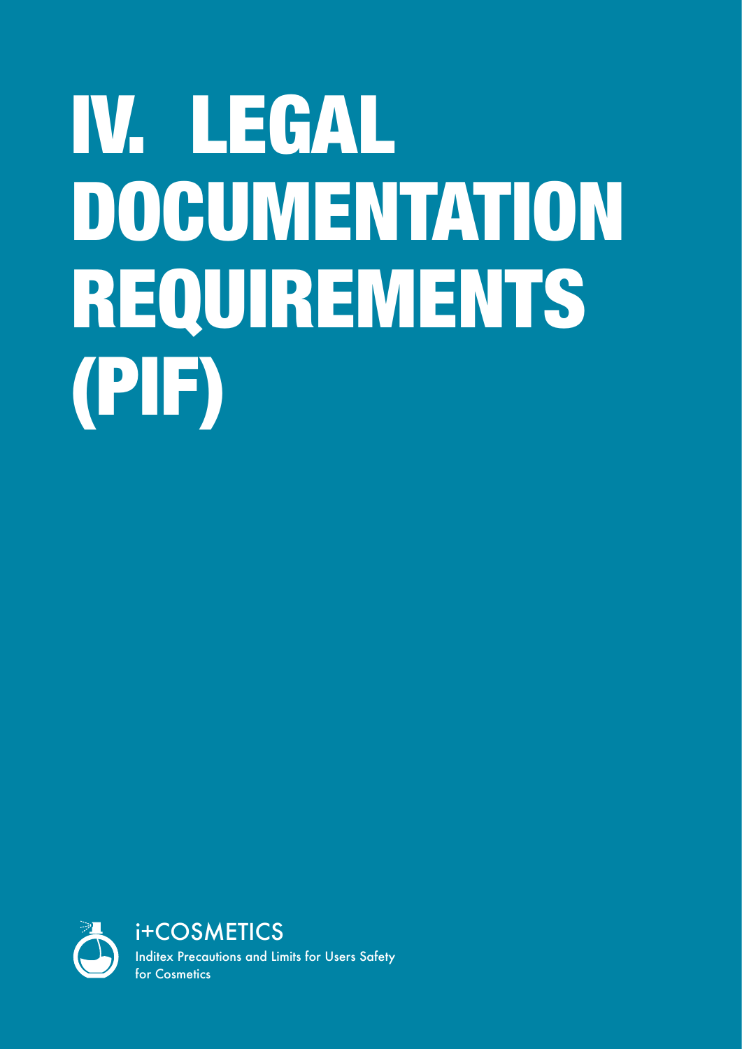# IV. LEGAL DOCUMENTATION REQUIREMENTS (PIF)

i+COSMETICS

Inditex Precautions and Limits for Users Safety for Cosmetics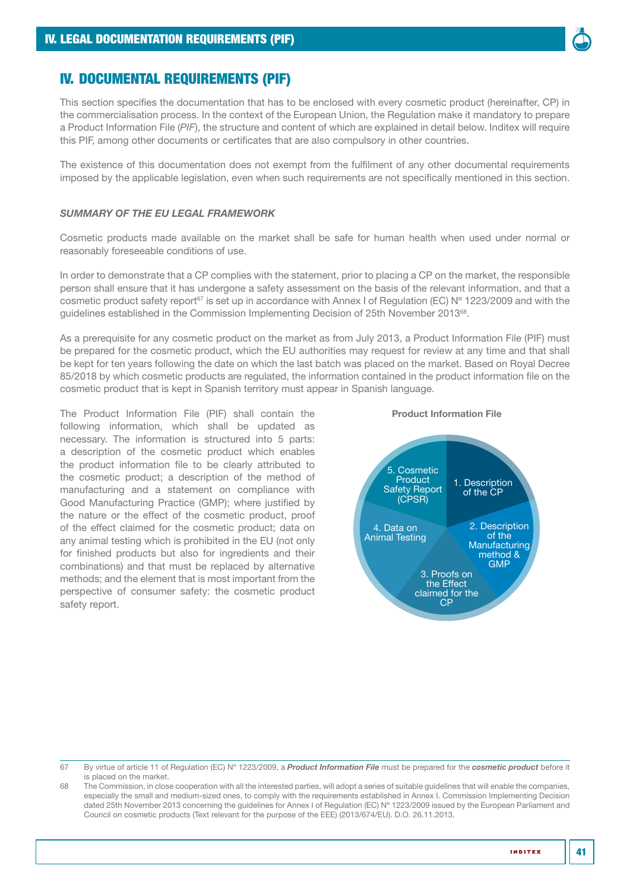# IV. DOCUMENTAL REQUIREMENTS (PIF)

This section specifies the documentation that has to be enclosed with every cosmetic product (hereinafter, CP) in the commercialisation process. In the context of the European Union, the Regulation make it mandatory to prepare a Product Information File (*PIF*), the structure and content of which are explained in detail below. Inditex will require this PIF, among other documents or certificates that are also compulsory in other countries.

The existence of this documentation does not exempt from the fulfilment of any other documental requirements imposed by the applicable legislation, even when such requirements are not specifically mentioned in this section.

### *SUMMARY OF THE EU LEGAL FRAMEWORK*

Cosmetic products made available on the market shall be safe for human health when used under normal or reasonably foreseeable conditions of use.

In order to demonstrate that a CP complies with the statement, prior to placing a CP on the market, the responsible person shall ensure that it has undergone a safety assessment on the basis of the relevant information, and that a cosmetic product safety report[67] is set up in accordance with Annex I of Regulation (EC) Nº 1223/2009 and with the guidelines established in the Commission Implementing Decision of 25th November 2013[68].

As a prerequisite for any cosmetic product on the market as from July 2013, a Product Information File (PIF) must be prepared for the cosmetic product, which the EU authorities may request for review at any time and that shall be kept for ten years following the date on which the last batch was placed on the market. Based on Royal Decree 85/2018 by which cosmetic products are regulated, the information contained in the product information file on the cosmetic product that is kept in Spanish territory must appear in Spanish language.

The Product Information File (PIF) shall contain the following information, which shall be updated as necessary. The information is structured into 5 parts: a description of the cosmetic product which enables the product information file to be clearly attributed to the cosmetic product; a description of the method of manufacturing and a statement on compliance with Good Manufacturing Practice (GMP); where justified by the nature or the effect of the cosmetic product, proof of the effect claimed for the cosmetic product; data on any animal testing which is prohibited in the EU (not only for finished products but also for ingredients and their combinations) and that must be replaced by alternative methods; and the element that is most important from the perspective of consumer safety: the cosmetic product safety report.

**Product Information File**

1. Description of the CP
2. Description of the Manufacturing method & GMP
3. Proofs on the Effect claimed for the CP
4. Data on Animal Testing
5. Cosmetic Product Safety Report (CPSR)

---

67 By virtue of article 11 of Regulation (EC) Nº 1223/2009, a ***Product Information File*** must be prepared for the ***cosmetic product*** before it is placed on the market.

68 The Commission, in close cooperation with all the interested parties, will adopt a series of suitable guidelines that will enable the companies, especially the small and medium-sized ones, to comply with the requirements established in Annex I. Commission Implementing Decision dated 25th November 2013 concerning the guidelines for Annex I of Regulation (EC) Nº 1223/2009 issued by the European Parliament and Council on cosmetic products (Text relevant for the purpose of the EEE) (2013/674/EU). D.O. 26.11.2013.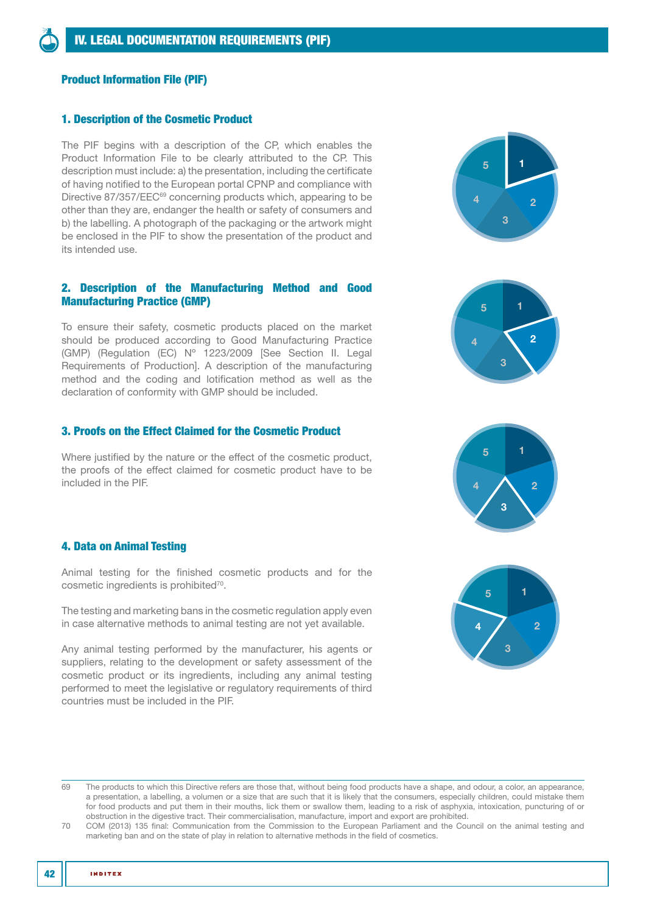# IV. LEGAL DOCUMENTATION REQUIREMENTS (PIF)

## Product Information File (PIF)

### 1. Description of the Cosmetic Product

The PIF begins with a description of the CP, which enables the Product Information File to be clearly attributed to the CP. This description must include: a) the presentation, including the certificate of having notified to the European portal CPNP and compliance with Directive 87/357/EEC[69] concerning products which, appearing to be other than they are, endanger the health or safety of consumers and b) the labelling. A photograph of the packaging or the artwork might be enclosed in the PIF to show the presentation of the product and its intended use.

### 2. Description of the Manufacturing Method and Good Manufacturing Practice (GMP)

To ensure their safety, cosmetic products placed on the market should be produced according to Good Manufacturing Practice (GMP) (Regulation (EC) Nº 1223/2009 [See Section II. Legal Requirements of Production]. A description of the manufacturing method and the coding and lotification method as well as the declaration of conformity with GMP should be included.

### 3. Proofs on the Effect Claimed for the Cosmetic Product

Where justified by the nature or the effect of the cosmetic product, the proofs of the effect claimed for cosmetic product have to be included in the PIF.

### 4. Data on Animal Testing

Animal testing for the finished cosmetic products and for the cosmetic ingredients is prohibited[70].

The testing and marketing bans in the cosmetic regulation apply even in case alternative methods to animal testing are not yet available.

Any animal testing performed by the manufacturer, his agents or suppliers, relating to the development or safety assessment of the cosmetic product or its ingredients, including any animal testing performed to meet the legislative or regulatory requirements of third countries must be included in the PIF.

---

69 The products to which this Directive refers are those that, without being food products have a shape, and odour, a color, an appearance, a presentation, a labelling, a volumen or a size that are such that it is likely that the consumers, especially children, could mistake them for food products and put them in their mouths, lick them or swallow them, leading to a risk of asphyxia, intoxication, puncturing of or obstruction in the digestive tract. Their commercialisation, manufacture, import and export are prohibited.

70 COM (2013) 135 final: Communication from the Commission to the European Parliament and the Council on the animal testing and marketing ban and on the state of play in relation to alternative methods in the field of cosmetics.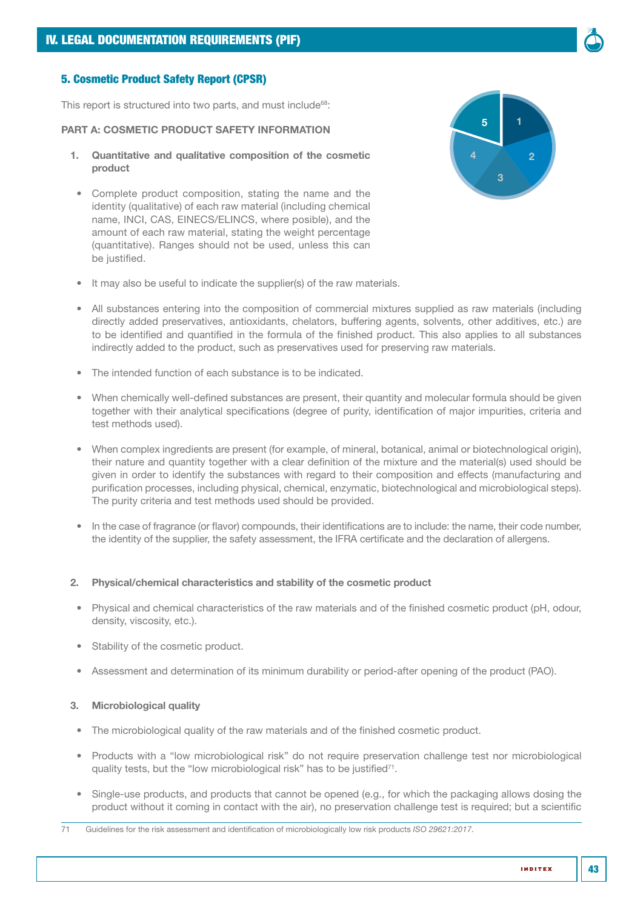## 5. Cosmetic Product Safety Report (CPSR)

This report is structured into two parts, and must include[68]:

**PART A: COSMETIC PRODUCT SAFETY INFORMATION**

1. **Quantitative and qualitative composition of the cosmetic product**

- Complete product composition, stating the name and the identity (qualitative) of each raw material (including chemical name, INCI, CAS, EINECS/ELINCS, where posible), and the amount of each raw material, stating the weight percentage (quantitative). Ranges should not be used, unless this can be justified.
- It may also be useful to indicate the supplier(s) of the raw materials.
- All substances entering into the composition of commercial mixtures supplied as raw materials (including directly added preservatives, antioxidants, chelators, buffering agents, solvents, other additives, etc.) are to be identified and quantified in the formula of the finished product. This also applies to all substances indirectly added to the product, such as preservatives used for preserving raw materials.
- The intended function of each substance is to be indicated.
- When chemically well-defined substances are present, their quantity and molecular formula should be given together with their analytical specifications (degree of purity, identification of major impurities, criteria and test methods used).
- When complex ingredients are present (for example, of mineral, botanical, animal or biotechnological origin), their nature and quantity together with a clear definition of the mixture and the material(s) used should be given in order to identify the substances with regard to their composition and effects (manufacturing and purification processes, including physical, chemical, enzymatic, biotechnological and microbiological steps). The purity criteria and test methods used should be provided.
- In the case of fragrance (or flavor) compounds, their identifications are to include: the name, their code number, the identity of the supplier, the safety assessment, the IFRA certificate and the declaration of allergens.

2. **Physical/chemical characteristics and stability of the cosmetic product**

- Physical and chemical characteristics of the raw materials and of the finished cosmetic product (pH, odour, density, viscosity, etc.).
- Stability of the cosmetic product.
- Assessment and determination of its minimum durability or period-after opening of the product (PAO).

3. **Microbiological quality**

- The microbiological quality of the raw materials and of the finished cosmetic product.
- Products with a "low microbiological risk" do not require preservation challenge test nor microbiological quality tests, but the "low microbiological risk" has to be justified[71].
- Single-use products, and products that cannot be opened (e.g., for which the packaging allows dosing the product without it coming in contact with the air), no preservation challenge test is required; but a scientific

---

71 Guidelines for the risk assessment and identification of microbiologically low risk products *ISO 29621:2017*.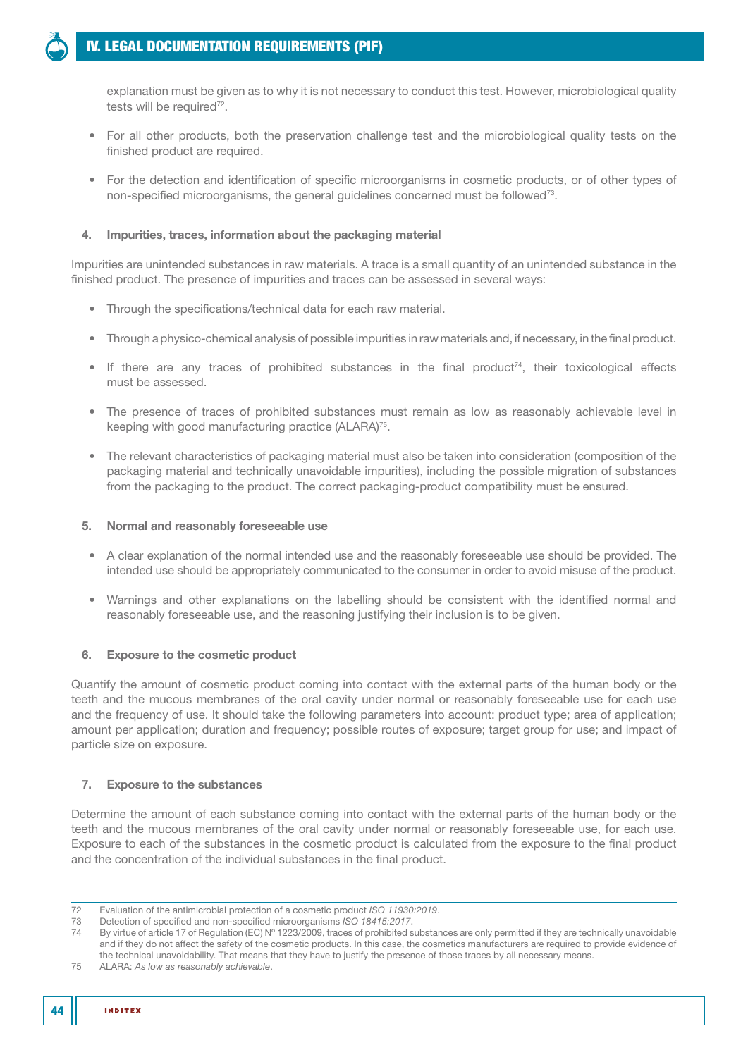explanation must be given as to why it is not necessary to conduct this test. However, microbiological quality tests will be required[72].

- For all other products, both the preservation challenge test and the microbiological quality tests on the finished product are required.
- For the detection and identification of specific microorganisms in cosmetic products, or of other types of non-specified microorganisms, the general guidelines concerned must be followed[73].

#### 4. Impurities, traces, information about the packaging material

Impurities are unintended substances in raw materials. A trace is a small quantity of an unintended substance in the finished product. The presence of impurities and traces can be assessed in several ways:

- Through the specifications/technical data for each raw material.
- Through a physico-chemical analysis of possible impurities in raw materials and, if necessary, in the final product.
- If there are any traces of prohibited substances in the final product[74], their toxicological effects must be assessed.
- The presence of traces of prohibited substances must remain as low as reasonably achievable level in keeping with good manufacturing practice (ALARA)[75].
- The relevant characteristics of packaging material must also be taken into consideration (composition of the packaging material and technically unavoidable impurities), including the possible migration of substances from the packaging to the product. The correct packaging-product compatibility must be ensured.

#### 5. Normal and reasonably foreseeable use

- A clear explanation of the normal intended use and the reasonably foreseeable use should be provided. The intended use should be appropriately communicated to the consumer in order to avoid misuse of the product.
- Warnings and other explanations on the labelling should be consistent with the identified normal and reasonably foreseeable use, and the reasoning justifying their inclusion is to be given.

#### 6. Exposure to the cosmetic product

Quantify the amount of cosmetic product coming into contact with the external parts of the human body or the teeth and the mucous membranes of the oral cavity under normal or reasonably foreseeable use for each use and the frequency of use. It should take the following parameters into account: product type; area of application; amount per application; duration and frequency; possible routes of exposure; target group for use; and impact of particle size on exposure.

#### 7. Exposure to the substances

Determine the amount of each substance coming into contact with the external parts of the human body or the teeth and the mucous membranes of the oral cavity under normal or reasonably foreseeable use, for each use. Exposure to each of the substances in the cosmetic product is calculated from the exposure to the final product and the concentration of the individual substances in the final product.

---

72 Evaluation of the antimicrobial protection of a cosmetic product *ISO 11930:2019*.

73 Detection of specified and non-specified microorganisms *ISO 18415:2017*.

74 By virtue of article 17 of Regulation (EC) Nº 1223/2009, traces of prohibited substances are only permitted if they are technically unavoidable and if they do not affect the safety of the cosmetic products. In this case, the cosmetics manufacturers are required to provide evidence of the technical unavoidability. That means that they have to justify the presence of those traces by all necessary means.

75 ALARA: *As low as reasonably achievable*.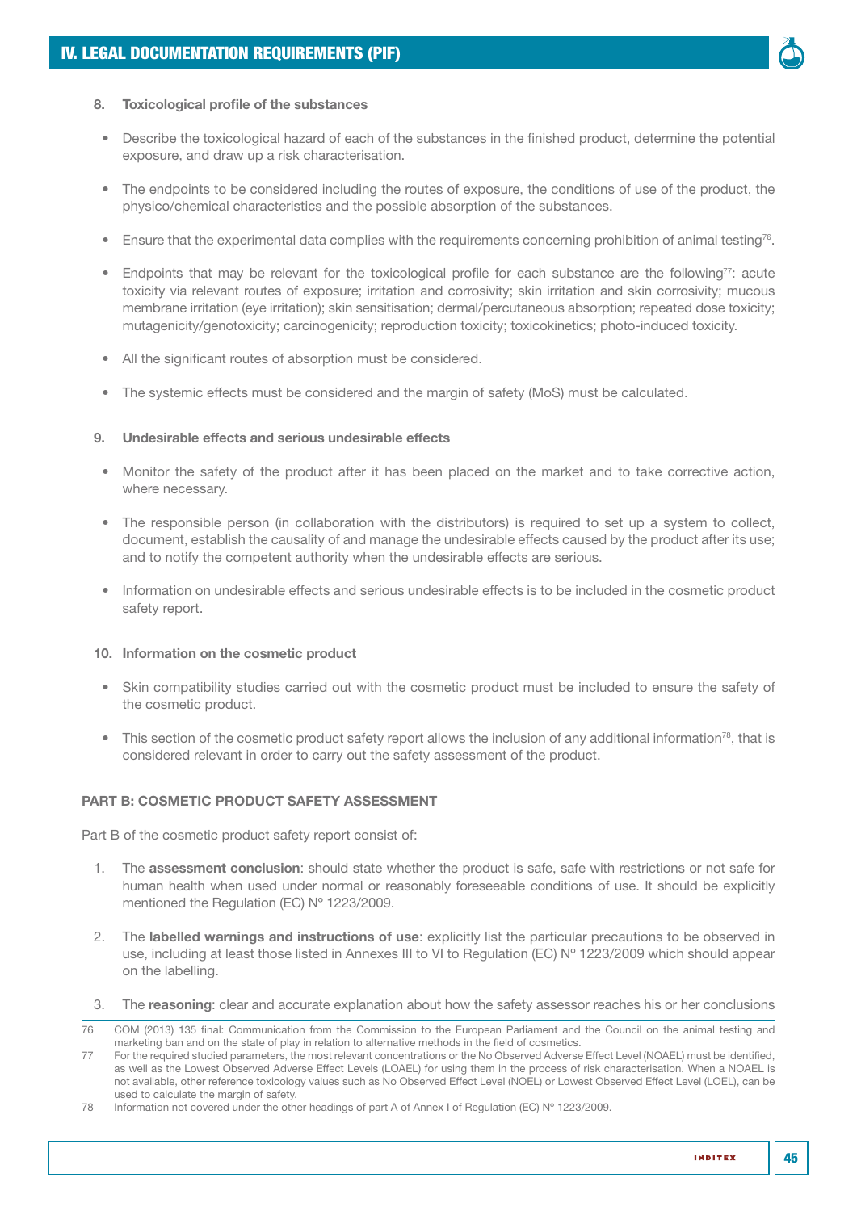8. **Toxicological profile of the substances**

- Describe the toxicological hazard of each of the substances in the finished product, determine the potential exposure, and draw up a risk characterisation.
- The endpoints to be considered including the routes of exposure, the conditions of use of the product, the physico/chemical characteristics and the possible absorption of the substances.
- Ensure that the experimental data complies with the requirements concerning prohibition of animal testing[76].
- Endpoints that may be relevant for the toxicological profile for each substance are the following[77]: acute toxicity via relevant routes of exposure; irritation and corrosivity; skin irritation and skin corrosivity; mucous membrane irritation (eye irritation); skin sensitisation; dermal/percutaneous absorption; repeated dose toxicity; mutagenicity/genotoxicity; carcinogenicity; reproduction toxicity; toxicokinetics; photo-induced toxicity.
- All the significant routes of absorption must be considered.
- The systemic effects must be considered and the margin of safety (MoS) must be calculated.

9. **Undesirable effects and serious undesirable effects**

- Monitor the safety of the product after it has been placed on the market and to take corrective action, where necessary.
- The responsible person (in collaboration with the distributors) is required to set up a system to collect, document, establish the causality of and manage the undesirable effects caused by the product after its use; and to notify the competent authority when the undesirable effects are serious.
- Information on undesirable effects and serious undesirable effects is to be included in the cosmetic product safety report.

10. **Information on the cosmetic product**

- Skin compatibility studies carried out with the cosmetic product must be included to ensure the safety of the cosmetic product.
- This section of the cosmetic product safety report allows the inclusion of any additional information[78], that is considered relevant in order to carry out the safety assessment of the product.

**PART B: COSMETIC PRODUCT SAFETY ASSESSMENT**

Part B of the cosmetic product safety report consist of:

1. The **assessment conclusion**: should state whether the product is safe, safe with restrictions or not safe for human health when used under normal or reasonably foreseeable conditions of use. It should be explicitly mentioned the Regulation (EC) Nº 1223/2009.
2. The **labelled warnings and instructions of use**: explicitly list the particular precautions to be observed in use, including at least those listed in Annexes III to VI to Regulation (EC) Nº 1223/2009 which should appear on the labelling.
3. The **reasoning**: clear and accurate explanation about how the safety assessor reaches his or her conclusions

---

76 COM (2013) 135 final: Communication from the Commission to the European Parliament and the Council on the animal testing and marketing ban and on the state of play in relation to alternative methods in the field of cosmetics.

77 For the required studied parameters, the most relevant concentrations or the No Observed Adverse Effect Level (NOAEL) must be identified, as well as the Lowest Observed Adverse Effect Levels (LOAEL) for using them in the process of risk characterisation. When a NOAEL is not available, other reference toxicology values such as No Observed Effect Level (NOEL) or Lowest Observed Effect Level (LOEL), can be used to calculate the margin of safety.

78 Information not covered under the other headings of part A of Annex I of Regulation (EC) Nº 1223/2009.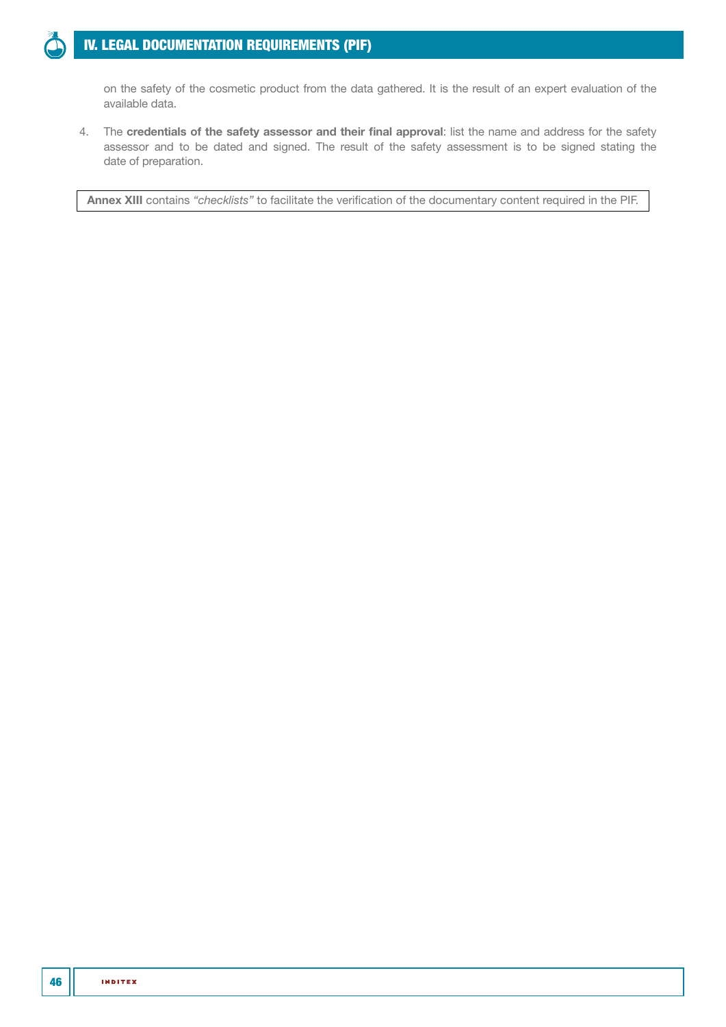on the safety of the cosmetic product from the data gathered. It is the result of an expert evaluation of the available data.

4. The **credentials of the safety assessor and their final approval**: list the name and address for the safety assessor and to be dated and signed. The result of the safety assessment is to be signed stating the date of preparation.

**Annex XIII** contains *"checklists"* to facilitate the verification of the documentary content required in the PIF.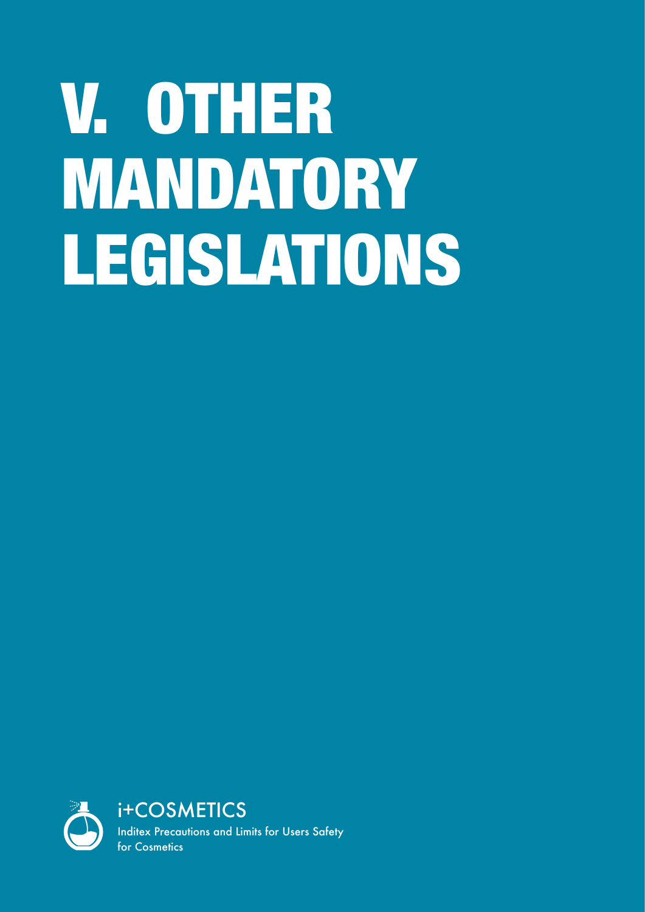# V. OTHER MANDATORY LEGISLATIONS

i+COSMETICS

Inditex Precautions and Limits for Users Safety for Cosmetics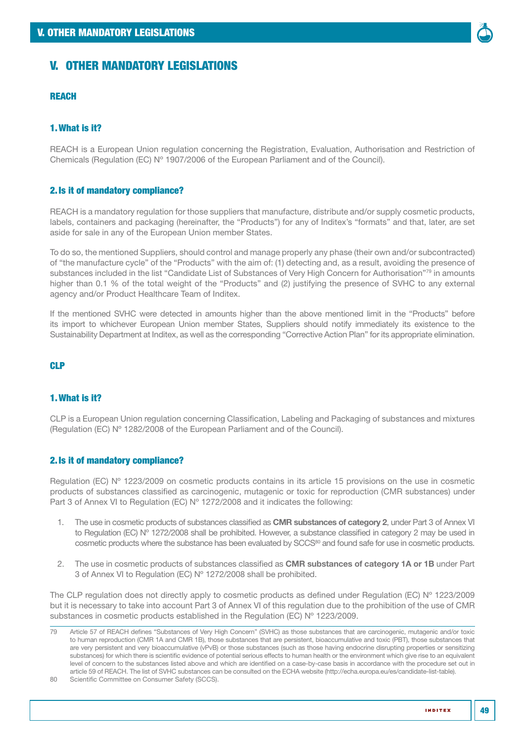# V. OTHER MANDATORY LEGISLATIONS

## REACH

### 1. What is it?

REACH is a European Union regulation concerning the Registration, Evaluation, Authorisation and Restriction of Chemicals (Regulation (EC) Nº 1907/2006 of the European Parliament and of the Council).

### 2. Is it of mandatory compliance?

REACH is a mandatory regulation for those suppliers that manufacture, distribute and/or supply cosmetic products, labels, containers and packaging (hereinafter, the "Products") for any of Inditex's "formats" and that, later, are set aside for sale in any of the European Union member States.

To do so, the mentioned Suppliers, should control and manage properly any phase (their own and/or subcontracted) of "the manufacture cycle" of the "Products" with the aim of: (1) detecting and, as a result, avoiding the presence of substances included in the list "Candidate List of Substances of Very High Concern for Authorisation"[79] in amounts higher than 0.1 % of the total weight of the "Products" and (2) justifying the presence of SVHC to any external agency and/or Product Healthcare Team of Inditex.

If the mentioned SVHC were detected in amounts higher than the above mentioned limit in the "Products" before its import to whichever European Union member States, Suppliers should notify immediately its existence to the Sustainability Department at Inditex, as well as the corresponding "Corrective Action Plan" for its appropriate elimination.

## CLP

### 1. What is it?

CLP is a European Union regulation concerning Classification, Labeling and Packaging of substances and mixtures (Regulation (EC) Nº 1282/2008 of the European Parliament and of the Council).

### 2. Is it of mandatory compliance?

Regulation (EC) Nº 1223/2009 on cosmetic products contains in its article 15 provisions on the use in cosmetic products of substances classified as carcinogenic, mutagenic or toxic for reproduction (CMR substances) under Part 3 of Annex VI to Regulation (EC) Nº 1272/2008 and it indicates the following:

1. The use in cosmetic products of substances classified as **CMR substances of category 2**, under Part 3 of Annex VI to Regulation (EC) Nº 1272/2008 shall be prohibited. However, a substance classified in category 2 may be used in cosmetic products where the substance has been evaluated by SCCS[80] and found safe for use in cosmetic products.

2. The use in cosmetic products of substances classified as **CMR substances of category 1A or 1B** under Part 3 of Annex VI to Regulation (EC) Nº 1272/2008 shall be prohibited.

The CLP regulation does not directly apply to cosmetic products as defined under Regulation (EC) Nº 1223/2009 but it is necessary to take into account Part 3 of Annex VI of this regulation due to the prohibition of the use of CMR substances in cosmetic products established in the Regulation (EC) Nº 1223/2009.

---

79 Article 57 of REACH defines "Substances of Very High Concern" (SVHC) as those substances that are carcinogenic, mutagenic and/or toxic to human reproduction (CMR 1A and CMR 1B), those substances that are persistent, bioaccumulative and toxic (PBT), those substances that are very persistent and very bioaccumulative (vPvB) or those substances (such as those having endocrine disrupting properties or sensitizing substances) for which there is scientific evidence of potential serious effects to human health or the environment which give rise to an equivalent level of concern to the substances listed above and which are identified on a case-by-case basis in accordance with the procedure set out in article 59 of REACH. The list of SVHC substances can be consulted on the ECHA website (http://echa.europa.eu/es/candidate-list-table).

80 Scientific Committee on Consumer Safety (SCCS).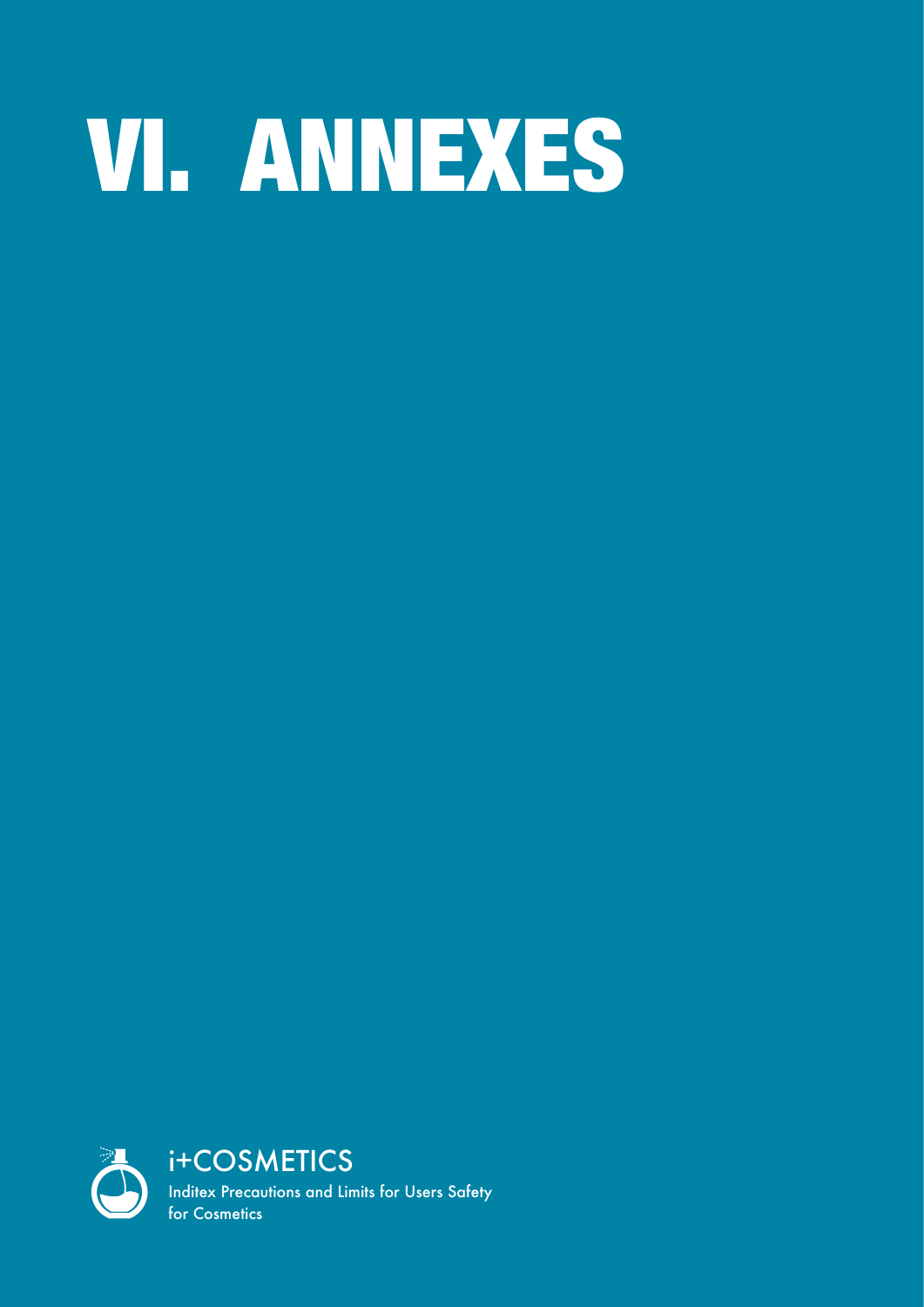# VI. ANNEXES

i+COSMETICS

Inditex Precautions and Limits for Users Safety for Cosmetics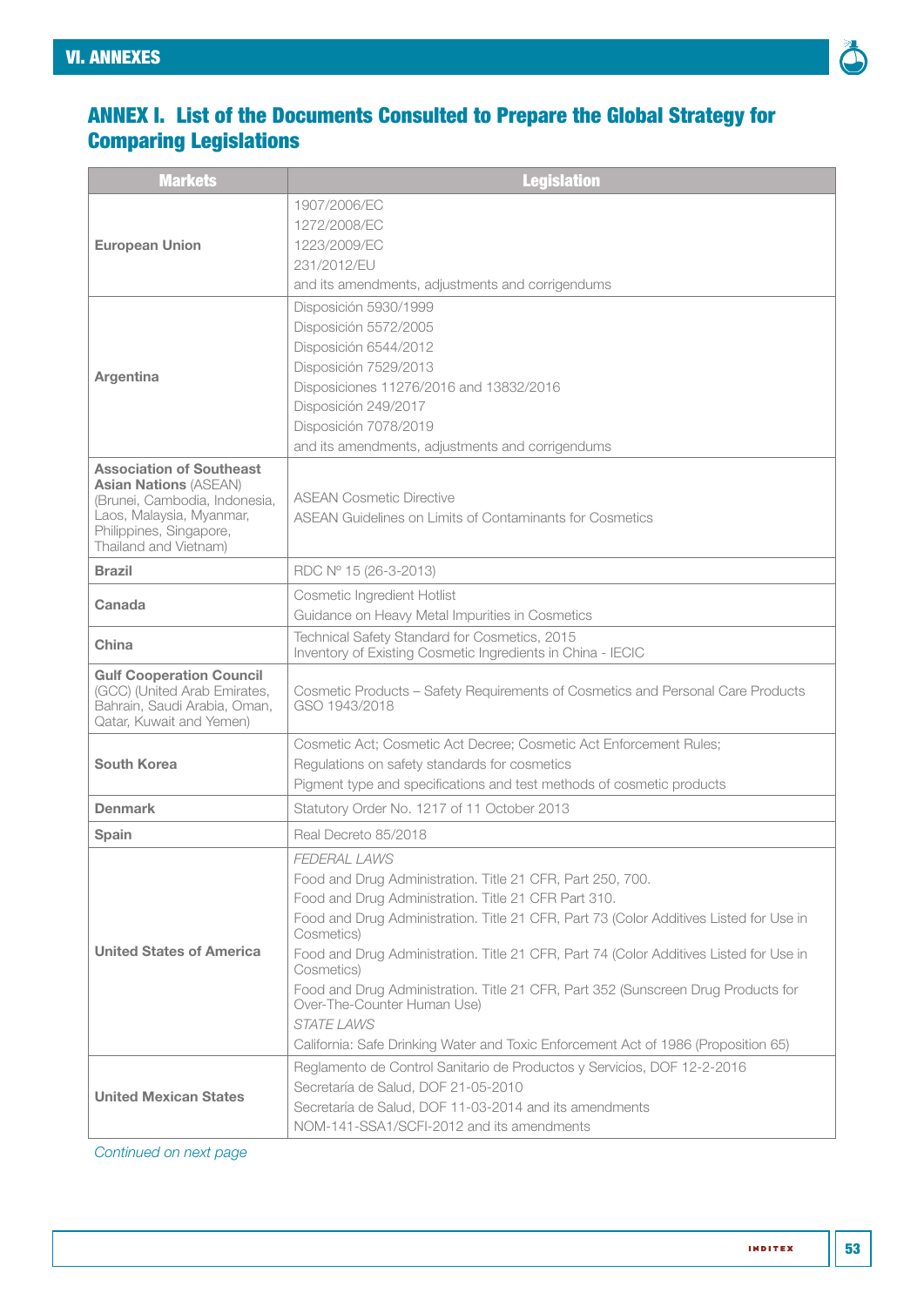## ANNEX I. List of the Documents Consulted to Prepare the Global Strategy for Comparing Legislations

| Markets | Legislation |
|---|---|
| **European Union** | 1907/2006/EC<br>1272/2008/EC<br>1223/2009/EC<br>231/2012/EU<br>and its amendments, adjustments and corrigendums |
| **Argentina** | Disposición 5930/1999<br>Disposición 5572/2005<br>Disposición 6544/2012<br>Disposición 7529/2013<br>Disposiciones 11276/2016 and 13832/2016<br>Disposición 249/2017<br>Disposición 7078/2019<br>and its amendments, adjustments and corrigendums |
| **Association of Southeast Asian Nations** (ASEAN) (Brunei, Cambodia, Indonesia, Laos, Malaysia, Myanmar, Philippines, Singapore, Thailand and Vietnam) | ASEAN Cosmetic Directive<br>ASEAN Guidelines on Limits of Contaminants for Cosmetics |
| **Brazil** | RDC Nº 15 (26-3-2013) |
| **Canada** | Cosmetic Ingredient Hotlist<br>Guidance on Heavy Metal Impurities in Cosmetics |
| **China** | Technical Safety Standard for Cosmetics, 2015<br>Inventory of Existing Cosmetic Ingredients in China - IECIC |
| **Gulf Cooperation Council** (GCC) (United Arab Emirates, Bahrain, Saudi Arabia, Oman, Qatar, Kuwait and Yemen) | Cosmetic Products – Safety Requirements of Cosmetics and Personal Care Products GSO 1943/2018 |
| **South Korea** | Cosmetic Act; Cosmetic Act Decree; Cosmetic Act Enforcement Rules;<br>Regulations on safety standards for cosmetics<br>Pigment type and specifications and test methods of cosmetic products |
| **Denmark** | Statutory Order No. 1217 of 11 October 2013 |
| **Spain** | Real Decreto 85/2018 |
| **United States of America** | *FEDERAL LAWS*<br>Food and Drug Administration. Title 21 CFR, Part 250, 700.<br>Food and Drug Administration. Title 21 CFR Part 310.<br>Food and Drug Administration. Title 21 CFR, Part 73 (Color Additives Listed for Use in Cosmetics)<br>Food and Drug Administration. Title 21 CFR, Part 74 (Color Additives Listed for Use in Cosmetics)<br>Food and Drug Administration. Title 21 CFR, Part 352 (Sunscreen Drug Products for Over-The-Counter Human Use)<br>*STATE LAWS*<br>California: Safe Drinking Water and Toxic Enforcement Act of 1986 (Proposition 65) |
| **United Mexican States** | Reglamento de Control Sanitario de Productos y Servicios, DOF 12-2-2016<br>Secretaría de Salud, DOF 21-05-2010<br>Secretaría de Salud, DOF 11-03-2014 and its amendments<br>NOM-141-SSA1/SCFI-2012 and its amendments |

*Continued on next page*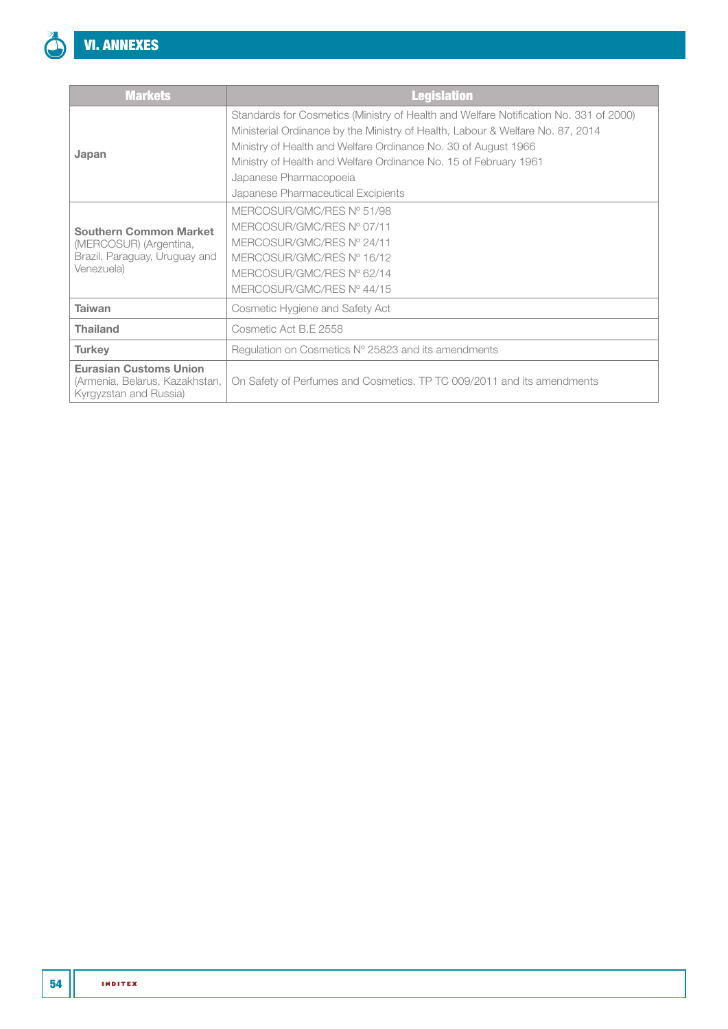| Markets | Legislation |
| --- | --- |
| **Japan** | Standards for Cosmetics (Ministry of Health and Welfare Notification No. 331 of 2000)<br>Ministerial Ordinance by the Ministry of Health, Labour & Welfare No. 87, 2014<br>Ministry of Health and Welfare Ordinance No. 30 of August 1966<br>Ministry of Health and Welfare Ordinance No. 15 of February 1961<br>Japanese Pharmacopoeia<br>Japanese Pharmaceutical Excipients |
| **Southern Common Market** (MERCOSUR) (Argentina, Brazil, Paraguay, Uruguay and Venezuela) | MERCOSUR/GMC/RES Nº 51/98<br>MERCOSUR/GMC/RES Nº 07/11<br>MERCOSUR/GMC/RES Nº 24/11<br>MERCOSUR/GMC/RES Nº 16/12<br>MERCOSUR/GMC/RES Nº 62/14<br>MERCOSUR/GMC/RES Nº 44/15 |
| **Taiwan** | Cosmetic Hygiene and Safety Act |
| **Thailand** | Cosmetic Act B.E 2558 |
| **Turkey** | Regulation on Cosmetics Nº 25823 and its amendments |
| **Eurasian Customs Union** (Armenia, Belarus, Kazakhstan, Kyrgyzstan and Russia) | On Safety of Perfumes and Cosmetics, TP TC 009/2011 and its amendments |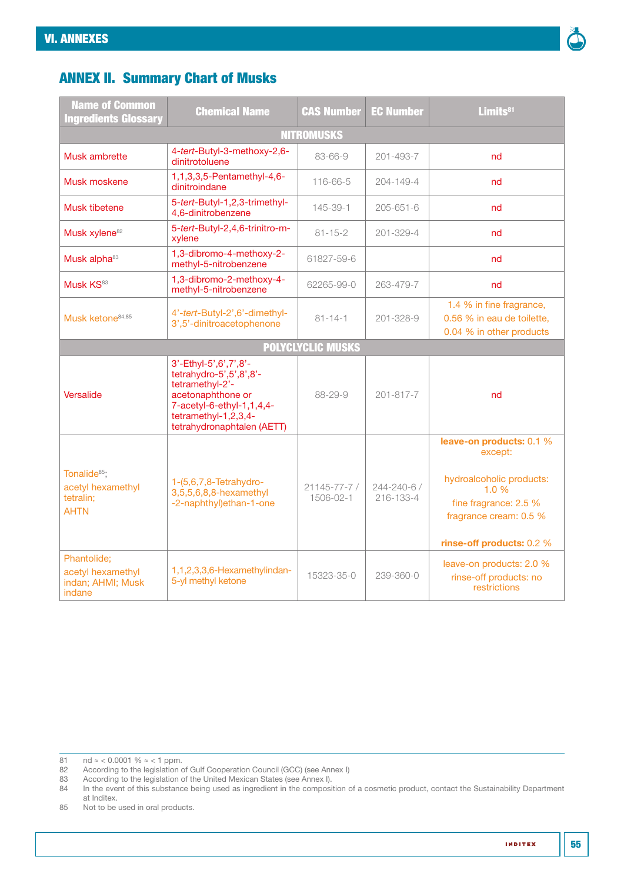## ANNEX II. Summary Chart of Musks

| Name of Common Ingredients Glossary | Chemical Name | CAS Number | EC Number | Limits[81] |
|---|---|---|---|---|
| **NITROMUSKS** | | | | |
| Musk ambrette | 4-*tert*-Butyl-3-methoxy-2,6-dinitrotoluene | 83-66-9 | 201-493-7 | nd |
| Musk moskene | 1,1,3,3,5-Pentamethyl-4,6-dinitroindane | 116-66-5 | 204-149-4 | nd |
| Musk tibetene | 5-*tert*-Butyl-1,2,3-trimethyl-4,6-dinitrobenzene | 145-39-1 | 205-651-6 | nd |
| Musk xylene[82] | 5-*tert*-Butyl-2,4,6-trinitro-m-xylene | 81-15-2 | 201-329-4 | nd |
| Musk alpha[83] | 1,3-dibromo-4-methoxy-2-methyl-5-nitrobenzene | 61827-59-6 | | nd |
| Musk KS[83] | 1,3-dibromo-2-methoxy-4-methyl-5-nitrobenzene | 62265-99-0 | 263-479-7 | nd |
| Musk ketone[84,85] | 4'-*tert*-Butyl-2',6'-dimethyl-3',5'-dinitroacetophenone | 81-14-1 | 201-328-9 | 1.4 % in fine fragrance, 0.56 % in eau de toilette, 0.04 % in other products |
| **POLYCYCLIC MUSKS** | | | | |
| Versalide | 3'-Ethyl-5',6',7',8'-tetrahydro-5',5',8',8'-tetramethyl-2'-acetonaphthone or 7-acetyl-6-ethyl-1,1,4,4-tetramethyl-1,2,3,4-tetrahydronaphtalen (AETT) | 88-29-9 | 201-817-7 | nd |
| Tonalide[85]; acetyl hexamethyl tetralin; AHTN | 1-(5,6,7,8-Tetrahydro-3,5,5,6,8,8-hexamethyl-2-naphthyl)ethan-1-one | 21145-77-7 / 1506-02-1 | 244-240-6 / 216-133-4 | **leave-on products:** 0.1 % except: hydroalcoholic products: 1.0 %; fine fragrance: 2.5 %; fragrance cream: 0.5 %; **rinse-off products:** 0.2 % |
| Phantolide; acetyl hexamethyl indan; AHMI; Musk indane | 1,1,2,3,3,6-Hexamethylindan-5-yl methyl ketone | 15323-35-0 | 239-360-0 | leave-on products: 2.0 %; rinse-off products: no restrictions |

81 nd ≈ < 0.0001 % ≈ < 1 ppm.
82 According to the legislation of Gulf Cooperation Council (GCC) (see Annex I)
83 According to the legislation of the United Mexican States (see Annex I).
84 In the event of this substance being used as ingredient in the composition of a cosmetic product, contact the Sustainability Department at Inditex.
85 Not to be used in oral products.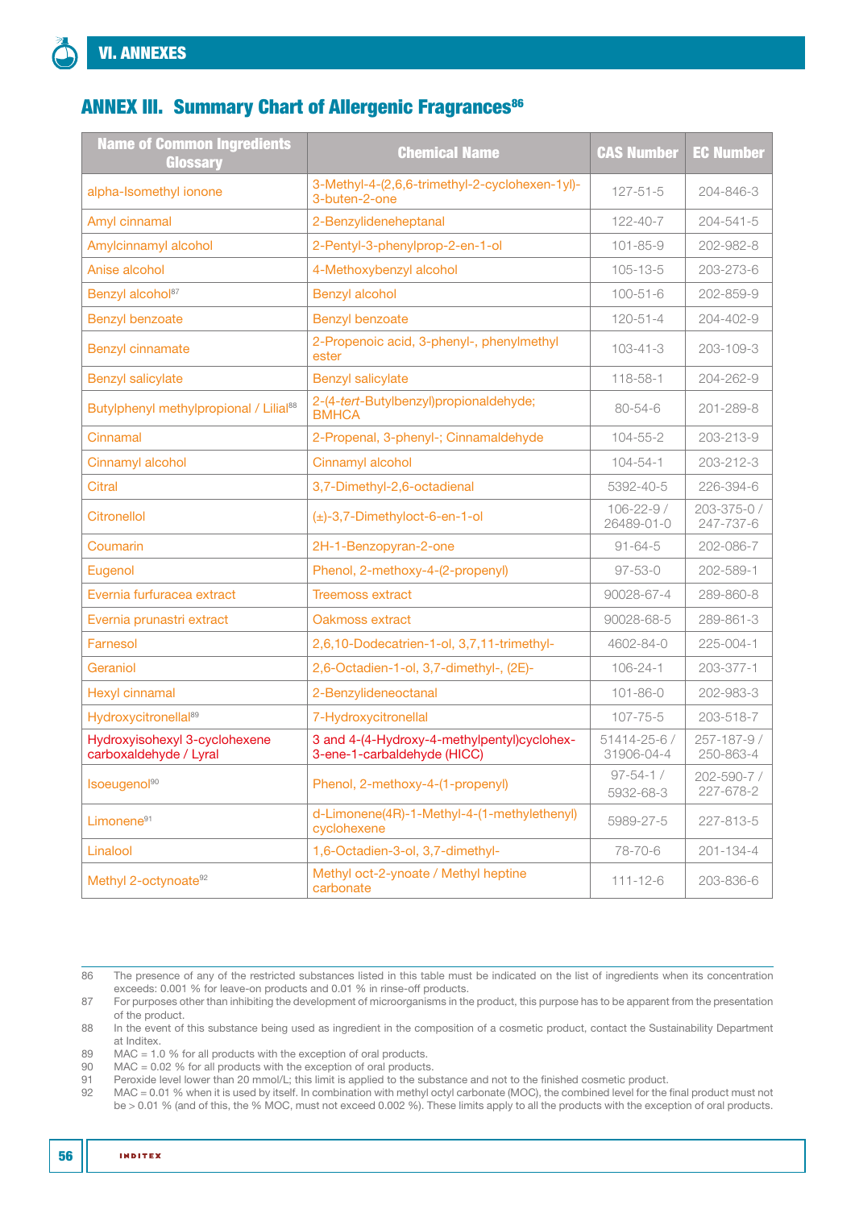# VI. ANNEXES

## ANNEX III. Summary Chart of Allergenic Fragrances[86]

| Name of Common Ingredients Glossary | Chemical Name | CAS Number | EC Number |
|---|---|---|---|
| alpha-Isomethyl ionone | 3-Methyl-4-(2,6,6-trimethyl-2-cyclohexen-1yl)-3-buten-2-one | 127-51-5 | 204-846-3 |
| Amyl cinnamal | 2-Benzylideneheptanal | 122-40-7 | 204-541-5 |
| Amylcinnamyl alcohol | 2-Pentyl-3-phenylprop-2-en-1-ol | 101-85-9 | 202-982-8 |
| Anise alcohol | 4-Methoxybenzyl alcohol | 105-13-5 | 203-273-6 |
| Benzyl alcohol[87] | Benzyl alcohol | 100-51-6 | 202-859-9 |
| Benzyl benzoate | Benzyl benzoate | 120-51-4 | 204-402-9 |
| Benzyl cinnamate | 2-Propenoic acid, 3-phenyl-, phenylmethyl ester | 103-41-3 | 203-109-3 |
| Benzyl salicylate | Benzyl salicylate | 118-58-1 | 204-262-9 |
| Butylphenyl methylpropional / Lilial[88] | 2-(4-*tert*-Butylbenzyl)propionaldehyde; BMHCA | 80-54-6 | 201-289-8 |
| Cinnamal | 2-Propenal, 3-phenyl-; Cinnamaldehyde | 104-55-2 | 203-213-9 |
| Cinnamyl alcohol | Cinnamyl alcohol | 104-54-1 | 203-212-3 |
| Citral | 3,7-Dimethyl-2,6-octadienal | 5392-40-5 | 226-394-6 |
| Citronellol | (±)-3,7-Dimethyloct-6-en-1-ol | 106-22-9 / 26489-01-0 | 203-375-0 / 247-737-6 |
| Coumarin | 2H-1-Benzopyran-2-one | 91-64-5 | 202-086-7 |
| Eugenol | Phenol, 2-methoxy-4-(2-propenyl) | 97-53-0 | 202-589-1 |
| Evernia furfuracea extract | Treemoss extract | 90028-67-4 | 289-860-8 |
| Evernia prunastri extract | Oakmoss extract | 90028-68-5 | 289-861-3 |
| Farnesol | 2,6,10-Dodecatrien-1-ol, 3,7,11-trimethyl- | 4602-84-0 | 225-004-1 |
| Geraniol | 2,6-Octadien-1-ol, 3,7-dimethyl-, (2E)- | 106-24-1 | 203-377-1 |
| Hexyl cinnamal | 2-Benzylideneoctanal | 101-86-0 | 202-983-3 |
| Hydroxycitronellal[89] | 7-Hydroxycitronellal | 107-75-5 | 203-518-7 |
| Hydroxyisohexyl 3-cyclohexene carboxaldehyde / Lyral | 3 and 4-(4-Hydroxy-4-methylpentyl)cyclohex-3-ene-1-carbaldehyde (HICC) | 51414-25-6 / 31906-04-4 | 257-187-9 / 250-863-4 |
| Isoeugenol[90] | Phenol, 2-methoxy-4-(1-propenyl) | 97-54-1 / 5932-68-3 | 202-590-7 / 227-678-2 |
| Limonene[91] | d-Limonene(4R)-1-Methyl-4-(1-methylethenyl) cyclohexene | 5989-27-5 | 227-813-5 |
| Linalool | 1,6-Octadien-3-ol, 3,7-dimethyl- | 78-70-6 | 201-134-4 |
| Methyl 2-octynoate[92] | Methyl oct-2-ynoate / Methyl heptine carbonate | 111-12-6 | 203-836-6 |

---

86 The presence of any of the restricted substances listed in this table must be indicated on the list of ingredients when its concentration exceeds: 0.001 % for leave-on products and 0.01 % in rinse-off products.

87 For purposes other than inhibiting the development of microorganisms in the product, this purpose has to be apparent from the presentation of the product.

88 In the event of this substance being used as ingredient in the composition of a cosmetic product, contact the Sustainability Department at Inditex.

89 MAC = 1.0 % for all products with the exception of oral products.

90 MAC = 0.02 % for all products with the exception of oral products.

91 Peroxide level lower than 20 mmol/L; this limit is applied to the substance and not to the finished cosmetic product.

92 MAC = 0.01 % when it is used by itself. In combination with methyl octyl carbonate (MOC), the combined level for the final product must not be > 0.01 % (and of this, the % MOC, must not exceed 0.002 %). These limits apply to all the products with the exception of oral products.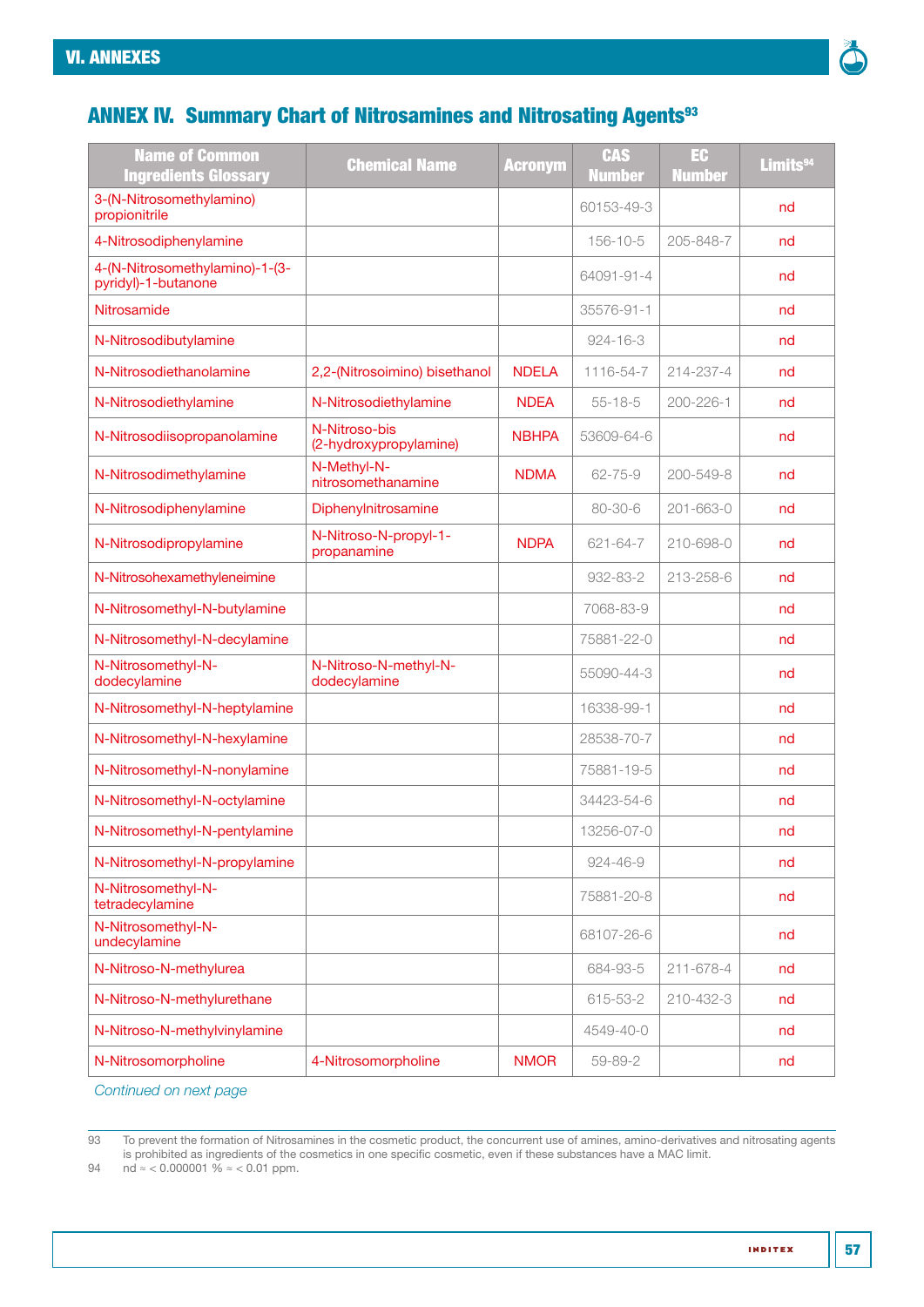## ANNEX IV. Summary Chart of Nitrosamines and Nitrosating Agents[93]

| Name of Common Ingredients Glossary | Chemical Name | Acronym | CAS Number | EC Number | Limits[94] |
|---|---|---|---|---|---|
| 3-(N-Nitrosomethylamino) propionitrile | | | 60153-49-3 | | nd |
| 4-Nitrosodiphenylamine | | | 156-10-5 | 205-848-7 | nd |
| 4-(N-Nitrosomethylamino)-1-(3-pyridyl)-1-butanone | | | 64091-91-4 | | nd |
| Nitrosamide | | | 35576-91-1 | | nd |
| N-Nitrosodibutylamine | | | 924-16-3 | | nd |
| N-Nitrosodiethanolamine | 2,2-(Nitrosoimino) bisethanol | NDELA | 1116-54-7 | 214-237-4 | nd |
| N-Nitrosodiethylamine | N-Nitrosodiethylamine | NDEA | 55-18-5 | 200-226-1 | nd |
| N-Nitrosodiisopropanolamine | N-Nitroso-bis (2-hydroxypropylamine) | NBHPA | 53609-64-6 | | nd |
| N-Nitrosodimethylamine | N-Methyl-N-nitrosomethanamine | NDMA | 62-75-9 | 200-549-8 | nd |
| N-Nitrosodiphenylamine | Diphenylnitrosamine | | 80-30-6 | 201-663-0 | nd |
| N-Nitrosodipropylamine | N-Nitroso-N-propyl-1-propanamine | NDPA | 621-64-7 | 210-698-0 | nd |
| N-Nitrosohexamethyleneimine | | | 932-83-2 | 213-258-6 | nd |
| N-Nitrosomethyl-N-butylamine | | | 7068-83-9 | | nd |
| N-Nitrosomethyl-N-decylamine | | | 75881-22-0 | | nd |
| N-Nitrosomethyl-N-dodecylamine | N-Nitroso-N-methyl-N-dodecylamine | | 55090-44-3 | | nd |
| N-Nitrosomethyl-N-heptylamine | | | 16338-99-1 | | nd |
| N-Nitrosomethyl-N-hexylamine | | | 28538-70-7 | | nd |
| N-Nitrosomethyl-N-nonylamine | | | 75881-19-5 | | nd |
| N-Nitrosomethyl-N-octylamine | | | 34423-54-6 | | nd |
| N-Nitrosomethyl-N-pentylamine | | | 13256-07-0 | | nd |
| N-Nitrosomethyl-N-propylamine | | | 924-46-9 | | nd |
| N-Nitrosomethyl-N-tetradecylamine | | | 75881-20-8 | | nd |
| N-Nitrosomethyl-N-undecylamine | | | 68107-26-6 | | nd |
| N-Nitroso-N-methylurea | | | 684-93-5 | 211-678-4 | nd |
| N-Nitroso-N-methylurethane | | | 615-53-2 | 210-432-3 | nd |
| N-Nitroso-N-methylvinylamine | | | 4549-40-0 | | nd |
| N-Nitrosomorpholine | 4-Nitrosomorpholine | NMOR | 59-89-2 | | nd |

*Continued on next page*

93 To prevent the formation of Nitrosamines in the cosmetic product, the concurrent use of amines, amino-derivatives and nitrosating agents is prohibited as ingredients of the cosmetics in one specific cosmetic, even if these substances have a MAC limit.

94 nd ≈ < 0.000001 % ≈ < 0.01 ppm.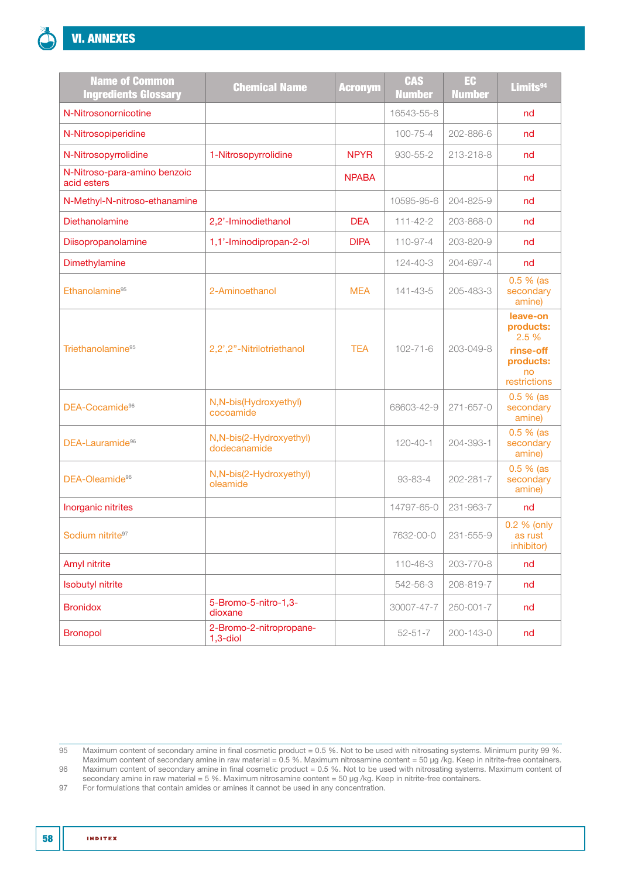## VI. ANNEXES

| Name of Common Ingredients Glossary | Chemical Name | Acronym | CAS Number | EC Number | Limits[94] |
|---|---|---|---|---|---|
| N-Nitrosonornicotine | | | 16543-55-8 | | nd |
| N-Nitrosopiperidine | | | 100-75-4 | 202-886-6 | nd |
| N-Nitrosopyrrolidine | 1-Nitrosopyrrolidine | NPYR | 930-55-2 | 213-218-8 | nd |
| N-Nitroso-para-amino benzoic acid esters | | NPABA | | | nd |
| N-Methyl-N-nitroso-ethanamine | | | 10595-95-6 | 204-825-9 | nd |
| Diethanolamine | 2,2'-Iminodiethanol | DEA | 111-42-2 | 203-868-0 | nd |
| Diisopropanolamine | 1,1'-Iminodipropan-2-ol | DIPA | 110-97-4 | 203-820-9 | nd |
| Dimethylamine | | | 124-40-3 | 204-697-4 | nd |
| Ethanolamine[95] | 2-Aminoethanol | MEA | 141-43-5 | 205-483-3 | 0.5 % (as secondary amine) |
| Triethanolamine[95] | 2,2',2"-Nitrilotriethanol | TEA | 102-71-6 | 203-049-8 | **leave-on products:** 2.5 % **rinse-off products:** no restrictions |
| DEA-Cocamide[96] | N,N-bis(Hydroxyethyl) cocoamide | | 68603-42-9 | 271-657-0 | 0.5 % (as secondary amine) |
| DEA-Lauramide[96] | N,N-bis(2-Hydroxyethyl) dodecanamide | | 120-40-1 | 204-393-1 | 0.5 % (as secondary amine) |
| DEA-Oleamide[96] | N,N-bis(2-Hydroxyethyl) oleamide | | 93-83-4 | 202-281-7 | 0.5 % (as secondary amine) |
| Inorganic nitrites | | | 14797-65-0 | 231-963-7 | nd |
| Sodium nitrite[97] | | | 7632-00-0 | 231-555-9 | 0.2 % (only as rust inhibitor) |
| Amyl nitrite | | | 110-46-3 | 203-770-8 | nd |
| Isobutyl nitrite | | | 542-56-3 | 208-819-7 | nd |
| Bronidox | 5-Bromo-5-nitro-1,3-dioxane | | 30007-47-7 | 250-001-7 | nd |
| Bronopol | 2-Bromo-2-nitropropane-1,3-diol | | 52-51-7 | 200-143-0 | nd |

95 Maximum content of secondary amine in final cosmetic product = 0.5 %. Not to be used with nitrosating systems. Minimum purity 99 %. Maximum content of secondary amine in raw material = 0.5 %. Maximum nitrosamine content = 50 µg /kg. Keep in nitrite-free containers.

96 Maximum content of secondary amine in final cosmetic product = 0.5 %. Not to be used with nitrosating systems. Maximum content of secondary amine in raw material = 5 %. Maximum nitrosamine content = 50 µg /kg. Keep in nitrite-free containers.

97 For formulations that contain amides or amines it cannot be used in any concentration.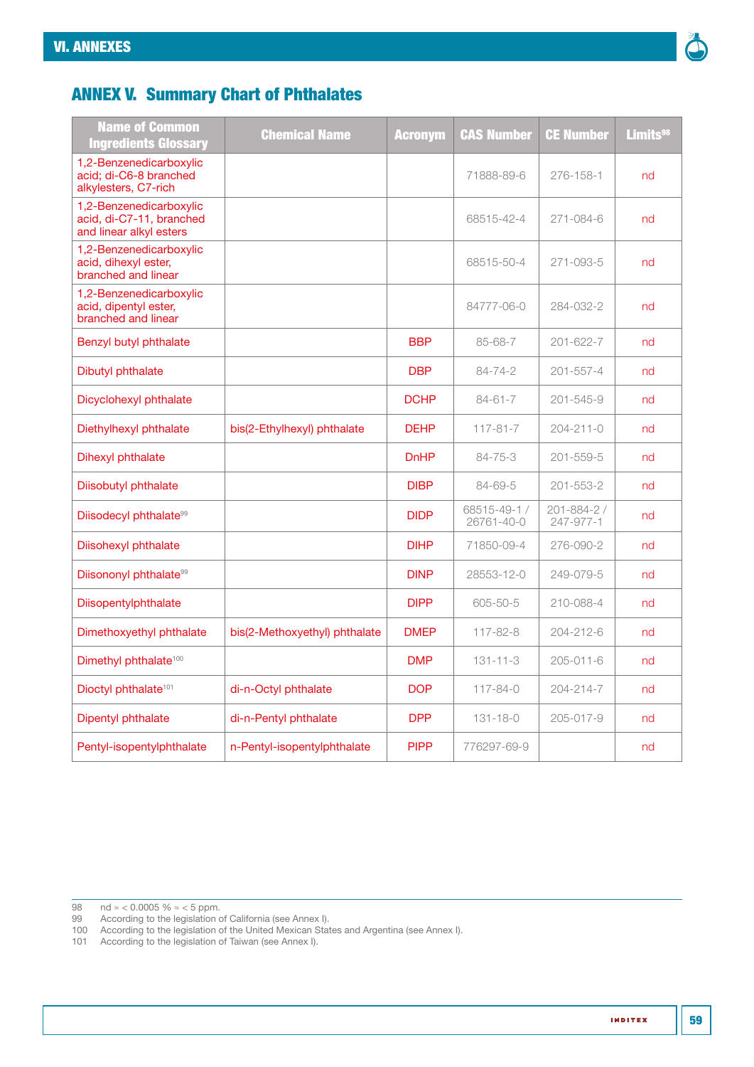## ANNEX V. Summary Chart of Phthalates

| Name of Common Ingredients Glossary | Chemical Name | Acronym | CAS Number | CE Number | Limits[98] |
|---|---|---|---|---|---|
| 1,2-Benzenedicarboxylic acid; di-C6-8 branched alkylesters, C7-rich | | | 71888-89-6 | 276-158-1 | nd |
| 1,2-Benzenedicarboxylic acid, di-C7-11, branched and linear alkyl esters | | | 68515-42-4 | 271-084-6 | nd |
| 1,2-Benzenedicarboxylic acid, dihexyl ester, branched and linear | | | 68515-50-4 | 271-093-5 | nd |
| 1,2-Benzenedicarboxylic acid, dipentyl ester, branched and linear | | | 84777-06-0 | 284-032-2 | nd |
| Benzyl butyl phthalate | | BBP | 85-68-7 | 201-622-7 | nd |
| Dibutyl phthalate | | DBP | 84-74-2 | 201-557-4 | nd |
| Dicyclohexyl phthalate | | DCHP | 84-61-7 | 201-545-9 | nd |
| Diethylhexyl phthalate | bis(2-Ethylhexyl) phthalate | DEHP | 117-81-7 | 204-211-0 | nd |
| Dihexyl phthalate | | DnHP | 84-75-3 | 201-559-5 | nd |
| Diisobutyl phthalate | | DIBP | 84-69-5 | 201-553-2 | nd |
| Diisodecyl phthalate[99] | | DIDP | 68515-49-1 / 26761-40-0 | 201-884-2 / 247-977-1 | nd |
| Diisohexyl phthalate | | DIHP | 71850-09-4 | 276-090-2 | nd |
| Diisononyl phthalate[99] | | DINP | 28553-12-0 | 249-079-5 | nd |
| Diisopentylphthalate | | DIPP | 605-50-5 | 210-088-4 | nd |
| Dimethoxyethyl phthalate | bis(2-Methoxyethyl) phthalate | DMEP | 117-82-8 | 204-212-6 | nd |
| Dimethyl phthalate[100] | | DMP | 131-11-3 | 205-011-6 | nd |
| Dioctyl phthalate[101] | di-n-Octyl phthalate | DOP | 117-84-0 | 204-214-7 | nd |
| Dipentyl phthalate | di-n-Pentyl phthalate | DPP | 131-18-0 | 205-017-9 | nd |
| Pentyl-isopentylphthalate | n-Pentyl-isopentylphthalate | PIPP | 776297-69-9 | | nd |

98 nd ≈ < 0.0005 % ≈ < 5 ppm.
99 According to the legislation of California (see Annex I).
100 According to the legislation of the United Mexican States and Argentina (see Annex I).
101 According to the legislation of Taiwan (see Annex I).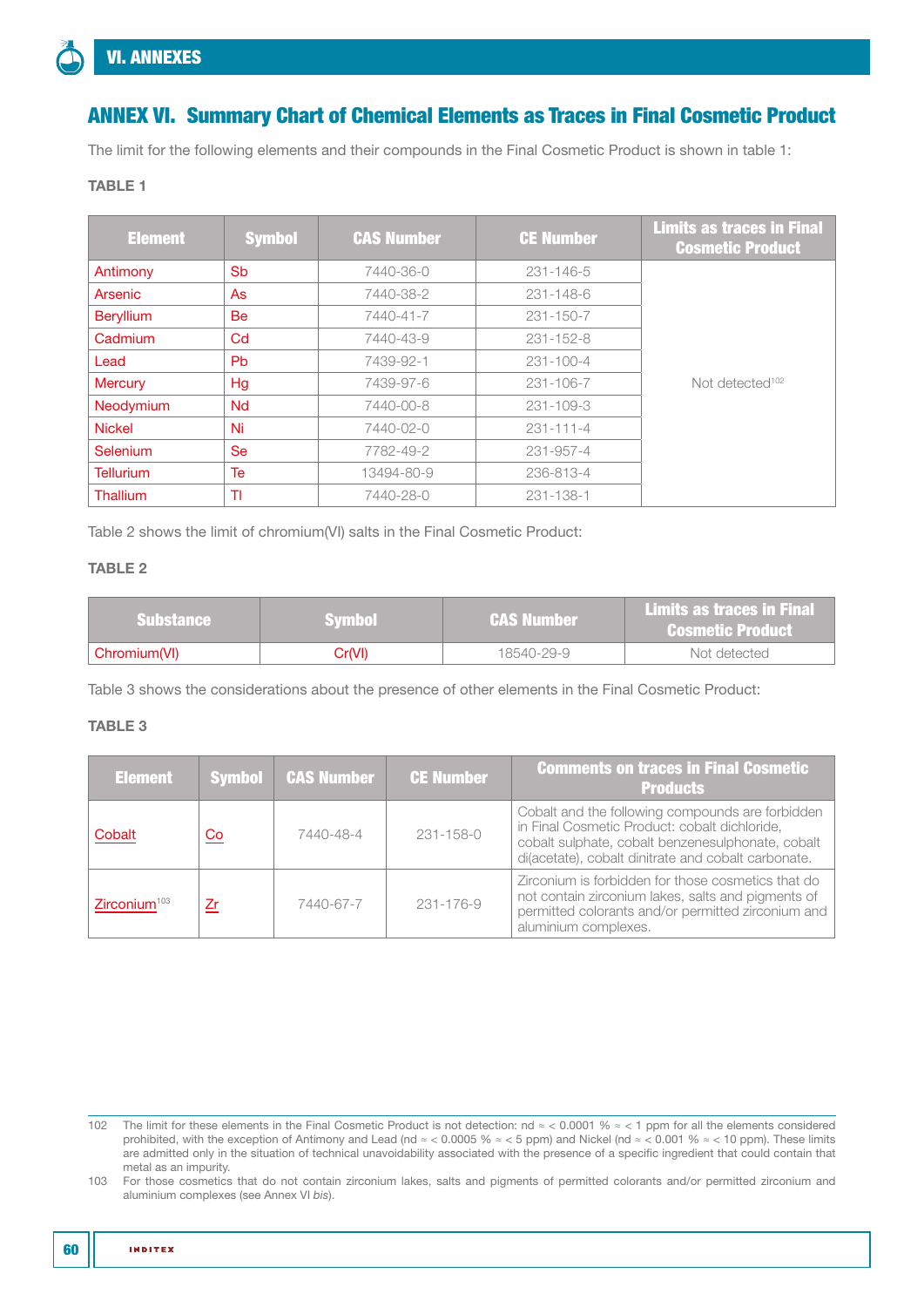## ANNEX VI. Summary Chart of Chemical Elements as Traces in Final Cosmetic Product

The limit for the following elements and their compounds in the Final Cosmetic Product is shown in table 1:

**TABLE 1**

| Element | Symbol | CAS Number | CE Number | Limits as traces in Final Cosmetic Product |
|---|---|---|---|---|
| Antimony | Sb | 7440-36-0 | 231-146-5 | Not detected[102] |
| Arsenic | As | 7440-38-2 | 231-148-6 | |
| Beryllium | Be | 7440-41-7 | 231-150-7 | |
| Cadmium | Cd | 7440-43-9 | 231-152-8 | |
| Lead | Pb | 7439-92-1 | 231-100-4 | |
| Mercury | Hg | 7439-97-6 | 231-106-7 | |
| Neodymium | Nd | 7440-00-8 | 231-109-3 | |
| Nickel | Ni | 7440-02-0 | 231-111-4 | |
| Selenium | Se | 7782-49-2 | 231-957-4 | |
| Tellurium | Te | 13494-80-9 | 236-813-4 | |
| Thallium | Tl | 7440-28-0 | 231-138-1 | |

Table 2 shows the limit of chromium(VI) salts in the Final Cosmetic Product:

**TABLE 2**

| Substance | Symbol | CAS Number | Limits as traces in Final Cosmetic Product |
|---|---|---|---|
| Chromium(VI) | Cr(VI) | 18540-29-9 | Not detected |

Table 3 shows the considerations about the presence of other elements in the Final Cosmetic Product:

**TABLE 3**

| Element | Symbol | CAS Number | CE Number | Comments on traces in Final Cosmetic Products |
|---|---|---|---|---|
| Cobalt | Co | 7440-48-4 | 231-158-0 | Cobalt and the following compounds are forbidden in Final Cosmetic Product: cobalt dichloride, cobalt sulphate, cobalt benzenesulphonate, cobalt di(acetate), cobalt dinitrate and cobalt carbonate. |
| Zirconium[103] | Zr | 7440-67-7 | 231-176-9 | Zirconium is forbidden for those cosmetics that do not contain zirconium lakes, salts and pigments of permitted colorants and/or permitted zirconium and aluminium complexes. |

102 The limit for these elements in the Final Cosmetic Product is not detection: nd ≈ < 0.0001 % ≈ < 1 ppm for all the elements considered prohibited, with the exception of Antimony and Lead (nd ≈ < 0.0005 % ≈ < 5 ppm) and Nickel (nd ≈ < 0.001 % ≈ < 10 ppm). These limits are admitted only in the situation of technical unavoidability associated with the presence of a specific ingredient that could contain that metal as an impurity.

103 For those cosmetics that do not contain zirconium lakes, salts and pigments of permitted colorants and/or permitted zirconium and aluminium complexes (see Annex VI *bis*).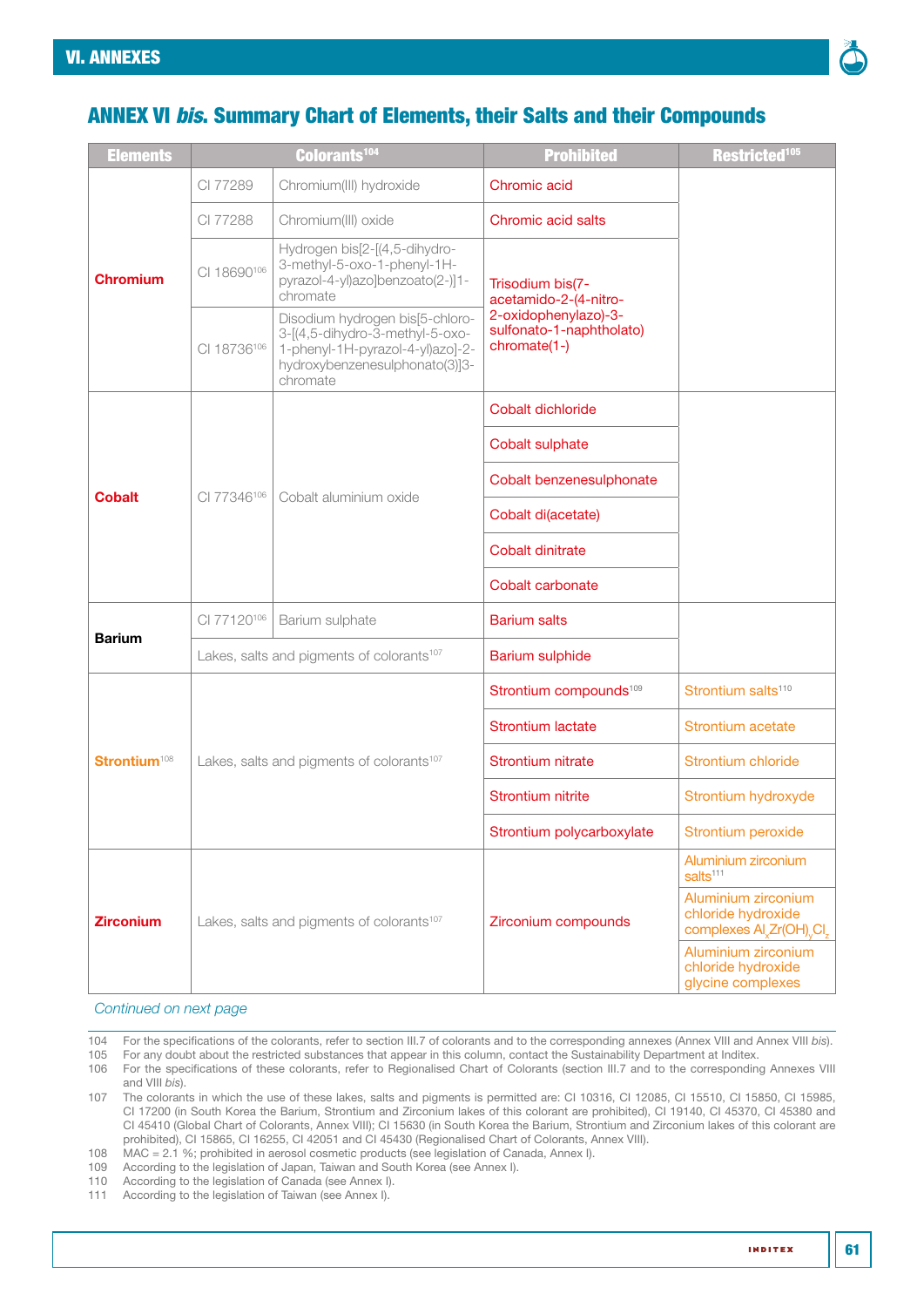## ANNEX VI *bis*. Summary Chart of Elements, their Salts and their Compounds

| Elements | Colorants[104] | | Prohibited | Restricted[105] |
|---|---|---|---|---|
| **Chromium** | CI 77289 | Chromium(III) hydroxide | Chromic acid | |
| | CI 77288 | Chromium(III) oxide | Chromic acid salts | |
| | CI 18690[106] | Hydrogen bis[2-[(4,5-dihydro-3-methyl-5-oxo-1-phenyl-1H-pyrazol-4-yl)azo]benzoato(2-)]1-chromate | Trisodium bis(7-acetamido-2-(4-nitro-2-oxidophenylazo)-3-sulfonato-1-naphtholato) chromate(1-) | |
| | CI 18736[106] | Disodium hydrogen bis[5-chloro-3-[(4,5-dihydro-3-methyl-5-oxo-1-phenyl-1H-pyrazol-4-yl)azo]-2-hydroxybenzenesulphonato(3)]3-chromate | | |
| **Cobalt** | CI 77346[106] | Cobalt aluminium oxide | Cobalt dichloride | |
| | | | Cobalt sulphate | |
| | | | Cobalt benzenesulphonate | |
| | | | Cobalt di(acetate) | |
| | | | Cobalt dinitrate | |
| | | | Cobalt carbonate | |
| **Barium** | CI 77120[106] | Barium sulphate | Barium salts | |
| | Lakes, salts and pigments of colorants[107] | | Barium sulphide | |
| **Strontium**[108] | Lakes, salts and pigments of colorants[107] | | Strontium compounds[109] | Strontium salts[110] |
| | | | Strontium lactate | Strontium acetate |
| | | | Strontium nitrate | Strontium chloride |
| | | | Strontium nitrite | Strontium hydroxyde |
| | | | Strontium polycarboxylate | Strontium peroxide |
| **Zirconium** | Lakes, salts and pigments of colorants[107] | | Zirconium compounds | Aluminium zirconium salts[111] |
| | | | | Aluminium zirconium chloride hydroxide complexes $Al_xZr(OH)_yCl_z$ |
| | | | | Aluminium zirconium chloride hydroxide glycine complexes |

*Continued on next page*

104 For the specifications of the colorants, refer to section III.7 of colorants and to the corresponding annexes (Annex VIII and Annex VIII *bis*).
105 For any doubt about the restricted substances that appear in this column, contact the Sustainability Department at Inditex.
106 For the specifications of these colorants, refer to Regionalised Chart of Colorants (section III.7 and to the corresponding Annexes VIII and VIII *bis*).
107 The colorants in which the use of these lakes, salts and pigments is permitted are: CI 10316, CI 12085, CI 15510, CI 15850, CI 15985, CI 17200 (in South Korea the Barium, Strontium and Zirconium lakes of this colorant are prohibited), CI 19140, CI 45370, CI 45380 and CI 45410 (Global Chart of Colorants, Annex VIII); CI 15630 (in South Korea the Barium, Strontium and Zirconium lakes of this colorant are prohibited), CI 15865, CI 16255, CI 42051 and CI 45430 (Regionalised Chart of Colorants, Annex VIII).
108 MAC = 2.1 %; prohibited in aerosol cosmetic products (see legislation of Canada, Annex I).
109 According to the legislation of Japan, Taiwan and South Korea (see Annex I).
110 According to the legislation of Canada (see Annex I).
111 According to the legislation of Taiwan (see Annex I).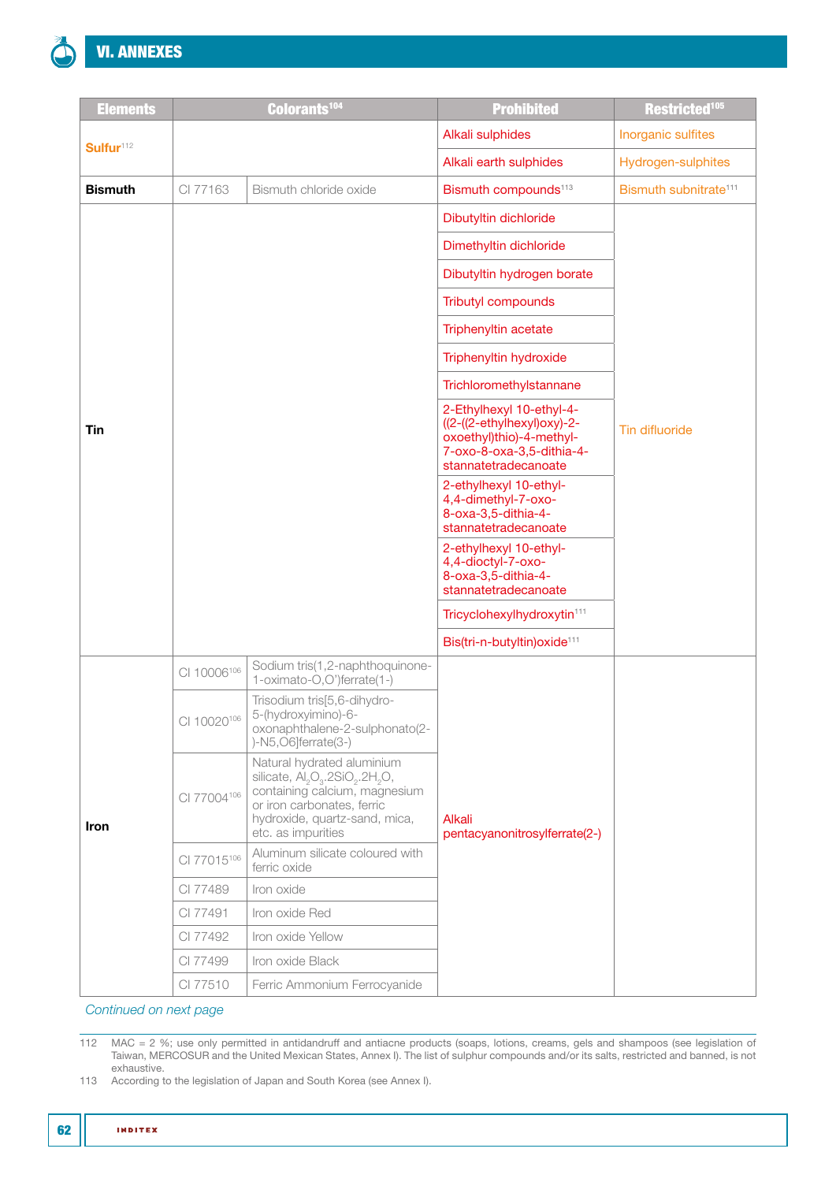## VI. ANNEXES

| Elements | Colorants[104] | | Prohibited | Restricted[105] |
|---|---|---|---|---|
| Sulfur[112] | | | Alkali sulphides | Inorganic sulfites |
| | | | Alkali earth sulphides | Hydrogen-sulphites |
| Bismuth | CI 77163 | Bismuth chloride oxide | Bismuth compounds[113] | Bismuth subnitrate[111] |
| Tin | | | Dibutyltin dichloride | Tin difluoride |
| | | | Dimethyltin dichloride | |
| | | | Dibutyltin hydrogen borate | |
| | | | Tributyl compounds | |
| | | | Triphenyltin acetate | |
| | | | Triphenyltin hydroxide | |
| | | | Trichloromethylstannane | |
| | | | 2-Ethylhexyl 10-ethyl-4-((2-((2-ethylhexyl)oxy)-2-oxoethyl)thio)-4-methyl-7-oxo-8-oxa-3,5-dithia-4-stannatetradecanoate | |
| | | | 2-ethylhexyl 10-ethyl-4,4-dimethyl-7-oxo-8-oxa-3,5-dithia-4-stannatetradecanoate | |
| | | | 2-ethylhexyl 10-ethyl-4,4-dioctyl-7-oxo-8-oxa-3,5-dithia-4-stannatetradecanoate | |
| | | | Tricyclohexylhydroxytin[111] | |
| | | | Bis(tri-n-butyltin)oxide[111] | |
| Iron | CI 10006[106] | Sodium tris(1,2-naphthoquinone-1-oximato-O,O')ferrate(1-) | Alkali pentacyanonitrosylferrate(2-) | |
| | CI 10020[106] | Trisodium tris[5,6-dihydro-5-(hydroxyimino)-6-oxonaphthalene-2-sulphonato(2-)-N5,O6]ferrate(3-) | | |
| | CI 77004[106] | Natural hydrated aluminium silicate, $Al_2O_3.2SiO_2.2H_2O$, containing calcium, magnesium or iron carbonates, ferric hydroxide, quartz-sand, mica, etc. as impurities | | |
| | CI 77015[106] | Aluminum silicate coloured with ferric oxide | | |
| | CI 77489 | Iron oxide | | |
| | CI 77491 | Iron oxide Red | | |
| | CI 77492 | Iron oxide Yellow | | |
| | CI 77499 | Iron oxide Black | | |
| | CI 77510 | Ferric Ammonium Ferrocyanide | | |

*Continued on next page*

112 MAC = 2 %; use only permitted in antidandruff and antiacne products (soaps, lotions, creams, gels and shampoos (see legislation of Taiwan, MERCOSUR and the United Mexican States, Annex I). The list of sulphur compounds and/or its salts, restricted and banned, is not exhaustive.

113 According to the legislation of Japan and South Korea (see Annex I).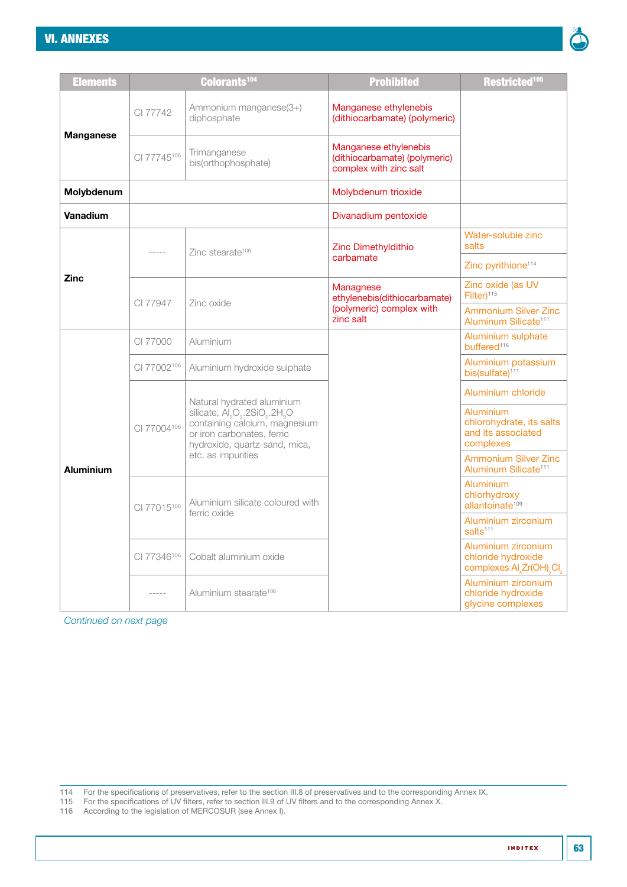| Elements | Colorants[104] | | Prohibited | Restricted[105] |
|---|---|---|---|---|
| Manganese | CI 77742 | Ammonium manganese(3+) diphosphate | Manganese ethylenebis (dithiocarbamate) (polymeric) | |
| | CI 77745[106] | Trimanganese bis(orthophosphate) | Manganese ethylenebis (dithiocarbamate) (polymeric) complex with zinc salt | |
| Molybdenum | | | Molybdenum trioxide | |
| Vanadium | | | Divanadium pentoxide | |
| Zinc | ----- | Zinc stearate[106] | Zinc Dimethyldithio carbamate | Water-soluble zinc salts |
| | | | | Zinc pyrithione[114] |
| | CI 77947 | Zinc oxide | Managnese ethylenebis(dithiocarbamate) (polymeric) complex with zinc salt | Zinc oxide (as UV Filter)[115] |
| | | | | Ammonium Silver Zinc Aluminum Silicate[111] |
| Aluminium | CI 77000 | Aluminium | | Aluminium sulphate buffered[116] |
| | CI 77002[106] | Aluminium hydroxide sulphate | | Aluminium potassium bis(sulfate)[111] |
| | CI 77004[106] | Natural hydrated aluminium silicate, $Al_2O_3.2SiO_2.2H_2O$ containing calcium, magnesium or iron carbonates, ferric hydroxide, quartz-sand, mica, etc. as impurities | | Aluminium chloride |
| | | | | Aluminium chlorohydrate, its salts and its associated complexes |
| | | | | Ammonium Silver Zinc Aluminum Silicate[111] |
| | CI 77015[106] | Aluminium silicate coloured with ferric oxide | | Aluminium chlorhydroxy allantoinate[109] |
| | | | | Aluminium zirconium salts[111] |
| | CI 77346[106] | Cobalt aluminium oxide | | Aluminium zirconium chloride hydroxide complexes $Al_xZr(OH)_yCl_z$ |
| | ----- | Aluminium stearate[106] | | Aluminium zirconium chloride hydroxide glycine complexes |

*Continued on next page*

114 For the specifications of preservatives, refer to the section III.8 of preservatives and to the corresponding Annex IX.
115 For the specifications of UV filters, refer to section III.9 of UV filters and to the corresponding Annex X.
116 According to the legislation of MERCOSUR (see Annex I).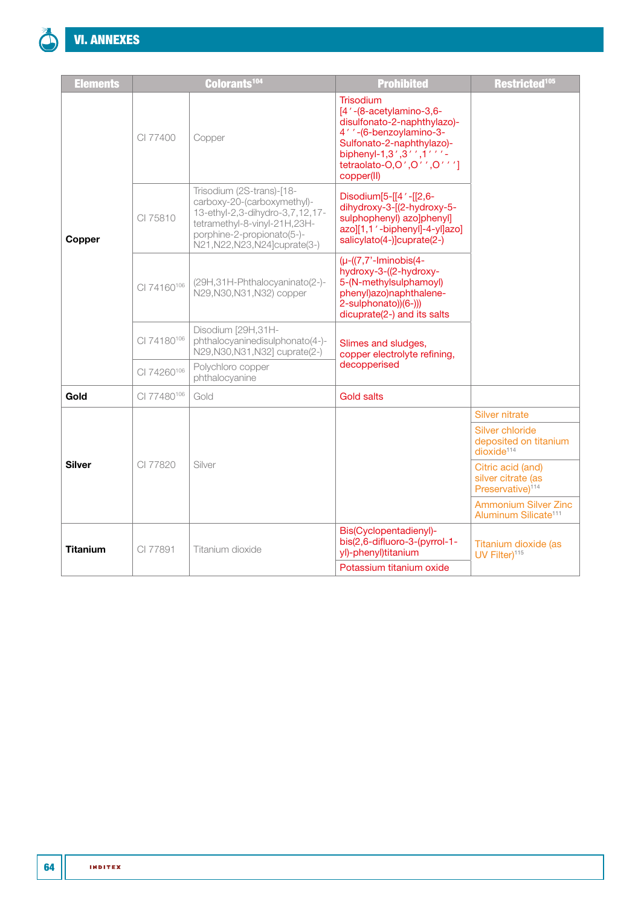# VI. ANNEXES

| Elements | Colorants[104] | | Prohibited | Restricted[105] |
|---|---|---|---|---|
| Copper | CI 77400 | Copper | Trisodium [4′-(8-acetylamino-3,6-disulfonato-2-naphthylazo)-4′′-(6-benzoylamino-3-Sulfonato-2-naphthylazo)-biphenyl-1,3′,3′′,1′′′-tetraolato-O,O′,O′′,O′′′] copper(II) | |
| | CI 75810 | Trisodium (2S-trans)-[18-carboxy-20-(carboxymethyl)-13-ethyl-2,3-dihydro-3,7,12,17-tetramethyl-8-vinyl-21H,23H-porphine-2-propionato(5-)-N21,N22,N23,N24]cuprate(3-) | Disodium[5-[[4′-[[2,6-dihydroxy-3-[(2-hydroxy-5-sulphophenyl) azo]phenyl] azo][1,1′-biphenyl]-4-yl]azo] salicylato(4-)]cuprate(2-) | |
| | CI 74160[106] | (29H,31H-Phthalocyaninato(2-)-N29,N30,N31,N32) copper | (μ-((7,7'-Iminobis(4-hydroxy-3-((2-hydroxy-5-(N-methylsulphamoyl) phenyl)azo)naphthalene-2-sulphonato))(6-))) dicuprate(2-) and its salts | |
| | CI 74180[106] | Disodium [29H,31H-phthalocyaninedisulphonato(4-)-N29,N30,N31,N32] cuprate(2-) | Slimes and sludges, copper electrolyte refining, decopperised | |
| | CI 74260[106] | Polychloro copper phthalocyanine | | |
| Gold | CI 77480[106] | Gold | Gold salts | |
| Silver | CI 77820 | Silver | | Silver nitrate |
| | | | | Silver chloride deposited on titanium dioxide[114] |
| | | | | Citric acid (and) silver citrate (as Preservative)[114] |
| | | | | Ammonium Silver Zinc Aluminum Silicate[111] |
| Titanium | CI 77891 | Titanium dioxide | Bis(Cyclopentadienyl)-bis(2,6-difluoro-3-(pyrrol-1-yl)-phenyl)titanium | Titanium dioxide (as UV Filter)[115] |
| | | | Potassium titanium oxide | |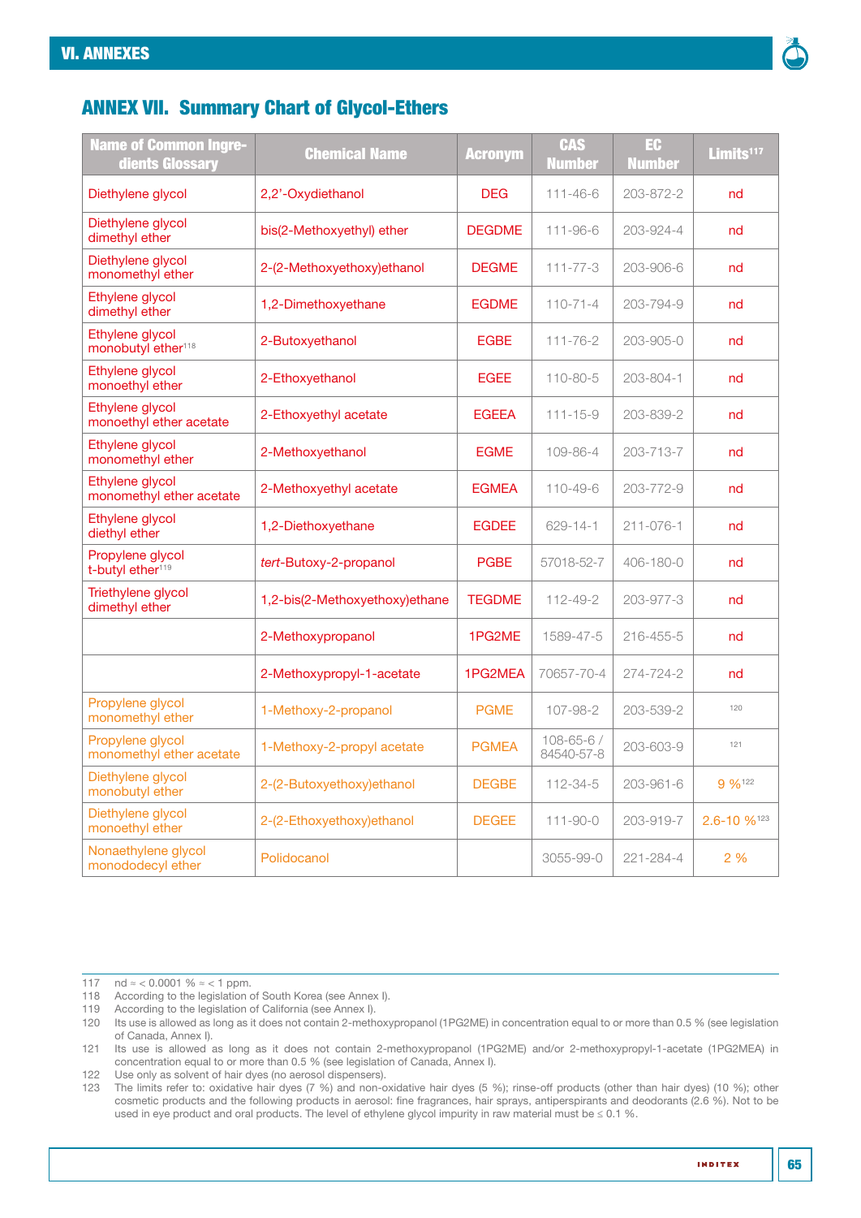## ANNEX VII. Summary Chart of Glycol-Ethers

| Name of Common Ingredients Glossary | Chemical Name | Acronym | CAS Number | EC Number | Limits[117] |
|---|---|---|---|---|---|
| Diethylene glycol | 2,2'-Oxydiethanol | DEG | 111-46-6 | 203-872-2 | nd |
| Diethylene glycol dimethyl ether | bis(2-Methoxyethyl) ether | DEGDME | 111-96-6 | 203-924-4 | nd |
| Diethylene glycol monomethyl ether | 2-(2-Methoxyethoxy)ethanol | DEGME | 111-77-3 | 203-906-6 | nd |
| Ethylene glycol dimethyl ether | 1,2-Dimethoxyethane | EGDME | 110-71-4 | 203-794-9 | nd |
| Ethylene glycol monobutyl ether[118] | 2-Butoxyethanol | EGBE | 111-76-2 | 203-905-0 | nd |
| Ethylene glycol monoethyl ether | 2-Ethoxyethanol | EGEE | 110-80-5 | 203-804-1 | nd |
| Ethylene glycol monoethyl ether acetate | 2-Ethoxyethyl acetate | EGEEA | 111-15-9 | 203-839-2 | nd |
| Ethylene glycol monomethyl ether | 2-Methoxyethanol | EGME | 109-86-4 | 203-713-7 | nd |
| Ethylene glycol monomethyl ether acetate | 2-Methoxyethyl acetate | EGMEA | 110-49-6 | 203-772-9 | nd |
| Ethylene glycol diethyl ether | 1,2-Diethoxyethane | EGDEE | 629-14-1 | 211-076-1 | nd |
| Propylene glycol t-butyl ether[119] | *tert*-Butoxy-2-propanol | PGBE | 57018-52-7 | 406-180-0 | nd |
| Triethylene glycol dimethyl ether | 1,2-bis(2-Methoxyethoxy)ethane | TEGDME | 112-49-2 | 203-977-3 | nd |
| | 2-Methoxypropanol | 1PG2ME | 1589-47-5 | 216-455-5 | nd |
| | 2-Methoxypropyl-1-acetate | 1PG2MEA | 70657-70-4 | 274-724-2 | nd |
| Propylene glycol monomethyl ether | 1-Methoxy-2-propanol | PGME | 107-98-2 | 203-539-2 | [120] |
| Propylene glycol monomethyl ether acetate | 1-Methoxy-2-propyl acetate | PGMEA | 108-65-6 / 84540-57-8 | 203-603-9 | [121] |
| Diethylene glycol monobutyl ether | 2-(2-Butoxyethoxy)ethanol | DEGBE | 112-34-5 | 203-961-6 | 9 %[122] |
| Diethylene glycol monoethyl ether | 2-(2-Ethoxyethoxy)ethanol | DEGEE | 111-90-0 | 203-919-7 | 2.6-10 %[123] |
| Nonaethylene glycol monododecyl ether | Polidocanol | | 3055-99-0 | 221-284-4 | 2 % |

117 nd ≈ < 0.0001 % ≈ < 1 ppm.
118 According to the legislation of South Korea (see Annex I).
119 According to the legislation of California (see Annex I).
120 Its use is allowed as long as it does not contain 2-methoxypropanol (1PG2ME) in concentration equal to or more than 0.5 % (see legislation of Canada, Annex I).
121 Its use is allowed as long as it does not contain 2-methoxypropanol (1PG2ME) and/or 2-methoxypropyl-1-acetate (1PG2MEA) in concentration equal to or more than 0.5 % (see legislation of Canada, Annex I).
122 Use only as solvent of hair dyes (no aerosol dispensers).
123 The limits refer to: oxidative hair dyes (7 %) and non-oxidative hair dyes (5 %); rinse-off products (other than hair dyes) (10 %); other cosmetic products and the following products in aerosol: fine fragrances, hair sprays, antiperspirants and deodorants (2.6 %). Not to be used in eye product and oral products. The level of ethylene glycol impurity in raw material must be ≤ 0.1 %.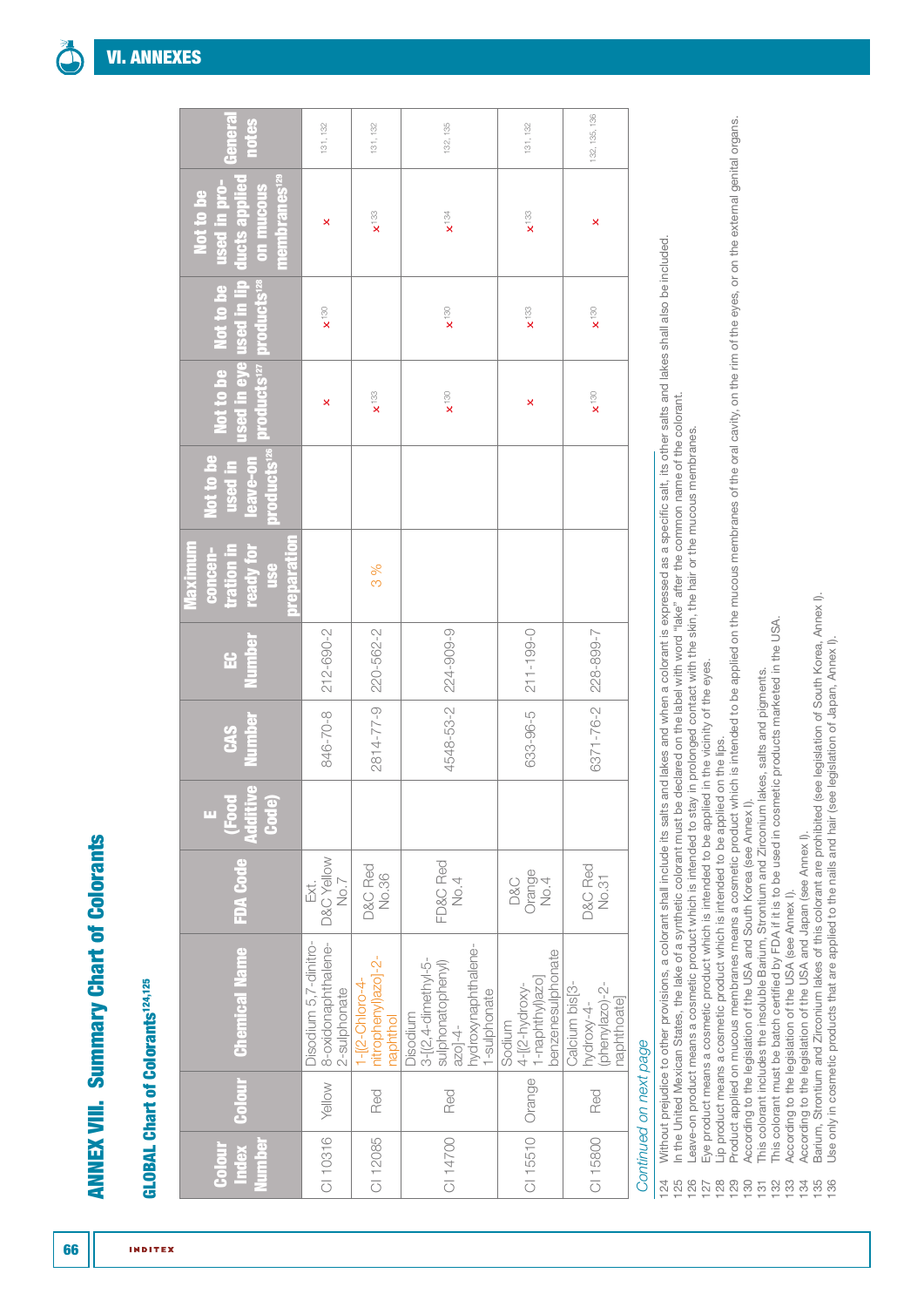# ANNEX VIII. Summary Chart of Colorants

## GLOBAL Chart of Colorants[124,125]

| Colour Index Number | Colour | Chemical Name | FDA Code | E (Food Additive Code) | CAS Number | EC Number | Maximum concentration in ready for use preparation | Not to be used in leave-on products[126] | Not to be used in eye products[127] | Not to be used in lip products[128] | Not to be used in products applied on mucous membranes[129] | General notes |
|---|---|---|---|---|---|---|---|---|---|---|---|---|
| CI 10316 | Yellow | Disodium 5,7-dinitro-8-oxidonaphthalene-2-sulphonate | Ext. D&C Yellow No.7 | | 846-70-8 | 212-690-2 | | | x | x[130] | x | 131, 132 |
| CI 12085 | Red | 1-[(2-Chloro-4-nitrophenyl)azo]-2-naphthol | D&C Red No.36 | | 2814-77-9 | 220-562-2 | 3 % | | x[133] | | x[133] | 131, 132 |
| CI 14700 | Red | Disodium 3-[(2,4-dimethyl-5-sulphonatophenyl) azo]-4-hydroxynaphthalene-1-sulphonate | FD&C Red No.4 | | 4548-53-2 | 224-909-9 | | | x[130] | x[130] | x[134] | 132, 135 |
| CI 15510 | Orange | Sodium 4-[(2-hydroxy-1-naphthyl)azo] benzenesulphonate | D&C Orange No.4 | | 633-96-5 | 211-199-0 | | | x | x[133] | x[133] | 131, 132 |
| CI 15800 | Red | Calcium bis[3-hydroxy-4-(phenylazo)-2-naphthoate] | D&C Red No.31 | | 6371-76-2 | 228-899-7 | | | x[130] | x[130] | x | 132, 135, 136 |

*Continued on next page*

124 Without prejudice to other provisions, a colorant shall include its salts and lakes and when a colorant is expressed as a specific salt, its other salts and lakes shall also be included.
125 In the United Mexican States, the lake of a synthetic colorant must be declared on the label with word "lake" after the common name of the colorant.
126 Leave-on product means a cosmetic product which is intended to stay in prolonged contact with the skin, the hair or the mucous membranes.
127 Eye product means a cosmetic product which is intended to be applied in the vicinity of the eyes.
128 Lip product means a cosmetic product which is intended to be applied on the lips.
129 Product applied on mucous membranes means a cosmetic product which is intended to be applied on the mucous membranes of the oral cavity, on the rim of the eyes, or on the external genital organs.
130 According to the legislation of the USA and South Korea (see Annex I).
131 This colorant includes the insoluble Barium, Strontium and Zirconium lakes, salts and pigments.
132 This colorant must be batch certified by FDA if it is to be used in cosmetic products marketed in the USA.
133 According to the legislation of the USA (see Annex I).
134 According to the legislation of the USA and Japan (see Annex I).
135 Barium, Strontium and Zirconium lakes of this colorant are prohibited (see legislation of South Korea, Annex I).
136 Use only in cosmetic products that are applied to the nails and hair (see legislation of Japan, Annex I).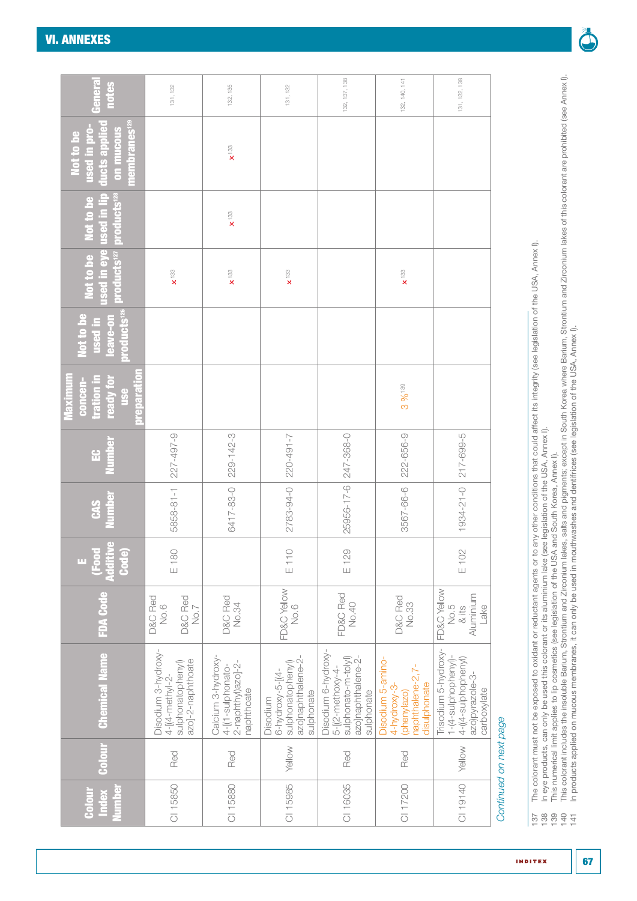| Colour Index Number | Colour | Chemical Name | FDA Code | E (Food Additive Code) | CAS Number | EC Number | Maximum concentration in ready for use preparation | Not to be used in leave-on products[126] | Not to be used in eye products[127] | Not to be used in lip products[128] | Not to be used in products applied on mucous membranes[129] | General notes |
|---|---|---|---|---|---|---|---|---|---|---|---|---|
| CI 15850 | Red | Disodium 3-hydroxy-4-[(4-methyl-2-sulphonatophenyl)azo]-2-naphthoate | D&C Red No.6<br>D&C Red No.7 | E 180 | 5858-81-1 | 227-497-9 | | | x[133] | | | 131, 132 |
| CI 15880 | Red | Calcium 3-hydroxy-4-[(1-sulphonato-2-naphthyl)azo]-2-naphthoate | D&C Red No.34 | | 6417-83-0 | 229-142-3 | | | x[133] | x[133] | x[133] | 132, 135 |
| CI 15985 | Yellow | Disodium 6-hydroxy-5-[(4-sulphonatophenyl)azo]naphthalene-2-sulphonate | FD&C Yellow No.6 | E 110 | 2783-94-0 | 220-491-7 | | | x[133] | | | 131, 132 |
| CI 16035 | Red | Disodium 6-hydroxy-5-[(2-methoxy-4-sulphonato-m-tolyl)azo]naphthalene-2-sulphonate | FD&C Red No.40 | E 129 | 25956-17-6 | 247-368-0 | | | | | | 132, 137, 138 |
| CI 17200 | Red | Disodium 5-amino-4-hydroxy-3-(phenylazo)naphthalene-2,7-disulphonate | D&C Red No.33 | | 3567-66-6 | 222-656-9 | 3 %[139] | | x[133] | | | 132, 140, 141 |
| CI 19140 | Yellow | Trisodium 5-hydroxy-1-(4-sulphophenyl)-4-(4-sulphophenyl)azo]pyrazole-3-carboxylate | FD&C Yellow No.5 & its Aluminium Lake | E 102 | 1934-21-0 | 217-699-5 | | | | | | 131, 132, 138 |

*Continued on next page*

137 The colorant must not be exposed to oxidant or reductant agents or to any other conditions that could affect its integrity (see legislation of the USA, Annex I).
138 In eye products, can only be used this colorant or its aluminium lake (see legislation of the USA, Annex I).
139 This numerical limit applies to lip cosmetics (see legislation of the USA and South Korea, Annex I).
140 This colorant includes the insoluble Barium, Strontium and Zirconium lakes, salts and pigments; except in South Korea where Barium, Strontium and Zirconium lakes of this colorant are prohibited (see Annex I).
141 In products applied on mucous membranes, it can only be used in mouthwashes and dentifrices (see legislation of the USA, Annex I).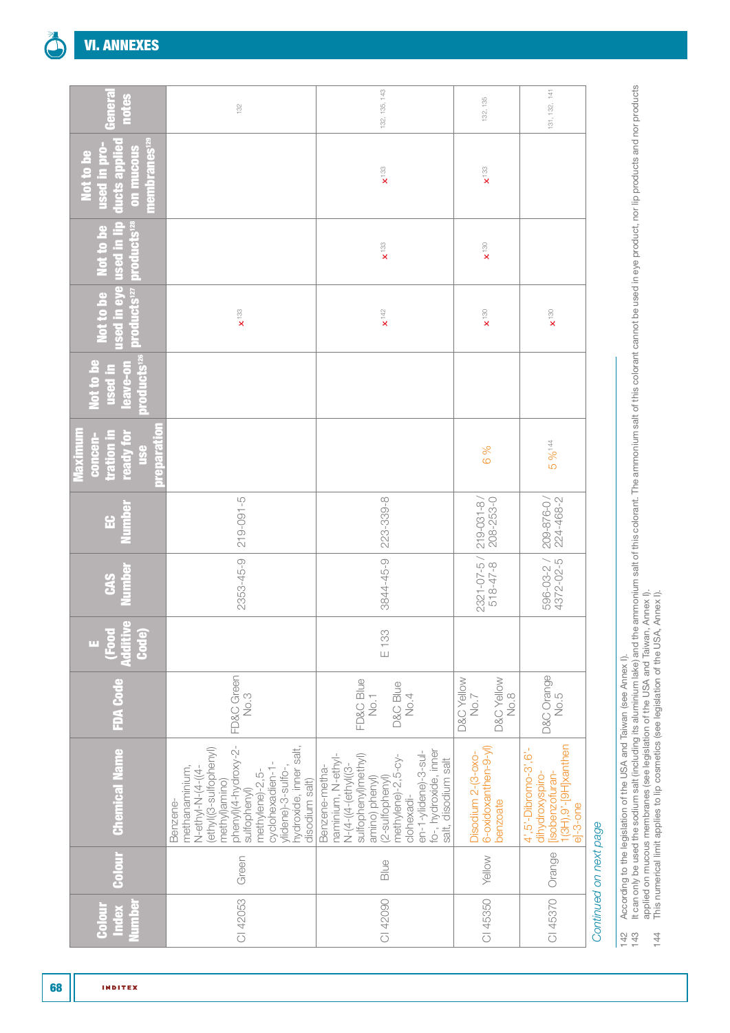## VI. ANNEXES

| Colour Index Number | Colour | Chemical Name | FDA Code | E (Food Additive Code) | CAS Number | EC Number | Maximum concentration in ready for use preparation | Not to be used in leave-on products[126] | Not to be used in eye products[127] | Not to be used in lip products[128] | Not to be used in products applied on mucous membranes[129] | General notes |
|---|---|---|---|---|---|---|---|---|---|---|---|---|
| CI 42053 | Green | Benzene-methanaminium, N-ethyl-N-(4-((4-(ethyl((3-sulfophenyl) methyl)amino) phenyl)(4-hydroxy-2-sulfophenyl) methylene)-2,5-cyclohexadien-1-ylidene)-3-sulfo-, hydroxide, inner salt, disodium salt) | FD&C Green No.3 | | 2353-45-9 | 219-091-5 | | | x[133] | | | 132 |
| CI 42090 | Blue | Benzene-methanaminium, N-ethyl-N-(4-((4-(ethyl((3-sulfophenyl)methyl) amino) phenyl) (2-sulfophenyl) methylene)-2,5-cyclohexadien-1-ylidene)-3-sulfo-, hydroxide, inner salt, disodium salt | FD&C Blue No.1<br>D&C Blue No.4 | E 133 | 3844-45-9 | 223-339-8 | | | x[142] | x[133] | x[133] | 132, 135, 143 |
| CI 45350 | Yellow | Disodium 2-(3-oxo-6-oxidoxanthen-9-yl) benzoate | D&C Yellow No.7<br>D&C Yellow No.8 | | 2321-07-5 / 518-47-8 | 219-031-8 / 208-253-0 | 6 % | | x[130] | x[130] | x[133] | 132, 135 |
| CI 45370 | Orange | 4',5'-Dibromo-3',6'-dihydroxyspiro-[isobenzofuran-1(3H),9'-[9H]xanthen e]-3-one | D&C Orange No.5 | | 596-03-2 / 4372-02-5 | 209-876-0 / 224-468-2 | 5 %[144] | | x[130] | | | 131, 132, 141 |

*Continued on next page*

142 According to the legislation of the USA and Taiwan (see Annex I).

143 It can only be used the sodium salt (including its aluminium lake) and the ammonium salt of this colorant. The ammonium salt of this colorant cannot be used in eye product, nor lip products and nor products applied on mucous membranes (see legislation of the USA and Taiwan, Annex I).

144 This numerical limit applies to lip cosmetics (see legislation of the USA, Annex I).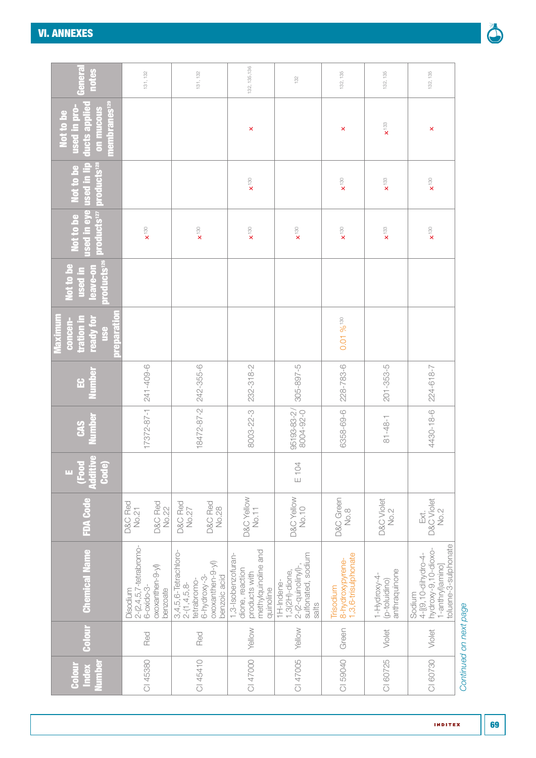## VI. ANNEXES

| Colour Index Number | Colour | Chemical Name | FDA Code | E (Food Additive Code) | CAS Number | EC Number | Maximum concentration in ready for use preparation | Not to be used in leave-on products[126] | Not to be used in eye products[127] | Not to be used in lip products[128] | Not to be used in products applied on mucous membranes[129] | General notes |
|---|---|---|---|---|---|---|---|---|---|---|---|---|
| CI 45380 | Red | Disodium 2-(2,4,5,7-tetrabromo-6-oxido-3-oxoxanthen-9-yl) benzoate | D&C Red No.21<br>D&C Red No.22 | | 17372-87-1 | 241-409-6 | | | x[130] | | | 131, 132 |
| CI 45410 | Red | 3,4,5,6-Tetrachloro-2-(1,4,5,8-tetrabromo-6-hydroxy-3-oxoxanthen-9-yl) benzoic acid | D&C Red No.27<br>D&C Red No.28 | | 18472-87-2 | 242-355-6 | | | x[130] | | | 131, 132 |
| CI 47000 | Yellow | 1,3-Isobenzofuran-dione, reaction products with methylquinoline and quinoline | D&C Yellow No.11 | | 8003-22-3 | 232-318-2 | | | x[130] | x[130] | x | 132, 135,136 |
| CI 47005 | Yellow | 1H-Indene-1,3(2H)-dione, 2-(2-quinolinyl)-, sulfonated, sodium salts | D&C Yellow No.10 | E 104 | 95193-83-2/ 8004-92-0 | 305-897-5 | | | x[130] | | | 132 |
| CI 59040 | Green | Trisodium 8-hydroxypyrene-1,3,6-trisulphonate | D&C Green No.8 | | 6358-69-6 | 228-783-6 | 0.01 %[130] | | x[130] | x[130] | x | 132, 135 |
| CI 60725 | Violet | 1-Hydroxy-4-(p-toluidino) anthraquinone | D&C Violet No.2 | | 81-48-1 | 201-353-5 | | | x[133] | x[133] | x[133] | 132, 135 |
| CI 60730 | Violet | Sodium 4-[(9,10-dihydro-4-hydroxy-9,10-dioxo-1-anthryl)amino] toluene-3-sulphonate | Ext. D&C Violet No.2 | | 4430-18-6 | 224-618-7 | | | x[130] | x[130] | x | 132, 135 |

*Continued on next page*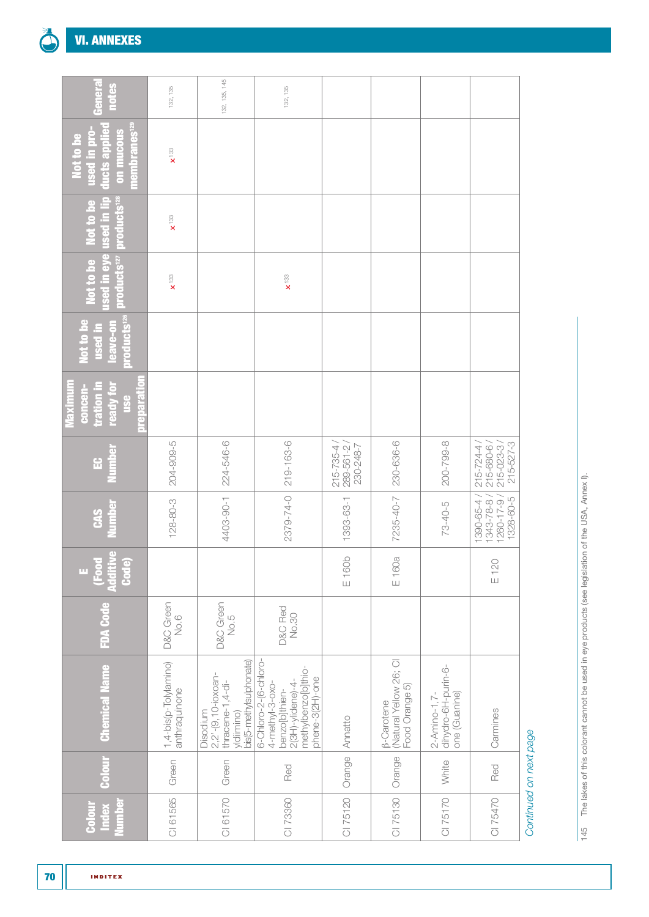| Colour Index Number | Colour | Chemical Name | FDA Code | E (Food Additive Code) | CAS Number | EC Number | Maximum concentration in ready for use preparation | Not to be used in leave-on products[126] | Not to be used in eye products[127] | Not to be used in lip products[128] | Not to be used in products applied on mucous membranes[129] | General notes |
|---|---|---|---|---|---|---|---|---|---|---|---|---|
| CI 61565 | Green | 1,4-bis(p-Tolylamino) anthraquinone | D&C Green No.6 | | 128-80-3 | 204-909-5 | | | x[133] | x[133] | x[133] | 132, 135 |
| CI 61570 | Green | Disodium 2,2'-(9,10-Ioxoan-thracene-1,4-di-yldiimino) bis(5-methylsulphonate) | D&C Green No.5 | | 4403-90-1 | 224-546-6 | | | | | | 132, 135, 145 |
| CI 73360 | Red | 6-Chloro-2-(6-chloro-4-methyl-3-oxo-benzo[b]thien-2(3H)-ylidene)-4-methylbenzo[b]thiophene-3(2H)-one | D&C Red No.30 | | 2379-74-0 | 219-163-6 | | | x[133] | | | 132, 135 |
| CI 75120 | Orange | Annatto | | E 160b | 1393-63-1 | 215-735-4 / 289-561-2 / 230-248-7 | | | | | | |
| CI 75130 | Orange | β-Carotene (Natural Yellow 26; CI Food Orange 5) | | E 160a | 7235-40-7 | 230-636-6 | | | | | | |
| CI 75170 | White | 2-Amino-1,7-dihydro-6H-purin-6-one (Guanine) | | | 73-40-5 | 200-799-8 | | | | | | |
| CI 75470 | Red | Carmines | | E 120 | 1390-65-4 / 1343-78-8 / 1260-17-9 / 1328-60-5 | 215-724-4 / 215-680-6 / 215-023-3 / 215-527-3 | | | | | | |

*Continued on next page*

145 The lakes of this colorant cannot be used in eye products (see legislation of the USA, Annex I).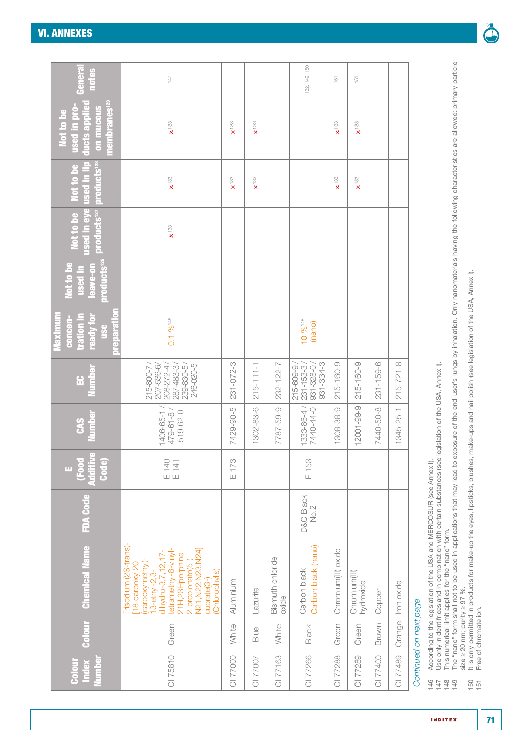## VI. ANNEXES

| Colour Index Number | Colour | Chemical Name | FDA Code | E (Food Additive Code) | CAS Number | EC Number | Maximum concentration in ready for use preparation | Not to be used in leave-on products[126] | Not to be used in eye products[127] | Not to be used in lip products[128] | Not to be used in products applied on mucous membranes[129] | General notes |
|---|---|---|---|---|---|---|---|---|---|---|---|---|
| CI 75810 | Green | Trisodium (2S-trans)-[18-carboxy-20-(carboxymethyl)-13-ethyl-2,3-dihydro-3,7,12,17-tetramethyl-8-vinyl-21H,23H-porphine-2-propionato(5-)-N21,N22,N23,N24] cuprate(3-) (Chlorophylls) | | E 140 E 141 | 1406-65-1 / 479-61-8 / 519-62-0 | 215-800-7 / 207-536-6 / 208-272-4 / 287-483-3 / 239-830-5 / 246-020-5 | 0.1 %[146] | | x[133] | x[133] | x[133] | 147 |
| CI 77000 | White | Aluminium | | E 173 | 7429-90-5 | 231-072-3 | | | | x[133] | x[133] | |
| CI 77007 | Blue | Lazurite | | | 1302-83-6 | 215-111-1 | | | | x[133] | x[133] | |
| CI 77163 | White | Bismuth chloride oxide | | | 7787-59-9 | 232-122-7 | | | | | | |
| CI 77266 | Black | Carbon black<br>Carbon black (nano) | D&C Black No.2 | E 153 | 1333-86-4 / 7440-44-0 | 215-609-9 / 231-153-3 / 931-328-0 / 931-334-3 | 10 %[148] (nano) | | | | | 132, 149, 150 |
| CI 77288 | Green | Chromium(III) oxide | | | 1308-38-9 | 215-160-9 | | | | x[133] | x[133] | 151 |
| CI 77289 | Green | Chromium(III) hydroxide | | | 12001-99-9 | 215-160-9 | | | | x[133] | x[133] | 151 |
| CI 77400 | Brown | Copper | | | 7440-50-8 | 231-159-6 | | | | | | |
| CI 77489 | Orange | Iron oxide | | | 1345-25-1 | 215-721-8 | | | | | | |

*Continued on next page*

146 According to the legislation of the USA and MERCOSUR (see Annex I).
147 Use only in dentifrices and in combination with certain substances (see legislation of the USA, Annex I).
148 This numerical limit applies for the "nano" form.
149 The "nano" form shall not to be used in applications that may lead to exposure of the end-user's lungs by inhalation. Only nanomaterials having the following characteristics are allowed: primary particle size ≥ 20 nm; purity ≥ 97 %.
150 It is only permitted in products for make-up the eyes, lipsticks, blushes, make-ups and nail polish (see legislation of the USA, Annex I).
151 Free of chromate ion.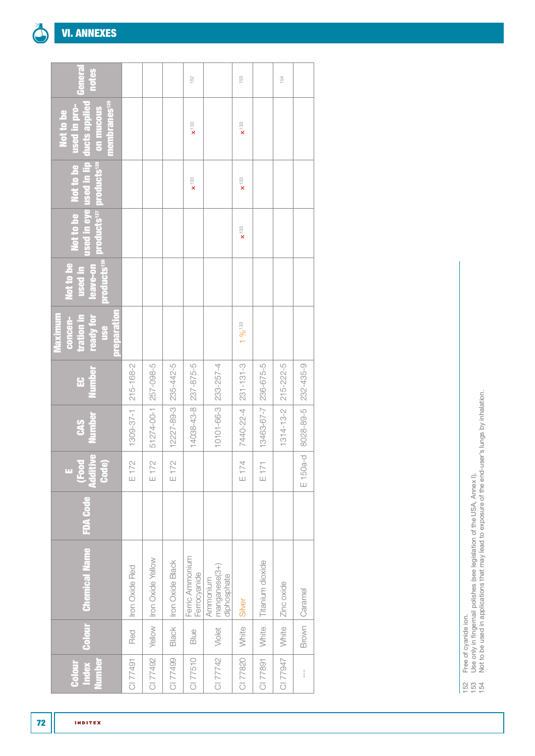## VI. ANNEXES

| Colour Index Number | Colour | Chemical Name | FDA Code | E (Food Additive Code) | CAS Number | EC Number | Maximum concentration in ready for use preparation | Not to be used in leave-on products[126] | Not to be used in eye products[127] | Not to be used in lip products[128] | Not to be used in products applied on mucous membranes[129] | General notes |
|---|---|---|---|---|---|---|---|---|---|---|---|---|
| CI 77491 | Red | Iron Oxide Red | | E 172 | 1309-37-1 | 215-168-2 | | | | | | |
| CI 77492 | Yellow | Iron Oxide Yellow | | E 172 | 51274-00-1 | 257-098-5 | | | | | | |
| CI 77499 | Black | Iron Oxide Black | | E 172 | 12227-89-3 | 235-442-5 | | | | | | |
| CI 77510 | Blue | Ferric Ammonium Ferrocyanide | | | 14038-43-8 | 237-875-5 | | | | x[133] | x[133] | 152 |
| CI 77742 | Violet | Ammonium manganese(3+) diphosphate | | | 10101-66-3 | 233-257-4 | | | | | | |
| CI 77820 | White | Silver | | E 174 | 7440-22-4 | 231-131-3 | 1 %[133] | | x[133] | x[133] | x[133] | 153 |
| CI 77891 | White | Titanium dioxide | | E 171 | 13463-67-7 | 236-675-5 | | | | | | |
| CI 77947 | White | Zinc oxide | | | 1314-13-2 | 215-222-5 | | | | | | 154 |
| --- | Brown | Caramel | | E 150a-d | 8028-89-5 | 232-435-9 | | | | | | |

152 Free of cyanide ion.
153 Use only in fingernail polishes (see legislation of the USA, Annex I).
154 Not to be used in applications that may lead to exposure of the end-user's lungs by inhalation.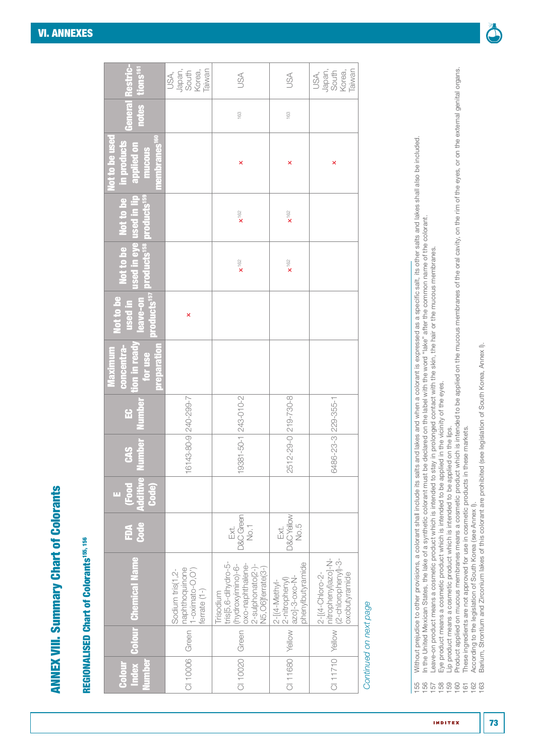## ANNEX VIII. Summary Chart of Colorants

### REGIONALISED Chart of Colorants[155, 156]

| Colour Index Number | Colour | Chemical Name | FDA Code | E (Food Additive Code) | CAS Number | EC Number | Maximum concentration in ready for use preparation | Not to be used in leave-on products[157] | Not to be used in eye products[158] | Not to be used in lip products[159] | Not to be used in products applied on mucous membranes[160] | General notes | Restrictions[161] |
|---|---|---|---|---|---|---|---|---|---|---|---|---|---|
| CI 10006 | Green | Sodium tris(1,2-naphthoquinone 1-oximato-O,O') ferrate (1-) | | | 16143-80-9 | 240-299-7 | | x | | | | | USA, Japan, South Korea, Taiwan |
| CI 10020 | Green | Trisodium tris[5,6-dihydro-5-(hydroxyimino)-6-oxo-naphthalene-2-sulphonato(2-)-N5,O6]ferrate(3-) | Ext. D&C Green No.1 | | 19381-50-1 | 243-010-2 | | | x[162] | x[162] | x | 163 | USA |
| CI 11680 | Yellow | 2-[(4-Methyl-2-nitrophenyl) azo]-3-oxo-N-phenylbutyramide | Ext. D&C Yellow No.5 | | 2512-29-0 | 219-730-8 | | | x[162] | x[162] | x | 163 | USA |
| CI 11710 | Yellow | 2-[(4-Chloro-2-nitrophenyl)azo]-N-(2-chlorophenyl)-3-oxobutyramide | | | 6486-23-3 | 229-355-1 | | | | | x | | USA, Japan, South Korea, Taiwan |

*Continued on next page*

155 Without prejudice to other provisions, a colorant shall include its salts and lakes and when a colorant is expressed as a specific salt, its other salts and lakes shall also be included.
156 In the United Mexican States, the lake of a synthetic colorant must be declared on the label with the word "lake" after the common name of the colorant.
157 Leave-on product means a cosmetic product which is intended to stay in prolonged contact with the skin, the hair or the mucous membranes.
158 Eye product means a cosmetic product which is intended to be applied in the vicinity of the eyes.
159 Lip product means a cosmetic product which is intended to be applied on the lips.
160 Product applied on mucous membranes means a cosmetic product which is intended to be applied on the mucous membranes of the oral cavity, on the rim of the eyes, or on the external genital organs.
161 These ingredients are not approved for use in cosmetic products in these markets.
162 According to the legislation of South Korea (see Annex I).
163 Barium, Strontium and Zirconium lakes of this colorant are prohibited (see legislation of South Korea, Annex I).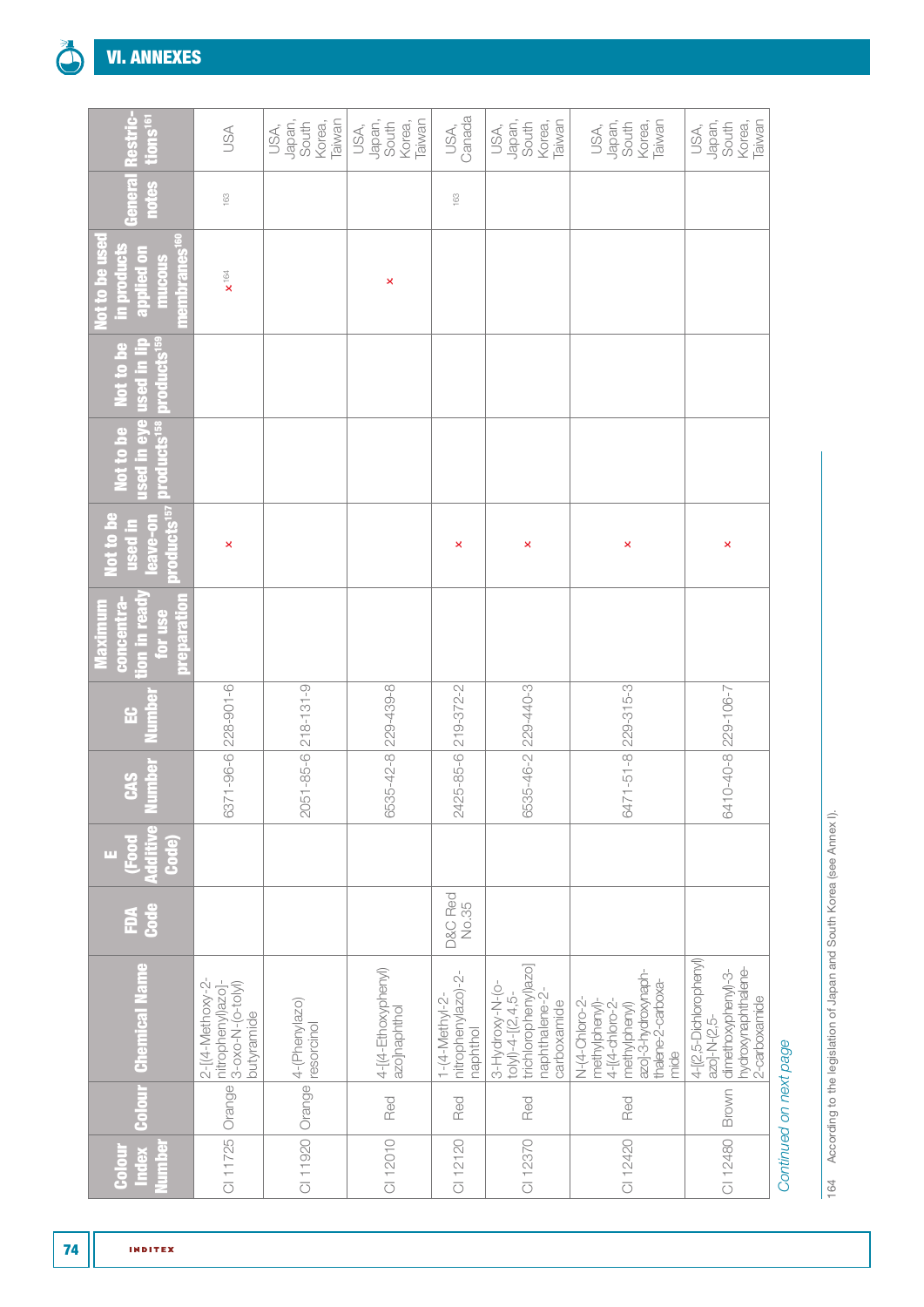## VI. ANNEXES

| Colour Index Number | Colour | Chemical Name | FDA Code | E (Food Additive Code) | CAS Number | EC Number | Maximum concentration in ready for use preparation | Not to be used in leave-on products[157] | Not to be used in eye products[158] | Not to be used in lip products[159] | Not to be used in products applied on mucous membranes[160] | General notes | Restrictions[161] |
|---|---|---|---|---|---|---|---|---|---|---|---|---|---|
| CI 11725 | Orange | 2-[(4-Methoxy-2-nitrophenyl)azo]-3-oxo-N-(o-tolyl) butyramide | | | 6371-96-6 | 228-901-6 | | x | | | x[164] | 163 | USA |
| CI 11920 | Orange | 4-(Phenylazo) resorcinol | | | 2051-85-6 | 218-131-9 | | | | | | | USA, Japan, South Korea, Taiwan |
| CI 12010 | Red | 4-[(4-Ethoxyphenyl) azo]naphthol | | | 6535-42-8 | 229-439-8 | | | | | x | | USA, Japan, South Korea, Taiwan |
| CI 12120 | Red | 1-(4-Methyl-2-nitrophenylazo)-2-naphthol | D&C Red No.35 | | 2425-85-6 | 219-372-2 | | x | | | | 163 | USA, Canada |
| CI 12370 | Red | 3-Hydroxy-N-(o-tolyl)-4-[(2,4,5-trichlorophenyl)azo] naphthalene-2-carboxamide | | | 6535-46-2 | 229-440-3 | | x | | | | | USA, Japan, South Korea, Taiwan |
| CI 12420 | Red | N-(4-Chloro-2-methylphenyl)-4-[(4-chloro-2-methylphenyl) azo]-3-hydroxynaphthalene-2-carboxamide | | | 6471-51-8 | 229-315-3 | | x | | | | | USA, Japan, South Korea, Taiwan |
| CI 12480 | Brown | 4-[(2,5-Dichlorophenyl) azo]-N-(2,5-dimethoxyphenyl)-3-hydroxynaphthalene-2-carboxamide | | | 6410-40-8 | 229-106-7 | | x | | | | | USA, Japan, South Korea, Taiwan |

*Continued on next page*

164 According to the legislation of Japan and South Korea (see Annex I).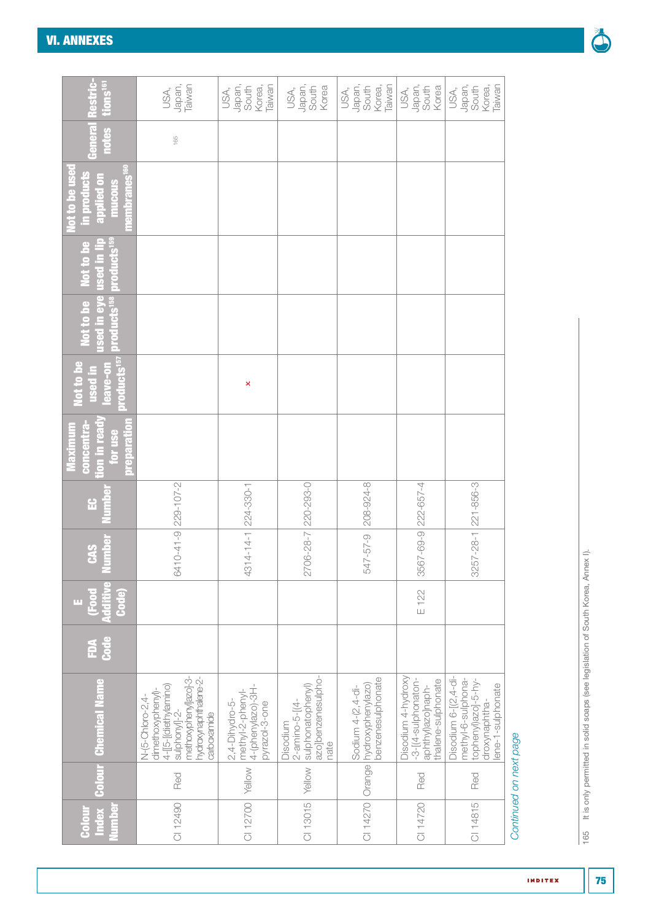## VI. ANNEXES

| Colour Index Number | Colour | Chemical Name | FDA Code | E (Food Additive Code) | CAS Number | EC Number | Maximum concentration in ready for use preparation | Not to be used in leave-on products[157] | Not to be used in eye products[158] | Not to be used in lip products[159] | Not to be used in products applied on mucous membranes[160] | General notes | Restrictions[161] |
|---|---|---|---|---|---|---|---|---|---|---|---|---|---|
| CI 12490 | Red | N-(5-Chloro-2,4-dimethoxyphenyl)-4-[[5-[(diethylamino)sulphonyl]-2-methoxyphenyl]azo]-3-hydroxynaphthalene-2-carboxamide | | | 6410-41-9 | 229-107-2 | | | | | | 165 | USA, Japan, Taiwan |
| CI 12700 | Yellow | 2,4-Dihydro-5-methyl-2-phenyl-4-(phenylazo)-3H-pyrazol-3-one | | | 4314-14-1 | 224-330-1 | | x | | | | | USA, Japan, South Korea, Taiwan |
| CI 13015 | Yellow | Disodium 2-amino-5-[(4-sulphonatophenyl)azo]benzenesulphonate | | | 2706-28-7 | 220-293-0 | | | | | | | USA, Japan, South Korea |
| CI 14270 | Orange | Sodium 4-(2,4-dihydroxyphenylazo)benzenesulphonate | | | 547-57-9 | 208-924-8 | | | | | | | USA, Japan, South Korea, Taiwan |
| CI 14720 | Red | Disodium 4-hydroxy-3-[(4-sulphonatonaphthyl)azo]naphthalene-sulphonate | | E 122 | 3567-69-9 | 222-657-4 | | | | | | | USA, Japan, South Korea |
| CI 14815 | Red | Disodium 6-[(2,4-dimethyl-6-sulphonatophenyl)azo]-5-hydroxynaphthalene-1-sulphonate | | | 3257-28-1 | 221-856-3 | | | | | | | USA, Japan, South Korea, Taiwan |

*Continued on next page*

165 It is only permitted in solid soaps (see legislation of South Korea, Annex I).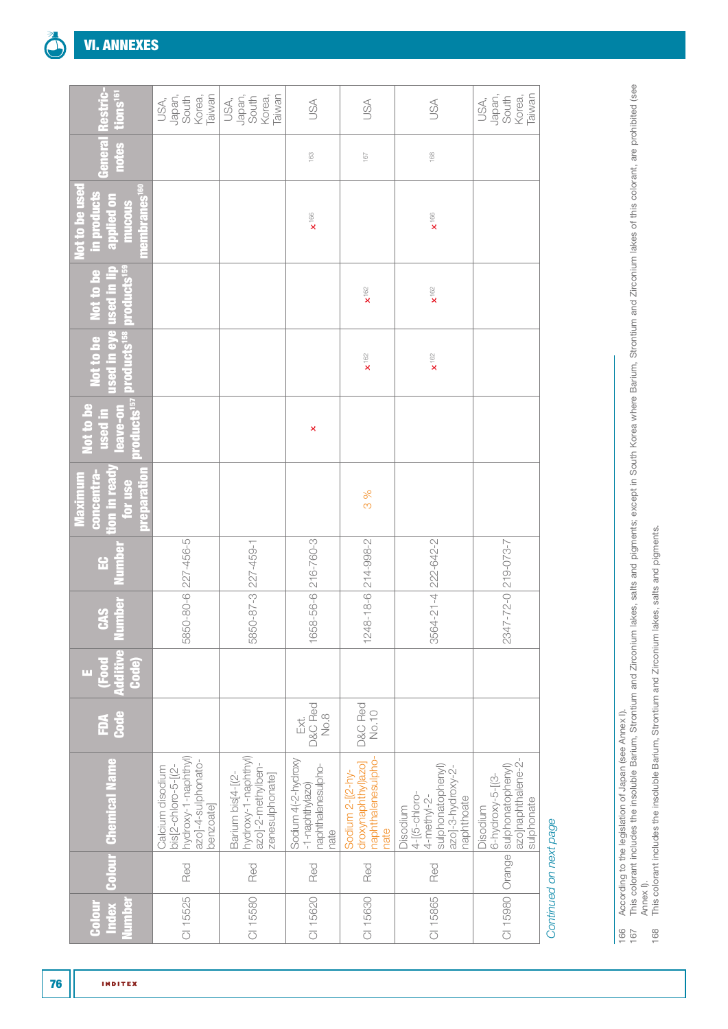## VI. ANNEXES

| Colour Index Number | Colour | Chemical Name | FDA Code | E (Food Additive Code) | CAS Number | EC Number | Maximum concentration in ready for use preparation | Not to be used in leave-on products[157] | Not to be used in eye products[158] | Not to be used in lip products[159] | Not to be used in products applied on mucous membranes[160] | General notes | Restrictions[161] |
|---|---|---|---|---|---|---|---|---|---|---|---|---|---|
| CI 15525 | Red | Calcium disodium bis[2-chloro-5-[(2-hydroxy-1-naphthyl) azo]-4-sulphonato-benzoate] | | | 5850-80-6 | 227-456-5 | | | | | | | USA, Japan, South Korea, Taiwan |
| CI 15580 | Red | Barium bis[4-[(2-hydroxy-1-naphthyl) azo]-2-methylben-zenesulphonate] | | | 5850-87-3 | 227-459-1 | | | | | | | USA, Japan, South Korea, Taiwan |
| CI 15620 | Red | Sodium 4(2-hydroxy -1-naphthylazo) naphthalenesulpho-nate | Ext. D&C Red No.8 | | 1658-56-6 | 216-760-3 | | x | | | x[166] | 163 | USA |
| CI 15630 | Red | Sodium 2-[(2-hy-droxynaphthyl)azo] naphthalenesulpho-nate | D&C Red No.10 | | 1248-18-6 | 214-998-2 | 3 % | | x[162] | x[162] | | 167 | USA |
| CI 15865 | Red | Disodium 4-[(5-chloro-4-methyl-2-sulphonatophenyl) azo]-3-hydroxy-2-naphthoate | | | 3564-21-4 | 222-642-2 | | | x[162] | x[162] | x[166] | 168 | USA |
| CI 15980 | Orange | Disodium 6-hydroxy-5-[(3-sulphonatophenyl) azo]naphthalene-2-sulphonate | | | 2347-72-0 | 219-073-7 | | | | | | | USA, Japan, South Korea, Taiwan |

*Continued on next page*

166 According to the legislation of Japan (see Annex I).
167 This colorant includes the insoluble Barium, Strontium and Zirconium lakes, salts and pigments; except in South Korea where Barium, Strontium and Zirconium lakes of this colorant, are prohibited (see Annex I).
168 This colorant includes the insoluble Barium, Strontium and Zirconium lakes, salts and pigments.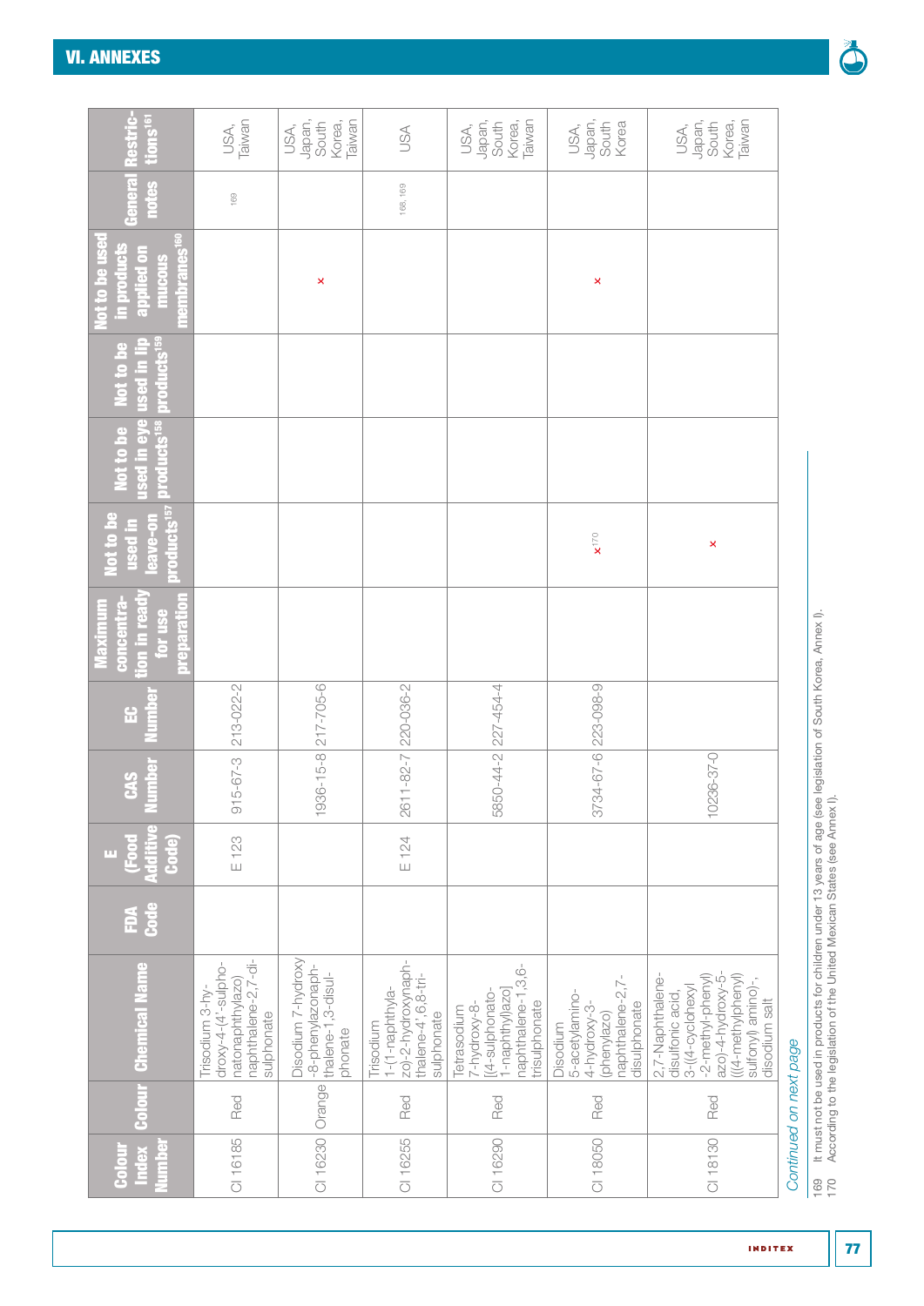| Colour Index Number | Colour | Chemical Name | FDA Code | E (Food Additive Code) | CAS Number | EC Number | Maximum concentration in ready for use preparation | Not to be used in leave-on products[157] | Not to be used in eye products[158] | Not to be used in lip products[159] | Not to be used in products applied on mucous membranes[160] | General notes | Restrictions[161] |
|---|---|---|---|---|---|---|---|---|---|---|---|---|---|
| CI 16185 | Red | Trisodium 3-hydroxy-4-(4'-sulphonatonaphthylazo) naphthalene-2,7-disulphonate | | E 123 | 915-67-3 | 213-022-2 | | | | | | 169 | USA, Taiwan |
| CI 16230 | Orange | Disodium 7-hydroxy-8-phenylazonaphthalene-1,3-disulphonate | | | 1936-15-8 | 217-705-6 | | | | | × | | USA, Japan, South Korea, Taiwan |
| CI 16255 | Red | Trisodium 1-(1-naphthylazo)-2-hydroxynaphthalene-4',6,8-trisulphonate | | E 124 | 2611-82-7 | 220-036-2 | | | | | | 168, 169 | USA |
| CI 16290 | Red | Tetrasodium 7-hydroxy-8-[(4-sulphonato-1-naphthyl)azo] naphthalene-1,3,6-trisulphonate | | | 5850-44-2 | 227-454-4 | | | | | | | USA, Japan, South Korea, Taiwan |
| CI 18050 | Red | Disodium 5-acetylamino-4-hydroxy-3-(phenylazo) naphthalene-2,7-disulphonate | | | 3734-67-6 | 223-098-9 | | ×[170] | | | × | | USA, Japan, South Korea |
| CI 18130 | Red | 2,7-Naphthalene-disulfonic acid, 3-((4-cyclohexyl-2-methyl-phenyl) azo)-4-hydroxy-5-(((4-methylphenyl) sulfonyl) amino)-, disodium salt | | | 10236-37-0 | | | × | | | | | USA, Japan, South Korea, Taiwan |

*Continued on next page*

169 It must not be used in products for children under 13 years of age (see legislation of South Korea, Annex I).
170 According to the legislation of the United Mexican States (see Annex I).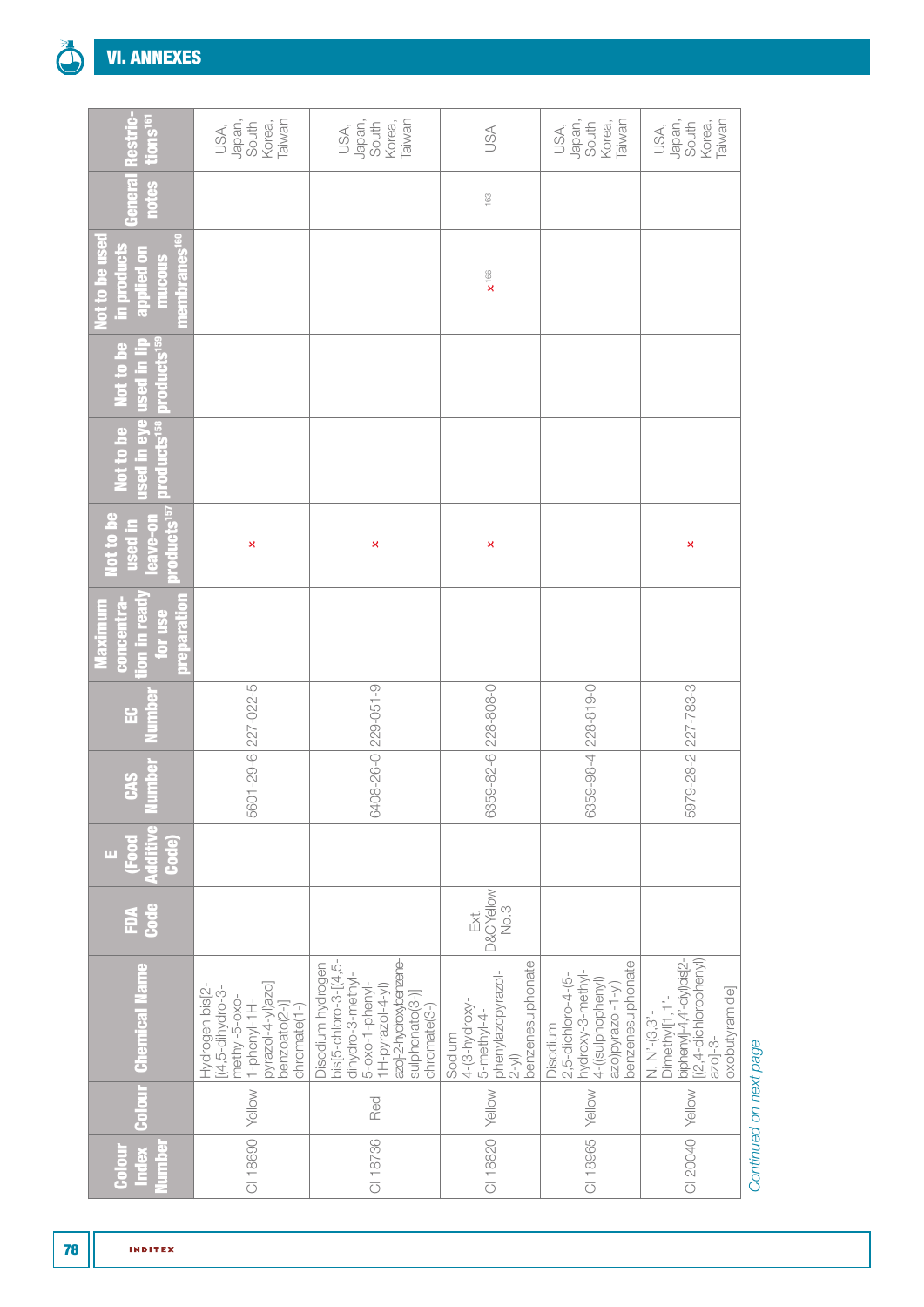# VI. ANNEXES

| Colour Index Number | Colour | Chemical Name | FDA Code | E (Food Additive Code) | CAS Number | EC Number | Maximum concentration in ready for use preparation | Not to be used in leave-on products[157] | Not to be used in eye products[158] | Not to be used in lip products[159] | Not to be used in products applied on mucous membranes[160] | General notes | Restrictions[161] |
|---|---|---|---|---|---|---|---|---|---|---|---|---|---|
| CI 18690 | Yellow | Hydrogen bis[2-[(4,5-dihydro-3-methyl-5-oxo-1-phenyl-1H-pyrazol-4-yl)azo]benzoato(2-)]chromate(1-) | | | 5601-29-6 | 227-022-5 | | × | | | | | USA, Japan, South Korea, Taiwan |
| CI 18736 | Red | Disodium hydrogen bis[5-chloro-3-[(4,5-dihydro-3-methyl-5-oxo-1-phenyl-1H-pyrazol-4-yl)azo]-2-hydroxybenzenesulphonato(3-)]chromate(3-) | | | 6408-26-0 | 229-051-9 | | × | | | | | USA, Japan, South Korea, Taiwan |
| CI 18820 | Yellow | Sodium 4-(3-hydroxy-5-methyl-4-phenylazopyrazol-2-yl)benzenesulphonate | Ext. D&C Yellow No.3 | | 6359-82-6 | 228-808-0 | | × | | | ×[166] | 163 | USA |
| CI 18965 | Yellow | Disodium 2,5-dichloro-4-(5-hydroxy-3-methyl-4-((sulphophenyl)azo)pyrazol-1-yl)benzenesulphonate | | | 6359-98-4 | 228-819-0 | | | | | | | USA, Japan, South Korea, Taiwan |
| CI 20040 | Yellow | N, N'-(3,3'-Dimethyl[1,1'-biphenyl]-4,4'-diyl)bis[2-[(2,4-dichlorophenyl)azo]-3-oxobutyramide] | | | 5979-28-2 | 227-783-3 | | × | | | | | USA, Japan, South Korea, Taiwan |

*Continued on next page*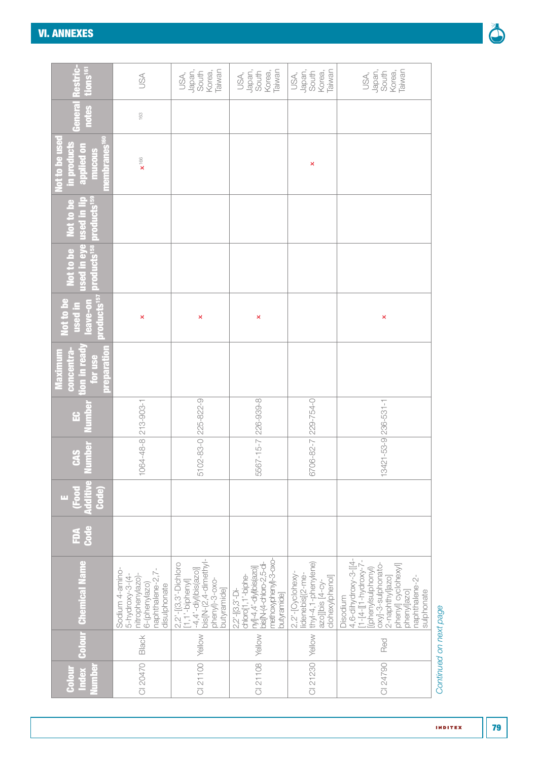## VI. ANNEXES

| Colour Index Number | Colour | Chemical Name | FDA Code | E (Food Additive Code) | CAS Number | EC Number | Maximum concentration in ready for use preparation | Not to be used in leave-on products[157] | Not to be used in eye products[158] | Not to be used in lip products[159] | Not to be used in products applied on mucous membranes[160] | General notes | Restrictions[161] |
|---|---|---|---|---|---|---|---|---|---|---|---|---|---|
| CI 20470 | Black | Sodium 4-amino-5-hydroxy-3-(4-nitrophenylazo)-6-(phenylazo) naphthalene-2,7-disulphonate | | | 1064-48-8 | 213-903-1 | | × | | | ×[166] | [163] | USA |
| CI 21100 | Yellow | 2,2'-[(3,3'-Dichloro [1,1'-biphenyl] -4,4'-diyl)bis(azo)] bis[N-(2,4-dimethyl-phenyl)-3-oxo-butyramide] | | | 5102-83-0 | 225-822-9 | | × | | | | | USA, Japan, South Korea, Taiwan |
| CI 21108 | Yellow | 2,2'-[(3,3'-Di-chloro[1,1'-biphenyl]-4,4'-diyl)bis(azo)] bis[N-(4-chloro-2,5-di-methoxyphenyl)-3-oxo-butyramide] | | | 5567-15-7 | 226-939-8 | | × | | | | | USA, Japan, South Korea, Taiwan |
| CI 21230 | Yellow | 2,2'-[Cyclohexy-lidenebis[(2-me-thyl-4,1-phenylene) azo]]bis [4-cy-clohexylphenol] | | | 6706-82-7 | 229-754-0 | | | | | × | | USA, Japan, South Korea, Taiwan |
| CI 24790 | Red | Disodium 4,6-dihydroxy-3-[[4-[1-[4-[[1-hydroxy-7-[(phenylsulphonyl) oxy]-3-sulphonato-2-naphthyl]azo] phenyl] cyclohexyl] phenyl]azo] naphthalene-2-sulphonate | | | 13421-53-9 | 236-531-1 | | × | | | | | USA, Japan, South Korea, Taiwan |

*Continued on next page*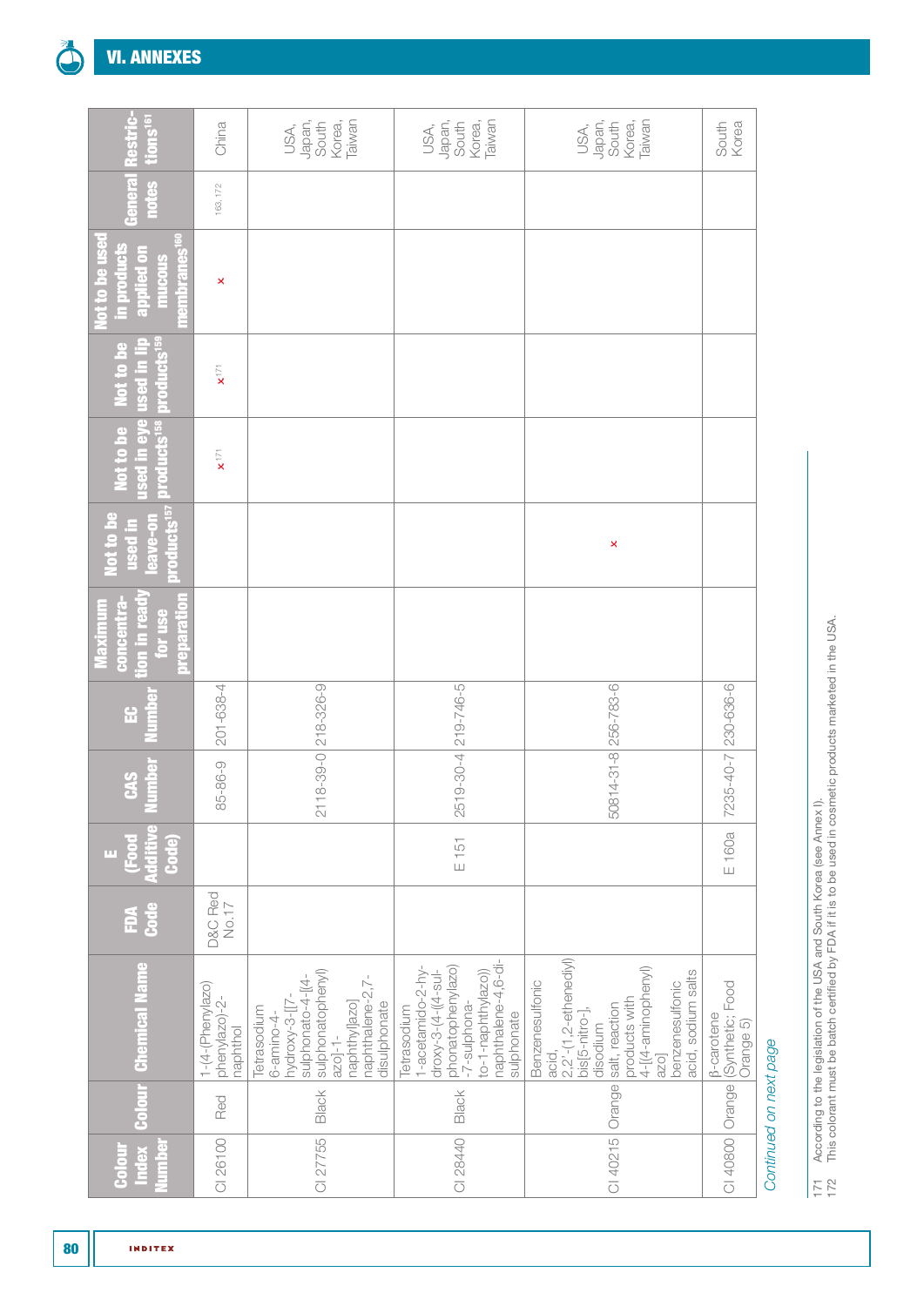## VI. ANNEXES

| Colour Index Number | Colour | Chemical Name | FDA Code | E (Food Additive Code) | CAS Number | EC Number | Maximum concentration in ready for use preparation | Not to be used in leave-on products[157] | Not to be used in eye products[158] | Not to be used in lip products[159] | Not to be used in products applied on mucous membranes[160] | General notes | Restrictions[161] |
|---|---|---|---|---|---|---|---|---|---|---|---|---|---|
| CI 26100 | Red | 1-(4-(Phenylazo)phenylazo)-2-naphthol | D&C Red No.17 | | 85-86-9 | 201-638-4 | | | ×[171] | ×[171] | × | 163, 172 | China |
| CI 27755 | Black | Tetrasodium 6-amino-4-hydroxy-3-[[7-sulphonato-4-[(4-sulphonatophenyl)azo]-1-naphthyl]azo]naphthalene-2,7-disulphonate | | | 2118-39-0 | 218-326-9 | | | | | | | USA, Japan, South Korea, Taiwan |
| CI 28440 | Black | Tetrasodium 1-acetamido-2-hydroxy-3-(4-((4-sulphonatophenylazo)-7-sulphonato-1-naphthylazo))naphthalene-4,6-disulphonate | | E 151 | 2519-30-4 | 219-746-5 | | | | | | | USA, Japan, South Korea, Taiwan |
| CI 40215 | Orange | Benzenesulfonic acid, 2,2'-(1,2-ethenediyl)bis[5-nitro-], disodium salt, reaction products with 4-[(4-aminophenyl)azo]benzenesulfonic acid, sodium salts | | | 50814-31-8 | 256-783-6 | | × | | | | | USA, Japan, South Korea, Taiwan |
| CI 40800 | Orange | β-carotene (Synthetic; Food Orange 5) | | E 160a | 7235-40-7 | 230-636-6 | | | | | | | South Korea |

*Continued on next page*

171 According to the legislation of the USA and South Korea (see Annex I).
172 This colorant must be batch certified by FDA if it is to be used in cosmetic products marketed in the USA.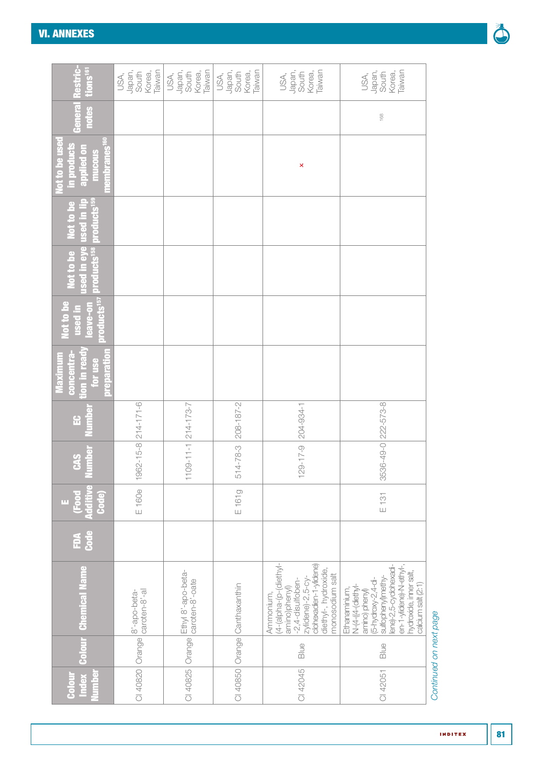## VI. ANNEXES

| Colour Index Number | Colour | Chemical Name | FDA Code | E (Food Additive Code) | CAS Number | EC Number | Maximum concentration in ready for use preparation | Not to be used in leave-on products[157] | Not to be used in eye products[158] | Not to be used in lip products[159] | Not to be used in products applied on mucous membranes[160] | General notes | Restrictions[161] |
|---|---|---|---|---|---|---|---|---|---|---|---|---|---|
| CI 40820 | Orange | 8'-apo-beta-caroten-8'-al | | E 160e | 1962-15-8 | 214-171-6 | | | | | | | USA, Japan, South Korea, Taiwan |
| CI 40825 | Orange | Ethyl 8'-apo-beta-caroten-8'-oate | | | 1109-11-1 | 214-173-7 | | | | | | | USA, Japan, South Korea, Taiwan |
| CI 40850 | Orange | Canthaxanthin | | E 161g | 514-78-3 | 208-187-2 | | | | | | | USA, Japan, South Korea, Taiwan |
| CI 42045 | Blue | Ammonium, (4-(alpha-(p-(diethyl-amino)phenyl) -2,4-disulfoben-zylidene)-2,5-cy-clohexadien-1-ylidene) diethyl-, hydroxide, monosodium salt | | | 129-17-9 | 204-934-1 | | | | | × | | USA, Japan, South Korea, Taiwan |
| CI 42051 | Blue | Ethanaminium, N-(4-((4-(diethyl-amino) phenyl) (5-hydroxy-2,4-di-sulfophenyl)methy-lene)-2,5-cyclohexadi-en-1-ylidene)-N-ethyl-, hydroxide, inner salt, calcium salt (2:1) | | E 131 | 3536-49-0 | 222-573-8 | | | | | | 168 | USA, Japan, South Korea, Taiwan |

*Continued on next page*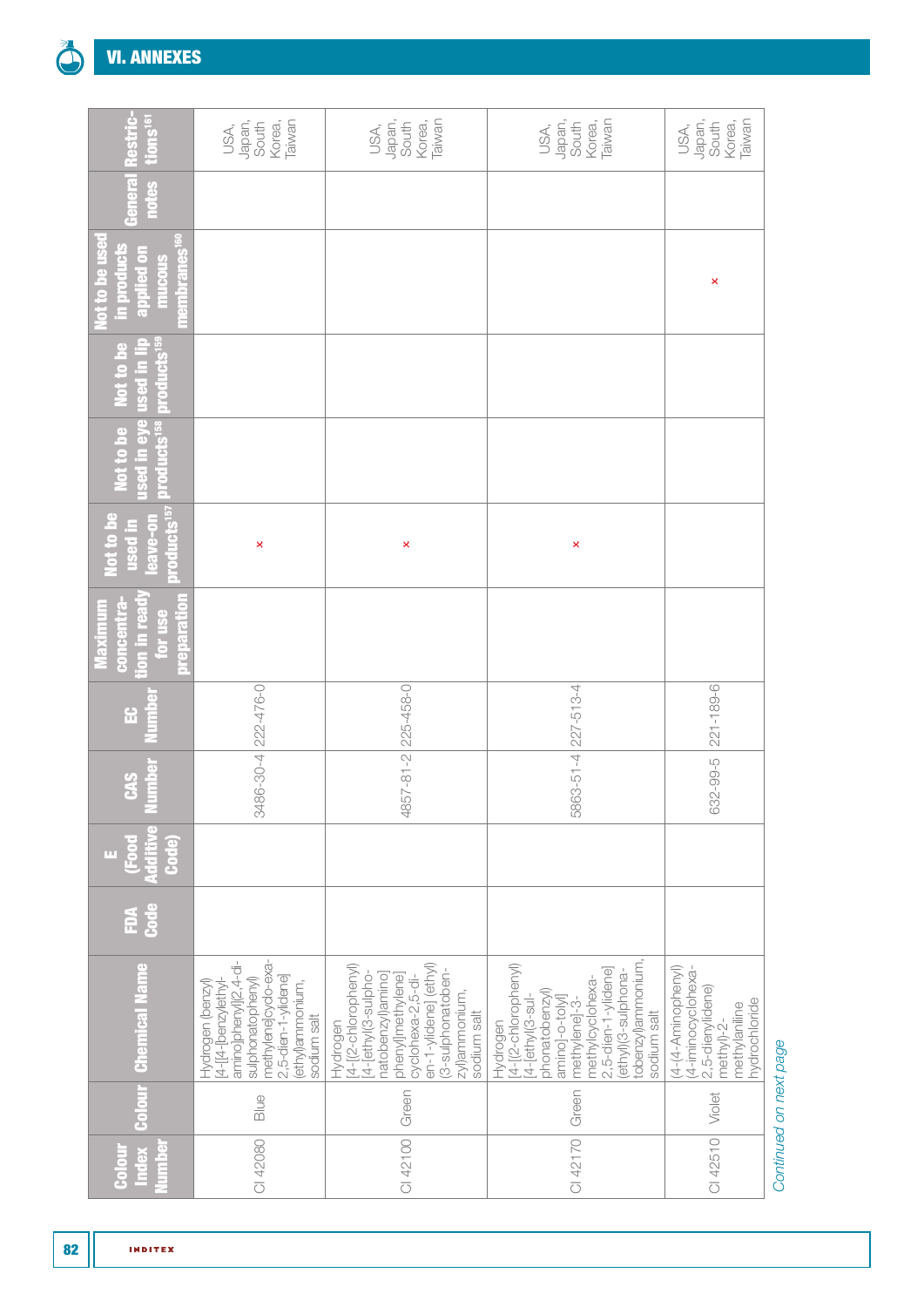## VI. ANNEXES

| Colour Index Number | Colour | Chemical Name | FDA Code | E (Food Additive Code) | CAS Number | EC Number | Maximum concentration in ready for use preparation | Not to be used in leave-on products[157] | Not to be used in eye products[158] | Not to be used in lip products[159] | Not to be used in products applied on mucous membranes[160] | General notes | Restrictions[161] |
|---|---|---|---|---|---|---|---|---|---|---|---|---|---|
| CI 42080 | Blue | Hydrogen (benzyl)[4-[[4-[benzylethyl-amino]phenyl](2,4-di-sulphonatophenyl)methylene]cyclo-exa-2,5-dien-1-ylidene](ethyl)ammonium, sodium salt | | | 3486-30-4 | 222-476-0 | | x | | | | | USA, Japan, South Korea, Taiwan |
| CI 42100 | Green | Hydrogen [4-[(2-chlorophenyl)[4-[ethyl(3-sulphonatobenzyl)amino]phenyl]methylene]cyclohexa-2,5-dien-1-ylidene] (ethyl)(3-sulphonatobenzyl)ammonium, sodium salt | | | 4857-81-2 | 225-458-0 | | x | | | | | USA, Japan, South Korea, Taiwan |
| CI 42170 | Green | Hydrogen [4-[(2-chlorophenyl)[4-[ethyl(3-sulphonatobenzyl)amino]-o-tolyl]methylene]-3-methylcyclohexa-2,5-dien-1-ylidene](ethyl)(3-sulphonatobenzyl)ammonium, sodium salt | | | 5863-51-4 | 227-513-4 | | x | | | | | USA, Japan, South Korea, Taiwan |
| CI 42510 | Violet | (4-(4-Aminophenyl)(4-iminocyclohexa-2,5-dienylidene)methyl)-2-methylaniline hydrochloride | | | 632-99-5 | 221-189-6 | | | | | x | | USA, Japan, South Korea, Taiwan |

*Continued on next page*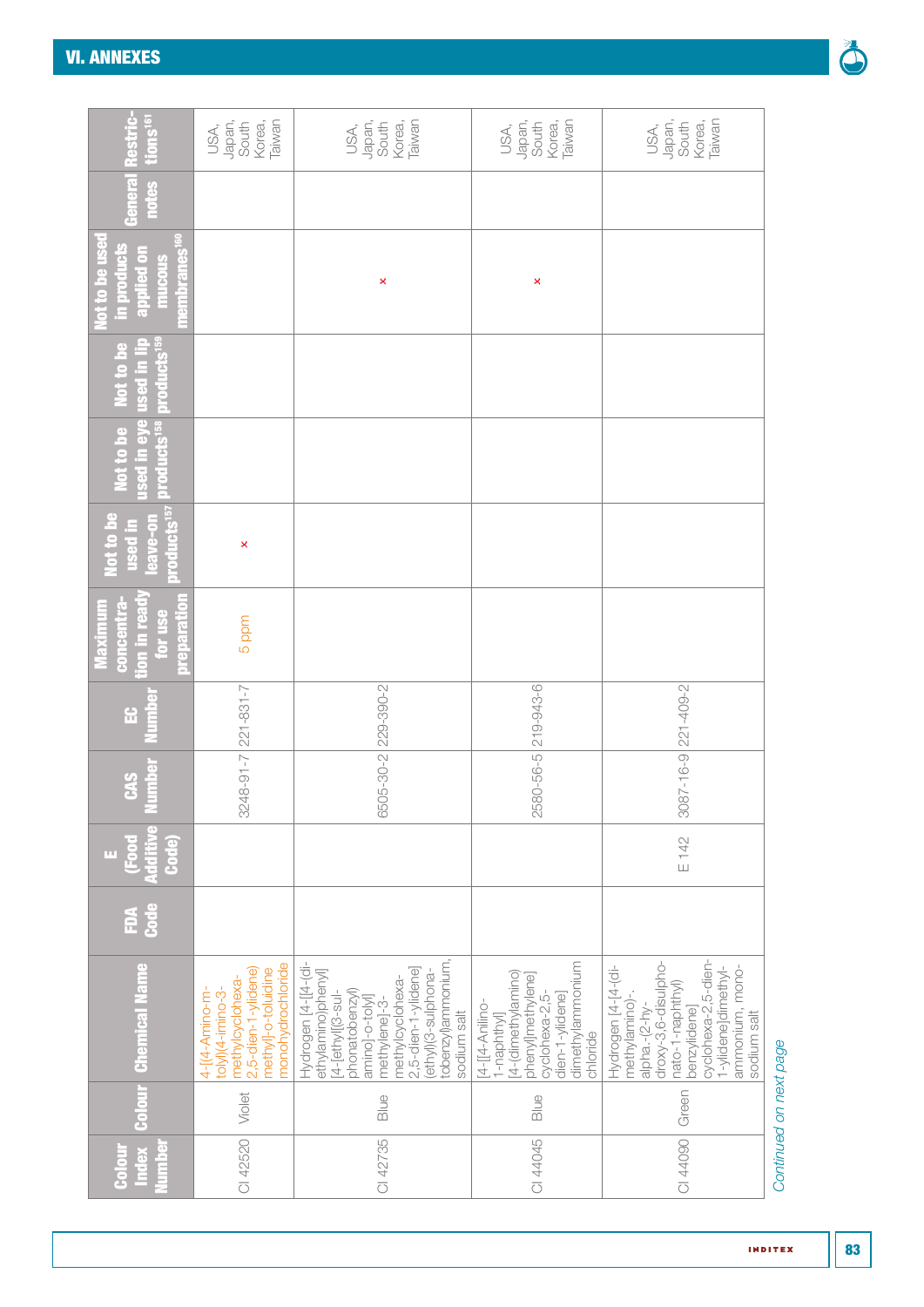## VI. ANNEXES

| Colour Index Number | Colour | Chemical Name | FDA Code | E (Food Additive Code) | CAS Number | EC Number | Maximum concentration in ready for use preparation | Not to be used in leave-on products[157] | Not to be used in eye products[158] | Not to be used in lip products[159] | Not to be used in products applied on mucous membranes[160] | General notes | Restrictions[161] |
|---|---|---|---|---|---|---|---|---|---|---|---|---|---|
| CI 42520 | Violet | 4-[(4-Amino-m-tolyl)(4-imino-3-methylcyclohexa-2,5-dien-1-ylidene)methyl]-o-toluidine monohydrochloride | | | 3248-91-7 | 221-831-7 | 5 ppm | × | | | | | USA, Japan, South Korea, Taiwan |
| CI 42735 | Blue | Hydrogen [4-[[4-(diethylamino)phenyl][4-[ethyl[(3-sulphonatobenzyl)amino]-o-tolyl]methylene]-3-methylcyclohexa-2,5-dien-1-ylidene](ethyl)(3-sulphonatobenzyl)ammonium, sodium salt | | | 6505-30-2 | 229-390-2 | | | | | × | | USA, Japan, South Korea, Taiwan |
| CI 44045 | Blue | [4-[[4-Anilino-1-naphthyl][4-(dimethylamino)phenyl]methylene]cyclohexa-2,5-dien-1-ylidene]dimethylammonium chloride | | | 2580-56-5 | 219-943-6 | | | | | × | | USA, Japan, South Korea, Taiwan |
| CI 44090 | Green | Hydrogen [4-[4-(dimethylamino)-.alpha.-(2-hydroxy-3,6-disulphonato-1-naphthyl)benzylidene]cyclohexa-2,5-dien-1-ylidene]dimethylammonium, monosodium salt | | E 142 | 3087-16-9 | 221-409-2 | | | | | | | USA, Japan, South Korea, Taiwan |

*Continued on next page*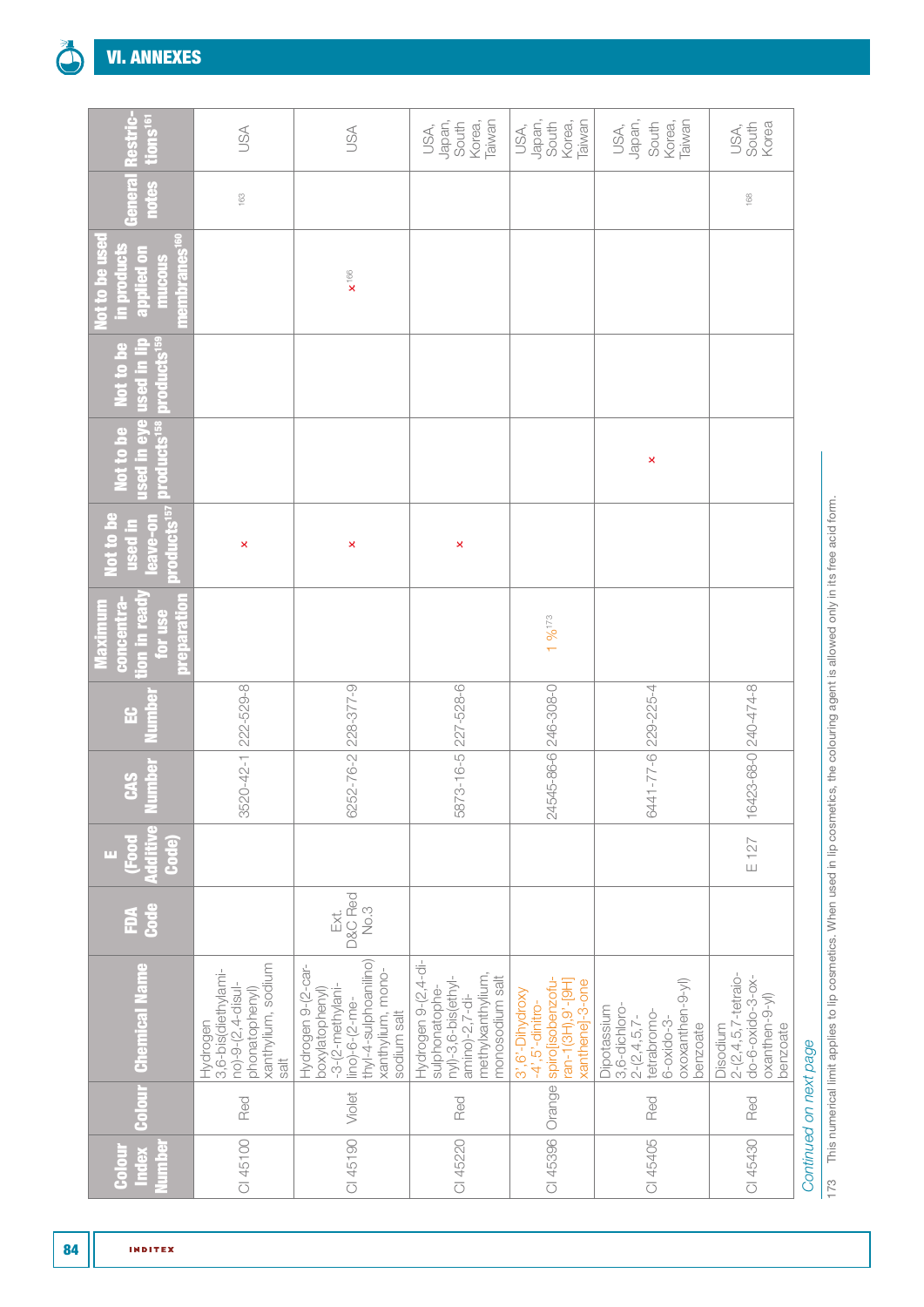## VI. ANNEXES

| Colour Index Number | Colour | Chemical Name | FDA Code | E (Food Additive Code) | CAS Number | EC Number | Maximum concentration in ready for use preparation | Not to be used in leave-on products[157] | Not to be used in eye products[158] | Not to be used in lip products[159] | Not to be used in products applied on mucous membranes[160] | General notes | Restrictions[161] |
|---|---|---|---|---|---|---|---|---|---|---|---|---|---|
| CI 45100 | Red | Hydrogen 3,6-bis(diethylamino)-9-(2,4-disulphonatophenyl) xanthylium, sodium salt | | | 3520-42-1 | 222-529-8 | | x | | | | 163 | USA |
| CI 45190 | Violet | Hydrogen 9-(2-carboxylatophenyl) -3-(2-methylanilino)-6-(2-methyl-4-sulphoanilino) xanthylium, monosodium salt | Ext. D&C Red No.3 | | 6252-76-2 | 228-377-9 | | x | | | x[166] | | USA |
| CI 45220 | Red | Hydrogen 9-(2,4-disulphonatophenyl)-3,6-bis(ethylamino)-2,7-dimethylxanthylium, monosodium salt | | | 5873-16-5 | 227-528-6 | | x | | | | | USA, Japan, South Korea, Taiwan |
| CI 45396 | Orange | 3',6'-Dihydroxy-4',5'-dinitrospiro[isobenzofuran-1(3H),9'-[9H]xanthene]-3-one | | | 24545-86-6 | 246-308-0 | 1 %[173] | | | | | | USA, Japan, South Korea, Taiwan |
| CI 45405 | Red | Dipotassium 3,6-dichloro-2-(2,4,5,7-tetrabromo-6-oxido-3-oxoxanthen-9-yl) benzoate | | | 6441-77-6 | 229-225-4 | | | x | | | | USA, Japan, South Korea, Taiwan |
| CI 45430 | Red | Disodium 2-(2,4,5,7-tetraiodo-6-oxido-3-oxoxanthen-9-yl) benzoate | | E 127 | 16423-68-0 | 240-474-8 | | | | | | 168 | USA, South Korea |

*Continued on next page*

173 This numerical limit applies to lip cosmetics. When used in lip cosmetics, the colouring agent is allowed only in its free acid form.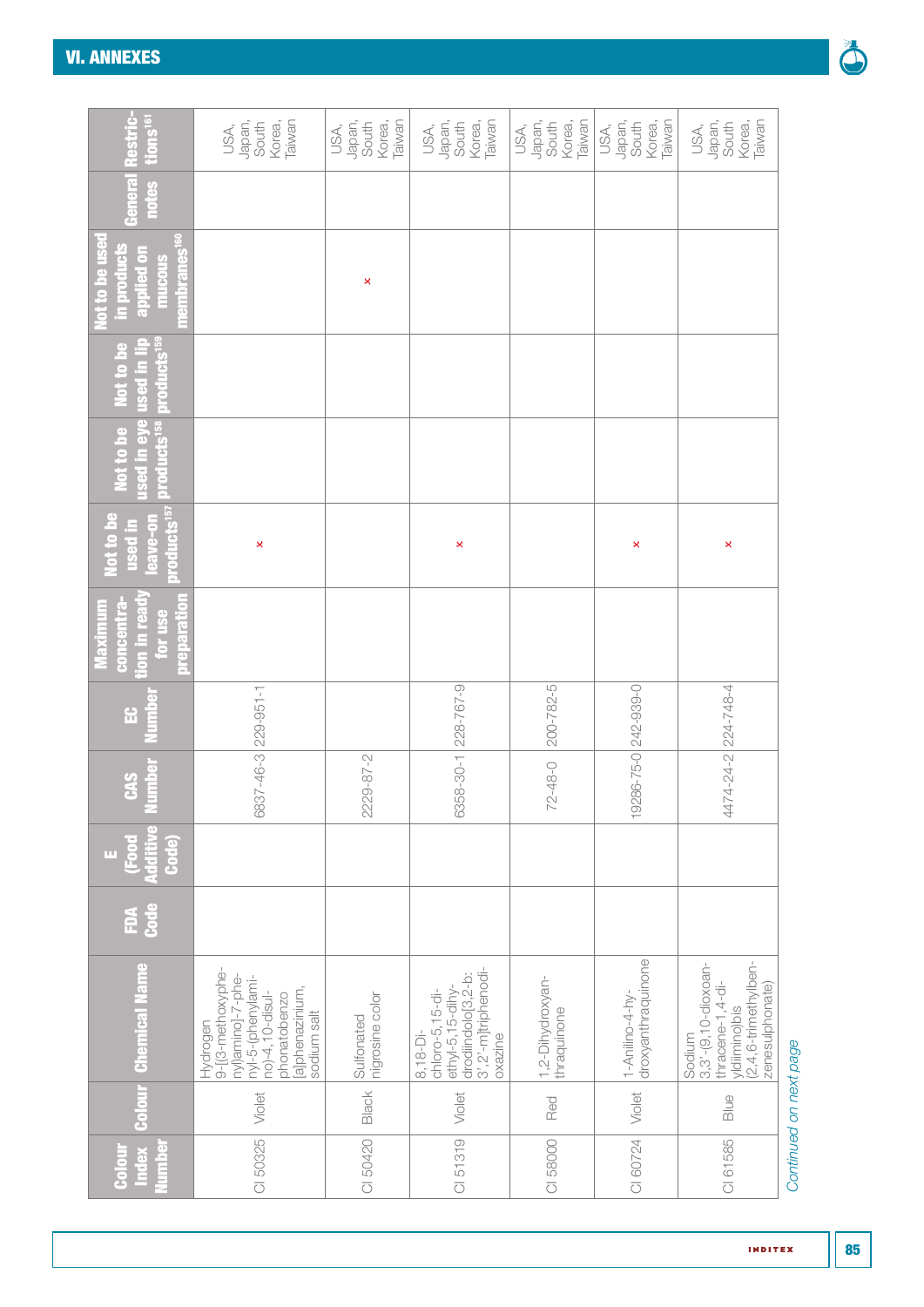## VI. ANNEXES

| Colour Index Number | Colour | Chemical Name | FDA Code | E (Food Additive Code) | CAS Number | EC Number | Maximum concentration in ready for use preparation | Not to be used in leave-on products[157] | Not to be used in eye products[158] | Not to be used in lip products[159] | Not to be used in products applied on mucous membranes[160] | General notes | Restrictions[161] |
|---|---|---|---|---|---|---|---|---|---|---|---|---|---|
| CI 50325 | Violet | Hydrogen 9-[(3-methoxyphenyl)amino]-7-phenyl-5-(phenylamino)-4,10-disulphonatobenzo[a]phenazinium, sodium salt | | | 6837-46-3 | 229-951-1 | | × | | | | | USA, Japan, South Korea, Taiwan |
| CI 50420 | Black | Sulfonated nigrosine color | | | 2229-87-2 | | | | | | × | | USA, Japan, South Korea, Taiwan |
| CI 51319 | Violet | 8,18-Dichloro-5,15-diethyl-5,15-dihydrodiindolo[3,2-b:3',2'-m]triphenodioxazine | | | 6358-30-1 | 228-767-9 | | × | | | | | USA, Japan, South Korea, Taiwan |
| CI 58000 | Red | 1,2-Dihydroxyanthraquinone | | | 72-48-0 | 200-782-5 | | | | | | | USA, Japan, South Korea, Taiwan |
| CI 60724 | Violet | 1-Anilino-4-hydroxyanthraquinone | | | 19286-75-0 | 242-939-0 | | × | | | | | USA, Japan, South Korea, Taiwan |
| CI 61585 | Blue | Sodium 3,3'-(9,10-dioxoanthracene-1,4-diyldiimino)bis(2,4,6-trimethylbenzenesulphonate) | | | 4474-24-2 | 224-748-4 | | × | | | | | USA, Japan, South Korea, Taiwan |

*Continued on next page*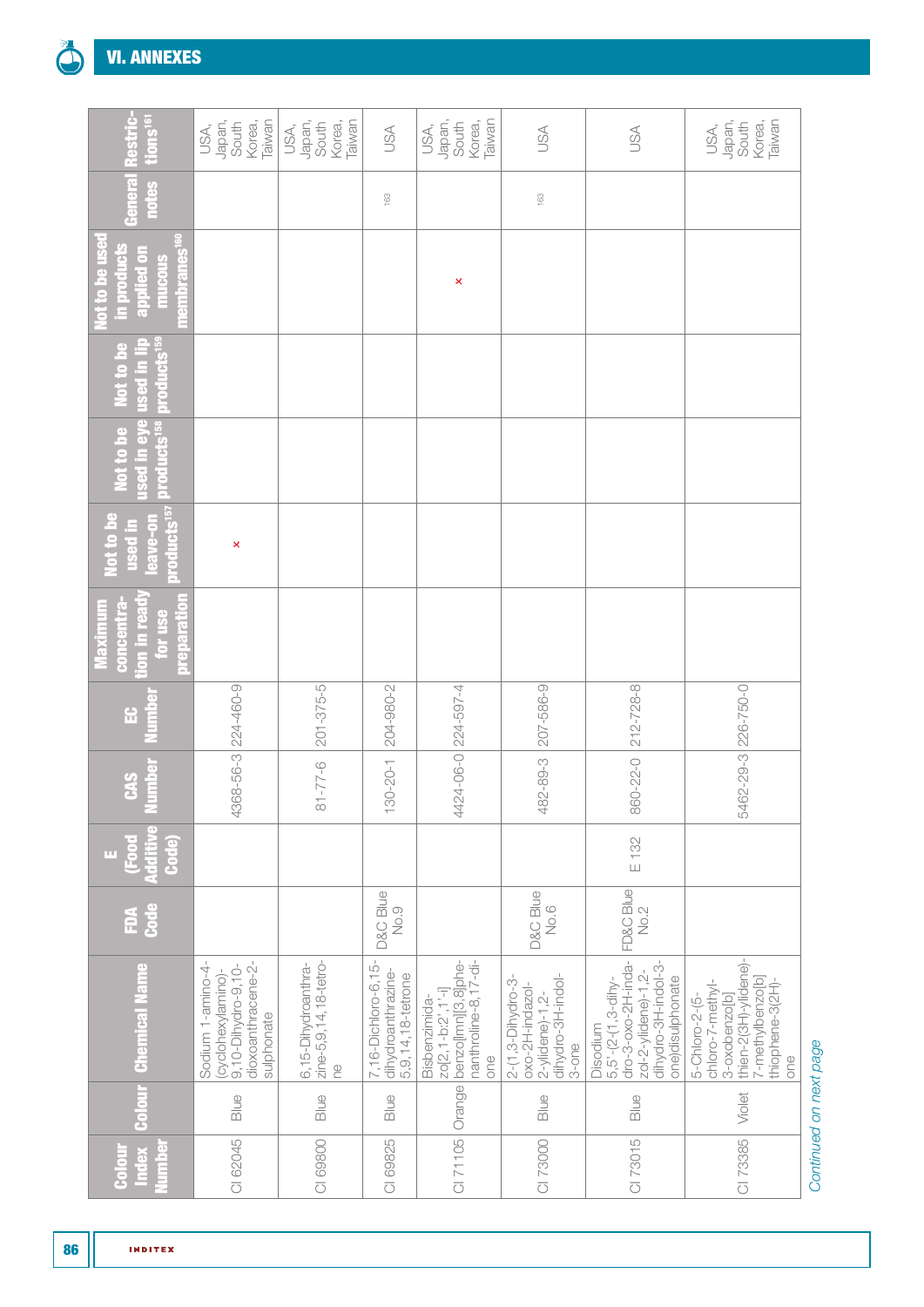## VI. ANNEXES

| Colour Index Number | Colour | Chemical Name | FDA Code | E (Food Additive Code) | CAS Number | EC Number | Maximum concentration in ready for use preparation | Not to be used in leave-on products[157] | Not to be used in eye products[158] | Not to be used in lip products[159] | Not to be used in products applied on mucous membranes[160] | General notes | Restrictions[161] |
|---|---|---|---|---|---|---|---|---|---|---|---|---|---|
| CI 62045 | Blue | Sodium 1-amino-4-(cyclohexylamino)-9,10-Dihydro-9,10-dioxoanthracene-2-sulphonate | | | 4368-56-3 | 224-460-9 | | × | | | | | USA, Japan, South Korea, Taiwan |
| CI 69800 | Blue | 6,15-Dihydroanthrazine-5,9,14,18-tetrone | | | 81-77-6 | 201-375-5 | | | | | | | USA, Japan, South Korea, Taiwan |
| CI 69825 | Blue | 7,16-Dichloro-6,15-dihydroanthrazine-5,9,14,18-tetrone | D&C Blue No.9 | | 130-20-1 | 204-980-2 | | | | | | 163 | USA |
| CI 71105 | Orange | Bisbenzimidazo[2,1-b:2',1'-i]benzo[lmn][3,8]phenanthroline-8,17-dione | | | 4424-06-0 | 224-597-4 | | | | | × | | USA, Japan, South Korea, Taiwan |
| CI 73000 | Blue | 2-(1,3-Dihydro-3-oxo-2H-indazol-2-ylidene)-1,2-dihydro-3H-indol-3-one | D&C Blue No.6 | | 482-89-3 | 207-586-9 | | | | | | 163 | USA |
| CI 73015 | Blue | Disodium 5,5'-(2-(1,3-dihydro-3-oxo-2H-indazol-2-ylidene)-1,2-dihydro-3H-indol-3-one)disulphonate | FD&C Blue No.2 | E 132 | 860-22-0 | 212-728-8 | | | | | | | USA |
| CI 73385 | Violet | 5-Chloro-2-(5-chloro-7-methyl-3-oxobenzo[b]thien-2(3H)-ylidene)-7-methylbenzo[b]thiophene-3(2H)-one | | | 5462-29-3 | 226-750-0 | | | | | | | USA, Japan, South Korea, Taiwan |

*Continued on next page*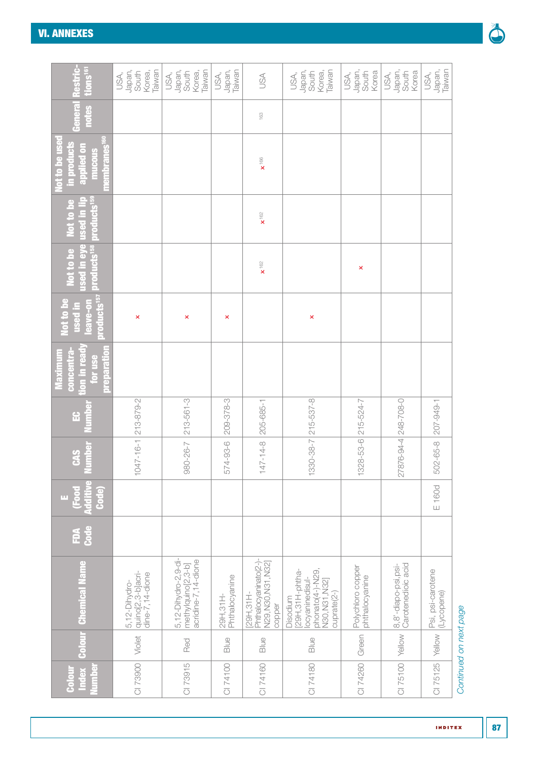## VI. ANNEXES

| Colour Index Number | Colour | Chemical Name | FDA Code | E (Food Additive Code) | CAS Number | EC Number | Maximum concentration in ready for use preparation | Not to be used in leave-on products[157] | Not to be used in eye products[158] | Not to be used in lip products[159] | Not to be used in products applied on mucous membranes[160] | General notes | Restrictions[161] |
|---|---|---|---|---|---|---|---|---|---|---|---|---|---|
| CI 73900 | Violet | 5,12-Dihydro-quino[2,3-b]acridine-7,14-dione | | | 1047-16-1 | 213-879-2 | | x | | | | | USA, Japan, South Korea, Taiwan |
| CI 73915 | Red | 5,12-Dihydro-2,9-dimethylquino[2,3-b]acridine-7,14-dione | | | 980-26-7 | 213-561-3 | | x | | | | | USA, Japan, South Korea, Taiwan |
| CI 74100 | Blue | 29H,31H-Phthalocyanine | | | 574-93-6 | 209-378-3 | | x | | | | | USA, Japan, Taiwan |
| CI 74160 | Blue | [29H,31H-Phthalocyaninato(2-)-N29,N30,N31,N32] copper | | | 147-14-8 | 205-685-1 | | | x[162] | x[162] | x[166] | 163 | USA |
| CI 74180 | Blue | Disodium [29H,31H-phthalocyaninedisulphonato(4-)-N29,N30,N31,N32] cuprate(2-) | | | 1330-38-7 | 215-537-8 | | x | | | | | USA, Japan, South Korea, Taiwan |
| CI 74260 | Green | Polychloro copper phthalocyanine | | | 1328-53-6 | 215-524-7 | | | x | | | | USA, Japan, South Korea |
| CI 75100 | Yellow | 8,8'-diapo-psi,psi-Carotenedioic acid | | | 27876-94-4 | 248-708-0 | | | | | | | USA, Japan, South Korea |
| CI 75125 | Yellow | Psi, psi-carotene (Lycopene) | | E 160d | 502-65-8 | 207-949-1 | | | | | | | USA, Japan, Taiwan |

*Continued on next page*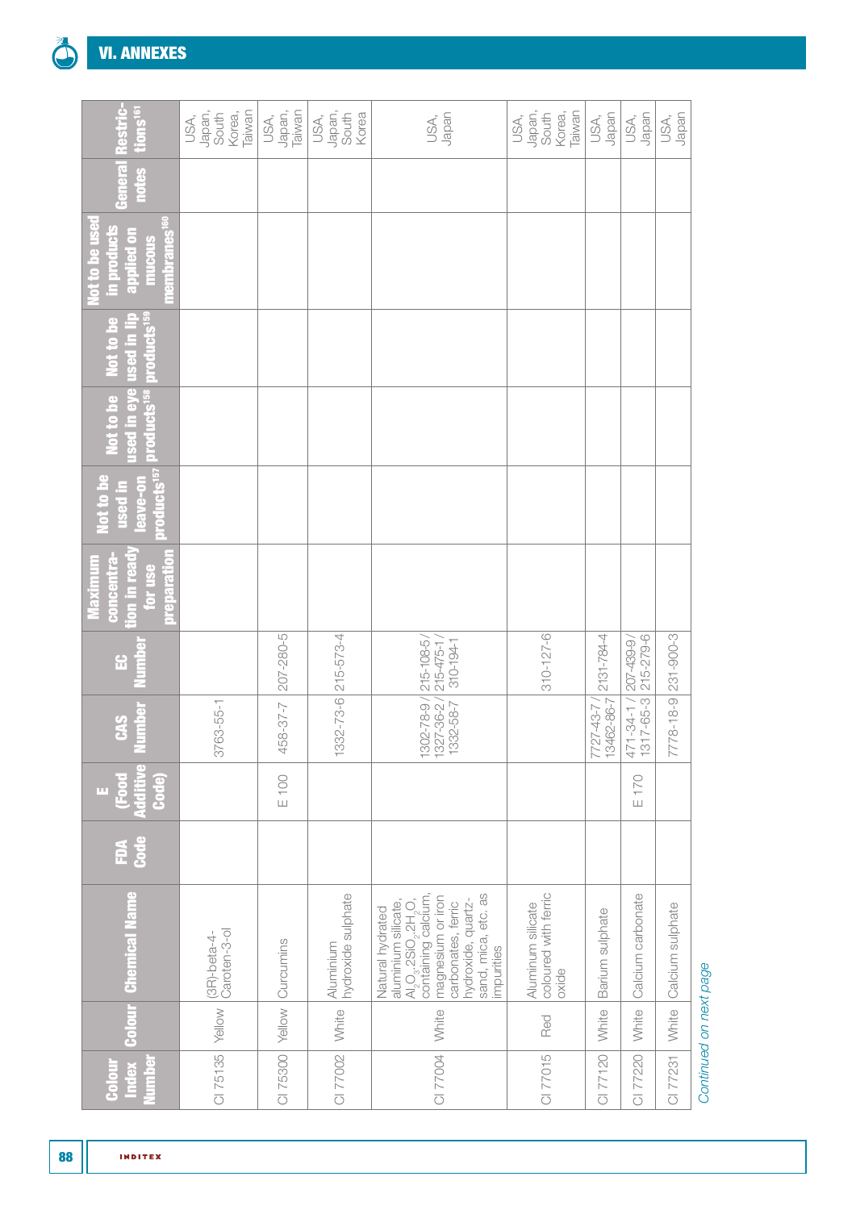## VI. ANNEXES

| Colour Index Number | Colour | Chemical Name | FDA Code | E (Food Additive Code) | CAS Number | EC Number | Maximum concentration in ready for use preparation | Not to be used in leave-on products[157] | Not to be used in eye products[158] | Not to be used in lip products[159] | Not to be used in products applied on mucous membranes[160] | General notes | Restrictions[161] |
|---|---|---|---|---|---|---|---|---|---|---|---|---|---|
| CI 75135 | Yellow | (3R)-beta-4-Caroten-3-ol | | | 3763-55-1 | | | | | | | | USA, Japan, South Korea, Taiwan |
| CI 75300 | Yellow | Curcumins | | E 100 | 458-37-7 | 207-280-5 | | | | | | | USA, Japan, Taiwan |
| CI 77002 | White | Aluminium hydroxide sulphate | | | 1332-73-6 | 215-573-4 | | | | | | | USA, Japan, South Korea |
| CI 77004 | White | Natural hydrated aluminium silicate, $Al_2O_3.2SiO_2.2H_2O$, containing calcium, magnesium or iron carbonates, ferric hydroxide, quartz-sand, mica, etc. as impurities | | | 1302-78-9 / 1327-36-2 / 1332-58-7 | 215-108-5 / 215-475-1 / 310-194-1 | | | | | | | USA, Japan |
| CI 77015 | Red | Aluminum silicate coloured with ferric oxide | | | | 310-127-6 | | | | | | | USA, Japan, South Korea, Taiwan |
| CI 77120 | White | Barium sulphate | | | 7727-43-7 / 13462-86-7 | 2131-784-4 | | | | | | | USA, Japan |
| CI 77220 | White | Calcium carbonate | | E 170 | 471-34-1 / 1317-65-3 | 207-439-9 / 215-279-6 | | | | | | | USA, Japan |
| CI 77231 | White | Calcium sulphate | | | 7778-18-9 | 231-900-3 | | | | | | | USA, Japan |

*Continued on next page*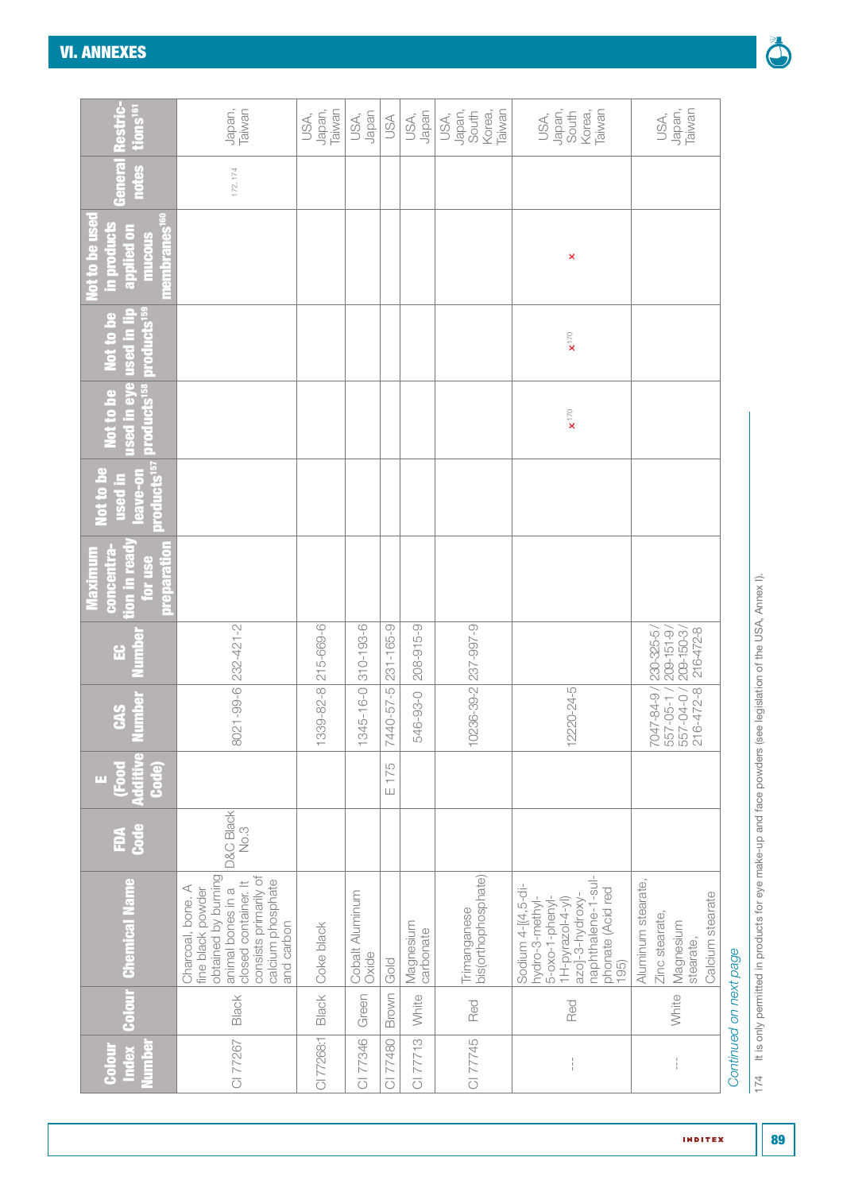| Colour Index Number | Colour | Chemical Name | FDA Code | E (Food Additive Code) | CAS Number | EC Number | Maximum concentration in ready for use preparation | Not to be used in leave-on products[157] | Not to be used in eye products[158] | Not to be used in lip products[159] | Not to be used in products applied on mucous membranes[160] | General notes | Restrictions[161] |
|---|---|---|---|---|---|---|---|---|---|---|---|---|---|
| CI 77267 | Black | Charcoal, bone. A fine black powder obtained by burning animal bones in a closed container. It consists primarily of calcium phosphate and carbon | D&C Black No.3 | | 8021-99-6 | 232-421-2 | | | | | | 172, 174 | Japan, Taiwan |
| CI 77268:1 | Black | Coke black | | | 1339-82-8 | 215-669-6 | | | | | | | USA, Japan, Taiwan |
| CI 77346 | Green | Cobalt Aluminum Oxide | | | 1345-16-0 | 310-193-6 | | | | | | | USA, Japan |
| CI 77480 | Brown | Gold | | E 175 | 7440-57-5 | 231-165-9 | | | | | | | USA |
| CI 77713 | White | Magnesium carbonate | | | 546-93-0 | 208-915-9 | | | | | | | USA, Japan |
| CI 77745 | Red | Trimanganese bis(orthophosphate) | | | 10236-39-2 | 237-997-9 | | | | | | | USA, Japan, South Korea, Taiwan |
| --- | Red | Sodium 4-[(4,5-dihydro-3-methyl-5-oxo-1-phenyl-1H-pyrazol-4-yl)azo]-3-hydroxynaphthalene-1-sulphonate (Acid red 195) | | | 12220-24-5 | | | | x [170] | x [170] | x | | USA, Japan, South Korea, Taiwan |
| --- | White | Aluminum stearate, Zinc stearate, Magnesium stearate, Calcium stearate | | | 7047-84-9 / 557-05-1 / 557-04-0 / 216-472-8 | 230-325-5 / 209-151-9 / 209-150-3 / 216-472-8 | | | | | | | USA, Japan, Taiwan |

*Continued on next page*

174 It is only permitted in products for eye make-up and face powders (see legislation of the USA, Annex I).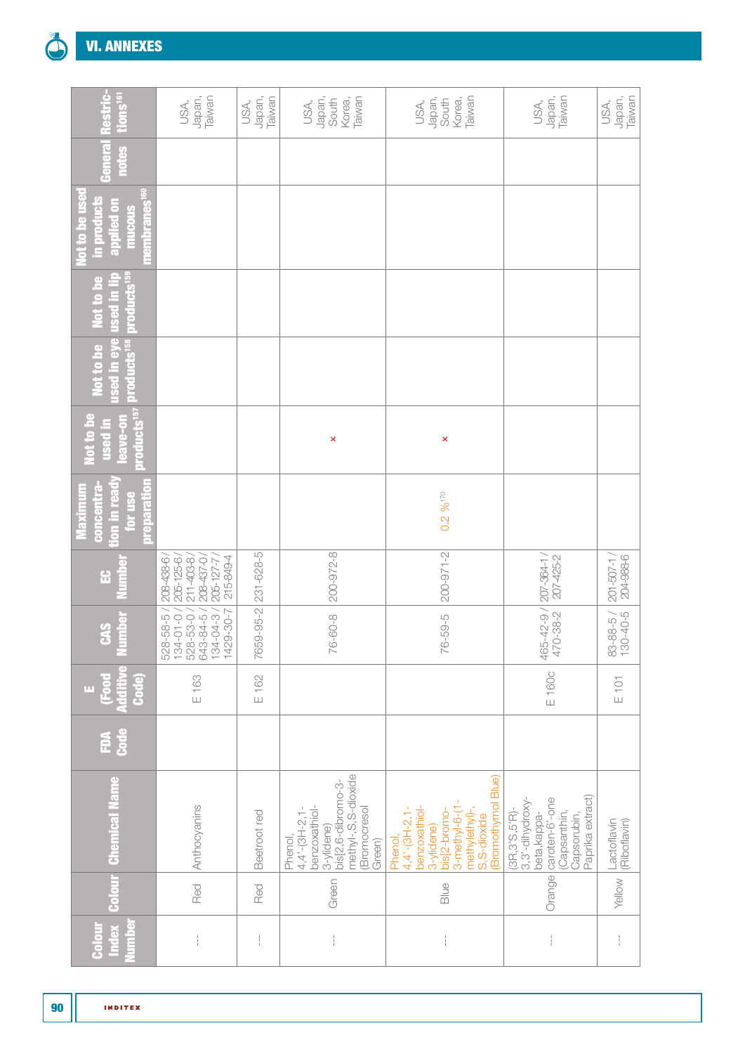## VI. ANNEXES

| Colour Index Number | Colour | Chemical Name | FDA Code | E (Food Additive Code) | CAS Number | EC Number | Maximum concentration in ready for use preparation | Not to be used in leave-on products[157] | Not to be used in eye products[158] | Not to be used in lip products[159] | Not to be used in products applied on mucous membranes[160] | General notes | Restrictions[161] |
|---|---|---|---|---|---|---|---|---|---|---|---|---|---|
| --- | Red | Anthocyanins | | E 163 | 528-58-5 / 134-01-0 / 528-53-0 / 643-84-5 / 134-04-3 / 1429-30-7 | 208-438-6 / 205-125-6 / 211-403-8 / 208-437-0 / 205-127-7 / 215-849-4 | | | | | | | USA, Japan, Taiwan |
| --- | Red | Beetroot red | | E 162 | 7659-95-2 | 231-628-5 | | | | | | | USA, Japan, Taiwan |
| --- | Green | Phenol, 4,4'-(3H-2,1-benzoxathiol-3-ylidene) bis[2,6-dibromo-3-methyl-, S,S-dioxide (Bromocresol Green) | | | 76-60-8 | 200-972-8 | | × | | | | | USA, Japan, South Korea, Taiwan |
| --- | Blue | Phenol, 4,4'-(3H-2,1-benzoxathiol-3-ylidene) bis[2-bromo-3-methyl-6-(1-methylethyl)-, S,S-dioxide (Bromothymol Blue) | | | 76-59-5 | 200-971-2 | 0.2 %[170] | × | | | | | USA, Japan, South Korea, Taiwan |
| --- | Orange | (3R,3'S,5'R)-3,3'-dihydroxy-beta,kappa-caroten-6'-one (Capsanthin, Capsorubin, Paprika extract) | | E 160c | 465-42-9 / 470-38-2 | 207-364-1 / 207-425-2 | | | | | | | USA, Japan, Taiwan |
| --- | Yellow | Lactoflavin (Riboflavin) | | E 101 | 83-88-5 / 130-40-5 | 201-507-1 / 204-988-6 | | | | | | | USA, Japan, Taiwan |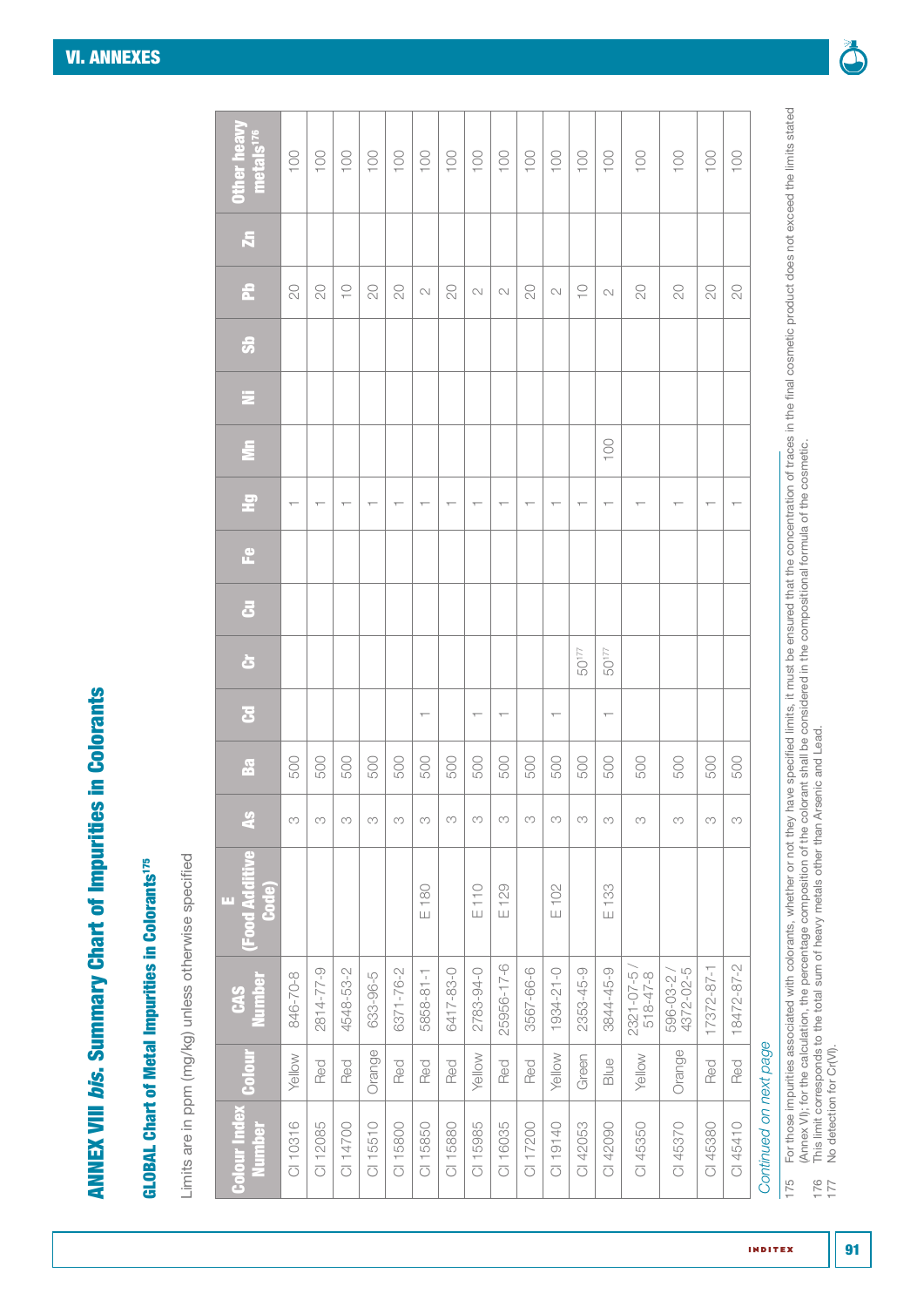# ANNEX VIII *bis*. Summary Chart of Impurities in Colorants

## GLOBAL Chart of Metal Impurities in Colorants[175]

Limits are in ppm (mg/kg) unless otherwise specified

| Colour Index Number | Colour | CAS Number | E (Food Additive Code) | As | Ba | Cd | Cr | Cu | Fe | Hg | Mn | Ni | Sb | Pb | Zn | Other heavy metals[176] |
|---|---|---|---|---|---|---|---|---|---|---|---|---|---|---|---|---|
| CI 10316 | Yellow | 846-70-8 | | 3 | 500 | | | | | 1 | | | | 20 | | 100 |
| CI 12085 | Red | 2814-77-9 | | 3 | 500 | | | | | 1 | | | | 20 | | 100 |
| CI 14700 | Red | 4548-53-2 | | 3 | 500 | | | | | 1 | | | | 10 | | 100 |
| CI 15510 | Orange | 633-96-5 | | 3 | 500 | | | | | 1 | | | | 20 | | 100 |
| CI 15800 | Red | 6371-76-2 | | 3 | 500 | | | | | 1 | | | | 20 | | 100 |
| CI 15850 | Red | 5858-81-1 | E 180 | 3 | 500 | 1 | | | | 1 | | | | 2 | | 100 |
| CI 15880 | Red | 6417-83-0 | | 3 | 500 | | | | | 1 | | | | 20 | | 100 |
| CI 15985 | Yellow | 2783-94-0 | E 110 | 3 | 500 | 1 | | | | 1 | | | | 2 | | 100 |
| CI 16035 | Red | 25956-17-6 | E 129 | 3 | 500 | 1 | | | | 1 | | | | 2 | | 100 |
| CI 17200 | Red | 3567-66-6 | | 3 | 500 | | | | | 1 | | | | 20 | | 100 |
| CI 19140 | Yellow | 1934-21-0 | E 102 | 3 | 500 | 1 | | | | 1 | | | | 2 | | 100 |
| CI 42053 | Green | 2353-45-9 | | 3 | 500 | | 50[177] | | | 1 | | | | 10 | | 100 |
| CI 42090 | Blue | 3844-45-9 | E 133 | 3 | 500 | 1 | 50[177] | | | 1 | 100 | | | 2 | | 100 |
| CI 45350 | Yellow | 2321-07-5 / 518-47-8 | | 3 | 500 | | | | | 1 | | | | 20 | | 100 |
| CI 45370 | Orange | 596-03-2 / 4372-02-5 | | 3 | 500 | | | | | 1 | | | | 20 | | 100 |
| CI 45380 | Red | 17372-87-1 | | 3 | 500 | | | | | 1 | | | | 20 | | 100 |
| CI 45410 | Red | 18472-87-2 | | 3 | 500 | | | | | 1 | | | | 20 | | 100 |

*Continued on next page*

175 For those impurities associated with colorants, whether or not they have specified limits, it must be ensured that the concentration of traces in the final cosmetic product does not exceed the limits stated (Annex VI); for the calculation, the percentage composition of the colorant shall be considered in the compositional formula of the cosmetic.

176 This limit corresponds to the total sum of heavy metals other than Arsenic and Lead.

177 No detection for Cr(VI).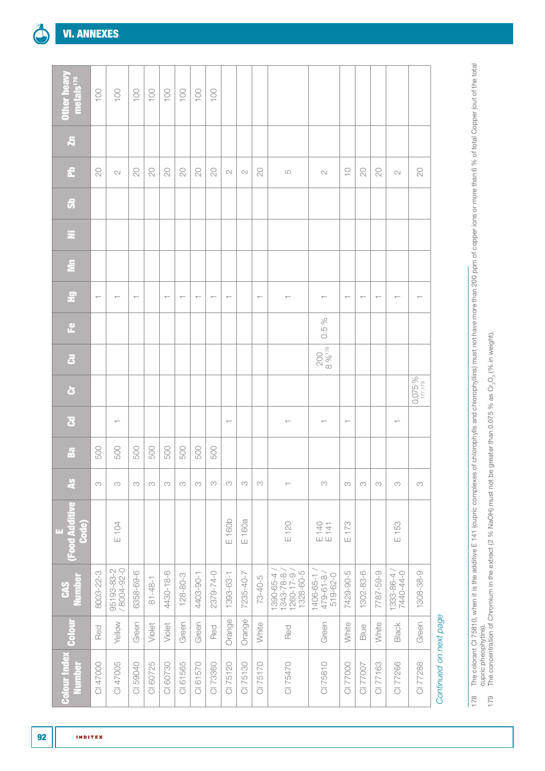| Colour Index Number | Colour | CAS Number | E (Food Additive Code) | As | Ba | Cd | Cr | Cu | Fe | Hg | Mn | Ni | Sb | Pb | Zn | Other heavy metals[176] |
|---|---|---|---|---|---|---|---|---|---|---|---|---|---|---|---|---|
| CI 47000 | Red | 8003-22-3 | | 3 | 500 | | | | | 1 | | | | 20 | | 100 |
| CI 47005 | Yellow | 95193-83-2 / 8004-92-0 | E 104 | 3 | 500 | 1 | | | | 1 | | | | 2 | | 100 |
| CI 59040 | Green | 6358-69-6 | | 3 | 500 | | | | | 1 | | | | 20 | | 100 |
| CI 60725 | Violet | 81-48-1 | | 3 | 500 | | | | | | | | | 20 | | 100 |
| CI 60730 | Violet | 4430-18-6 | | 3 | 500 | | | | | 1 | | | | 20 | | 100 |
| CI 61565 | Green | 128-80-3 | | 3 | 500 | | | | | 1 | | | | 20 | | 100 |
| CI 61570 | Green | 4403-90-1 | | 3 | 500 | | | | | 1 | | | | 20 | | 100 |
| CI 73360 | Red | 2379-74-0 | | 3 | 500 | | | | | 1 | | | | 20 | | 100 |
| CI 75120 | Orange | 1393-63-1 | E 160b | 3 | | 1 | | | | 1 | | | | 2 | | |
| CI 75130 | Orange | 7235-40-7 | E 160a | 3 | | | | | | | | | | 2 | | |
| CI 75170 | White | 73-40-5 | | 3 | | | | | | 1 | | | | 20 | | |
| CI 75470 | Red | 1390-65-4 / 1343-78-8 / 1260-17-9 / 1328-60-5 | E 120 | 1 | | 1 | | | | 1 | | | | 5 | | |
| CI 75810 | Green | 1406-65-1 / 479-61-8 / 519-62-0 | E 140 E 141 | 3 | | 1 | | 200 8 %[178] | 0.5 % | 1 | | | | 2 | | |
| CI 77000 | White | 7429-90-5 | E 173 | 3 | | 1 | | | | 1 | | | | 10 | | |
| CI 77007 | Blue | 1302-83-6 | | 3 | | | | | | 1 | | | | 20 | | |
| CI 77163 | White | 7787-59-9 | | 3 | | | | | | 1 | | | | 20 | | |
| CI 77266 | Black | 1333-86-4 / 7440-44-0 | E 153 | 3 | | 1 | | | | 1 | | | | 2 | | |
| CI 77288 | Green | 1308-38-9 | | 3 | | | 0.075 %[177,179] | | | 1 | | | | 20 | | |

*Continued on next page*

178 The colorant CI 75810, when it is the additive E 141 (cupric complexes of chlorophylls and chlorophyllins) must not have more than 200 ppm of copper ions or more than 6 % of total Copper (out of the total cupric pheophytins).

179 The concentration of Chromium in the extract (2 % NaOH) must not be greater than 0.075 % as $Cr_2O_3$ (% in weight).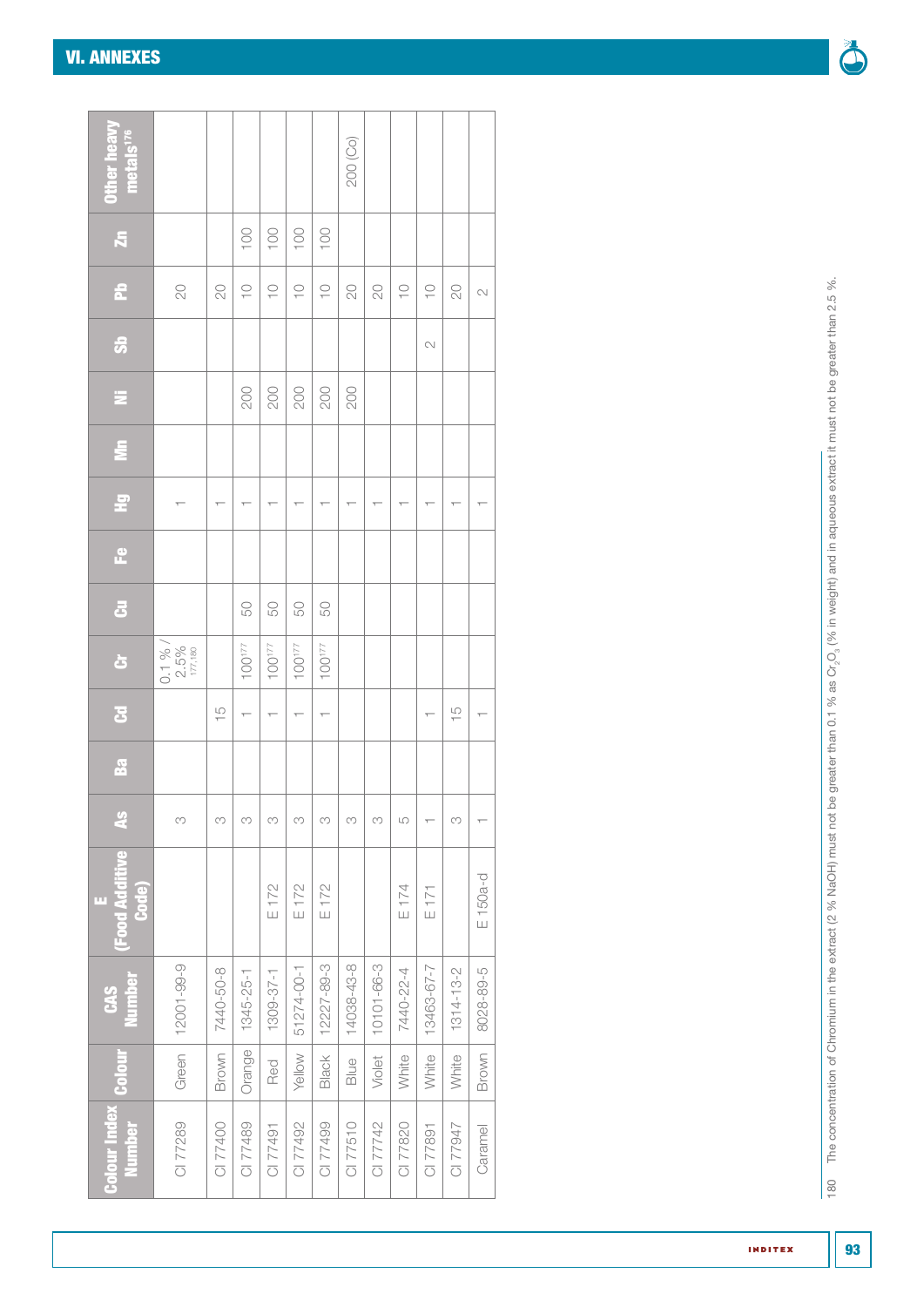| Colour Index Number | Colour | CAS Number | E (Food Additive Code) | As | Ba | Cd | Cr | Cu | Fe | Hg | Mn | Ni | Sb | Pb | Zn | Other heavy metals[176] |
|---|---|---|---|---|---|---|---|---|---|---|---|---|---|---|---|---|
| CI 77289 | Green | 12001-99-9 | | 3 | | | 0.1 % / 2.5% [177,180] | | | 1 | | | | 20 | | |
| CI 77400 | Brown | 7440-50-8 | | 3 | | 15 | | | | 1 | | | | 20 | | |
| CI 77489 | Orange | 1345-25-1 | | 3 | | 1 | 100[177] | 50 | | 1 | | 200 | | 10 | 100 | |
| CI 77491 | Red | 1309-37-1 | E 172 | 3 | | 1 | 100[177] | 50 | | 1 | | 200 | | 10 | 100 | |
| CI 77492 | Yellow | 51274-00-1 | E 172 | 3 | | 1 | 100[177] | 50 | | 1 | | 200 | | 10 | 100 | |
| CI 77499 | Black | 12227-89-3 | E 172 | 3 | | 1 | 100[177] | 50 | | 1 | | 200 | | 10 | 100 | |
| CI 77510 | Blue | 14038-43-8 | | 3 | | | | | | 1 | | 200 | | 20 | | 200 (Co) |
| CI 77742 | Violet | 10101-66-3 | | 3 | | | | | | 1 | | | | 20 | | |
| CI 77820 | White | 7440-22-4 | E 174 | 5 | | | | | | 1 | | | | 10 | | |
| CI 77891 | White | 13463-67-7 | E 171 | 1 | | 1 | | | | 1 | | | 2 | 10 | | |
| CI 77947 | White | 1314-13-2 | | 3 | | 15 | | | | 1 | | | | 20 | | |
| Caramel | Brown | 8028-89-5 | E 150a-d | 1 | | 1 | | | | 1 | | | | 2 | | |

180 The concentration of Chromium in the extract (2 % NaOH) must not be greater than 0.1 % as $Cr_2O_3$ (% in weight) and in aqueous extract it must not be greater than 2.5 %.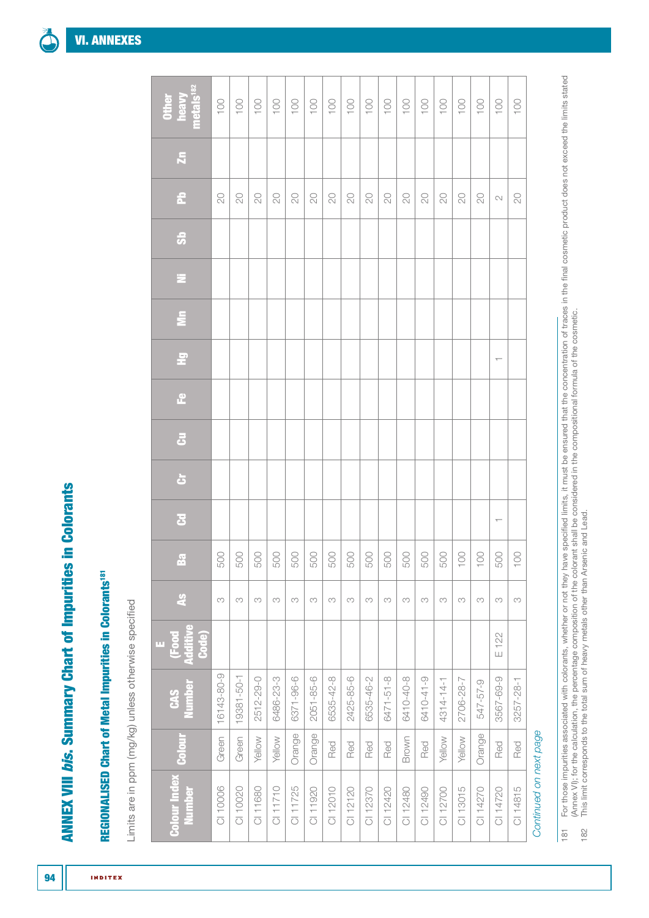# ANNEX VIII *bis*. Summary Chart of Impurities in Colorants

## REGIONALISED Chart of Metal Impurities in Colorants[181]

Limits are in ppm (mg/kg) unless otherwise specified

| Colour Index Number | Colour | CAS Number | E (Food Additive Code) | As | Ba | Cd | Cr | Cu | Fe | Hg | Mn | Ni | Sb | Pb | Zn | Other heavy metals[182] |
|---|---|---|---|---|---|---|---|---|---|---|---|---|---|---|---|---|
| CI 10006 | Green | 16143-80-9 | | 3 | 500 | | | | | | | | | 20 | | 100 |
| CI 10020 | Green | 19381-50-1 | | 3 | 500 | | | | | | | | | 20 | | 100 |
| CI 11680 | Yellow | 2512-29-0 | | 3 | 500 | | | | | | | | | 20 | | 100 |
| CI 11710 | Yellow | 6486-23-3 | | 3 | 500 | | | | | | | | | 20 | | 100 |
| CI 11725 | Orange | 6371-96-6 | | 3 | 500 | | | | | | | | | 20 | | 100 |
| CI 11920 | Orange | 2051-85-6 | | 3 | 500 | | | | | | | | | 20 | | 100 |
| CI 12010 | Red | 6535-42-8 | | 3 | 500 | | | | | | | | | 20 | | 100 |
| CI 12120 | Red | 2425-85-6 | | 3 | 500 | | | | | | | | | 20 | | 100 |
| CI 12370 | Red | 6535-46-2 | | 3 | 500 | | | | | | | | | 20 | | 100 |
| CI 12420 | Red | 6471-51-8 | | 3 | 500 | | | | | | | | | 20 | | 100 |
| CI 12480 | Brown | 6410-40-8 | | 3 | 500 | | | | | | | | | 20 | | 100 |
| CI 12490 | Red | 6410-41-9 | | 3 | 500 | | | | | | | | | 20 | | 100 |
| CI 12700 | Yellow | 4314-14-1 | | 3 | 500 | | | | | | | | | 20 | | 100 |
| CI 13015 | Yellow | 2706-28-7 | | 3 | 100 | | | | | | | | | 20 | | 100 |
| CI 14270 | Orange | 547-57-9 | | 3 | 100 | | | | | | | | | 20 | | 100 |
| CI 14720 | Red | 3567-69-9 | E 122 | 3 | 500 | 1 | | | | 1 | | | | 2 | | 100 |
| CI 14815 | Red | 3257-28-1 | | 3 | 100 | | | | | | | | | 20 | | 100 |

*Continued on next page*

181 For those impurities associated with colorants, whether or not they have specified limits, it must be ensured that the concentration of traces in the final cosmetic product does not exceed the limits stated (Annex VI); for the calculation, the percentage composition of the colorant shall be considered in the compositional formula of the cosmetic.

182 This limit corresponds to the total sum of heavy metals other than Arsenic and Lead.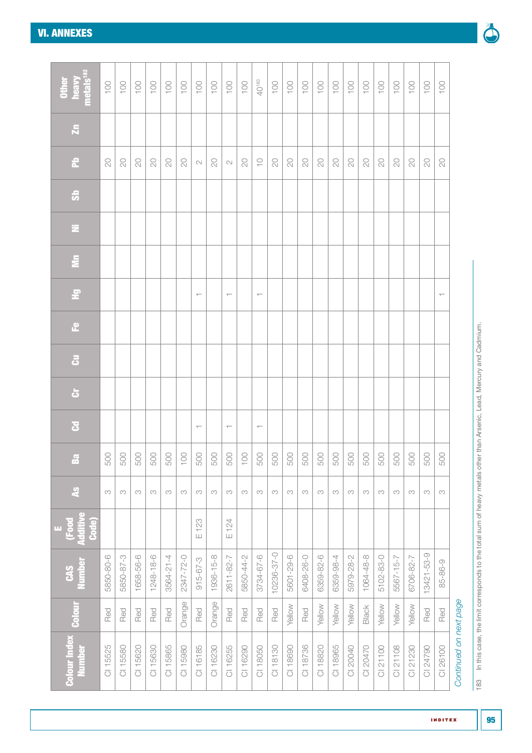| Colour Index Number | Colour | CAS Number | E (Food Additive Code) | As | Ba | Cd | Cr | Cu | Fe | Hg | Mn | Ni | Sb | Pb | Zn | Other heavy metals[182] |
|---|---|---|---|---|---|---|---|---|---|---|---|---|---|---|---|---|
| CI 15525 | Red | 5850-80-6 | | 3 | 500 | | | | | | | | | 20 | | 100 |
| CI 15580 | Red | 5850-87-3 | | 3 | 500 | | | | | | | | | 20 | | 100 |
| CI 15620 | Red | 1658-56-6 | | 3 | 500 | | | | | | | | | 20 | | 100 |
| CI 15630 | Red | 1248-18-6 | | 3 | 500 | | | | | | | | | 20 | | 100 |
| CI 15865 | Red | 3564-21-4 | | 3 | 500 | | | | | | | | | 20 | | 100 |
| CI 15980 | Orange | 2347-72-0 | | 3 | 100 | | | | | | | | | 20 | | 100 |
| CI 16185 | Red | 915-67-3 | E 123 | 3 | 500 | 1 | | | | 1 | | | | 2 | | 100 |
| CI 16230 | Orange | 1936-15-8 | | 3 | 500 | | | | | | | | | 20 | | 100 |
| CI 16255 | Red | 2611-82-7 | E 124 | 3 | 500 | 1 | | | | 1 | | | | 2 | | 100 |
| CI 16290 | Red | 5850-44-2 | | 3 | 100 | | | | | | | | | 20 | | 100 |
| CI 18050 | Red | 3734-67-6 | | 3 | 500 | 1 | | | | 1 | | | | 10 | | 40[183] |
| CI 18130 | Red | 10236-37-0 | | 3 | 500 | | | | | | | | | 20 | | 100 |
| CI 18690 | Yellow | 5601-29-6 | | 3 | 500 | | | | | | | | | 20 | | 100 |
| CI 18736 | Red | 6408-26-0 | | 3 | 500 | | | | | | | | | 20 | | 100 |
| CI 18820 | Yellow | 6359-82-6 | | 3 | 500 | | | | | | | | | 20 | | 100 |
| CI 18965 | Yellow | 6359-98-4 | | 3 | 500 | | | | | | | | | 20 | | 100 |
| CI 20040 | Yellow | 5979-28-2 | | 3 | 500 | | | | | | | | | 20 | | 100 |
| CI 20470 | Black | 1064-48-8 | | 3 | 500 | | | | | | | | | 20 | | 100 |
| CI 21100 | Yellow | 5102-83-0 | | 3 | 500 | | | | | | | | | 20 | | 100 |
| CI 21108 | Yellow | 5567-15-7 | | 3 | 500 | | | | | | | | | 20 | | 100 |
| CI 21230 | Yellow | 6706-82-7 | | 3 | 500 | | | | | | | | | 20 | | 100 |
| CI 24790 | Red | 13421-53-9 | | 3 | 500 | | | | | | | | | 20 | | 100 |
| CI 26100 | Red | 85-86-9 | | 3 | 500 | | | | | 1 | | | | 20 | | 100 |

*Continued on next page*

183 In this case, the limit corresponds to the total sum of heavy metals other than Arsenic, Lead, Mercury and Cadmium.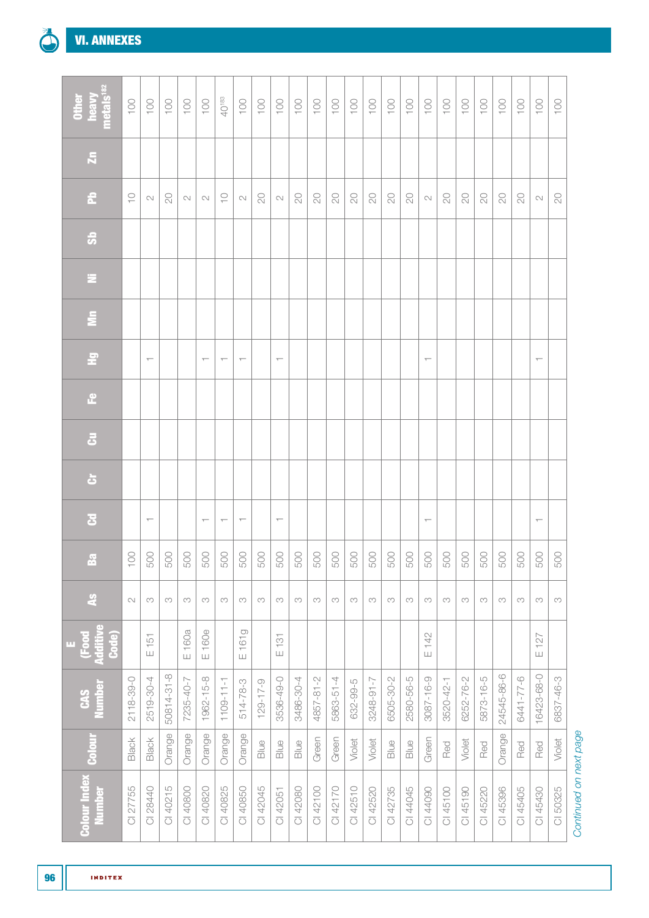| Colour Index Number | Colour | CAS Number | E (Food Additive Code) | As | Ba | Cd | Cr | Cu | Fe | Hg | Mn | Ni | Sb | Pb | Zn | Other heavy metals[182] |
|---|---|---|---|---|---|---|---|---|---|---|---|---|---|---|---|---|
| CI 27755 | Black | 2118-39-0 | | 2 | 100 | | | | | | | | | 10 | | 100 |
| CI 28440 | Black | 2519-30-4 | E 151 | 3 | 500 | 1 | | | | 1 | | | | 2 | | 100 |
| CI 40215 | Orange | 50814-31-8 | | 3 | 500 | | | | | | | | | 20 | | 100 |
| CI 40800 | Orange | 7235-40-7 | E 160a | 3 | 500 | | | | | | | | | 2 | | 100 |
| CI 40820 | Orange | 1962-15-8 | E 160e | 3 | 500 | 1 | | | | 1 | | | | 2 | | 100 |
| CI 40825 | Orange | 1109-11-1 | | 3 | 500 | 1 | | | | 1 | | | | 10 | | 40[183] |
| CI 40850 | Orange | 514-78-3 | E 161g | 3 | 500 | 1 | | | | 1 | | | | 2 | | 100 |
| CI 42045 | Blue | 129-17-9 | | 3 | 500 | | | | | | | | | 20 | | 100 |
| CI 42051 | Blue | 3536-49-0 | E 131 | 3 | 500 | 1 | | | | 1 | | | | 2 | | 100 |
| CI 42080 | Blue | 3486-30-4 | | 3 | 500 | | | | | | | | | 20 | | 100 |
| CI 42100 | Green | 4857-81-2 | | 3 | 500 | | | | | | | | | 20 | | 100 |
| CI 42170 | Green | 5863-51-4 | | 3 | 500 | | | | | | | | | 20 | | 100 |
| CI 42510 | Violet | 632-99-5 | | 3 | 500 | | | | | | | | | 20 | | 100 |
| CI 42520 | Violet | 3248-91-7 | | 3 | 500 | | | | | | | | | 20 | | 100 |
| CI 42735 | Blue | 6505-30-2 | | 3 | 500 | | | | | | | | | 20 | | 100 |
| CI 44045 | Blue | 2580-56-5 | | 3 | 500 | | | | | | | | | 20 | | 100 |
| CI 44090 | Green | 3087-16-9 | E 142 | 3 | 500 | 1 | | | | 1 | | | | 2 | | 100 |
| CI 45100 | Red | 3520-42-1 | | 3 | 500 | | | | | | | | | 20 | | 100 |
| CI 45190 | Violet | 6252-76-2 | | 3 | 500 | | | | | | | | | 20 | | 100 |
| CI 45220 | Red | 5873-16-5 | | 3 | 500 | | | | | | | | | 20 | | 100 |
| CI 45396 | Orange | 24545-86-6 | | 3 | 500 | | | | | | | | | 20 | | 100 |
| CI 45405 | Red | 6441-77-6 | | 3 | 500 | | | | | | | | | 20 | | 100 |
| CI 45430 | Red | 16423-68-0 | E 127 | 3 | 500 | 1 | | | | 1 | | | | 2 | | 100 |
| CI 50325 | Violet | 6837-46-3 | | 3 | 500 | | | | | | | | | 20 | | 100 |

*Continued on next page*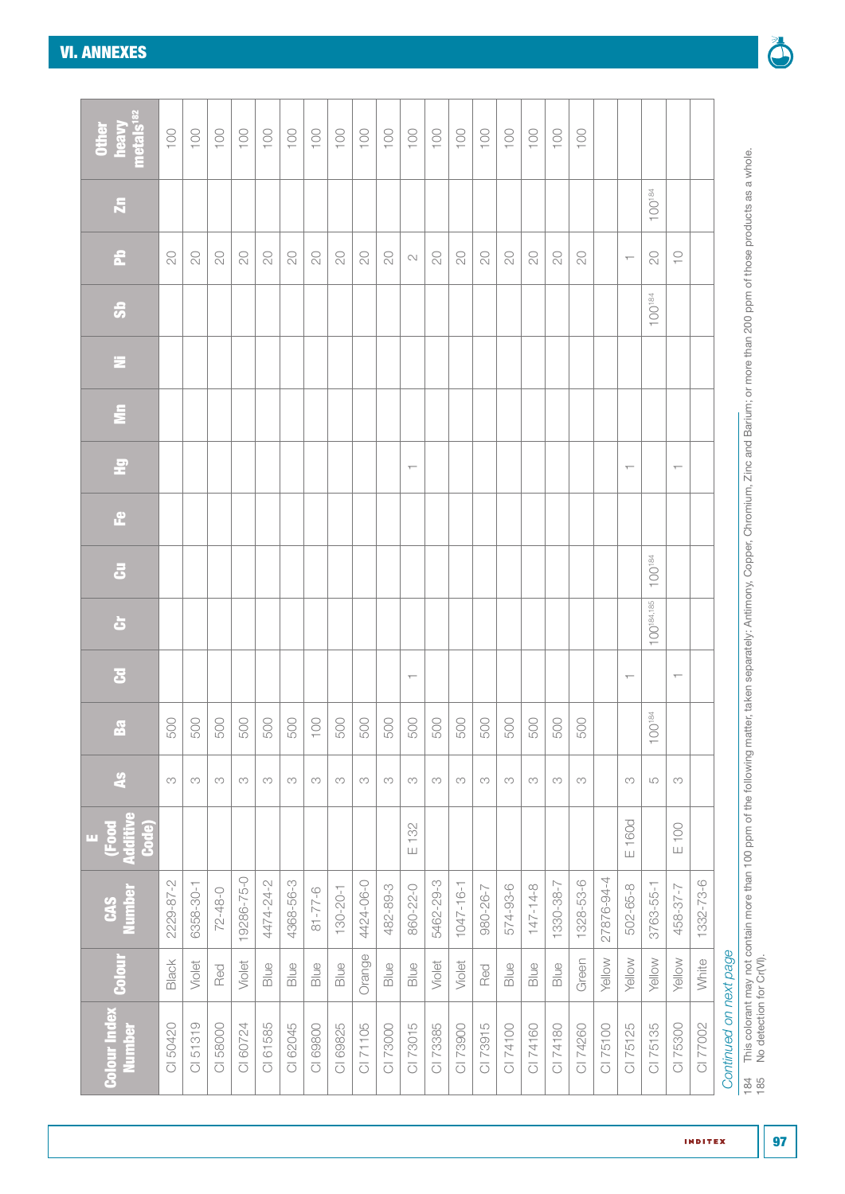## VI. ANNEXES

| Colour Index Number | Colour | CAS Number | E (Food Additive Code) | As | Ba | Cd | Cr | Cu | Fe | Hg | Mn | Ni | Sb | Pb | Zn | Other heavy metals[182] |
|---|---|---|---|---|---|---|---|---|---|---|---|---|---|---|---|---|
| CI 50420 | Black | 2229-87-2 | | 3 | 500 | | | | | | | | | 20 | | 100 |
| CI 51319 | Violet | 6358-30-1 | | 3 | 500 | | | | | | | | | 20 | | 100 |
| CI 58000 | Red | 72-48-0 | | 3 | 500 | | | | | | | | | 20 | | 100 |
| CI 60724 | Violet | 19286-75-0 | | 3 | 500 | | | | | | | | | 20 | | 100 |
| CI 61585 | Blue | 4474-24-2 | | 3 | 500 | | | | | | | | | 20 | | 100 |
| CI 62045 | Blue | 4368-56-3 | | 3 | 500 | | | | | | | | | 20 | | 100 |
| CI 69800 | Blue | 81-77-6 | | 3 | 100 | | | | | | | | | 20 | | 100 |
| CI 69825 | Blue | 130-20-1 | | 3 | 500 | | | | | | | | | 20 | | 100 |
| CI 71105 | Orange | 4424-06-0 | | 3 | 500 | | | | | | | | | 20 | | 100 |
| CI 73000 | Blue | 482-89-3 | | 3 | 500 | | | | | | | | | 20 | | 100 |
| CI 73015 | Blue | 860-22-0 | E 132 | 3 | 500 | 1 | | | | 1 | | | | 2 | | 100 |
| CI 73385 | Violet | 5462-29-3 | | 3 | 500 | | | | | | | | | 20 | | 100 |
| CI 73900 | Violet | 1047-16-1 | | 3 | 500 | | | | | | | | | 20 | | 100 |
| CI 73915 | Red | 980-26-7 | | 3 | 500 | | | | | | | | | 20 | | 100 |
| CI 74100 | Blue | 574-93-6 | | 3 | 500 | | | | | | | | | 20 | | 100 |
| CI 74160 | Blue | 147-14-8 | | 3 | 500 | | | | | | | | | 20 | | 100 |
| CI 74180 | Blue | 1330-38-7 | | 3 | 500 | | | | | | | | | 20 | | 100 |
| CI 74260 | Green | 1328-53-6 | | 3 | 500 | | | | | | | | | 20 | | 100 |
| CI 75100 | Yellow | 27876-94-4 | | | | | | | | | | | | | | |
| CI 75125 | Yellow | 502-65-8 | E 160d | 3 | | 1 | | | | 1 | | | | 1 | | |
| CI 75135 | Yellow | 3763-55-1 | | 5 | 100[184] | | 100[184,185] | 100[184] | | | | | 100[184] | 20 | 100[184] | |
| CI 75300 | Yellow | 458-37-7 | E 100 | 3 | | 1 | | | | 1 | | | | 10 | | |
| CI 77002 | White | 1332-73-6 | | | | | | | | | | | | | | |

*Continued on next page*

184 This colorant may not contain more than 100 ppm of the following matter, taken separately: Antimony, Copper, Chromium, Zinc and Barium; or more than 200 ppm of those products as a whole.
185 No detection for Cr(VI).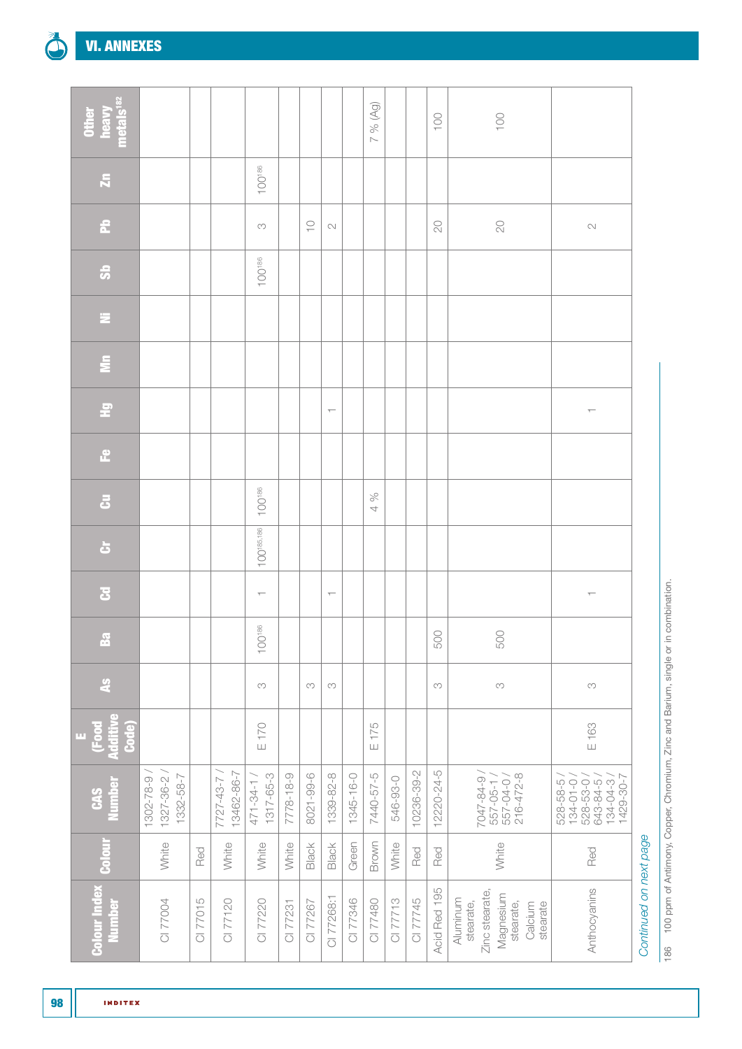# VI. ANNEXES

| Colour Index Number | Colour | CAS Number | E (Food Additive Code) | As | Ba | Cd | Cr | Cu | Fe | Hg | Mn | Ni | Sb | Pb | Zn | Other heavy metals[182] |
|---|---|---|---|---|---|---|---|---|---|---|---|---|---|---|---|---|
| CI 77004 | White | 1302-78-9 / 1327-36-2 / 1332-58-7 | | | | | | | | | | | | | | |
| CI 77015 | Red | | | | | | | | | | | | | | | |
| CI 77120 | White | 7727-43-7 / 13462-86-7 | | | | | | | | | | | | | | |
| CI 77220 | White | 471-34-1 / 1317-65-3 | E 170 | 3 | 100[186] | 1 | 100[185,186] | 100[186] | | | | | 100[186] | 3 | 100[186] | |
| CI 77231 | White | 7778-18-9 | | | | | | | | | | | | | | |
| CI 77267 | Black | 8021-99-6 | | 3 | | | | | | | | | | 10 | | |
| CI 77268:1 | Black | 1339-82-8 | | 3 | | 1 | | | | 1 | | | | 2 | | |
| CI 77346 | Green | 1345-16-0 | | | | | | | | | | | | | | |
| CI 77480 | Brown | 7440-57-5 | E 175 | | | | | 4 % | | | | | | | | 7 % (Ag) |
| CI 77713 | White | 546-93-0 | | | | | | | | | | | | | | |
| CI 77745 | Red | 10236-39-2 | | | | | | | | | | | | | | |
| Acid Red 195 | Red | 12220-24-5 | | 3 | 500 | | | | | | | | | 20 | | 100 |
| Aluminum stearate, Zinc stearate, Magnesium stearate, Calcium stearate | White | 7047-84-9 / 557-05-1 / 557-04-0 / 216-472-8 | | 3 | 500 | | | | | | | | | 20 | | 100 |
| Anthocyanins | Red | 528-58-5 / 134-01-0 / 528-53-0 / 643-84-5 / 134-04-3 / 1429-30-7 | E 163 | 3 | | 1 | | | | 1 | | | | 2 | | |

*Continued on next page*

186 100 ppm of Antimony, Copper, Chromium, Zinc and Barium, single or in combination.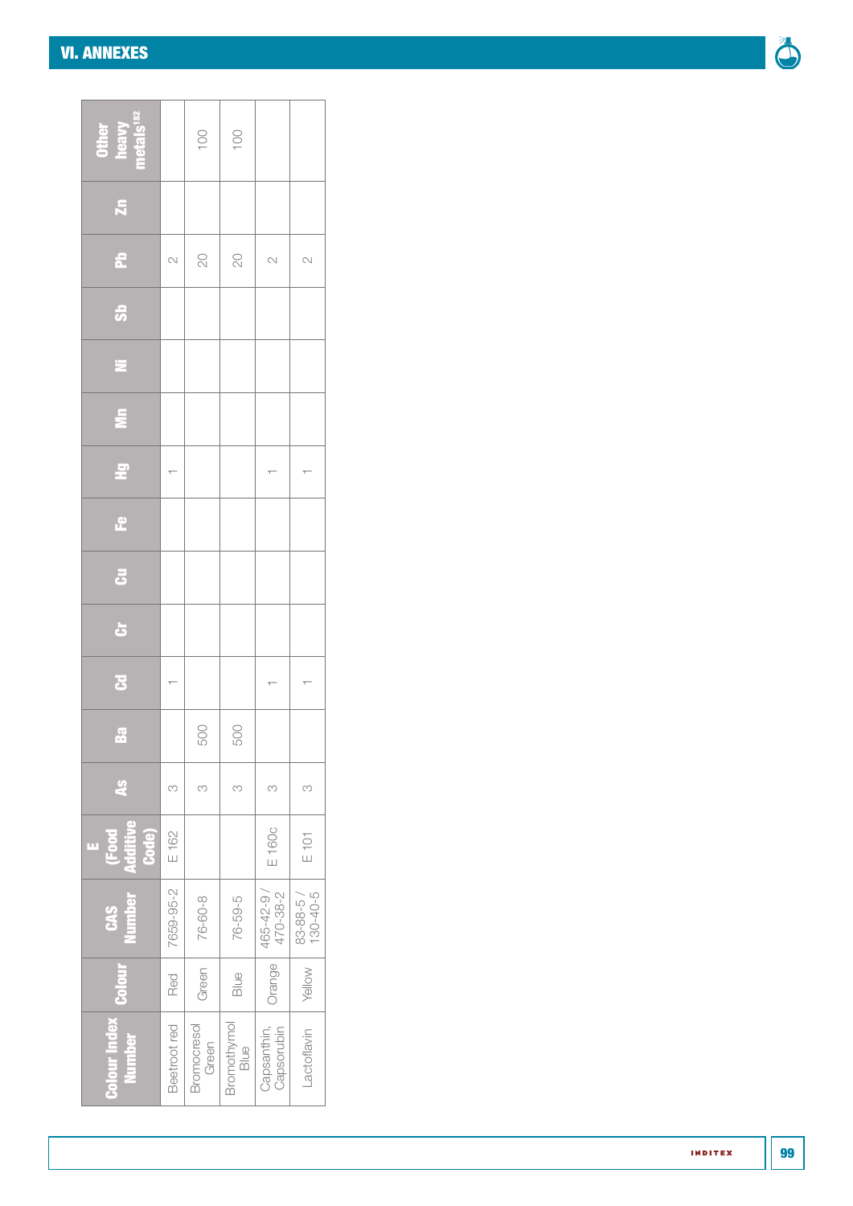## VI. ANNEXES

| Colour Index Number | Colour | CAS Number | E (Food Additive Code) | As | Ba | Cd | Cr | Cu | Fe | Hg | Mn | Ni | Sb | Pb | Zn | Other heavy metals[182] |
|---|---|---|---|---|---|---|---|---|---|---|---|---|---|---|---|---|
| Beetroot red | Red | 7659-95-2 | E 162 | 3 | | 1 | | | | 1 | | | | 2 | | |
| Bromocresol Green | Green | 76-60-8 | | 3 | 500 | | | | | | | | | 20 | | 100 |
| Bromothymol Blue | Blue | 76-59-5 | | 3 | 500 | | | | | | | | | 20 | | 100 |
| Capsanthin, Capsorubin | Orange | 465-42-9 / 470-38-2 | E 160c | 3 | | 1 | | | | 1 | | | | 2 | | |
| Lactoflavin | Yellow | 83-88-5 / 130-40-5 | E 101 | 3 | | 1 | | | | 1 | | | | 2 | | |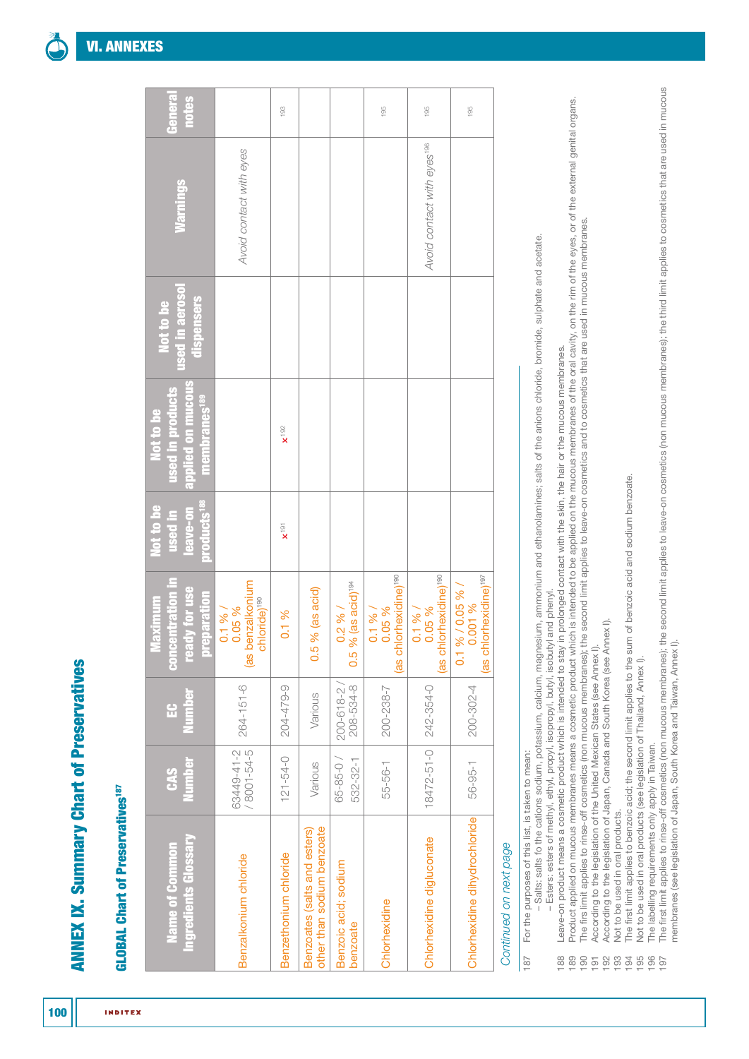# ANNEX IX. Summary Chart of Preservatives

## GLOBAL Chart of Preservatives[187]

| Name of Common Ingredients Glossary | CAS Number | EC Number | Maximum concentration in ready for use preparation | Not to be used in leave-on products[188] | Not to be used in products applied on mucous membranes[189] | Not to be used in aerosol dispensers | Warnings | General notes |
|---|---|---|---|---|---|---|---|---|
| Benzalkonium chloride | 63449-41-2 / 8001-54-5 | 264-151-6 | 0.1 % / 0.05 % (as benzalkonium chloride)[190] | | | | *Avoid contact with eyes* | |
| Benzethonium chloride | 121-54-0 | 204-479-9 | 0.1 % | x[191] | x[192] | | | 193 |
| Benzoates (salts and esters) other than sodium benzoate | Various | Various | 0.5 % (as acid) | | | | | |
| Benzoic acid; sodium benzoate | 65-85-0 / 532-32-1 | 200-618-2 / 208-534-8 | 0.2 % / 0.5 % (as acid)[194] | | | | | |
| Chlorhexidine | 55-56-1 | 200-238-7 | 0.1 % / 0.05 % (as chlorhexidine)[190] | | | | | 195 |
| Chlorhexidine digluconate | 18472-51-0 | 242-354-0 | 0.1 % / 0.05 % (as chlorhexidine)[190] | | | | *Avoid contact with eyes*[196] | 195 |
| Chlorhexidine dihydrochloride | 56-95-1 | 200-302-4 | 0.1 % / 0.05 % / 0.001 % (as chlorhexidine)[197] | | | | | 195 |

*Continued on next page*

187 For the purposes of this list, is taken to mean:
– Salts: salts fo the cations sodium, potassium, calcium, magnesium, ammonium and ethanolamines; salts of the anions chloride, bromide, sulphate and acetate.
– Esters: esters of methyl, ethyl, propyl, isopropyl, butyl, isobutyl and phenyl.

188 Leave-on product means a cosmetic product which is intended to stay in prolonged contact with the skin, the hair or the mucous membranes.

189 Product applied on mucous membranes means a cosmetic product which is intended to be applied on the mucous membranes of the oral cavity, on the rim of the eyes, or of the external genital organs.

190 The firs limit applies to rinse-off cosmetics (non mucous membranes); the second limit applies to leave-on cosmetics and to cosmetics that are used in mucous membranes.

191 According to the legislation of the United Mexican States (see Annex I).

192 According to the legislation of Japan, Canada and South Korea (see Annex I).

193 Not to be used in oral products.

194 The first limit applies to benzoic acid; the second limit applies to the sum of benzoic acid and sodium benzoate.

195 Not to be used in oral products (see legislation of Thailand, Annex I).

196 The labelling requirements only apply in Taiwan.

197 The first limit applies to rinse-off cosmetics (non mucous membranes); the second limit applies to leave-on cosmetics (non mucous membranes); the third limit applies to cosmetics that are used in mucous membranes (see legislation of Japan, South Korea and Taiwan, Annex I).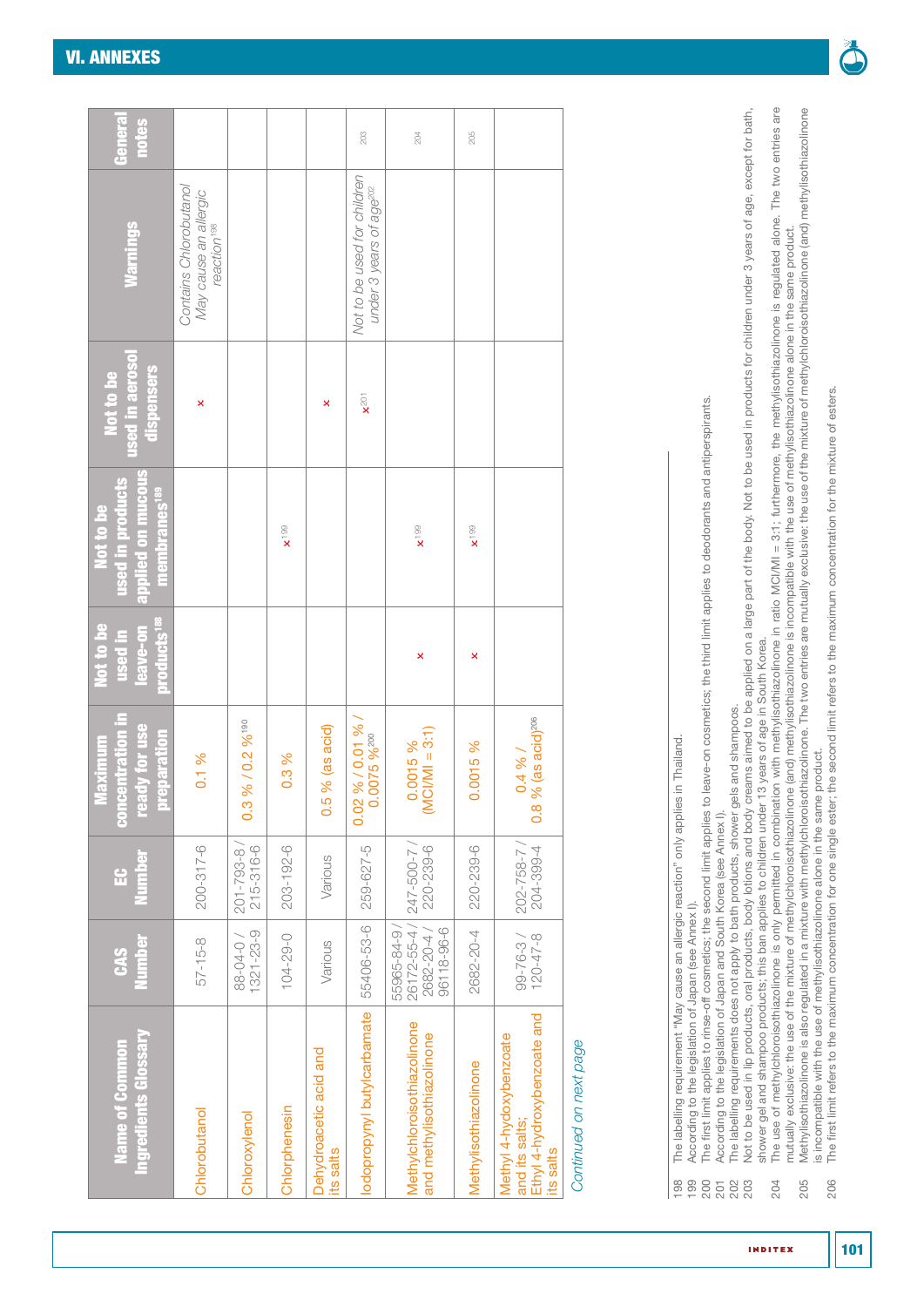## VI. ANNEXES

| Name of Common Ingredients Glossary | CAS Number | EC Number | Maximum concentration in ready for use preparation | Not to be used in leave-on products[188] | Not to be used in products applied on mucous membranes[189] | Not to be used in aerosol dispensers | Warnings | General notes |
|---|---|---|---|---|---|---|---|---|
| Chlorobutanol | 57-15-8 | 200-317-6 | 0.1 % | | | x | *Contains Chlorobutanol May cause an allergic reaction*[198] | |
| Chloroxylenol | 88-04-0 / 1321-23-9 | 201-793-8 / 215-316-6 | 0.3 % / 0.2 %[190] | | | | | |
| Chlorphenesin | 104-29-0 | 203-192-6 | 0.3 % | | x[199] | | | |
| Dehydroacetic acid and its salts | Various | Various | 0.5 % (as acid) | | | x | | |
| Iodopropynyl butylcarbamate | 55406-53-6 | 259-627-5 | 0.02 % / 0.01 % / 0.0075 %[200] | | | x[201] | *Not to be used for children under 3 years of age*[202] | 203 |
| Methylchloroisothiazolinone and methylisothiazolinone | 55965-84-9 / 26172-55-4 / 2682-20-4 / 96118-96-6 | 247-500-7 / 220-239-6 | 0.0015 % (MCI/MI = 3:1) | x | x[199] | | | 204 |
| Methylisothiazolinone | 2682-20-4 | 220-239-6 | 0.0015 % | x | x[199] | | | 205 |
| Methyl 4-hydroxybenzoate and its salts; Ethyl 4-hydroxybenzoate and its salts | 99-76-3 / 120-47-8 | 202-758-7 / 204-399-4 | 0.4 % / 0.8 % (as acid)[206] | | | | | |

*Continued on next page*

198 The labelling requirement "May cause an allergic reaction" only applies in Thailand.
199 According to the legislation of Japan (see Annex I).
200 The first limit applies to rinse-off cosmetics; the second limit applies to leave-on cosmetics; the third limit applies to deodorants and antiperspirants.
201 According to the legislation of Japan and South Korea (see Annex I).
202 The labelling requirements does not apply to bath products, shower gels and shampoos.
203 Not to be used in lip products, oral products, body lotions and body creams aimed to be applied on a large part of the body. Not to be used in products for children under 3 years of age, except for bath, shower gel and shampoo products; this ban applies to children under 13 years of age in South Korea.
204 The use of methylchloroisothiazolinone is only permitted in combination with methylisothiazolinone in ratio MCI/MI = 3:1; furthermore, the methylisothiazolinone is regulated alone. The two entries are mutually exclusive: the use of the mixture of methylchloroisothiazolinone (and) methylisothiazolinone is incompatible with the use of methylisothiazolinone alone in the same product.
205 Methylisothiazolinone is also regulated in a mixture with methylchloroisothiazolinone. The two entries are mutually exclusive: the use of the mixture of methylchloroisothiazolinone (and) methylisothiazolinone is incompatible with the use of methylisothiazolinone alone in the same product.
206 The first limit refers to the maximum concentration for one single ester; the second limit refers to the maximum concentration for the mixture of esters.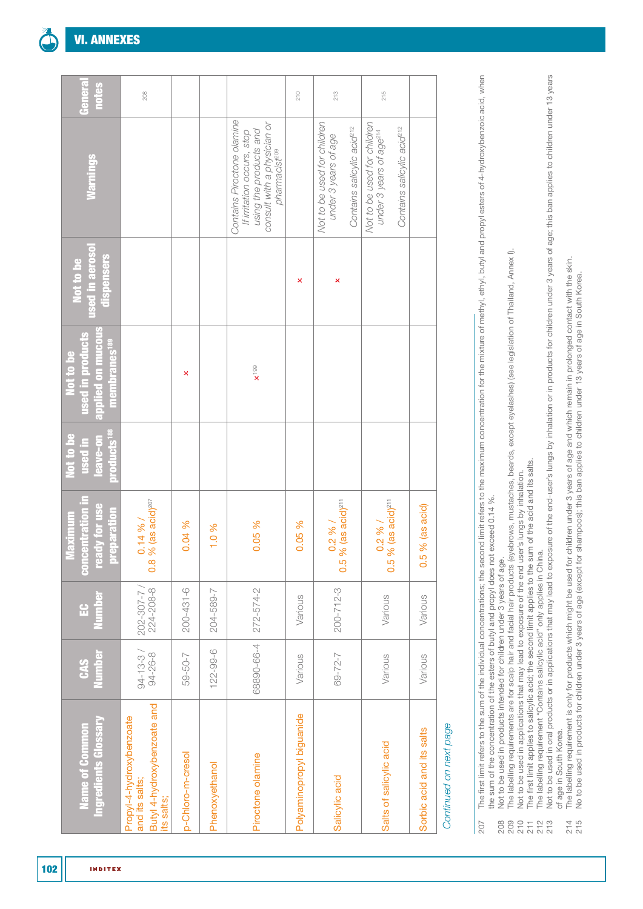## VI. ANNEXES

| Name of Common Ingredients Glossary | CAS Number | EC Number | Maximum concentration in ready for use preparation | Not to be used in leave-on products[188] | Not to be used in products applied on mucous membranes[189] | Not to be used in aerosol dispensers | Warnings | General notes |
|---|---|---|---|---|---|---|---|---|
| Propyl-4-hydroxybenzoate and its salts; Butyl 4-hydroxybenzoate and its salts; | 94-13-3 / 94-26-8 | 202-307-7 / 224-208-8 | 0.14 % / 0.8 % (as acid)[207] | | | | | 208 |
| p-Chloro-m-cresol | 59-50-7 | 200-431-6 | 0.04 % | | × | | | |
| Phenoxyethanol | 122-99-6 | 204-589-7 | 1.0 % | | | | | |
| Piroctone olamine | 68890-66-4 | 272-574-2 | 0.05 % | | ×[199] | | *Contains Piroctone olamine If irritation occurs, stop using the products and consult with a physician or pharmacist*[209] | |
| Polyaminopropyl biguanide | Various | Various | 0.05 % | | | × | | 210 |
| Salicylic acid | 69-72-7 | 200-712-3 | 0.2 % / 0.5 % (as acid)[211] | | | × | *Not to be used for children under 3 years of age* *Contains salicylic acid*[212] | 213 |
| Salts of salicylic acid | Various | Various | 0.2 % / 0.5 % (as acid)[211] | | | | *Not to be used for children under 3 years of age*[214] *Contains salicylic acid*[212] | 215 |
| Sorbic acid and its salts | Various | Various | 0.5 % (as acid) | | | | | |

*Continued on next page*

207 The first limit refers to the sum of the individual concentrations: the second limit refers to the maximum concentration for the mixture of methyl, ethyl, butyl and propyl esters of 4-hydroxybenzoic acid, when the sum of the concentration of the esters of butyl and propyl does not exceed 0.14 %.
208 Not to be used in products intended for children under 3 years of age.
209 The labelling requirements are for scalp hair and facial hair products (eyebrows, mustaches, beards, except eyelashes) (see legislation of Thailand, Annex I).
210 Not to be used in applications that may lead to exposure of the end user's lungs by inhalation.
211 The first limit applies to salicylic acid; the second limit applies to the sum of the acid and its salts.
212 The labelling requirement "Contains salicylic acid" only applies in China.
213 Not to be used in oral products or in applications that may lead to exposure of the end-user's lungs by inhalation or in products for children under 3 years of age; this ban applies to children under 13 years of age in South Korea.
214 The labelling requirement is only for products which might be used for children under 3 years of age and which remain in prolonged contact with the skin.
215 No to be used in products for children under 3 years of age (except for shampoos); this ban applies to children under 13 years of age in South Korea.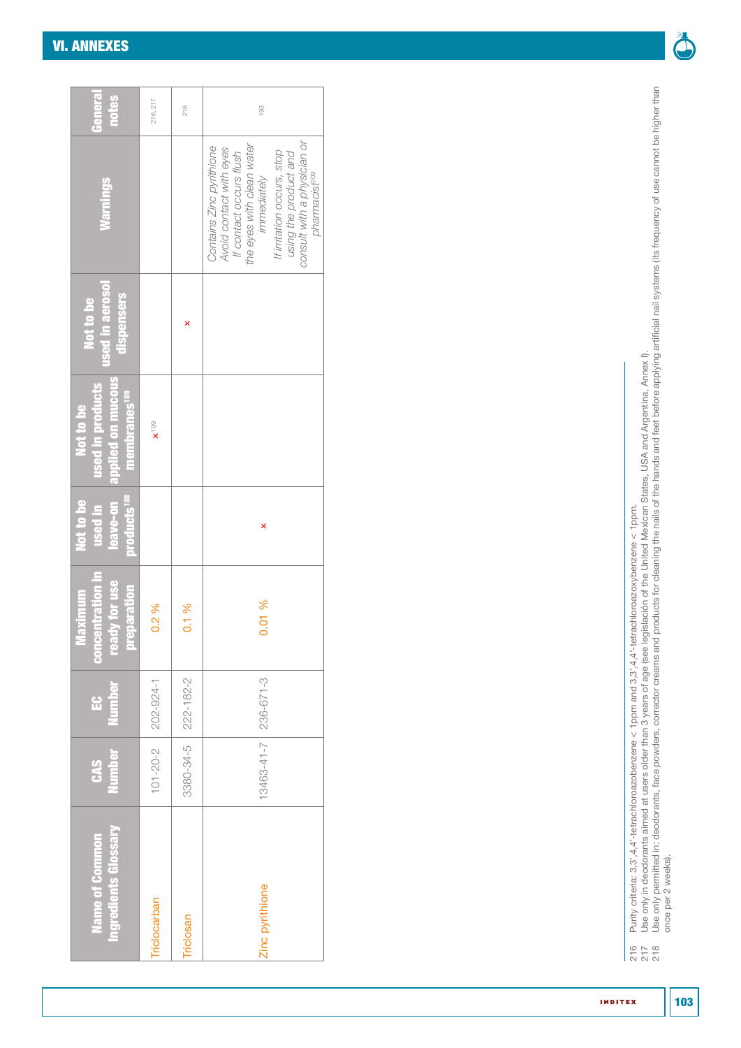## VI. ANNEXES

| Name of Common Ingredients Glossary | CAS Number | EC Number | Maximum concentration in ready for use preparation | Not to be used in leave-on products[188] | Not to be used in products applied on mucous membranes[189] | Not to be used in aerosol dispensers | Warnings | General notes |
|---|---|---|---|---|---|---|---|---|
| Triclocarban | 101-20-2 | 202-924-1 | 0.2 % | | x[199] | | | 216, 217 |
| Triclosan | 3380-34-5 | 222-182-2 | 0.1 % | | | x | | 218 |
| Zinc pyrithione | 13463-41-7 | 236-671-3 | 0.01 % | x | | | *Contains Zinc pyrithione Avoid contact with eyes If contact occurs flush the eyes with clean water immediately* *If irritation occurs, stop using the product and consult with a physician or pharmacist*[209] | 193 |

216 Purity criteria: 3,3',4,4'-tetrachloroazobenzene < 1ppm and 3,3',4,4'-tetrachloroazoxybenzene < 1ppm.
217 Use only in deodorants aimed at users older than 3 years of age (see legislación of the United Mexican States, USA and Argentina, Annex I).
218 Use only permitted in: deodorants, face powders, corrector creams and products for cleaning the nails of the hands and feet before applying artificial nail systems (its frequency of use cannot be higher than once per 2 weeks).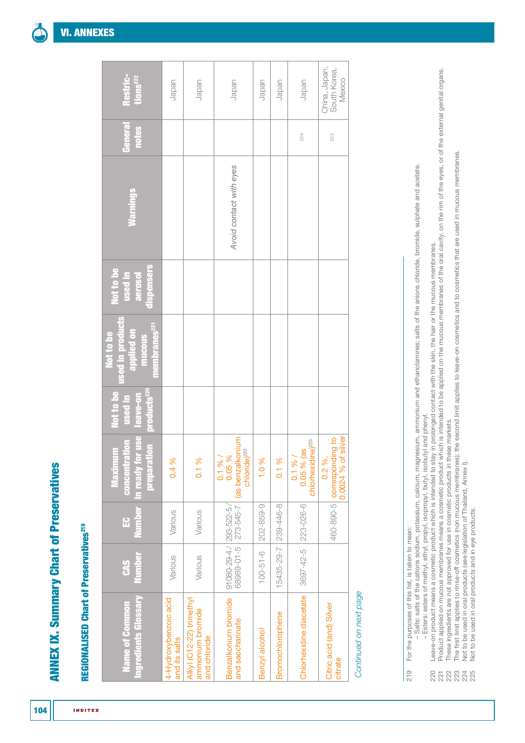## ANNEX IX. Summary Chart of Preservatives

### REGIONALISED Chart of Preservatives[219]

| Name of Common Ingredients Glossary | CAS Number | EC Number | Maximum concentration in ready for use preparation | Not to be used in leave-on products[220] | Not to be used in products applied on mucous membranes[221] | Not to be used in aerosol dispensers | Warnings | General notes | Restrictions[222] |
|---|---|---|---|---|---|---|---|---|---|
| 4-Hydroxybenzoic acid and its salts | Various | Various | 0.4 % | | | | | | Japan |
| Alkyl (C12-22) trimethyl ammonium bromide and chloride | Various | Various | 0.1 % | | | | | | Japan |
| Benzalkonium bromide and saccharinate | 91080-29-4 / 68989-01-5 | 293-522-5 / 273-545-7 | 0.1 % / 0.05 % (as benzalkonium chloride)[223] | | | | *Avoid contact with eyes* | | Japan |
| Benzyl alcohol | 100-51-6 | 202-859-9 | 1.0 % | | | | | | Japan |
| Bromochlorophene | 15435-29-7 | 239-446-8 | 0.1 % | | | | | | Japan |
| Chlorhexidine diacetate | 3697-42-5 | 223-026-6 | 0.1 % / 0.05 % (as chlorhexidine)[223] | | | | | 224 | Japan |
| Citric acid (and) Silver citrate | | 460-890-5 | 0.2 %, corresponding to 0.0024 % of silver | | | | | 225 | China, Japan, South Korea, Mexico |

*Continued on next page*

219 For the purposes of this list, is taken to mean:
- Salts: salts of the cations sodium, potassium, calcium, magnesium, ammonium and ethanolamines; salts of the anions chloride, bromide, sulphate and acetate.
- Esters: esters of methyl, ethyl, propyl, isopropyl, butyl, isobutyl and phenyl.

220 Leave-on product means a cosmetic product which is intended to stay in prolonged contact with the skin, the hair or the mucous membranes.
221 Product applied on mucous membranes means a cosmetic product which is intended to be applied on the mucous membranes of the oral cavity, on the rim of the eyes, or of the external genital organs.
222 These ingredients are not approved for use in cosmetic products in these markets.
223 The first limit applies to rinse-off cosmetics (non mucous membranes); the second limit applies to leave-on cosmetics and to cosmetics that are used in mucous membranes.
224 Not to be used in oral products (see legislation of Thailand, Annex I).
225 Not to be used in oral products and in eye products.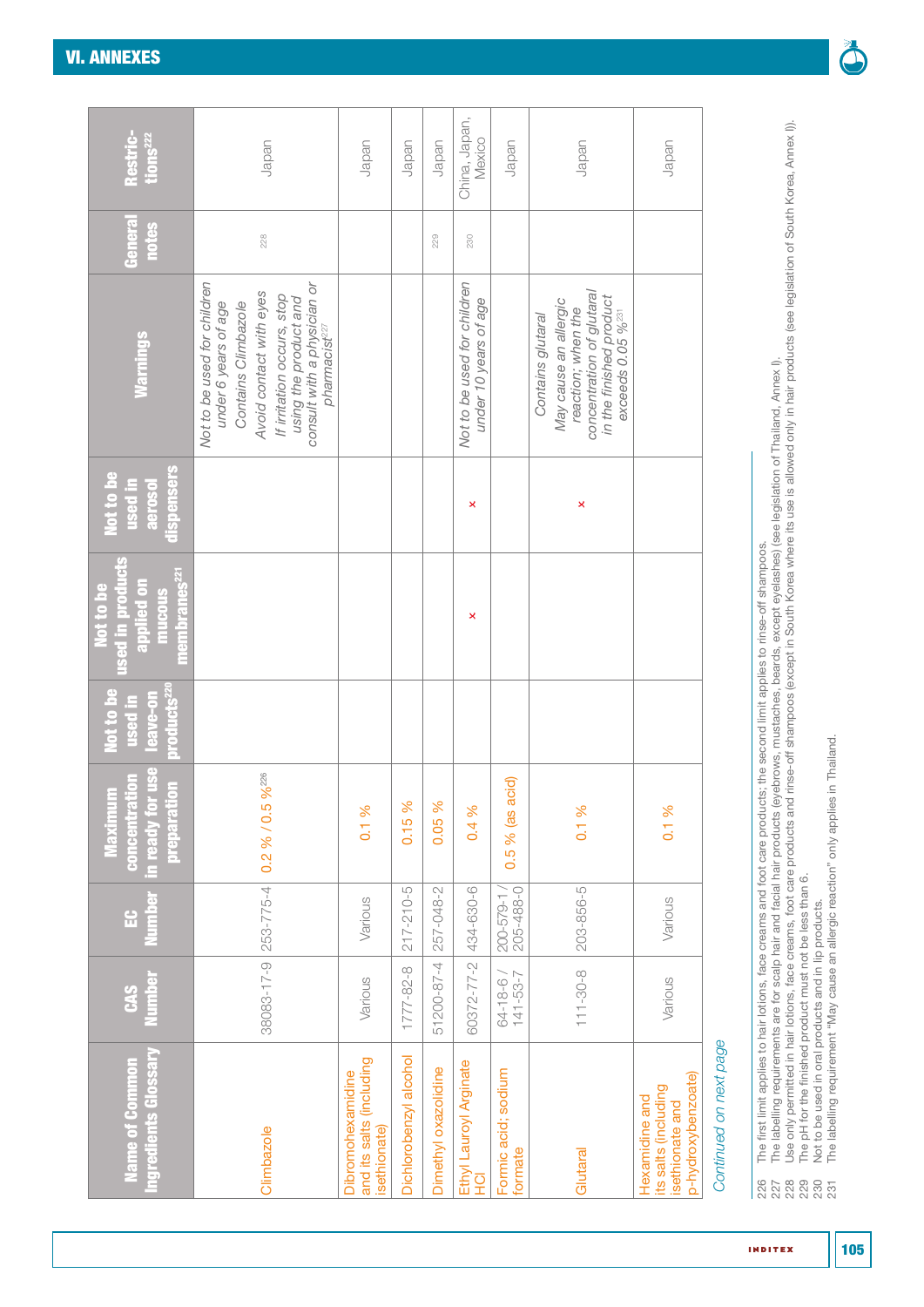## VI. ANNEXES

| Name of Common Ingredients Glossary | CAS Number | EC Number | Maximum concentration in ready for use preparation | Not to be used in leave-on products[220] | Not to be used in products applied on mucous membranes[221] | Not to be used in aerosol dispensers | Warnings | General notes | Restrictions[222] |
|---|---|---|---|---|---|---|---|---|---|
| Climbazole | 38083-17-9 | 253-775-4 | 0.2 % / 0.5 %[226] | | | | *Not to be used for children under 6 years of age* *Contains Climbazole* *Avoid contact with eyes* *If irritation occurs, stop using the product and consult with a physician or pharmacist*[227] | 228 | Japan |
| Dibromohexamidine and its salts (including isethionate) | Various | Various | 0.1 % | | | | | | Japan |
| Dichlorobenzyl alcohol | 1777-82-8 | 217-210-5 | 0.15 % | | | | | | Japan |
| Dimethyl oxazolidine | 51200-87-4 | 257-048-2 | 0.05 % | | | | | 229 | Japan |
| Ethyl Lauroyl Arginate HCl | 60372-77-2 | 434-630-6 | 0.4 % | | × | × | *Not to be used for children under 10 years of age* | 230 | China, Japan, Mexico |
| Formic acid; sodium formate | 64-18-6 / 141-53-7 | 200-579-1 / 205-488-0 | 0.5 % (as acid) | | | | | | Japan |
| Glutaral | 111-30-8 | 203-856-5 | 0.1 % | | | × | *Contains glutaral* *May cause an allergic reaction; when the concentration of glutaral in the finished product exceeds 0.05 %*[231] | | Japan |
| Hexamidine and its salts (including isethionate and p-hydroxybenzoate) | Various | Various | 0.1 % | | | | | | Japan |

*Continued on next page*

226 The first limit applies to hair lotions, face creams and foot care products; the second limit applies to rinse-off shampoos.
227 The labelling requirements are for scalp hair and facial hair products (eyebrows, mustaches, beards, except eyelashes) (see legislation of Thailand, Annex I).
228 Use only permitted in hair lotions, face creams, foot care products and rinse-off shampoos (except in South Korea where its use is allowed only in hair products (see legislation of South Korea, Annex I)).
229 The pH for the finished product must not be less than 6.
230 Not to be used in oral products and in lip products.
231 The labelling requirement "May cause an allergic reaction" only applies in Thailand.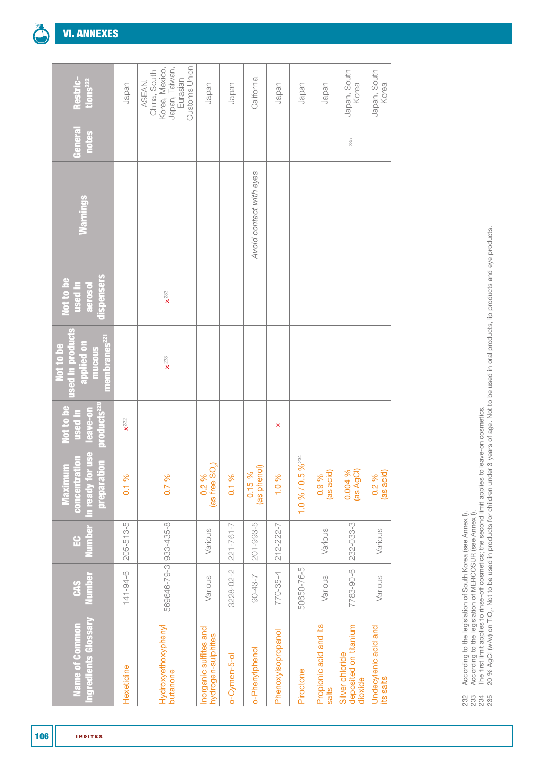## VI. ANNEXES

| Name of Common Ingredients Glossary | CAS Number | EC Number | Maximum concentration in ready for use preparation | Not to be used in leave-on products[220] | Not to be used in products applied on mucous membranes[221] | Not to be used in aerosol dispensers | Warnings | General notes | Restrictions[222] |
|---|---|---|---|---|---|---|---|---|---|
| Hexetidine | 141-94-6 | 205-513-5 | 0.1 % | x[232] | | | | | Japan |
| Hydroxyethoxyphenyl butanone | 569646-79-3 | 933-435-8 | 0.7 % | | x[233] | x[233] | | | ASEAN, China, South Korea, Mexico, Japan, Taiwan, Eurasian Customs Union |
| Inorganic sulfites and hydrogen-sulphites | Various | Various | 0.2 % (as free $SO_2$) | | | | | | Japan |
| o-Cymen-5-ol | 3228-02-2 | 221-761-7 | 0.1 % | | | | | | Japan |
| o-Phenylphenol | 90-43-7 | 201-993-5 | 0.15 % (as phenol) | | | | *Avoid contact with eyes* | | California |
| Phenoxyisopropanol | 770-35-4 | 212-222-7 | 1.0 % | x | | | | | Japan |
| Piroctone | 50650-76-5 | | 1.0 % / 0.5 %[234] | | | | | | Japan |
| Propionic acid and its salts | Various | Various | 0.9 % (as acid) | | | | | | Japan |
| Silver chloride deposited on titanium dioxide | 7783-90-6 | 232-033-3 | 0.004 % (as AgCl) | | | | | 235 | Japan, South Korea |
| Undecylenic acid and its salts | Various | Various | 0.2 % (as acid) | | | | | | Japan, South Korea |

232 According to the legislation of South Korea (see Annex I).
233 According to the legislation of MERCOSUR (see Annex I).
234 The first limit applies to rinse-off cosmetics; the second limit applies to leave-on cosmetics.
235 20 % AgCl (w/w) on $TiO_2$. Not to be used in products for children under 3 years of age. Not to be used in oral products, lip products and eye products.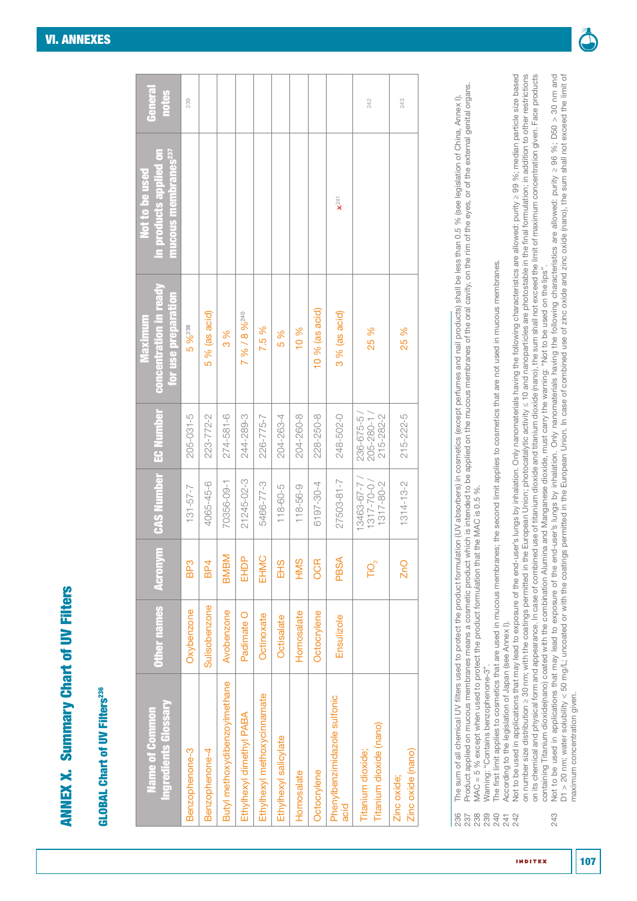# ANNEX X. Summary Chart of UV Filters

## GLOBAL Chart of UV Filters[236]

| Name of Common Ingredients Glossary | Other names | Acronym | CAS Number | EC Number | Maximum concentration in ready for use preparation | Not to be used in products applied on mucous membranes[237] | General notes |
|---|---|---|---|---|---|---|---|
| Benzophenone-3 | Oxybenzone | BP3 | 131-57-7 | 205-031-5 | 5 %[238] | | 239 |
| Benzophenone-4 | Sulisobenzone | BP4 | 4065-45-6 | 223-772-2 | 5 % (as acid) | | |
| Butyl methoxydibenzoylmethane | Avobenzone | BMBM | 70356-09-1 | 274-581-6 | 3 % | | |
| Ethylhexyl dimethyl PABA | Padimate O | EHDP | 21245-02-3 | 244-289-3 | 7 % / 8 %[240] | | |
| Ethylhexyl methoxycinnamate | Octinoxate | EHMC | 5466-77-3 | 226-775-7 | 7.5 % | | |
| Ethylhexyl salicylate | Octisalate | EHS | 118-60-5 | 204-263-4 | 5 % | | |
| Homosalate | Homosalate | HMS | 118-56-9 | 204-260-8 | 10 % | | |
| Octocrylene | Octocrylene | OCR | 6197-30-4 | 228-250-8 | 10 % (as acid) | | |
| Phenylbenzimidazole sulfonic acid | Ensulizole | PBSA | 27503-81-7 | 248-502-0 | 3 % (as acid) | x[241] | |
| Titanium dioxide; Titanium dioxide (nano) | | $TiO_2$ | 13463-67-7 / 1317-70-0 / 1317-80-2 | 236-675-5 / 205-280-1 / 215-282-2 | 25 % | | 242 |
| Zinc oxide; Zinc oxide (nano) | | ZnO | 1314-13-2 | 215-222-5 | 25 % | | 243 |

236 The sum of all chemical UV filters used to protect the product formulation (UV absorbers) in cosmetics (except perfumes and nail products) shall be less than 0.5 % (see legislation of China, Annex I).
237 Product applied on mucous membranes means a cosmetic product which is intended to be applied on the mucous membranes of the oral cavity, on the rim of the eyes, or of the external genital organs.
238 MAC = 5 % except when used to protect the product formulation that the MAC is 0.5 %.
239 Warning: "Contains benzophenone-3".
240 The first limit applies to cosmetics that are used in mucous membranes; the second limit applies to cosmetics that are not used in mucous membranes.
241 According to the legislation of Japan (see Annex I).
242 Not to be used in applications that may lead to exposure of the end-user's lungs by inhalation. Only nanomaterials having the following characteristics are allowed: purity ≥ 99 %; median particle size based on number size distribution ≥ 30 nm; with the coatings permitted in the European Union; photocatalytic activity ≤ 10 and nanoparticles are photostable in the final formulation; in addition to other restrictions on its chemical and physical form and appearance. In case of combined use of titanium dioxide and titanium dioxide (nano), the sum shall not exceed the limit of maximum concentration given. Face products containing Titanium dioxide(nano) coated with the combination Alumina and Manganese dioxide, must carry the warning: "Not to be used on the lips".
243 Not to be used in applications that may lead to exposure of the end-user's lungs by inhalation. Only nanomaterials having the following characteristics are allowed: purity ≥ 96 %; D50 > 30 nm and D1 > 20 nm; water solubility < 50 mg/L; uncoated or with the coatings permitted in the European Union. In case of combined use of zinc oxide and zinc oxide (nano), the sum shall not exceed the limit of maximum concentration given.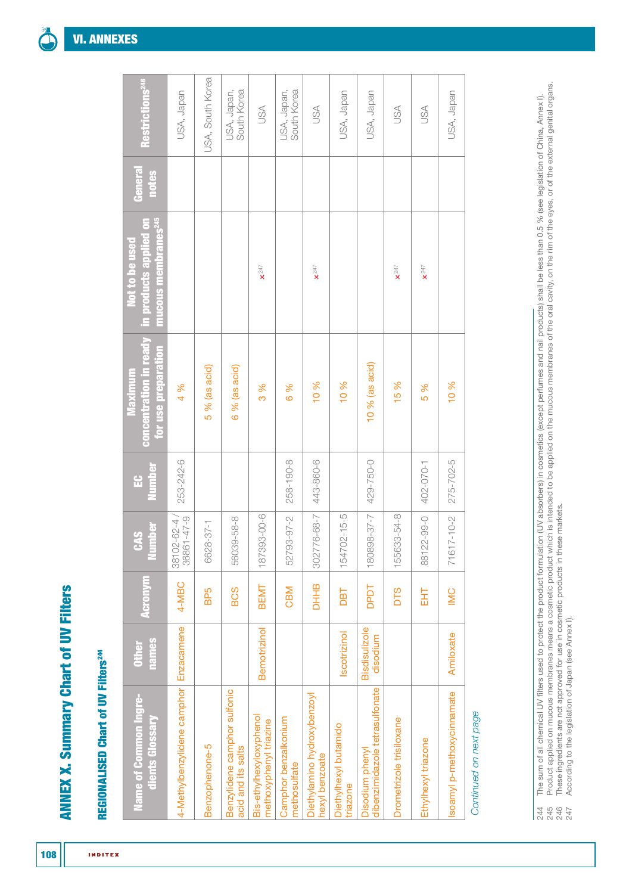## ANNEX X. Summary Chart of UV Filters

### REGIONALISED Chart of UV Filters[244]

| Name of Common Ingredients Glossary | Other names | Acronym | CAS Number | EC Number | Maximum concentration in ready for use preparation | Not to be used in products applied on mucous membranes[245] | General notes | Restrictions[246] |
|---|---|---|---|---|---|---|---|---|
| 4-Methylbenzylidene camphor | Enzacamene | 4-MBC | 38102-62-4 / 36861-47-9 | 253-242-6 | 4 % | | | USA, Japan |
| Benzophenone-5 | | BP5 | 6628-37-1 | | 5 % (as acid) | | | USA, South Korea |
| Benzylidene camphor sulfonic acid and its salts | | BCS | 56039-58-8 | | 6 % (as acid) | | | USA, Japan, South Korea |
| Bis-ethylhexyloxyphenol methoxyphenyl triazine | Bemotrizinol | BEMT | 187393-00-6 | | 3 % | x[247] | | USA |
| Camphor benzalkonium methosulfate | | CBM | 52793-97-2 | 258-190-8 | 6 % | | | USA, Japan, South Korea |
| Diethylamino hydroxybenzoyl hexyl benzoate | | DHHB | 302776-68-7 | 443-860-6 | 10 % | x[247] | | USA |
| Diethylhexyl butamido triazone | Iscotrizinol | DBT | 154702-15-5 | | 10 % | | | USA, Japan |
| Disodium phenyl dibenzimidazole tetrasulfonate | Bisdisulizole disodium | DPDT | 180898-37-7 | 429-750-0 | 10 % (as acid) | | | USA, Japan |
| Drometrizole trisiloxane | | DTS | 155633-54-8 | | 15 % | x[247] | | USA |
| Ethylhexyl triazone | | EHT | 88122-99-0 | 402-070-1 | 5 % | x[247] | | USA |
| Isoamyl p-methoxycinnamate | Amiloxate | IMC | 71617-10-2 | 275-702-5 | 10 % | | | USA, Japan |

*Continued on next page*

244 The sum of all chemical UV filters used to protect the product formulation (UV absorbers) in cosmetics (except perfumes and nail products) shall be less than 0.5 % (see legislation of China, Annex I).
245 Product applied on mucous membranes means a cosmetic product which is intended to be applied on the mucous membranes of the oral cavity, on the rim of the eyes, or of the external genital organs.
246 These ingredients are not approved for use in cosmetic products in these markets.
247 According to the legislation of Japan (see Annex I).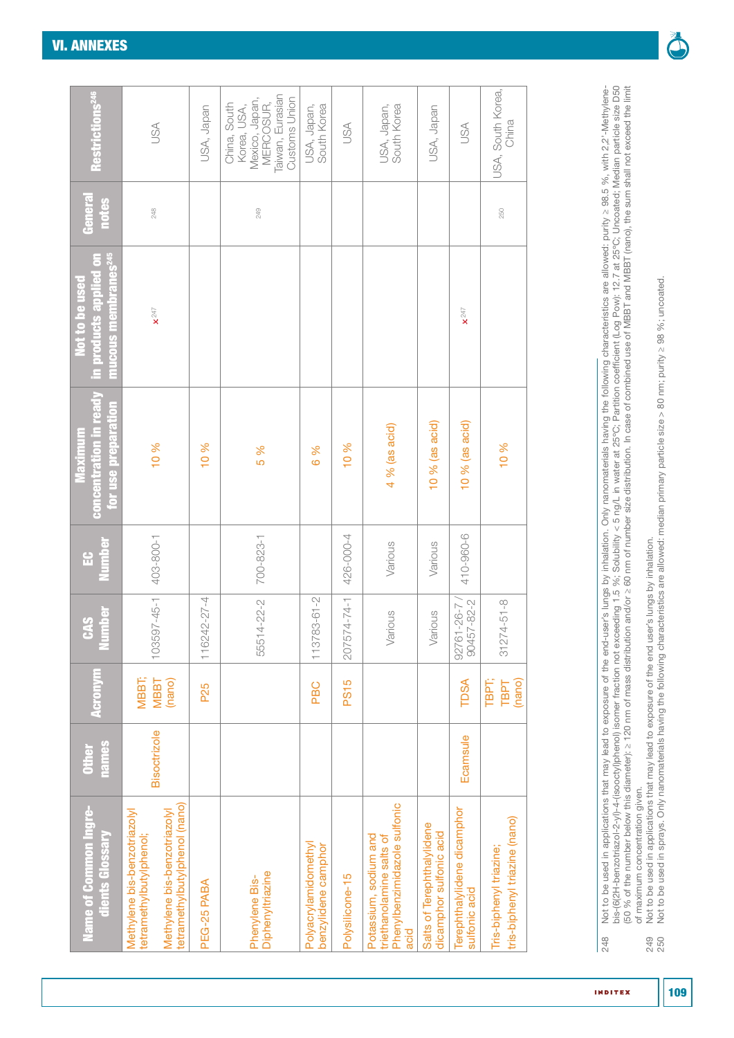## VI. ANNEXES

| Name of Common Ingredients Glossary | Other names | Acronym | CAS Number | EC Number | Maximum concentration in ready for use preparation | Not to be used in products applied on mucous membranes[245] | General notes | Restrictions[246] |
|---|---|---|---|---|---|---|---|---|
| Methylene bis-benzotriazolyl tetramethylbutylphenol; Methylene bis-benzotriazolyl tetramethylbutylphenol (nano) | Bisoctrizole | MBBT; MBBT (nano) | 103597-45-1 | 403-800-1 | 10 % | x[247] | 248 | USA |
| PEG-25 PABA | | P25 | 116242-27-4 | | 10 % | | | USA, Japan |
| Phenylene Bis-Diphenyltriazine | | | 55514-22-2 | 700-823-1 | 5 % | | 249 | China, South Korea, USA, Mexico, Japan, MERCOSUR, Taiwan, Eurasian Customs Union |
| Polyacrylamidomethyl benzylidene camphor | | PBC | 113783-61-2 | | 6 % | | | USA, Japan, South Korea |
| Polysilicone-15 | | PS15 | 207574-74-1 | 426-000-4 | 10 % | | | USA |
| Potassium, sodium and triethanolamine salts of Phenylbenzimidazole sulfonic acid | | | Various | Various | 4 % (as acid) | | | USA, Japan, South Korea |
| Salts of Terephthalylidene dicamphor sulfonic acid | | | Various | Various | 10 % (as acid) | | | USA, Japan |
| Terephthalylidene dicamphor sulfonic acid | Ecamsule | TDSA | 92761-26-7 / 90457-82-2 | 410-960-6 | 10 % (as acid) | x[247] | | USA |
| Tris-biphenyl triazine; tris-biphenyl triazine (nano) | | TBPT; TBPT (nano) | 31274-51-8 | | 10 % | | 250 | USA, South Korea, China |

248 Not to be used in applications that may lead to exposure of the end-user's lungs by inhalation. Only nanomaterials having the following characteristics are allowed: purity ≥ 98.5 %, with 2,2'-Methylene-bis-(6(2H-benzotriazol-2-yl)-4-(isooctyl)phenol) isomer fraction not exceeding 1.5 %; Solubility < 5 ng/L in water at 25°C; Partition coefficient (Log Pow): 12.7 at 25°C; Uncoated; Median particle size D50 (50 % of the number below this diameter): ≥ 120 nm of mass distribution and/or ≥ 60 nm of number size distribution. In case of combined use of MBBT and MBBT (nano), the sum shall not exceed the limit of maximum concentration given.

249 Not to be used in applications that may lead to exposure of the end user's lungs by inhalation.

250 Not to be used in sprays. Only nanomaterials having the following characteristics are allowed: median primary particle size > 80 nm; purity ≥ 98 %; uncoated.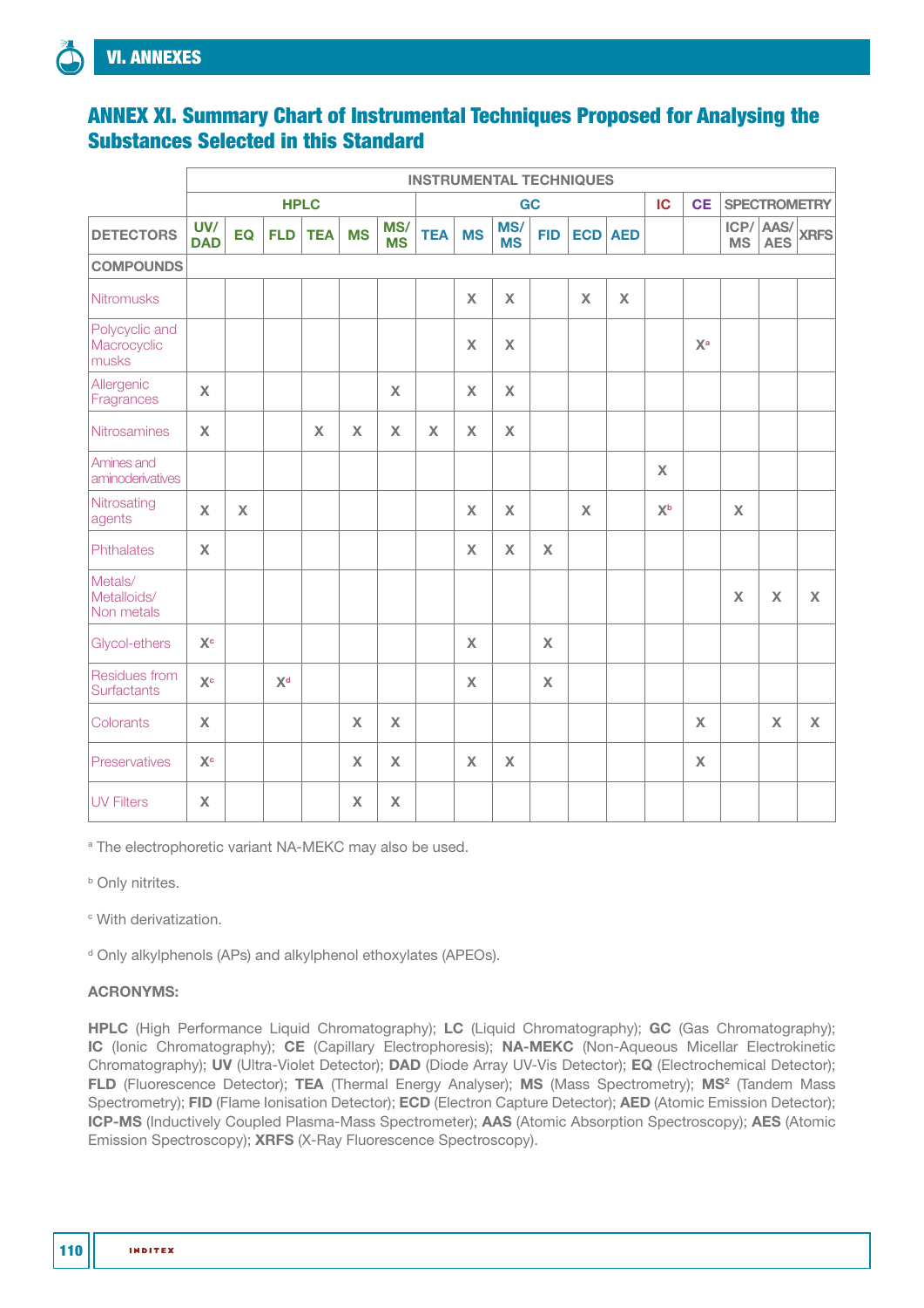## ANNEX XI. Summary Chart of Instrumental Techniques Proposed for Analysing the Substances Selected in this Standard

| | INSTRUMENTAL TECHNIQUES | | | | | | | | | | | | | | | | |
|---|---|---|---|---|---|---|---|---|---|---|---|---|---|---|---|---|---|
| | HPLC | | | | | | GC | | | | | | IC | CE | SPECTROMETRY | | |
| DETECTORS | UV/ DAD | EQ | FLD | TEA | MS | MS/ MS | TEA | MS | MS/ MS | FID | ECD | AED | | | ICP/ MS | AAS/ AES | XRFS |
| COMPOUNDS | | | | | | | | | | | | | | | | | |
| Nitromusks | | | | | | | | X | X | | X | X | | | | | |
| Polycyclic and Macrocyclic musks | | | | | | | | X | X | | | | | X[a] | | | |
| Allergenic Fragrances | X | | | | | X | | X | X | | | | | | | | |
| Nitrosamines | X | | | X | X | X | X | X | X | | | | | | | | |
| Amines and aminoderivatives | | | | | | | | | | | | | X | | | | |
| Nitrosating agents | X | X | | | | | | X | X | | X | | X[b] | | X | | |
| Phthalates | X | | | | | | | X | X | X | | | | | | | |
| Metals/ Metalloids/ Non metals | | | | | | | | | | | | | | | X | X | X |
| Glycol-ethers | X[c] | | | | | | | X | | X | | | | | | | |
| Residues from Surfactants | X[c] | | X[d] | | | | | X | | X | | | | | | | |
| Colorants | X | | | | X | X | | | | | | | | X | | X | X |
| Preservatives | X[c] | | | | X | X | | X | X | | | | | X | | | |
| UV Filters | X | | | | X | X | | | | | | | | | | | |

[a] The electrophoretic variant NA-MEKC may also be used.

[b] Only nitrites.

[c] With derivatization.

[d] Only alkylphenols (APs) and alkylphenol ethoxylates (APEOs).

**ACRONYMS:**

**HPLC** (High Performance Liquid Chromatography); **LC** (Liquid Chromatography); **GC** (Gas Chromatography); **IC** (Ionic Chromatography); **CE** (Capillary Electrophoresis); **NA-MEKC** (Non-Aqueous Micellar Electrokinetic Chromatography); **UV** (Ultra-Violet Detector); **DAD** (Diode Array UV-Vis Detector); **EQ** (Electrochemical Detector); **FLD** (Fluorescence Detector); **TEA** (Thermal Energy Analyser); **MS** (Mass Spectrometry); **MS²** (Tandem Mass Spectrometry); **FID** (Flame Ionisation Detector); **ECD** (Electron Capture Detector); **AED** (Atomic Emission Detector); **ICP-MS** (Inductively Coupled Plasma-Mass Spectrometer); **AAS** (Atomic Absorption Spectroscopy); **AES** (Atomic Emission Spectroscopy); **XRFS** (X-Ray Fluorescence Spectroscopy).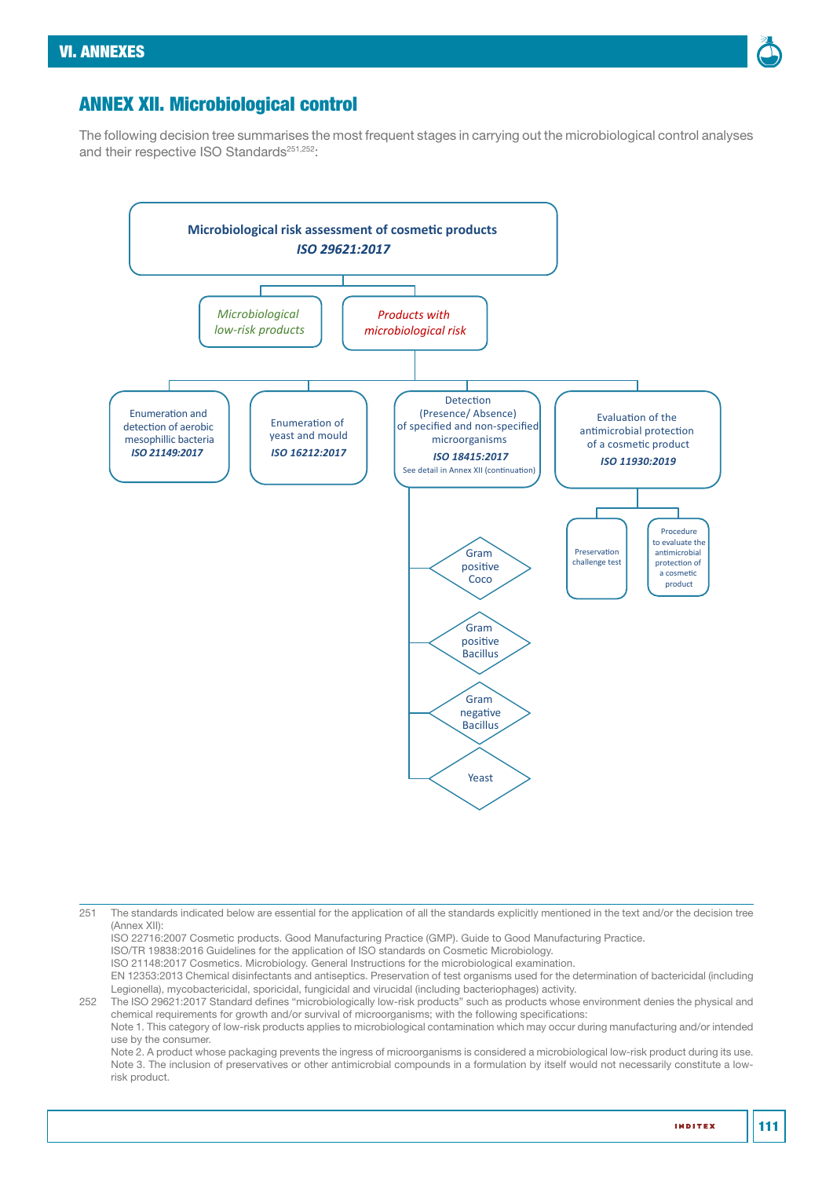## ANNEX XII. Microbiological control

The following decision tree summarises the most frequent stages in carrying out the microbiological control analyses and their respective ISO Standards[251,252]:

**Microbiological risk assessment of cosmetic products**
***ISO 29621:2017***

- *Microbiological low-risk products*
- *Products with microbiological risk*
  - Enumeration and detection of aerobic mesophillic bacteria — ***ISO 21149:2017***
  - Enumeration of yeast and mould — ***ISO 16212:2017***
  - Detection (Presence/ Absence) of specified and non-specified microorganisms — ***ISO 18415:2017*** (See detail in Annex XII (continuation))
    - Gram positive Coco
    - Gram positive Bacillus
    - Gram negative Bacillus
    - Yeast
  - Evaluation of the antimicrobial protection of a cosmetic product — ***ISO 11930:2019***
    - Preservation challenge test
    - Procedure to evaluate the antimicrobial protection of a cosmetic product

---

251 The standards indicated below are essential for the application of all the standards explicitly mentioned in the text and/or the decision tree (Annex XII):
ISO 22716:2007 Cosmetic products. Good Manufacturing Practice (GMP). Guide to Good Manufacturing Practice.
ISO/TR 19838:2016 Guidelines for the application of ISO standards on Cosmetic Microbiology.
ISO 21148:2017 Cosmetics. Microbiology. General Instructions for the microbiological examination.
EN 12353:2013 Chemical disinfectants and antiseptics. Preservation of test organisms used for the determination of bactericidal (including Legionella), mycobactericidal, sporicidal, fungicidal and virucidal (including bacteriophages) activity.

252 The ISO 29621:2017 Standard defines "microbiologically low-risk products" such as products whose environment denies the physical and chemical requirements for growth and/or survival of microorganisms; with the following specifications:
Note 1. This category of low-risk products applies to microbiological contamination which may occur during manufacturing and/or intended use by the consumer.
Note 2. A product whose packaging prevents the ingress of microorganisms is considered a microbiological low-risk product during its use.
Note 3. The inclusion of preservatives or other antimicrobial compounds in a formulation by itself would not necessarily constitute a low-risk product.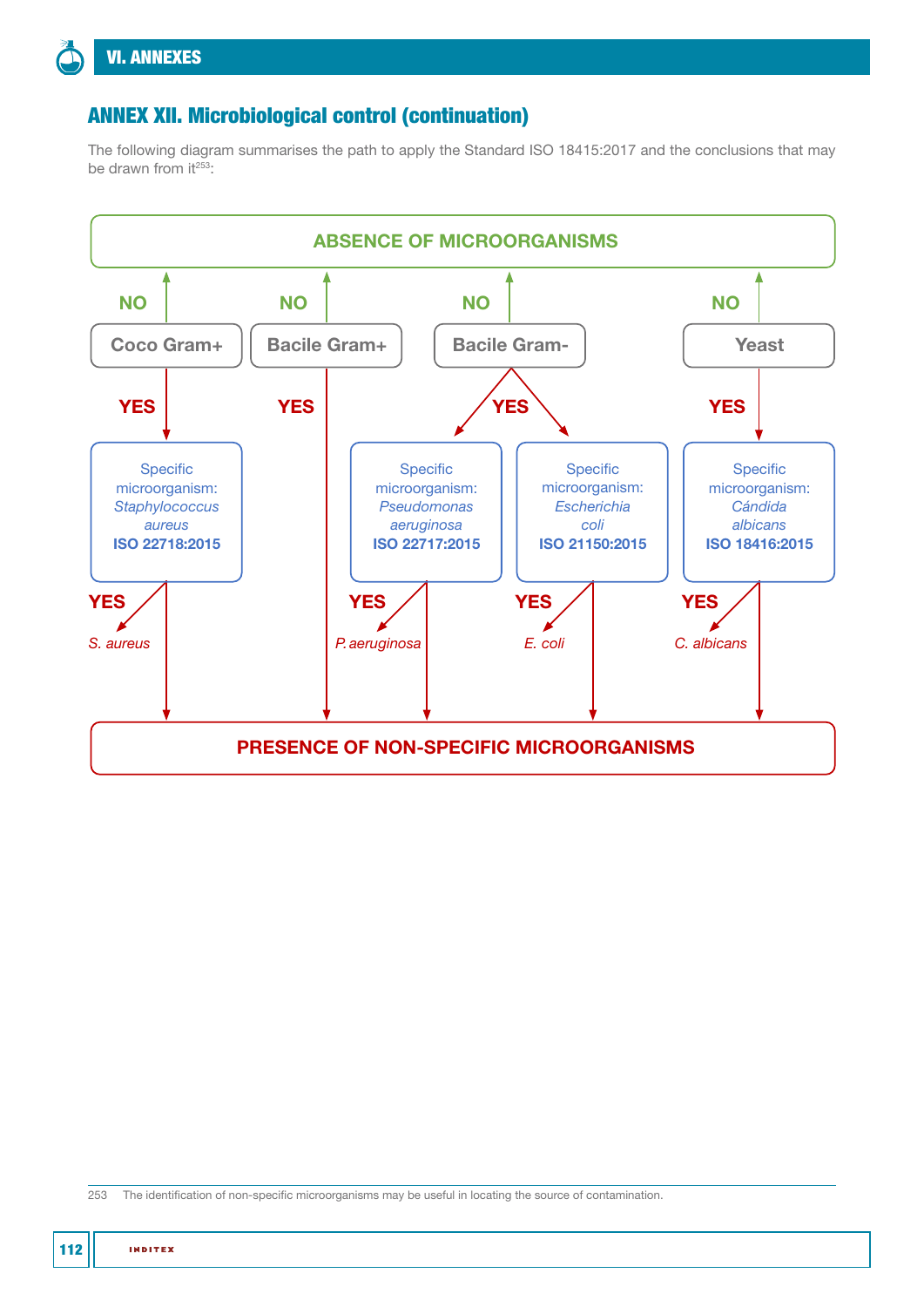## ANNEX XII. Microbiological control (continuation)

The following diagram summarises the path to apply the Standard ISO 18415:2017 and the conclusions that may be drawn from it[253]:

**ABSENCE OF MICROORGANISMS**

NO ↑ — Coco Gram+ — YES ↓ → Specific microorganism: *Staphylococcus aureus* **ISO 22718:2015** → YES → *S. aureus*

NO ↑ — Bacile Gram+ — YES ↓

NO ↑ — Bacile Gram- — YES ↓ → Specific microorganism: *Pseudomonas aeruginosa* **ISO 22717:2015** → YES → *P. aeruginosa*; Specific microorganism: *Escherichia coli* **ISO 21150:2015** → YES → *E. coli*

NO ↑ — Yeast — YES ↓ → Specific microorganism: *Cándida albicans* **ISO 18416:2015** → YES → *C. albicans*

**PRESENCE OF NON-SPECIFIC MICROORGANISMS**

253 The identification of non-specific microorganisms may be useful in locating the source of contamination.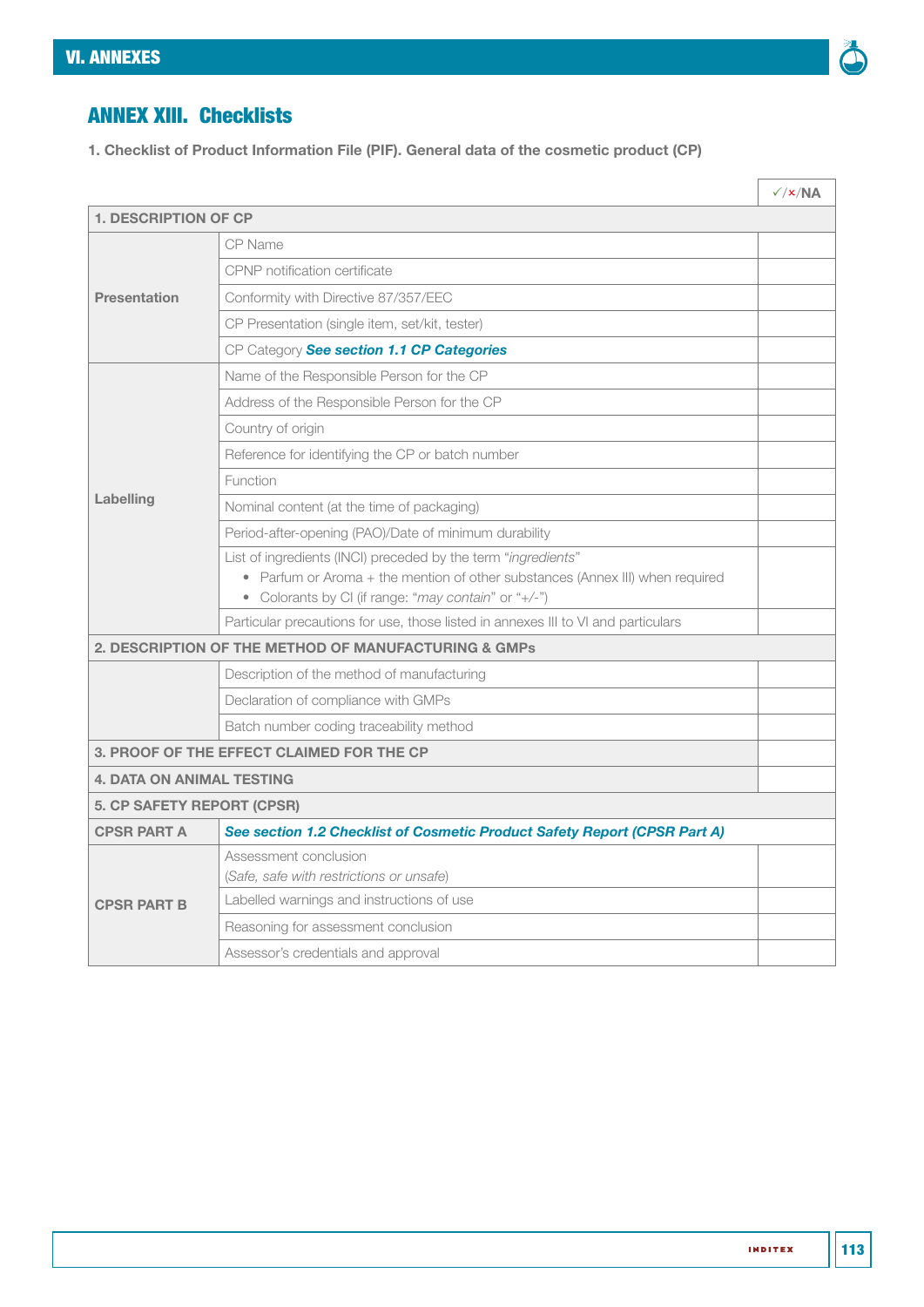## ANNEX XIII. Checklists

**1. Checklist of Product Information File (PIF). General data of the cosmetic product (CP)**

| | | ✓/×/NA |
|---|---|---|
| **1. DESCRIPTION OF CP** | | |
| **Presentation** | CP Name | |
| | CPNP notification certificate | |
| | Conformity with Directive 87/357/EEC | |
| | CP Presentation (single item, set/kit, tester) | |
| | CP Category ***See section 1.1 CP Categories*** | |
| **Labelling** | Name of the Responsible Person for the CP | |
| | Address of the Responsible Person for the CP | |
| | Country of origin | |
| | Reference for identifying the CP or batch number | |
| | Function | |
| | Nominal content (at the time of packaging) | |
| | Period-after-opening (PAO)/Date of minimum durability | |
| | List of ingredients (INCI) preceded by the term "*ingredients*"<br>• Parfum or Aroma + the mention of other substances (Annex III) when required<br>• Colorants by CI (if range: "*may contain*" or "+/-") | |
| | Particular precautions for use, those listed in annexes III to VI and particulars | |
| **2. DESCRIPTION OF THE METHOD OF MANUFACTURING & GMPs** | | |
| | Description of the method of manufacturing | |
| | Declaration of compliance with GMPs | |
| | Batch number coding traceability method | |
| **3. PROOF OF THE EFFECT CLAIMED FOR THE CP** | | |
| **4. DATA ON ANIMAL TESTING** | | |
| **5. CP SAFETY REPORT (CPSR)** | | |
| **CPSR PART A** | ***See section 1.2 Checklist of Cosmetic Product Safety Report (CPSR Part A)*** | |
| **CPSR PART B** | Assessment conclusion<br>(*Safe, safe with restrictions or unsafe*) | |
| | Labelled warnings and instructions of use | |
| | Reasoning for assessment conclusion | |
| | Assessor's credentials and approval | |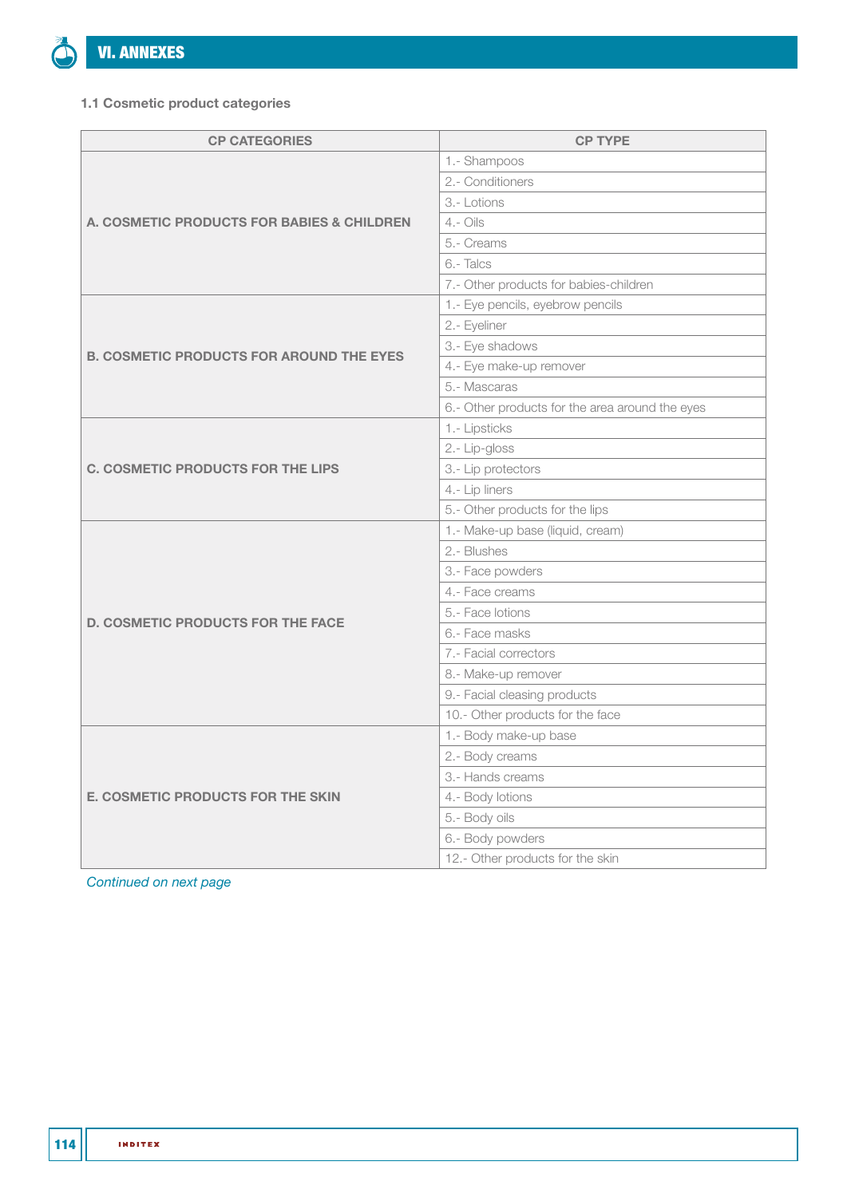### 1.1 Cosmetic product categories

| CP CATEGORIES | CP TYPE |
|---|---|
| **A. COSMETIC PRODUCTS FOR BABIES & CHILDREN** | 1.- Shampoos |
| | 2.- Conditioners |
| | 3.- Lotions |
| | 4.- Oils |
| | 5.- Creams |
| | 6.- Talcs |
| | 7.- Other products for babies-children |
| **B. COSMETIC PRODUCTS FOR AROUND THE EYES** | 1.- Eye pencils, eyebrow pencils |
| | 2.- Eyeliner |
| | 3.- Eye shadows |
| | 4.- Eye make-up remover |
| | 5.- Mascaras |
| | 6.- Other products for the area around the eyes |
| **C. COSMETIC PRODUCTS FOR THE LIPS** | 1.- Lipsticks |
| | 2.- Lip-gloss |
| | 3.- Lip protectors |
| | 4.- Lip liners |
| | 5.- Other products for the lips |
| **D. COSMETIC PRODUCTS FOR THE FACE** | 1.- Make-up base (liquid, cream) |
| | 2.- Blushes |
| | 3.- Face powders |
| | 4.- Face creams |
| | 5.- Face lotions |
| | 6.- Face masks |
| | 7.- Facial correctors |
| | 8.- Make-up remover |
| | 9.- Facial cleasing products |
| | 10.- Other products for the face |
| **E. COSMETIC PRODUCTS FOR THE SKIN** | 1.- Body make-up base |
| | 2.- Body creams |
| | 3.- Hands creams |
| | 4.- Body lotions |
| | 5.- Body oils |
| | 6.- Body powders |
| | 12.- Other products for the skin |

*Continued on next page*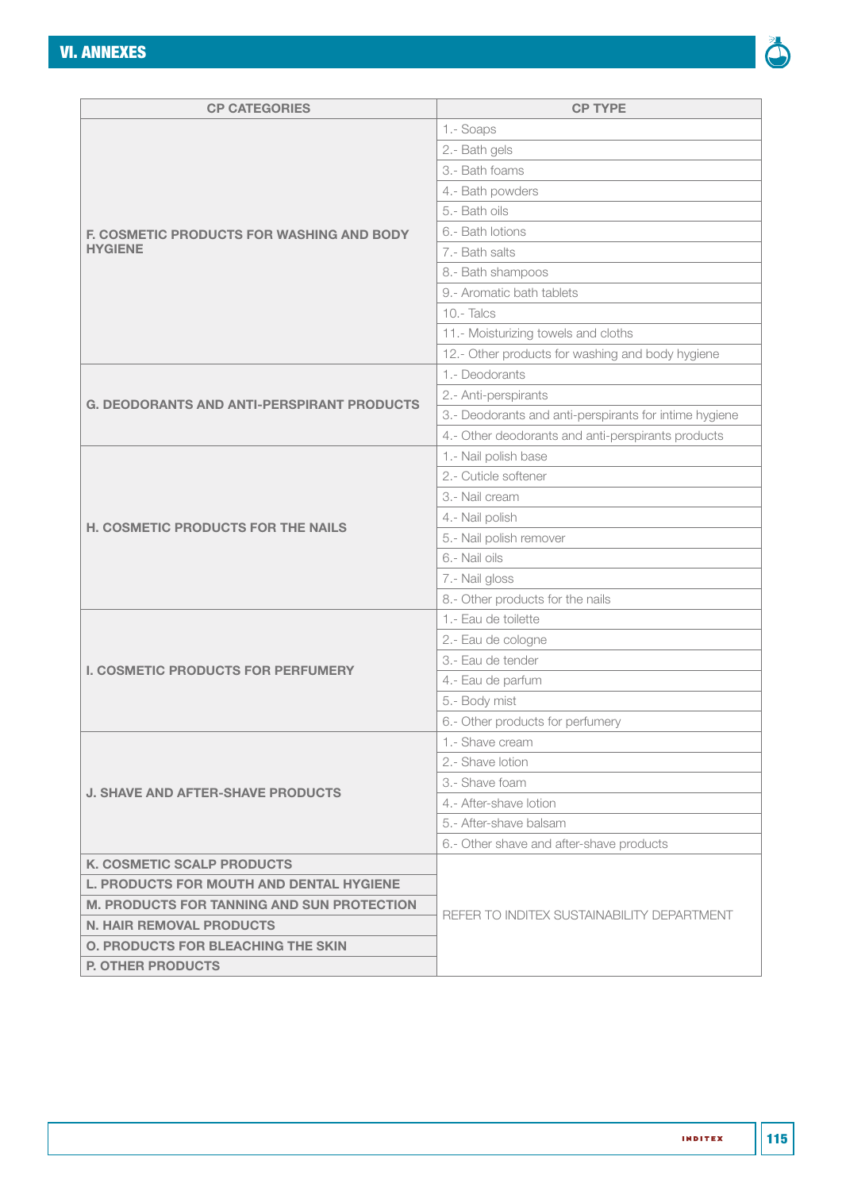## VI. ANNEXES

| CP CATEGORIES | CP TYPE |
|---|---|
| F. COSMETIC PRODUCTS FOR WASHING AND BODY HYGIENE | 1.- Soaps |
| | 2.- Bath gels |
| | 3.- Bath foams |
| | 4.- Bath powders |
| | 5.- Bath oils |
| | 6.- Bath lotions |
| | 7.- Bath salts |
| | 8.- Bath shampoos |
| | 9.- Aromatic bath tablets |
| | 10.- Talcs |
| | 11.- Moisturizing towels and cloths |
| | 12.- Other products for washing and body hygiene |
| G. DEODORANTS AND ANTI-PERSPIRANT PRODUCTS | 1.- Deodorants |
| | 2.- Anti-perspirants |
| | 3.- Deodorants and anti-perspirants for intime hygiene |
| | 4.- Other deodorants and anti-perspirants products |
| H. COSMETIC PRODUCTS FOR THE NAILS | 1.- Nail polish base |
| | 2.- Cuticle softener |
| | 3.- Nail cream |
| | 4.- Nail polish |
| | 5.- Nail polish remover |
| | 6.- Nail oils |
| | 7.- Nail gloss |
| | 8.- Other products for the nails |
| I. COSMETIC PRODUCTS FOR PERFUMERY | 1.- Eau de toilette |
| | 2.- Eau de cologne |
| | 3.- Eau de tender |
| | 4.- Eau de parfum |
| | 5.- Body mist |
| | 6.- Other products for perfumery |
| J. SHAVE AND AFTER-SHAVE PRODUCTS | 1.- Shave cream |
| | 2.- Shave lotion |
| | 3.- Shave foam |
| | 4.- After-shave lotion |
| | 5.- After-shave balsam |
| | 6.- Other shave and after-shave products |
| K. COSMETIC SCALP PRODUCTS | REFER TO INDITEX SUSTAINABILITY DEPARTMENT |
| L. PRODUCTS FOR MOUTH AND DENTAL HYGIENE | |
| M. PRODUCTS FOR TANNING AND SUN PROTECTION | |
| N. HAIR REMOVAL PRODUCTS | |
| O. PRODUCTS FOR BLEACHING THE SKIN | |
| P. OTHER PRODUCTS | |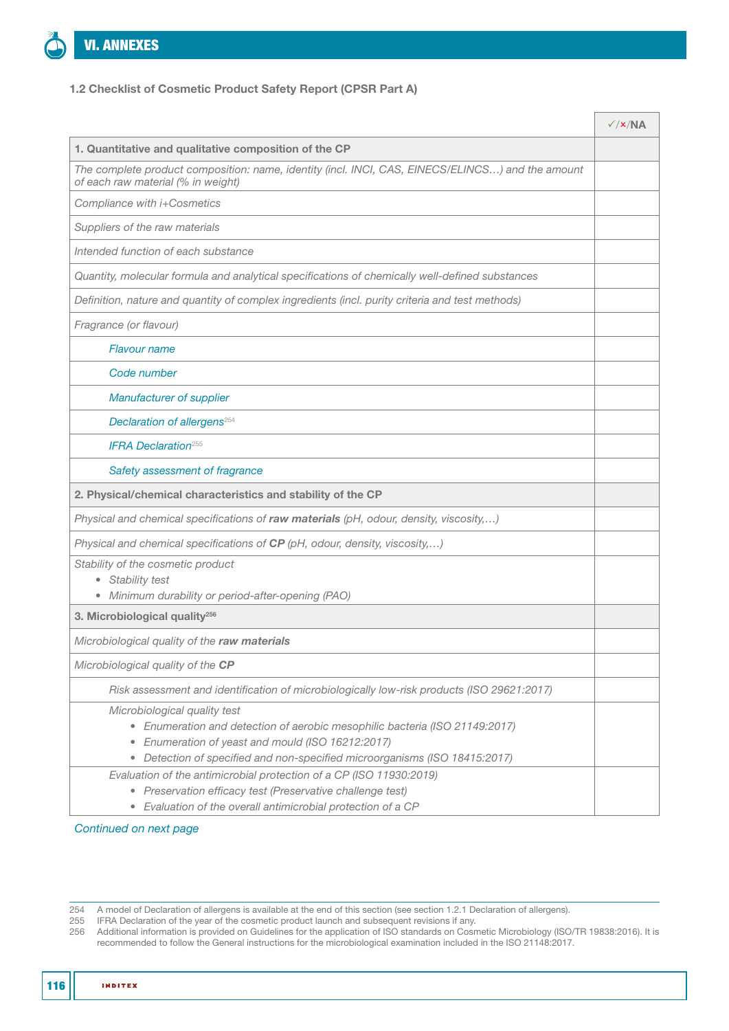## 1.2 Checklist of Cosmetic Product Safety Report (CPSR Part A)

| | ✓/×/NA |
|---|---|
| **1. Quantitative and qualitative composition of the CP** | |
| *The complete product composition: name, identity (incl. INCI, CAS, EINECS/ELINCS…) and the amount of each raw material (% in weight)* | |
| *Compliance with i+Cosmetics* | |
| *Suppliers of the raw materials* | |
| *Intended function of each substance* | |
| *Quantity, molecular formula and analytical specifications of chemically well-defined substances* | |
| *Definition, nature and quantity of complex ingredients (incl. purity criteria and test methods)* | |
| *Fragrance (or flavour)* | |
| *Flavour name* | |
| *Code number* | |
| *Manufacturer of supplier* | |
| *Declaration of allergens*[254] | |
| *IFRA Declaration*[255] | |
| *Safety assessment of fragrance* | |
| **2. Physical/chemical characteristics and stability of the CP** | |
| *Physical and chemical specifications of* ***raw materials*** *(pH, odour, density, viscosity,…)* | |
| *Physical and chemical specifications of* ***CP*** *(pH, odour, density, viscosity,…)* | |
| *Stability of the cosmetic product*<br>• *Stability test*<br>• *Minimum durability or period-after-opening (PAO)* | |
| **3. Microbiological quality**[256] | |
| *Microbiological quality of the* ***raw materials*** | |
| *Microbiological quality of the* ***CP*** | |
| *Risk assessment and identification of microbiologically low-risk products (ISO 29621:2017)* | |
| *Microbiological quality test*<br>• *Enumeration and detection of aerobic mesophilic bacteria (ISO 21149:2017)*<br>• *Enumeration of yeast and mould (ISO 16212:2017)*<br>• *Detection of specified and non-specified microorganisms (ISO 18415:2017)* | |
| *Evaluation of the antimicrobial protection of a CP (ISO 11930:2019)*<br>• *Preservation efficacy test (Preservative challenge test)*<br>• *Evaluation of the overall antimicrobial protection of a CP* | |

*Continued on next page*

254 A model of Declaration of allergens is available at the end of this section (see section 1.2.1 Declaration of allergens).
255 IFRA Declaration of the year of the cosmetic product launch and subsequent revisions if any.
256 Additional information is provided on Guidelines for the application of ISO standards on Cosmetic Microbiology (ISO/TR 19838:2016). It is recommended to follow the General instructions for the microbiological examination included in the ISO 21148:2017.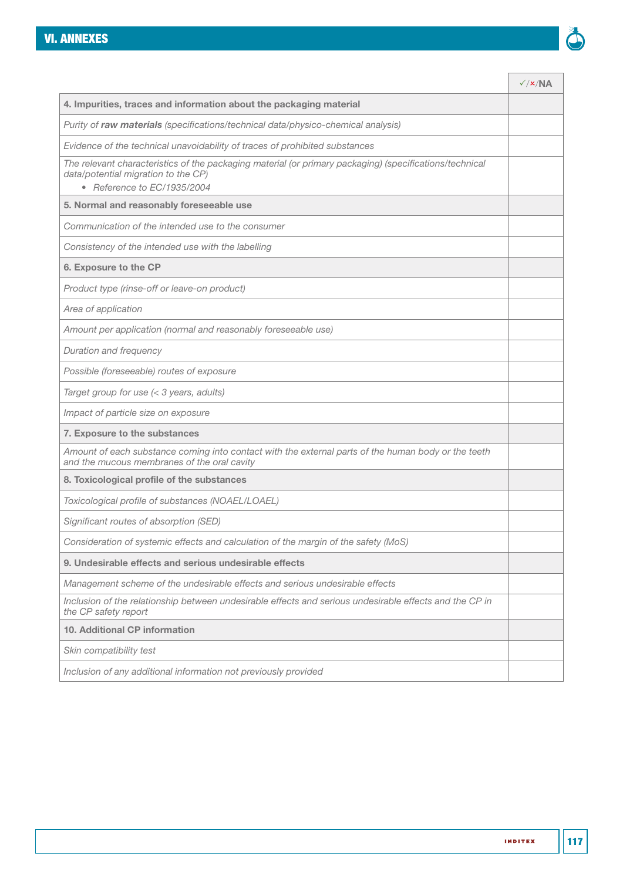| | ✓/✗/NA |
|---|---|
| **4. Impurities, traces and information about the packaging material** | |
| *Purity of **raw materials** (specifications/technical data/physico-chemical analysis)* | |
| *Evidence of the technical unavoidability of traces of prohibited substances* | |
| *The relevant characteristics of the packaging material (or primary packaging) (specifications/technical data/potential migration to the CP)*<br>• *Reference to EC/1935/2004* | |
| **5. Normal and reasonably foreseeable use** | |
| *Communication of the intended use to the consumer* | |
| *Consistency of the intended use with the labelling* | |
| **6. Exposure to the CP** | |
| *Product type (rinse-off or leave-on product)* | |
| *Area of application* | |
| *Amount per application (normal and reasonably foreseeable use)* | |
| *Duration and frequency* | |
| *Possible (foreseeable) routes of exposure* | |
| *Target group for use (< 3 years, adults)* | |
| *Impact of particle size on exposure* | |
| **7. Exposure to the substances** | |
| *Amount of each substance coming into contact with the external parts of the human body or the teeth and the mucous membranes of the oral cavity* | |
| **8. Toxicological profile of the substances** | |
| *Toxicological profile of substances (NOAEL/LOAEL)* | |
| *Significant routes of absorption (SED)* | |
| *Consideration of systemic effects and calculation of the margin of the safety (MoS)* | |
| **9. Undesirable effects and serious undesirable effects** | |
| *Management scheme of the undesirable effects and serious undesirable effects* | |
| *Inclusion of the relationship between undesirable effects and serious undesirable effects and the CP in the CP safety report* | |
| **10. Additional CP information** | |
| *Skin compatibility test* | |
| *Inclusion of any additional information not previously provided* | |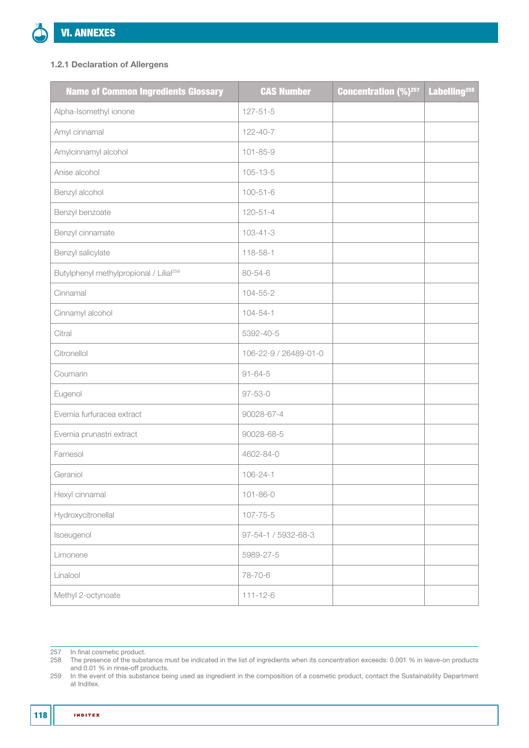### 1.2.1 Declaration of Allergens

| Name of Common Ingredients Glossary | CAS Number | Concentration (%)[257] | Labelling[258] |
|---|---|---|---|
| Alpha-Isomethyl ionone | 127-51-5 | | |
| Amyl cinnamal | 122-40-7 | | |
| Amylcinnamyl alcohol | 101-85-9 | | |
| Anise alcohol | 105-13-5 | | |
| Benzyl alcohol | 100-51-6 | | |
| Benzyl benzoate | 120-51-4 | | |
| Benzyl cinnamate | 103-41-3 | | |
| Benzyl salicylate | 118-58-1 | | |
| Butylphenyl methylpropional / Lilial[259] | 80-54-6 | | |
| Cinnamal | 104-55-2 | | |
| Cinnamyl alcohol | 104-54-1 | | |
| Citral | 5392-40-5 | | |
| Citronellol | 106-22-9 / 26489-01-0 | | |
| Coumarin | 91-64-5 | | |
| Eugenol | 97-53-0 | | |
| Evernia furfuracea extract | 90028-67-4 | | |
| Evernia prunastri extract | 90028-68-5 | | |
| Farnesol | 4602-84-0 | | |
| Geraniol | 106-24-1 | | |
| Hexyl cinnamal | 101-86-0 | | |
| Hydroxycitronellal | 107-75-5 | | |
| Isoeugenol | 97-54-1 / 5932-68-3 | | |
| Limonene | 5989-27-5 | | |
| Linalool | 78-70-6 | | |
| Methyl 2-octynoate | 111-12-6 | | |

257 In final cosmetic product.

258 The presence of the substance must be indicated in the list of ingredients when its concentration exceeds: 0.001 % in leave-on products and 0.01 % in rinse-off products.

259 In the event of this substance being used as ingredient in the composition of a cosmetic product, contact the Sustainability Department at Inditex.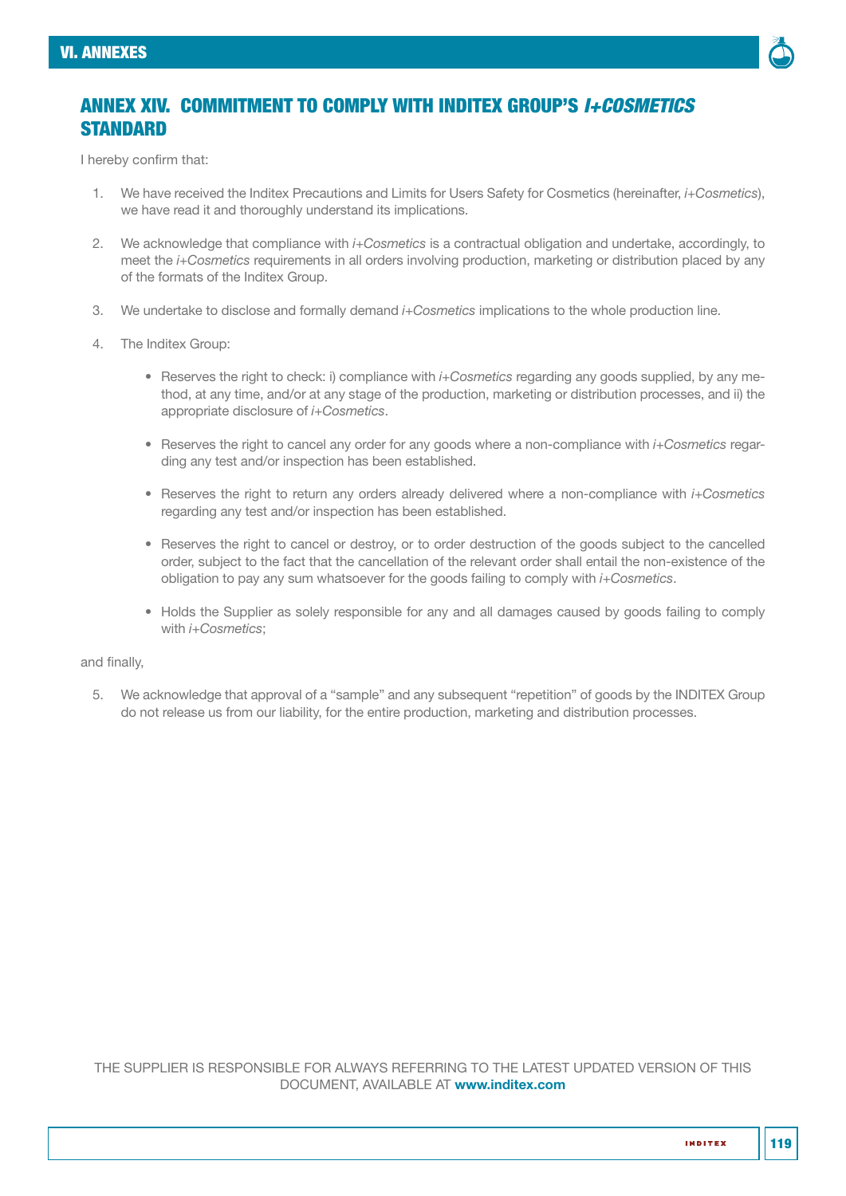# ANNEX XIV. COMMITMENT TO COMPLY WITH INDITEX GROUP'S *I+COSMETICS* STANDARD

I hereby confirm that:

1. We have received the Inditex Precautions and Limits for Users Safety for Cosmetics (hereinafter, *i+Cosmetics*), we have read it and thoroughly understand its implications.

2. We acknowledge that compliance with *i+Cosmetics* is a contractual obligation and undertake, accordingly, to meet the *i+Cosmetics* requirements in all orders involving production, marketing or distribution placed by any of the formats of the Inditex Group.

3. We undertake to disclose and formally demand *i+Cosmetics* implications to the whole production line.

4. The Inditex Group:

   - Reserves the right to check: i) compliance with *i+Cosmetics* regarding any goods supplied, by any method, at any time, and/or at any stage of the production, marketing or distribution processes, and ii) the appropriate disclosure of *i+Cosmetics*.

   - Reserves the right to cancel any order for any goods where a non-compliance with *i+Cosmetics* regarding any test and/or inspection has been established.

   - Reserves the right to return any orders already delivered where a non-compliance with *i+Cosmetics* regarding any test and/or inspection has been established.

   - Reserves the right to cancel or destroy, or to order destruction of the goods subject to the cancelled order, subject to the fact that the cancellation of the relevant order shall entail the non-existence of the obligation to pay any sum whatsoever for the goods failing to comply with *i+Cosmetics*.

   - Holds the Supplier as solely responsible for any and all damages caused by goods failing to comply with *i+Cosmetics*;

and finally,

5. We acknowledge that approval of a "sample" and any subsequent "repetition" of goods by the INDITEX Group do not release us from our liability, for the entire production, marketing and distribution processes.

THE SUPPLIER IS RESPONSIBLE FOR ALWAYS REFERRING TO THE LATEST UPDATED VERSION OF THIS DOCUMENT, AVAILABLE AT **www.inditex.com**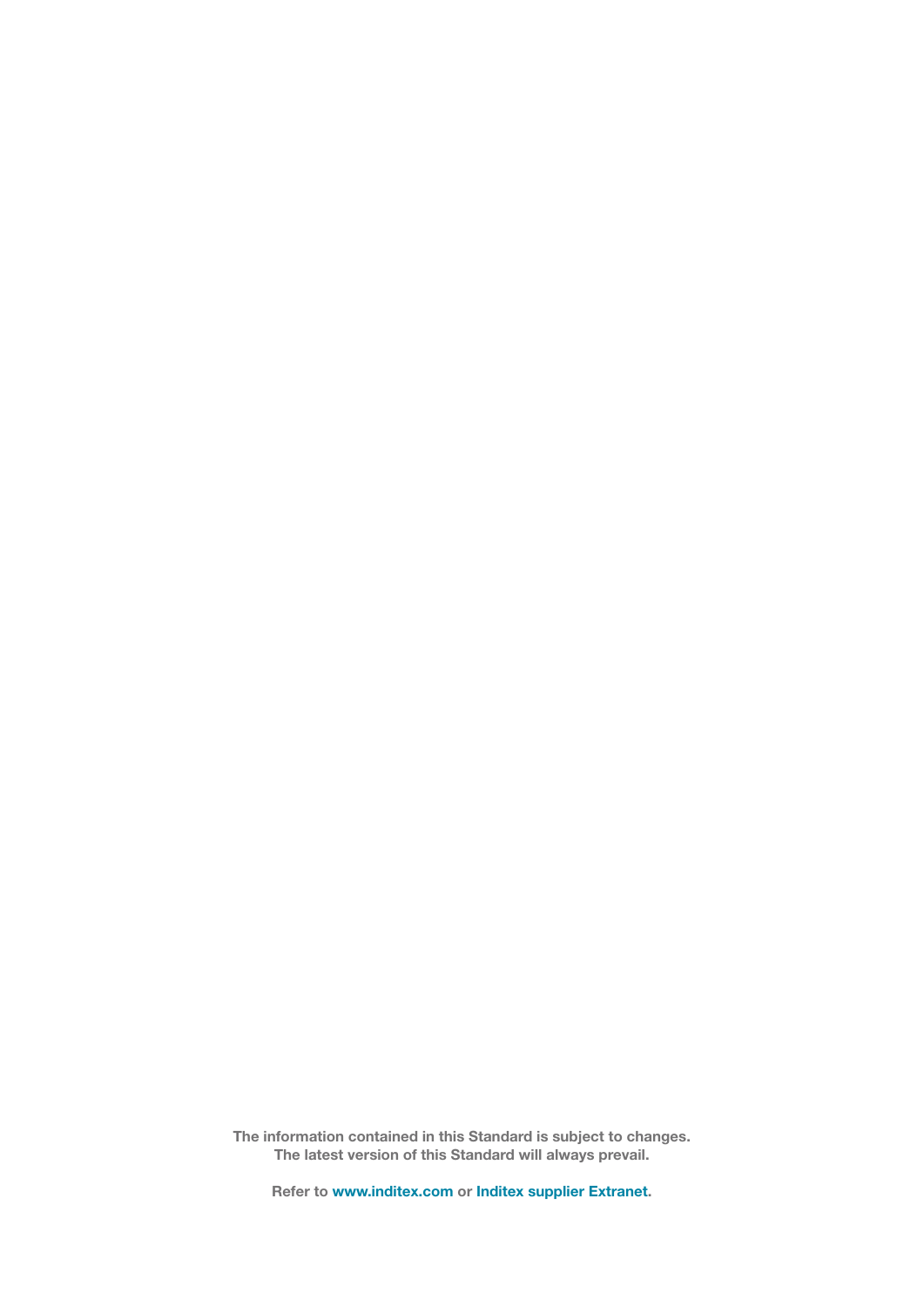**The information contained in this Standard is subject to changes.**
**The latest version of this Standard will always prevail.**

**Refer to www.inditex.com or Inditex supplier Extranet.**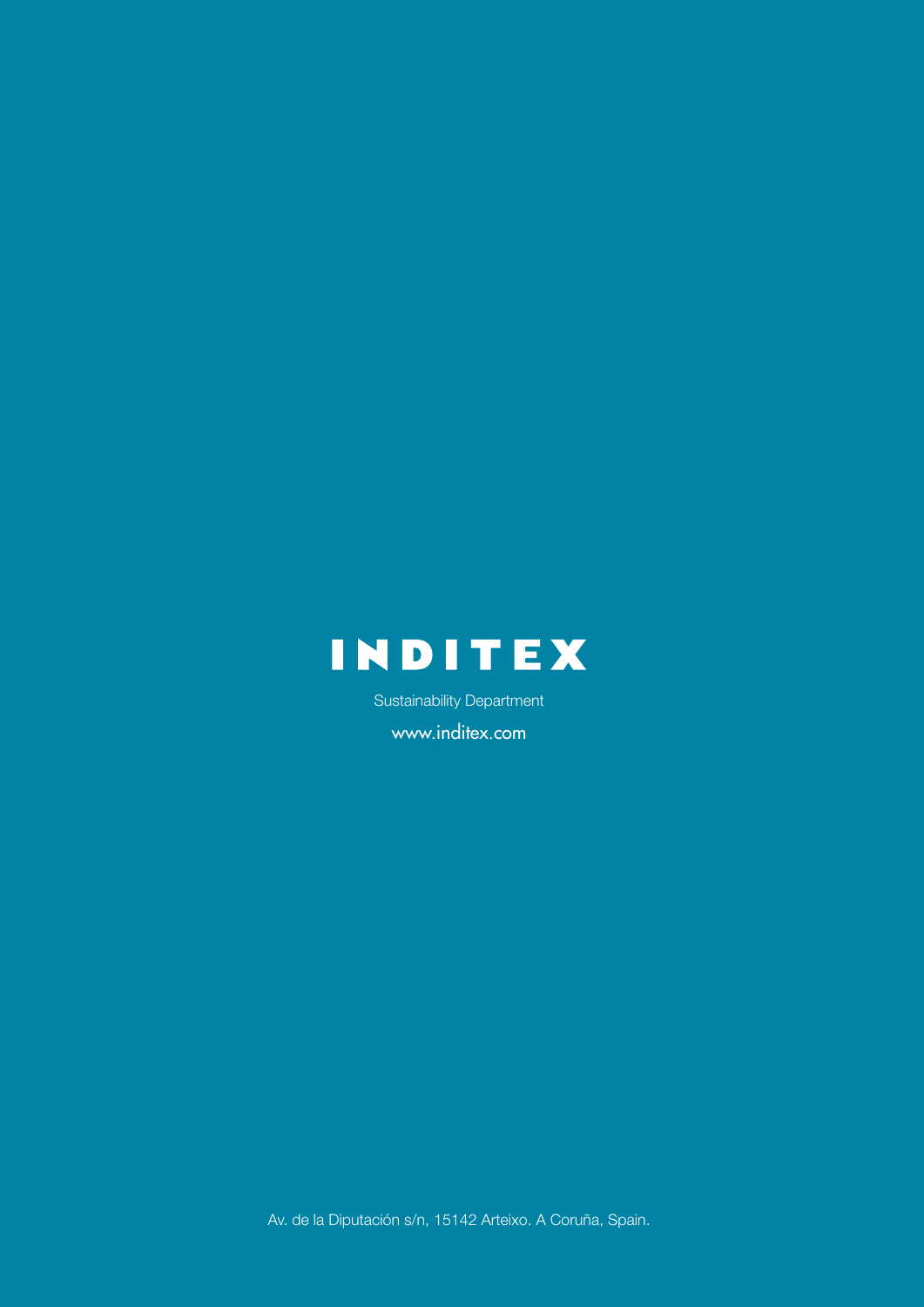INDITEX

Sustainability Department

www.inditex.com

Av. de la Diputación s/n, 15142 Arteixo. A Coruña, Spain.